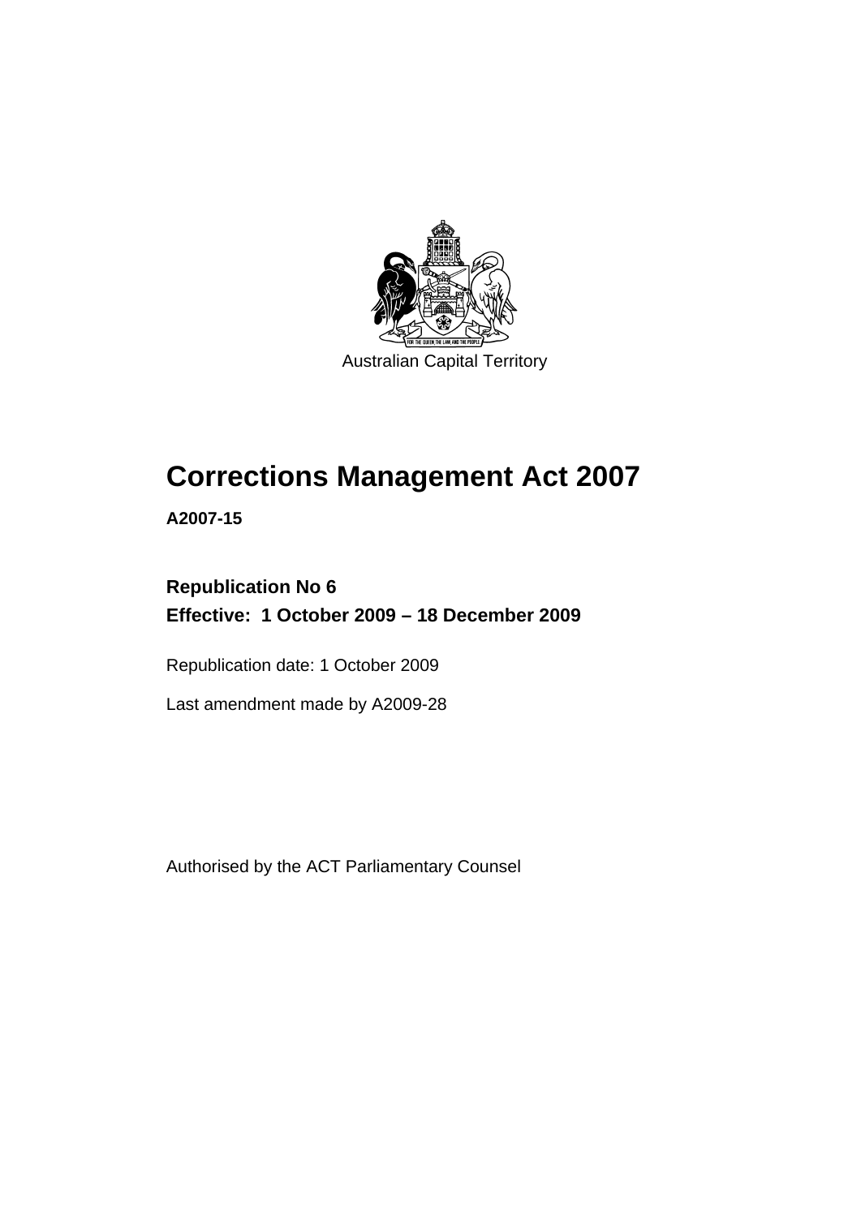Australian Capital Territory

# Corrections Management Act 2007

**A2007-15**

**Republication No 6**
**Effective: 1 October 2009 – 18 December 2009**

Republication date: 1 October 2009

Last amendment made by A2009-28

Authorised by the ACT Parliamentary Counsel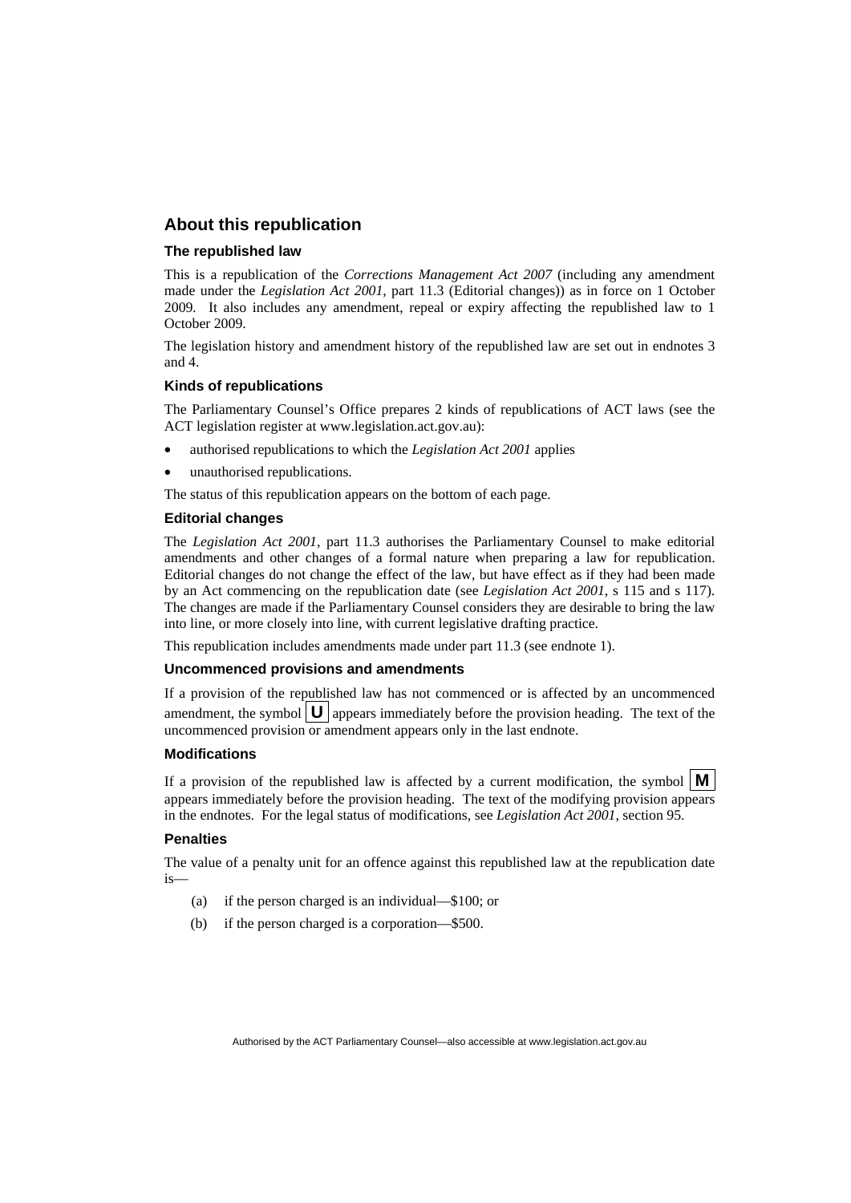## About this republication

### The republished law

This is a republication of the *Corrections Management Act 2007* (including any amendment made under the *Legislation Act 2001*, part 11.3 (Editorial changes)) as in force on 1 October 2009*.* It also includes any amendment, repeal or expiry affecting the republished law to 1 October 2009.

The legislation history and amendment history of the republished law are set out in endnotes 3 and 4.

### Kinds of republications

The Parliamentary Counsel's Office prepares 2 kinds of republications of ACT laws (see the ACT legislation register at www.legislation.act.gov.au):

- authorised republications to which the *Legislation Act 2001* applies
- unauthorised republications.

The status of this republication appears on the bottom of each page.

### Editorial changes

The *Legislation Act 2001*, part 11.3 authorises the Parliamentary Counsel to make editorial amendments and other changes of a formal nature when preparing a law for republication. Editorial changes do not change the effect of the law, but have effect as if they had been made by an Act commencing on the republication date (see *Legislation Act 2001*, s 115 and s 117). The changes are made if the Parliamentary Counsel considers they are desirable to bring the law into line, or more closely into line, with current legislative drafting practice.

This republication includes amendments made under part 11.3 (see endnote 1).

### Uncommenced provisions and amendments

If a provision of the republished law has not commenced or is affected by an uncommenced amendment, the symbol **U** appears immediately before the provision heading. The text of the uncommenced provision or amendment appears only in the last endnote.

### Modifications

If a provision of the republished law is affected by a current modification, the symbol **M** appears immediately before the provision heading. The text of the modifying provision appears in the endnotes. For the legal status of modifications, see *Legislation Act 2001*, section 95.

### Penalties

The value of a penalty unit for an offence against this republished law at the republication date is—

(a) if the person charged is an individual—$100; or

(b) if the person charged is a corporation—$500.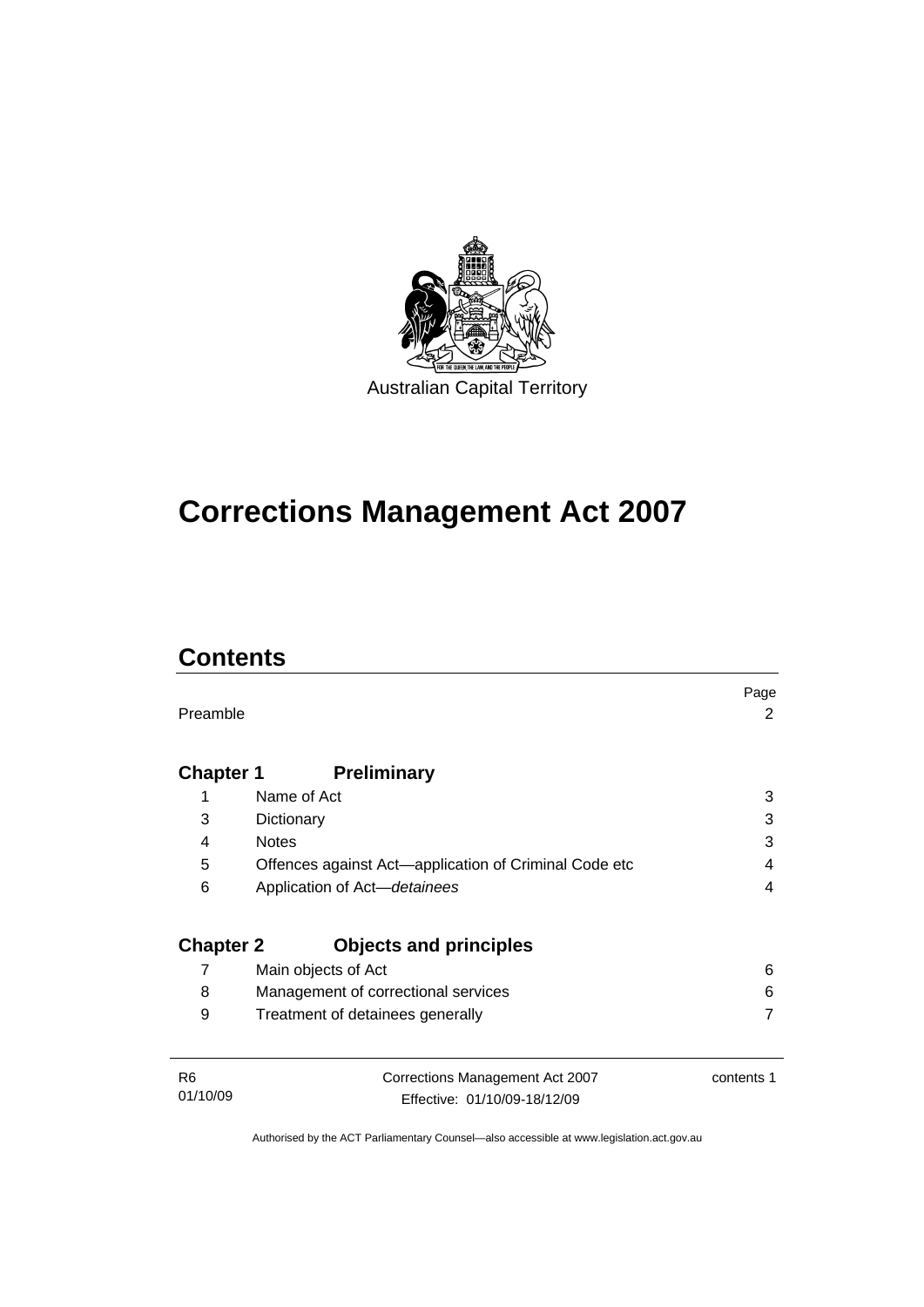Australian Capital Territory

# Corrections Management Act 2007

## Contents

| | | Page |
|---|---|---|
| Preamble | | 2 |
| **Chapter 1** | **Preliminary** | |
| 1 | Name of Act | 3 |
| 3 | Dictionary | 3 |
| 4 | Notes | 3 |
| 5 | Offences against Act—application of Criminal Code etc | 4 |
| 6 | Application of Act—*detainees* | 4 |
| **Chapter 2** | **Objects and principles** | |
| 7 | Main objects of Act | 6 |
| 8 | Management of correctional services | 6 |
| 9 | Treatment of detainees generally | 7 |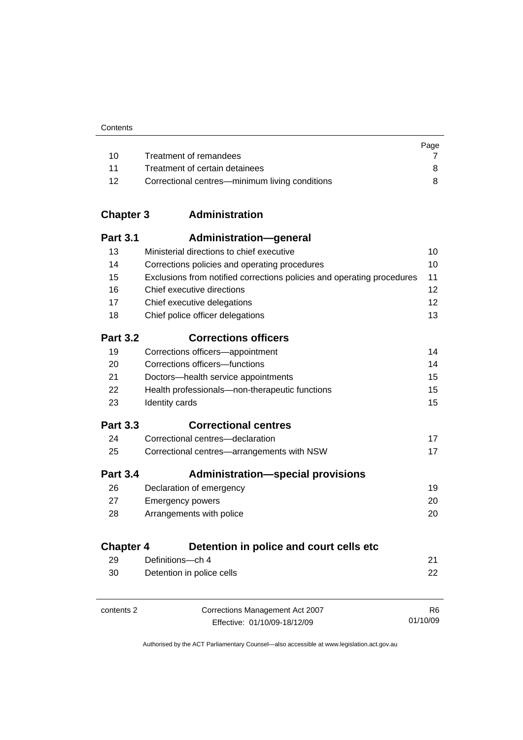| | | Page |
|---|---|---|
| 10 | Treatment of remandees | 7 |
| 11 | Treatment of certain detainees | 8 |
| 12 | Correctional centres—minimum living conditions | 8 |

**Chapter 3 Administration**

**Part 3.1 Administration—general**

| | | |
|---|---|---|
| 13 | Ministerial directions to chief executive | 10 |
| 14 | Corrections policies and operating procedures | 10 |
| 15 | Exclusions from notified corrections policies and operating procedures | 11 |
| 16 | Chief executive directions | 12 |
| 17 | Chief executive delegations | 12 |
| 18 | Chief police officer delegations | 13 |

**Part 3.2 Corrections officers**

| | | |
|---|---|---|
| 19 | Corrections officers—appointment | 14 |
| 20 | Corrections officers—functions | 14 |
| 21 | Doctors—health service appointments | 15 |
| 22 | Health professionals—non-therapeutic functions | 15 |
| 23 | Identity cards | 15 |

**Part 3.3 Correctional centres**

| | | |
|---|---|---|
| 24 | Correctional centres—declaration | 17 |
| 25 | Correctional centres—arrangements with NSW | 17 |

**Part 3.4 Administration—special provisions**

| | | |
|---|---|---|
| 26 | Declaration of emergency | 19 |
| 27 | Emergency powers | 20 |
| 28 | Arrangements with police | 20 |

**Chapter 4 Detention in police and court cells etc**

| | | |
|---|---|---|
| 29 | Definitions—ch 4 | 21 |
| 30 | Detention in police cells | 22 |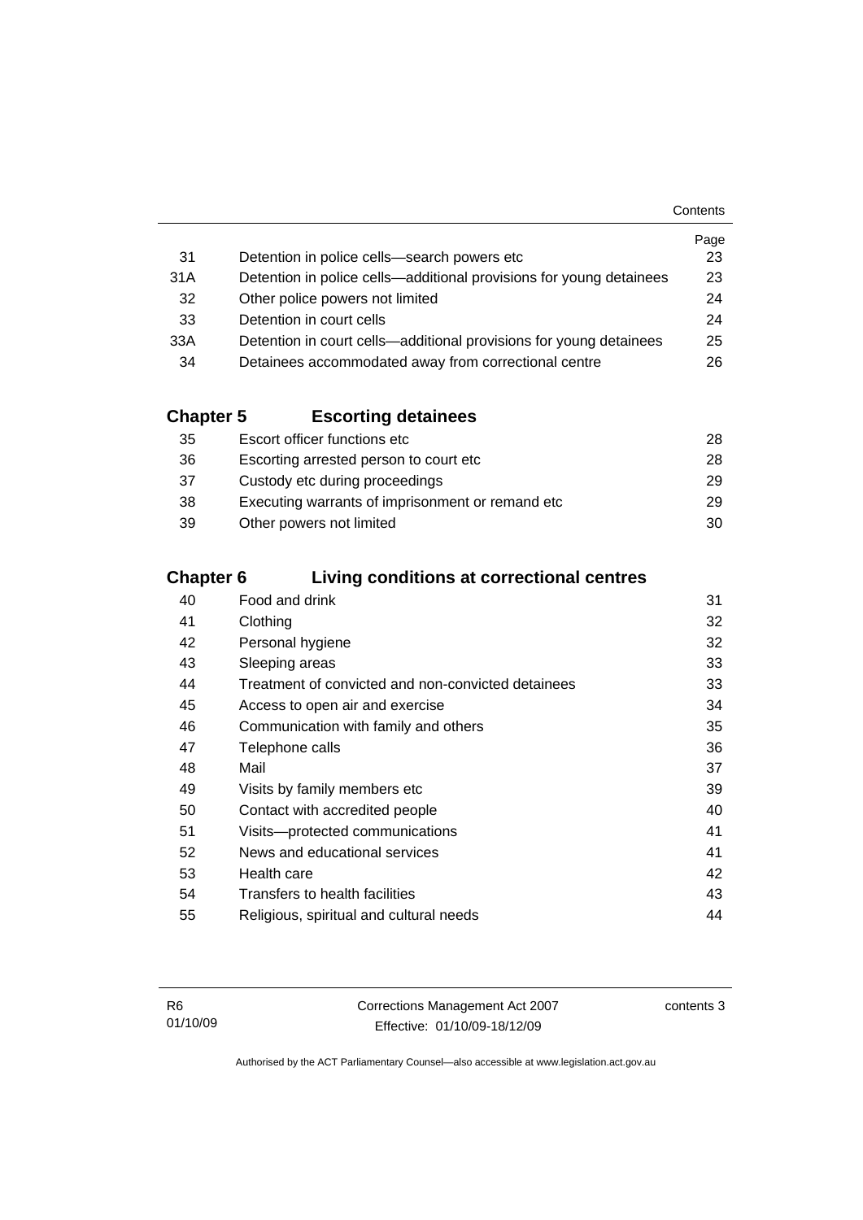| | | Page |
|---|---|---|
| 31 | Detention in police cells—search powers etc | 23 |
| 31A | Detention in police cells—additional provisions for young detainees | 23 |
| 32 | Other police powers not limited | 24 |
| 33 | Detention in court cells | 24 |
| 33A | Detention in court cells—additional provisions for young detainees | 25 |
| 34 | Detainees accommodated away from correctional centre | 26 |

## Chapter 5 Escorting detainees

| | | |
|---|---|---|
| 35 | Escort officer functions etc | 28 |
| 36 | Escorting arrested person to court etc | 28 |
| 37 | Custody etc during proceedings | 29 |
| 38 | Executing warrants of imprisonment or remand etc | 29 |
| 39 | Other powers not limited | 30 |

## Chapter 6 Living conditions at correctional centres

| | | |
|---|---|---|
| 40 | Food and drink | 31 |
| 41 | Clothing | 32 |
| 42 | Personal hygiene | 32 |
| 43 | Sleeping areas | 33 |
| 44 | Treatment of convicted and non-convicted detainees | 33 |
| 45 | Access to open air and exercise | 34 |
| 46 | Communication with family and others | 35 |
| 47 | Telephone calls | 36 |
| 48 | Mail | 37 |
| 49 | Visits by family members etc | 39 |
| 50 | Contact with accredited people | 40 |
| 51 | Visits—protected communications | 41 |
| 52 | News and educational services | 41 |
| 53 | Health care | 42 |
| 54 | Transfers to health facilities | 43 |
| 55 | Religious, spiritual and cultural needs | 44 |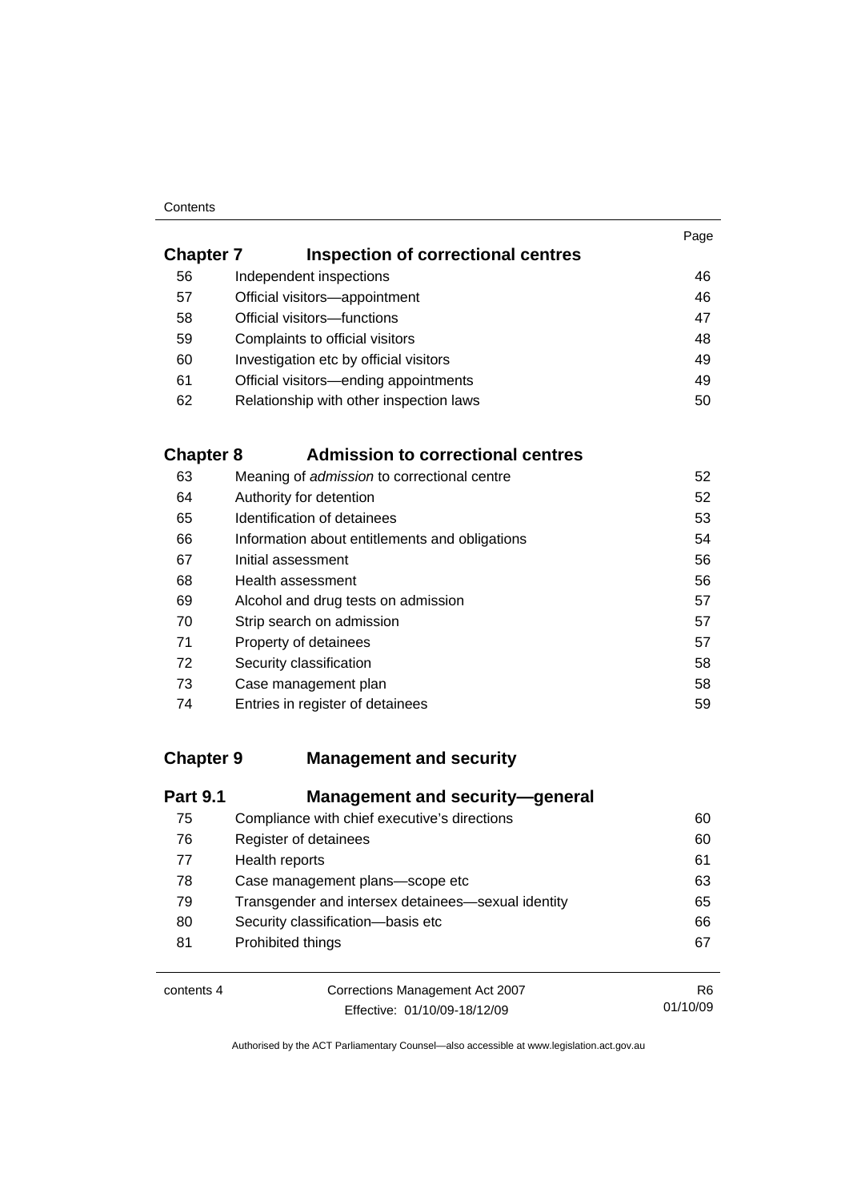| | | Page |
|---|---|---|
| **Chapter 7** | **Inspection of correctional centres** | |
| 56 | Independent inspections | 46 |
| 57 | Official visitors—appointment | 46 |
| 58 | Official visitors—functions | 47 |
| 59 | Complaints to official visitors | 48 |
| 60 | Investigation etc by official visitors | 49 |
| 61 | Official visitors—ending appointments | 49 |
| 62 | Relationship with other inspection laws | 50 |
| **Chapter 8** | **Admission to correctional centres** | |
| 63 | Meaning of *admission* to correctional centre | 52 |
| 64 | Authority for detention | 52 |
| 65 | Identification of detainees | 53 |
| 66 | Information about entitlements and obligations | 54 |
| 67 | Initial assessment | 56 |
| 68 | Health assessment | 56 |
| 69 | Alcohol and drug tests on admission | 57 |
| 70 | Strip search on admission | 57 |
| 71 | Property of detainees | 57 |
| 72 | Security classification | 58 |
| 73 | Case management plan | 58 |
| 74 | Entries in register of detainees | 59 |
| **Chapter 9** | **Management and security** | |
| **Part 9.1** | **Management and security—general** | |
| 75 | Compliance with chief executive's directions | 60 |
| 76 | Register of detainees | 60 |
| 77 | Health reports | 61 |
| 78 | Case management plans—scope etc | 63 |
| 79 | Transgender and intersex detainees—sexual identity | 65 |
| 80 | Security classification—basis etc | 66 |
| 81 | Prohibited things | 67 |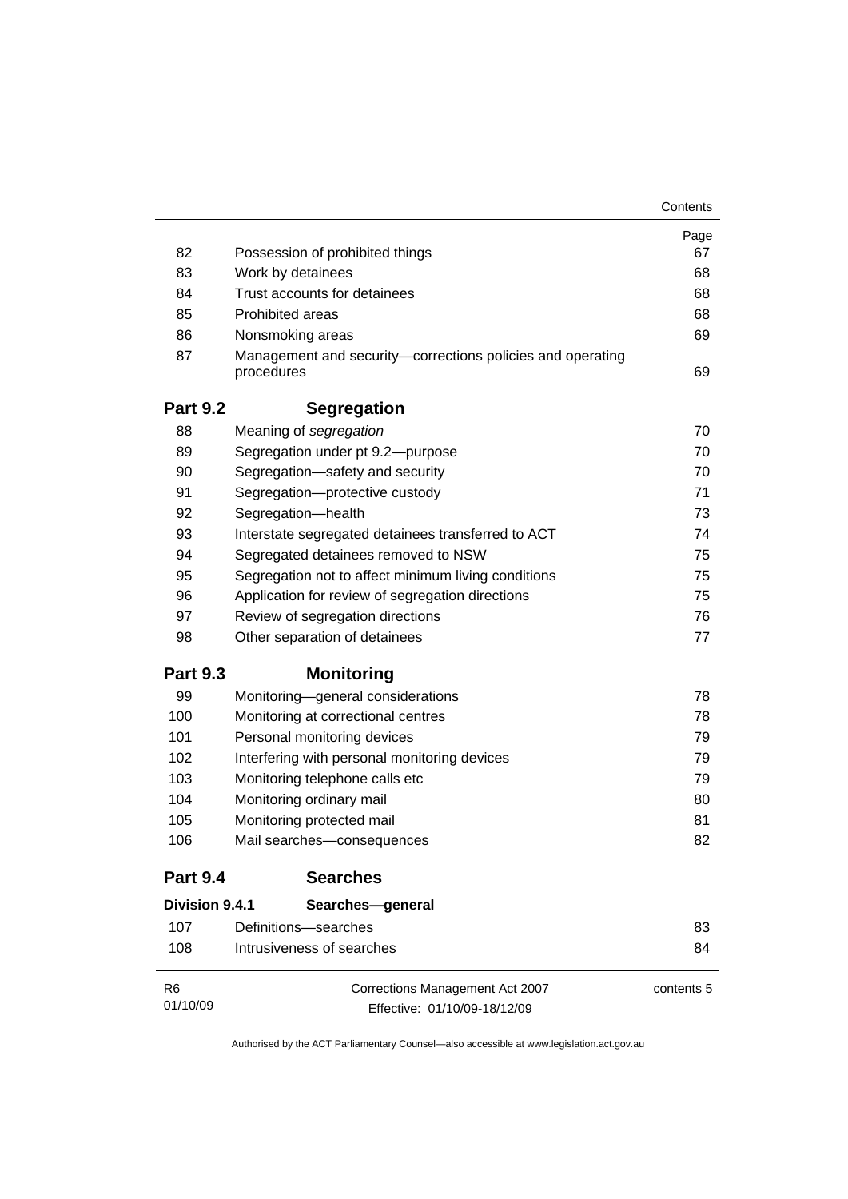| | | Page |
|---|---|---|
| 82 | Possession of prohibited things | 67 |
| 83 | Work by detainees | 68 |
| 84 | Trust accounts for detainees | 68 |
| 85 | Prohibited areas | 68 |
| 86 | Nonsmoking areas | 69 |
| 87 | Management and security—corrections policies and operating procedures | 69 |
| **Part 9.2** | **Segregation** | |
| 88 | Meaning of *segregation* | 70 |
| 89 | Segregation under pt 9.2—purpose | 70 |
| 90 | Segregation—safety and security | 70 |
| 91 | Segregation—protective custody | 71 |
| 92 | Segregation—health | 73 |
| 93 | Interstate segregated detainees transferred to ACT | 74 |
| 94 | Segregated detainees removed to NSW | 75 |
| 95 | Segregation not to affect minimum living conditions | 75 |
| 96 | Application for review of segregation directions | 75 |
| 97 | Review of segregation directions | 76 |
| 98 | Other separation of detainees | 77 |
| **Part 9.3** | **Monitoring** | |
| 99 | Monitoring—general considerations | 78 |
| 100 | Monitoring at correctional centres | 78 |
| 101 | Personal monitoring devices | 79 |
| 102 | Interfering with personal monitoring devices | 79 |
| 103 | Monitoring telephone calls etc | 79 |
| 104 | Monitoring ordinary mail | 80 |
| 105 | Monitoring protected mail | 81 |
| 106 | Mail searches—consequences | 82 |
| **Part 9.4** | **Searches** | |
| **Division 9.4.1** | **Searches—general** | |
| 107 | Definitions—searches | 83 |
| 108 | Intrusiveness of searches | 84 |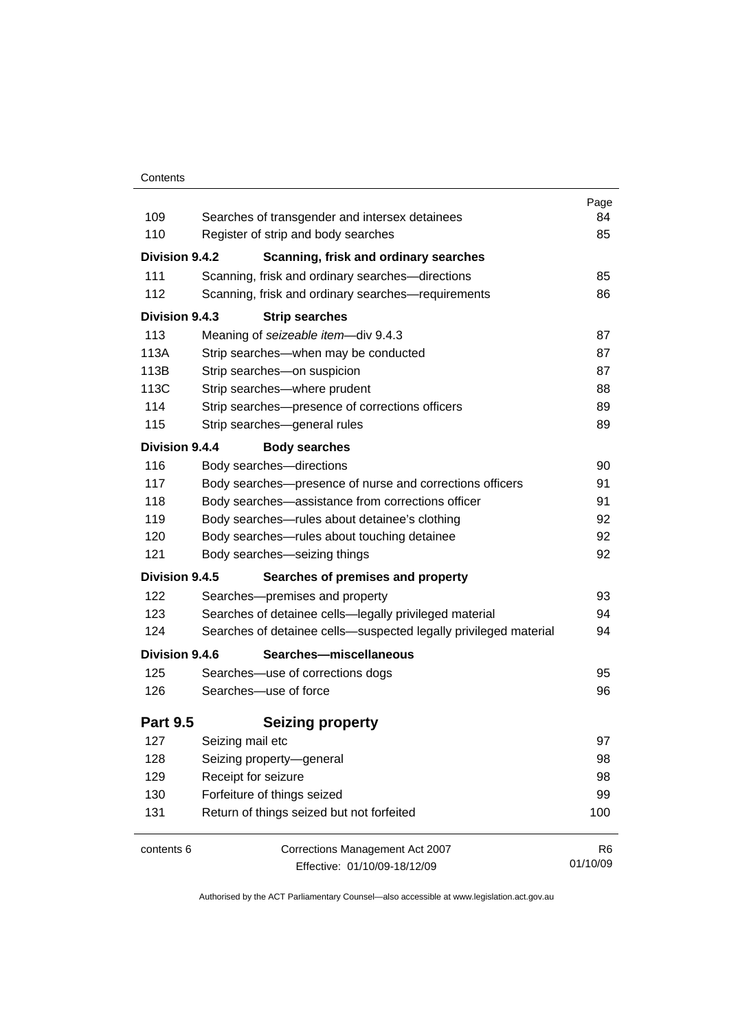| | | Page |
|---|---|---|
| 109 | Searches of transgender and intersex detainees | 84 |
| 110 | Register of strip and body searches | 85 |
| **Division 9.4.2** | **Scanning, frisk and ordinary searches** | |
| 111 | Scanning, frisk and ordinary searches—directions | 85 |
| 112 | Scanning, frisk and ordinary searches—requirements | 86 |
| **Division 9.4.3** | **Strip searches** | |
| 113 | Meaning of *seizeable item*—div 9.4.3 | 87 |
| 113A | Strip searches—when may be conducted | 87 |
| 113B | Strip searches—on suspicion | 87 |
| 113C | Strip searches—where prudent | 88 |
| 114 | Strip searches—presence of corrections officers | 89 |
| 115 | Strip searches—general rules | 89 |
| **Division 9.4.4** | **Body searches** | |
| 116 | Body searches—directions | 90 |
| 117 | Body searches—presence of nurse and corrections officers | 91 |
| 118 | Body searches—assistance from corrections officer | 91 |
| 119 | Body searches—rules about detainee's clothing | 92 |
| 120 | Body searches—rules about touching detainee | 92 |
| 121 | Body searches—seizing things | 92 |
| **Division 9.4.5** | **Searches of premises and property** | |
| 122 | Searches—premises and property | 93 |
| 123 | Searches of detainee cells—legally privileged material | 94 |
| 124 | Searches of detainee cells—suspected legally privileged material | 94 |
| **Division 9.4.6** | **Searches—miscellaneous** | |
| 125 | Searches—use of corrections dogs | 95 |
| 126 | Searches—use of force | 96 |
| **Part 9.5** | **Seizing property** | |
| 127 | Seizing mail etc | 97 |
| 128 | Seizing property—general | 98 |
| 129 | Receipt for seizure | 98 |
| 130 | Forfeiture of things seized | 99 |
| 131 | Return of things seized but not forfeited | 100 |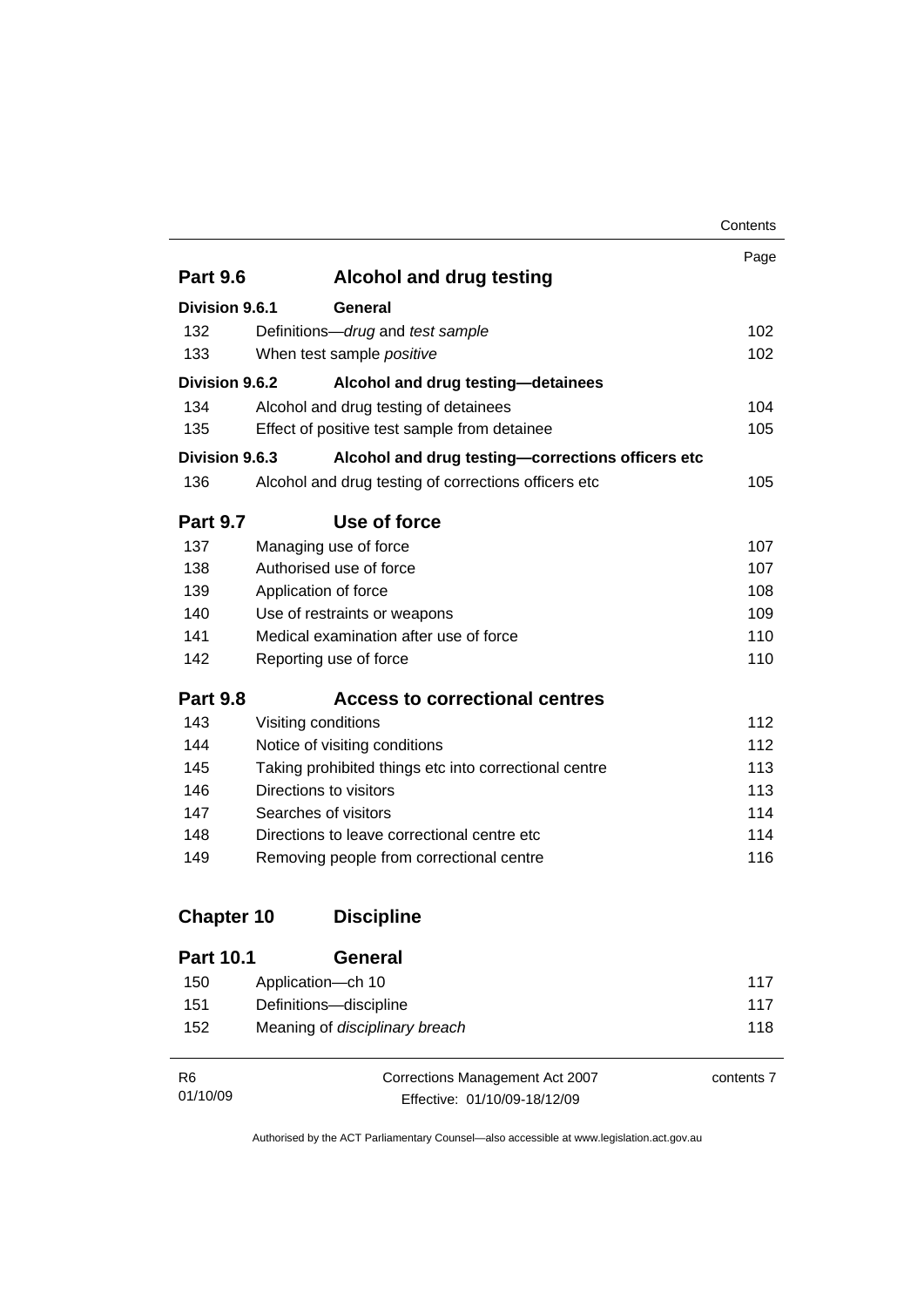| | | Page |
|---|---|---|
| **Part 9.6** | **Alcohol and drug testing** | |
| **Division 9.6.1** | **General** | |
| 132 | Definitions—*drug* and *test sample* | 102 |
| 133 | When test sample *positive* | 102 |
| **Division 9.6.2** | **Alcohol and drug testing—detainees** | |
| 134 | Alcohol and drug testing of detainees | 104 |
| 135 | Effect of positive test sample from detainee | 105 |
| **Division 9.6.3** | **Alcohol and drug testing—corrections officers etc** | |
| 136 | Alcohol and drug testing of corrections officers etc | 105 |
| **Part 9.7** | **Use of force** | |
| 137 | Managing use of force | 107 |
| 138 | Authorised use of force | 107 |
| 139 | Application of force | 108 |
| 140 | Use of restraints or weapons | 109 |
| 141 | Medical examination after use of force | 110 |
| 142 | Reporting use of force | 110 |
| **Part 9.8** | **Access to correctional centres** | |
| 143 | Visiting conditions | 112 |
| 144 | Notice of visiting conditions | 112 |
| 145 | Taking prohibited things etc into correctional centre | 113 |
| 146 | Directions to visitors | 113 |
| 147 | Searches of visitors | 114 |
| 148 | Directions to leave correctional centre etc | 114 |
| 149 | Removing people from correctional centre | 116 |
| **Chapter 10** | **Discipline** | |
| **Part 10.1** | **General** | |
| 150 | Application—ch 10 | 117 |
| 151 | Definitions—discipline | 117 |
| 152 | Meaning of *disciplinary breach* | 118 |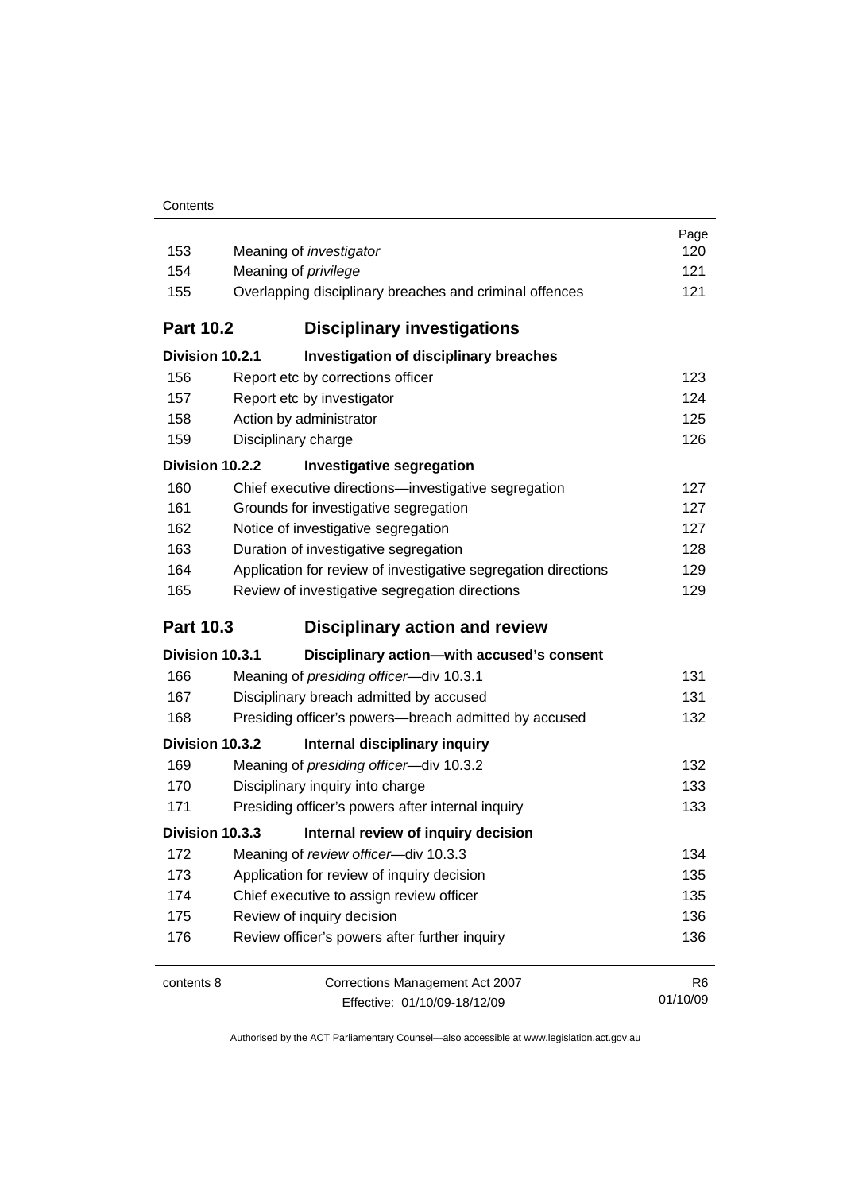| | | Page |
|---|---|---|
| 153 | Meaning of *investigator* | 120 |
| 154 | Meaning of *privilege* | 121 |
| 155 | Overlapping disciplinary breaches and criminal offences | 121 |
| **Part 10.2** | **Disciplinary investigations** | |
| **Division 10.2.1** | **Investigation of disciplinary breaches** | |
| 156 | Report etc by corrections officer | 123 |
| 157 | Report etc by investigator | 124 |
| 158 | Action by administrator | 125 |
| 159 | Disciplinary charge | 126 |
| **Division 10.2.2** | **Investigative segregation** | |
| 160 | Chief executive directions—investigative segregation | 127 |
| 161 | Grounds for investigative segregation | 127 |
| 162 | Notice of investigative segregation | 127 |
| 163 | Duration of investigative segregation | 128 |
| 164 | Application for review of investigative segregation directions | 129 |
| 165 | Review of investigative segregation directions | 129 |
| **Part 10.3** | **Disciplinary action and review** | |
| **Division 10.3.1** | **Disciplinary action—with accused's consent** | |
| 166 | Meaning of *presiding officer*—div 10.3.1 | 131 |
| 167 | Disciplinary breach admitted by accused | 131 |
| 168 | Presiding officer's powers—breach admitted by accused | 132 |
| **Division 10.3.2** | **Internal disciplinary inquiry** | |
| 169 | Meaning of *presiding officer*—div 10.3.2 | 132 |
| 170 | Disciplinary inquiry into charge | 133 |
| 171 | Presiding officer's powers after internal inquiry | 133 |
| **Division 10.3.3** | **Internal review of inquiry decision** | |
| 172 | Meaning of *review officer*—div 10.3.3 | 134 |
| 173 | Application for review of inquiry decision | 135 |
| 174 | Chief executive to assign review officer | 135 |
| 175 | Review of inquiry decision | 136 |
| 176 | Review officer's powers after further inquiry | 136 |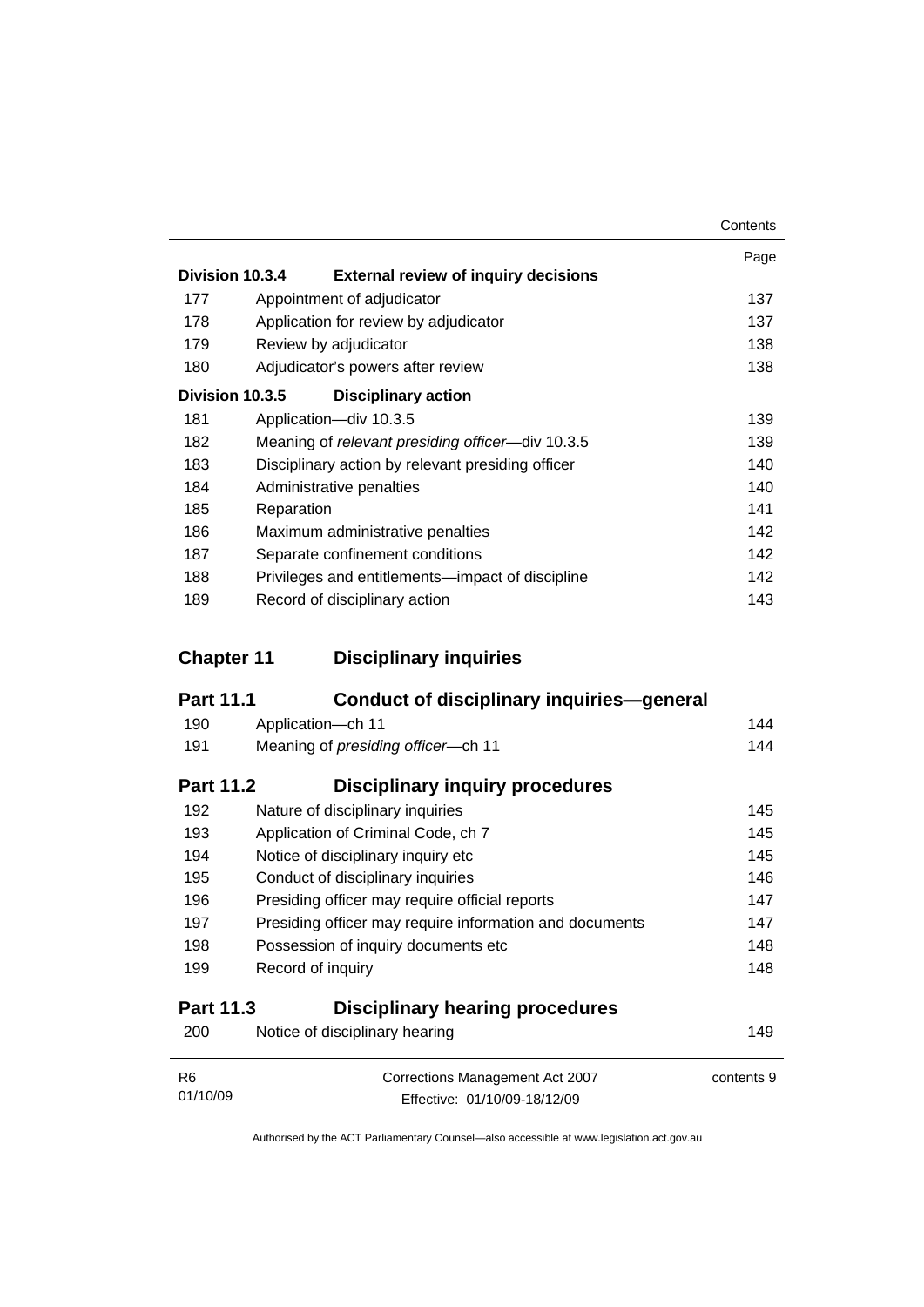| | | Page |
|---|---|---|
| **Division 10.3.4** | **External review of inquiry decisions** | |
| 177 | Appointment of adjudicator | 137 |
| 178 | Application for review by adjudicator | 137 |
| 179 | Review by adjudicator | 138 |
| 180 | Adjudicator's powers after review | 138 |
| **Division 10.3.5** | **Disciplinary action** | |
| 181 | Application—div 10.3.5 | 139 |
| 182 | Meaning of *relevant presiding officer*—div 10.3.5 | 139 |
| 183 | Disciplinary action by relevant presiding officer | 140 |
| 184 | Administrative penalties | 140 |
| 185 | Reparation | 141 |
| 186 | Maximum administrative penalties | 142 |
| 187 | Separate confinement conditions | 142 |
| 188 | Privileges and entitlements—impact of discipline | 142 |
| 189 | Record of disciplinary action | 143 |

## Chapter 11 Disciplinary inquiries

### Part 11.1 Conduct of disciplinary inquiries—general

| | | |
|---|---|---|
| 190 | Application—ch 11 | 144 |
| 191 | Meaning of *presiding officer*—ch 11 | 144 |

### Part 11.2 Disciplinary inquiry procedures

| | | |
|---|---|---|
| 192 | Nature of disciplinary inquiries | 145 |
| 193 | Application of Criminal Code, ch 7 | 145 |
| 194 | Notice of disciplinary inquiry etc | 145 |
| 195 | Conduct of disciplinary inquiries | 146 |
| 196 | Presiding officer may require official reports | 147 |
| 197 | Presiding officer may require information and documents | 147 |
| 198 | Possession of inquiry documents etc | 148 |
| 199 | Record of inquiry | 148 |

### Part 11.3 Disciplinary hearing procedures

| | | |
|---|---|---|
| 200 | Notice of disciplinary hearing | 149 |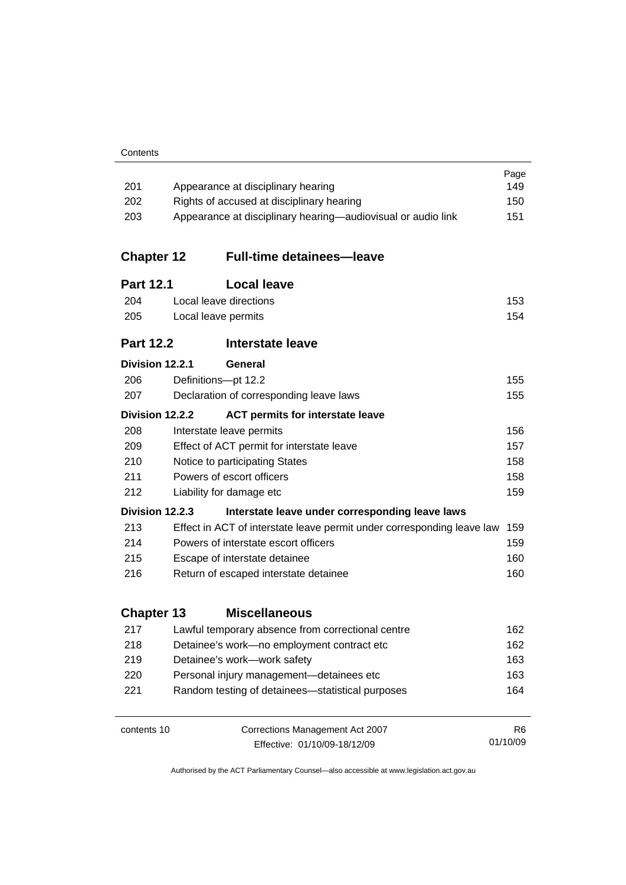| | | Page |
|---|---|---|
| 201 | Appearance at disciplinary hearing | 149 |
| 202 | Rights of accused at disciplinary hearing | 150 |
| 203 | Appearance at disciplinary hearing—audiovisual or audio link | 151 |

## Chapter 12 Full-time detainees—leave

### Part 12.1 Local leave

| | | |
|---|---|---|
| 204 | Local leave directions | 153 |
| 205 | Local leave permits | 154 |

### Part 12.2 Interstate leave

#### Division 12.2.1 General

| | | |
|---|---|---|
| 206 | Definitions—pt 12.2 | 155 |
| 207 | Declaration of corresponding leave laws | 155 |

#### Division 12.2.2 ACT permits for interstate leave

| | | |
|---|---|---|
| 208 | Interstate leave permits | 156 |
| 209 | Effect of ACT permit for interstate leave | 157 |
| 210 | Notice to participating States | 158 |
| 211 | Powers of escort officers | 158 |
| 212 | Liability for damage etc | 159 |

#### Division 12.2.3 Interstate leave under corresponding leave laws

| | | |
|---|---|---|
| 213 | Effect in ACT of interstate leave permit under corresponding leave law | 159 |
| 214 | Powers of interstate escort officers | 159 |
| 215 | Escape of interstate detainee | 160 |
| 216 | Return of escaped interstate detainee | 160 |

## Chapter 13 Miscellaneous

| | | |
|---|---|---|
| 217 | Lawful temporary absence from correctional centre | 162 |
| 218 | Detainee's work—no employment contract etc | 162 |
| 219 | Detainee's work—work safety | 163 |
| 220 | Personal injury management—detainees etc | 163 |
| 221 | Random testing of detainees—statistical purposes | 164 |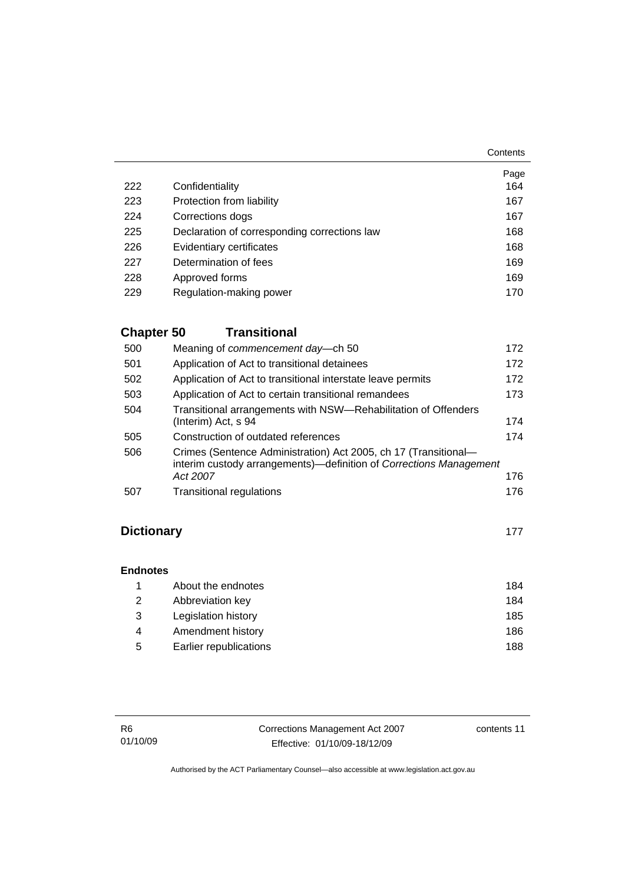| | | Page |
|---|---|---|
| 222 | Confidentiality | 164 |
| 223 | Protection from liability | 167 |
| 224 | Corrections dogs | 167 |
| 225 | Declaration of corresponding corrections law | 168 |
| 226 | Evidentiary certificates | 168 |
| 227 | Determination of fees | 169 |
| 228 | Approved forms | 169 |
| 229 | Regulation-making power | 170 |

## Chapter 50 Transitional

| | | |
|---|---|---|
| 500 | Meaning of *commencement day*—ch 50 | 172 |
| 501 | Application of Act to transitional detainees | 172 |
| 502 | Application of Act to transitional interstate leave permits | 172 |
| 503 | Application of Act to certain transitional remandees | 173 |
| 504 | Transitional arrangements with NSW—Rehabilitation of Offenders (Interim) Act, s 94 | 174 |
| 505 | Construction of outdated references | 174 |
| 506 | Crimes (Sentence Administration) Act 2005, ch 17 (Transitional—interim custody arrangements)—definition of *Corrections Management Act 2007* | 176 |
| 507 | Transitional regulations | 176 |

## Dictionary 177

### Endnotes

| | | |
|---|---|---|
| 1 | About the endnotes | 184 |
| 2 | Abbreviation key | 184 |
| 3 | Legislation history | 185 |
| 4 | Amendment history | 186 |
| 5 | Earlier republications | 188 |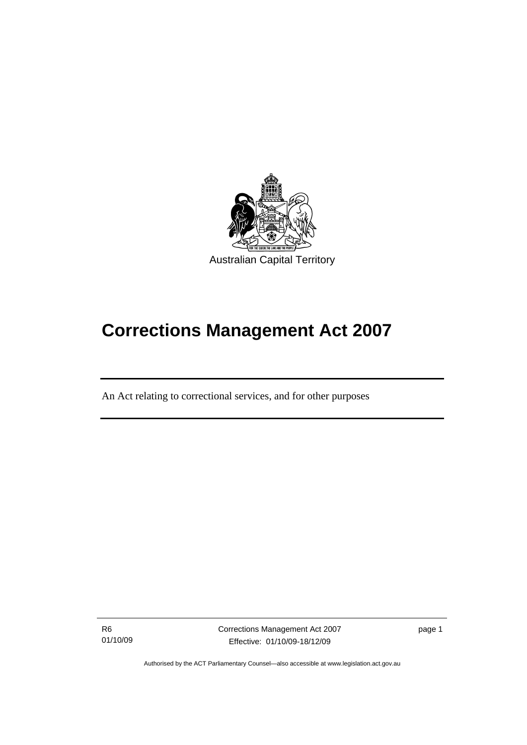Australian Capital Territory

# Corrections Management Act 2007

An Act relating to correctional services, and for other purposes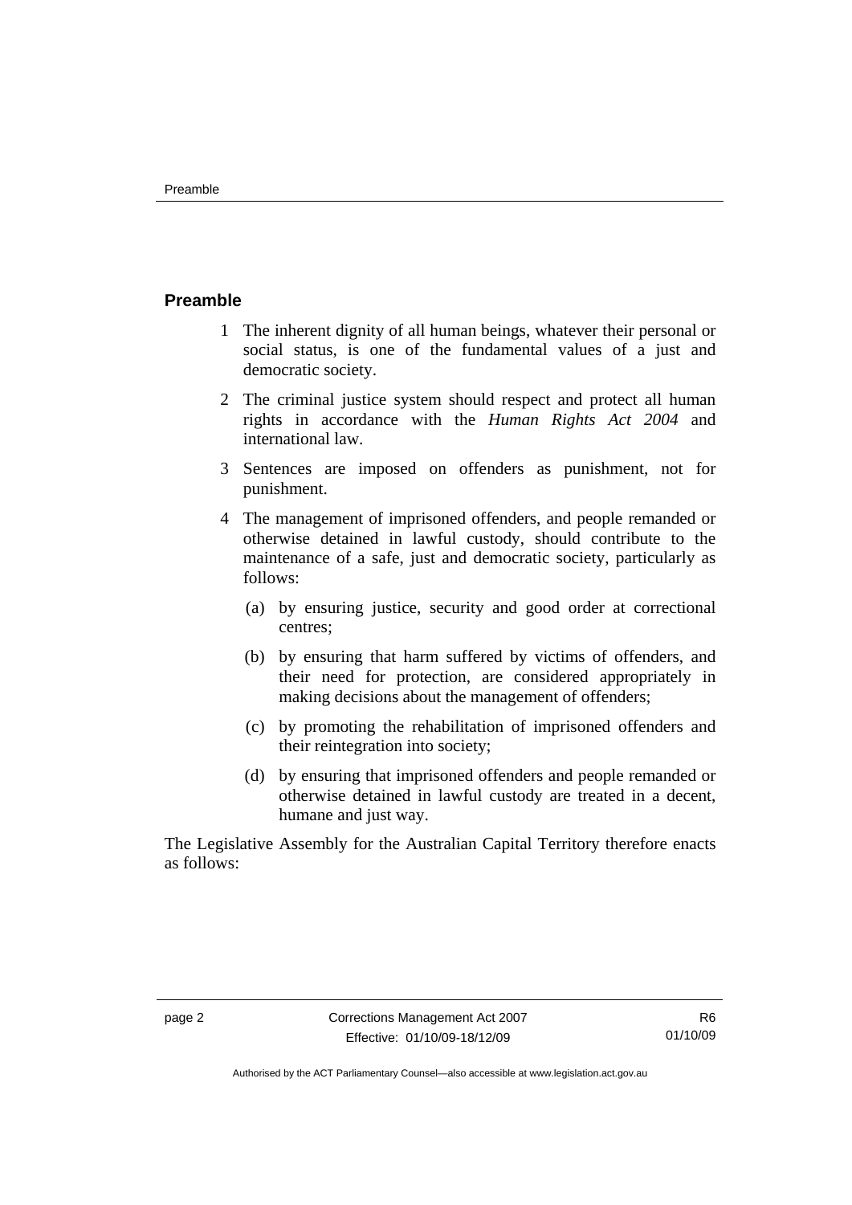## Preamble

1 The inherent dignity of all human beings, whatever their personal or social status, is one of the fundamental values of a just and democratic society.

2 The criminal justice system should respect and protect all human rights in accordance with the *Human Rights Act 2004* and international law.

3 Sentences are imposed on offenders as punishment, not for punishment.

4 The management of imprisoned offenders, and people remanded or otherwise detained in lawful custody, should contribute to the maintenance of a safe, just and democratic society, particularly as follows:

   (a) by ensuring justice, security and good order at correctional centres;

   (b) by ensuring that harm suffered by victims of offenders, and their need for protection, are considered appropriately in making decisions about the management of offenders;

   (c) by promoting the rehabilitation of imprisoned offenders and their reintegration into society;

   (d) by ensuring that imprisoned offenders and people remanded or otherwise detained in lawful custody are treated in a decent, humane and just way.

The Legislative Assembly for the Australian Capital Territory therefore enacts as follows: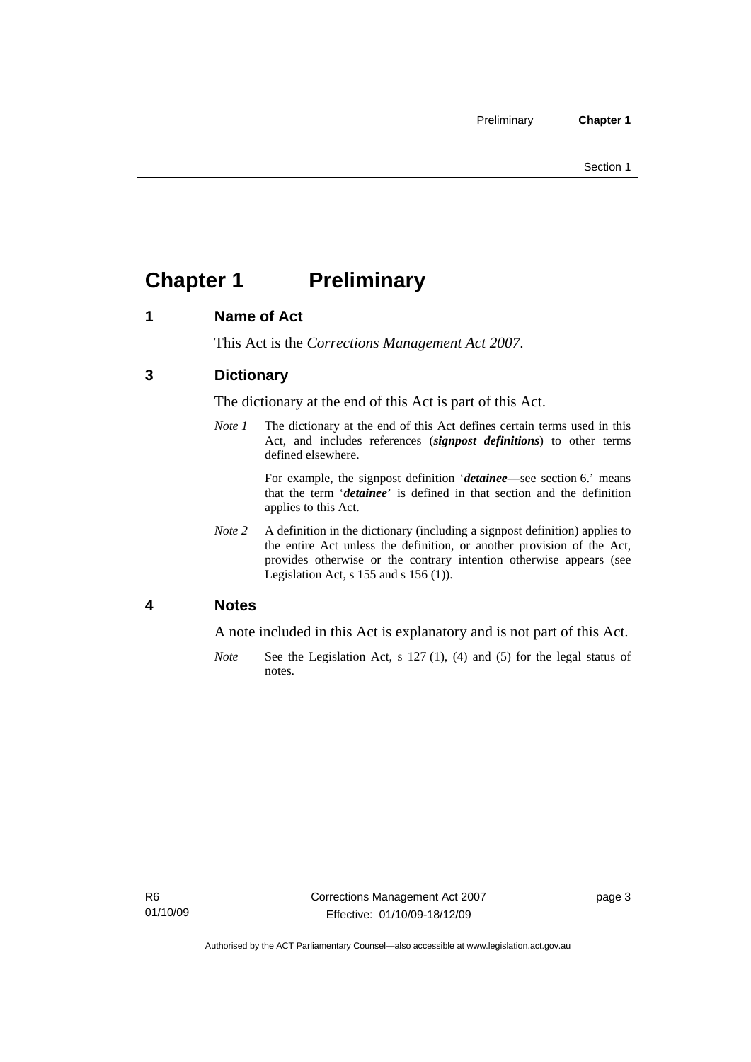# Chapter 1 Preliminary

## 1 Name of Act

This Act is the *Corrections Management Act 2007*.

## 3 Dictionary

The dictionary at the end of this Act is part of this Act.

*Note 1* The dictionary at the end of this Act defines certain terms used in this Act, and includes references (***signpost definitions***) to other terms defined elsewhere.

For example, the signpost definition '***detainee***—see section 6.' means that the term '***detainee***' is defined in that section and the definition applies to this Act.

*Note 2* A definition in the dictionary (including a signpost definition) applies to the entire Act unless the definition, or another provision of the Act, provides otherwise or the contrary intention otherwise appears (see Legislation Act, s 155 and s 156 (1)).

## 4 Notes

A note included in this Act is explanatory and is not part of this Act.

*Note* See the Legislation Act, s 127 (1), (4) and (5) for the legal status of notes.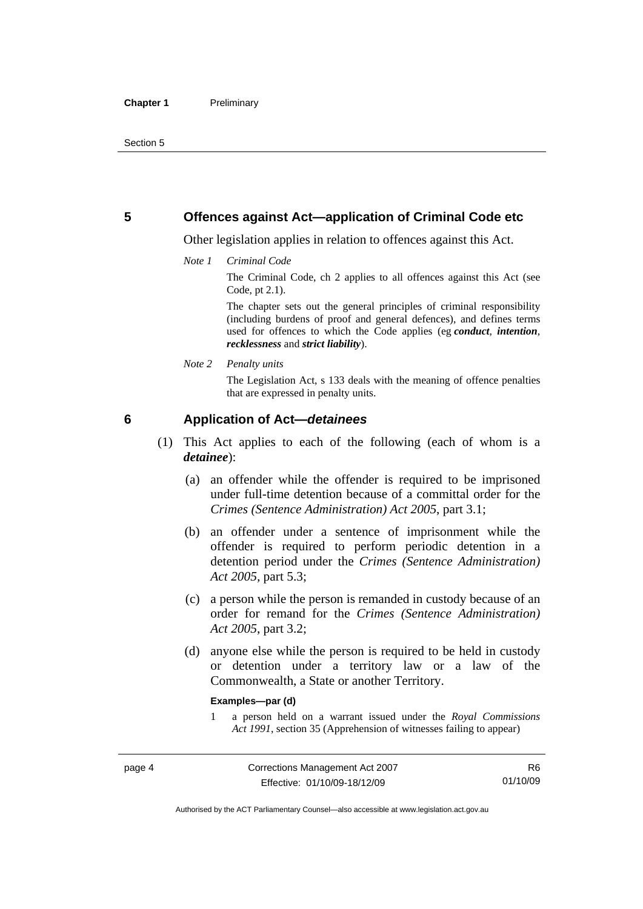## 5 Offences against Act—application of Criminal Code etc

Other legislation applies in relation to offences against this Act.

*Note 1 Criminal Code*

The Criminal Code, ch 2 applies to all offences against this Act (see Code, pt 2.1).

The chapter sets out the general principles of criminal responsibility (including burdens of proof and general defences), and defines terms used for offences to which the Code applies (eg ***conduct***, ***intention***, ***recklessness*** and ***strict liability***).

*Note 2 Penalty units*

The Legislation Act, s 133 deals with the meaning of offence penalties that are expressed in penalty units.

## 6 Application of Act—*detainees*

(1) This Act applies to each of the following (each of whom is a ***detainee***):

(a) an offender while the offender is required to be imprisoned under full-time detention because of a committal order for the *Crimes (Sentence Administration) Act 2005*, part 3.1;

(b) an offender under a sentence of imprisonment while the offender is required to perform periodic detention in a detention period under the *Crimes (Sentence Administration) Act 2005*, part 5.3;

(c) a person while the person is remanded in custody because of an order for remand for the *Crimes (Sentence Administration) Act 2005*, part 3.2;

(d) anyone else while the person is required to be held in custody or detention under a territory law or a law of the Commonwealth, a State or another Territory.

**Examples—par (d)**

1 a person held on a warrant issued under the *Royal Commissions Act 1991*, section 35 (Apprehension of witnesses failing to appear)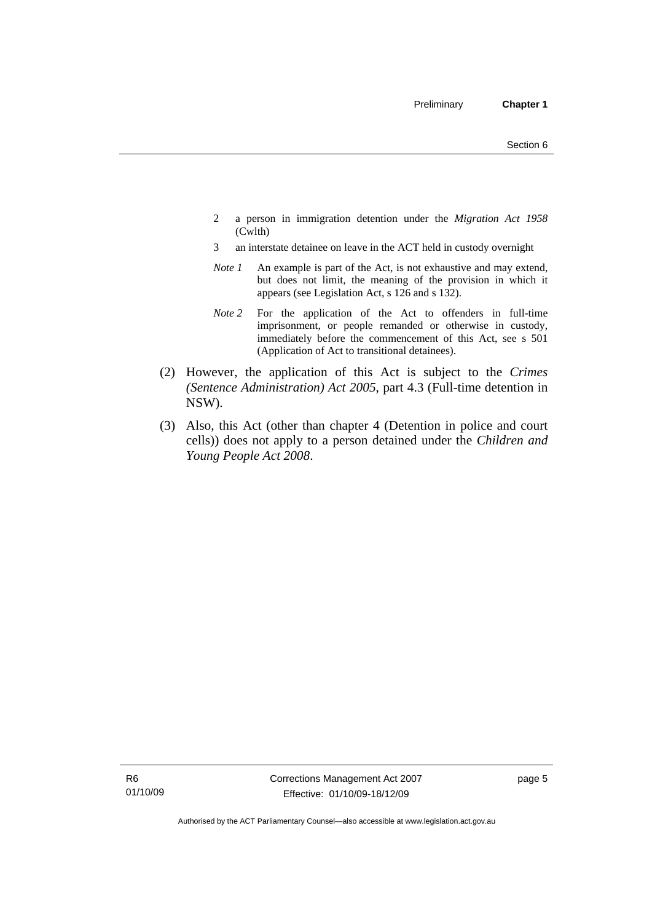2 a person in immigration detention under the *Migration Act 1958* (Cwlth)

3 an interstate detainee on leave in the ACT held in custody overnight

*Note 1* An example is part of the Act, is not exhaustive and may extend, but does not limit, the meaning of the provision in which it appears (see Legislation Act, s 126 and s 132).

*Note 2* For the application of the Act to offenders in full-time imprisonment, or people remanded or otherwise in custody, immediately before the commencement of this Act, see s 501 (Application of Act to transitional detainees).

(2) However, the application of this Act is subject to the *Crimes (Sentence Administration) Act 2005*, part 4.3 (Full-time detention in NSW).

(3) Also, this Act (other than chapter 4 (Detention in police and court cells)) does not apply to a person detained under the *Children and Young People Act 2008*.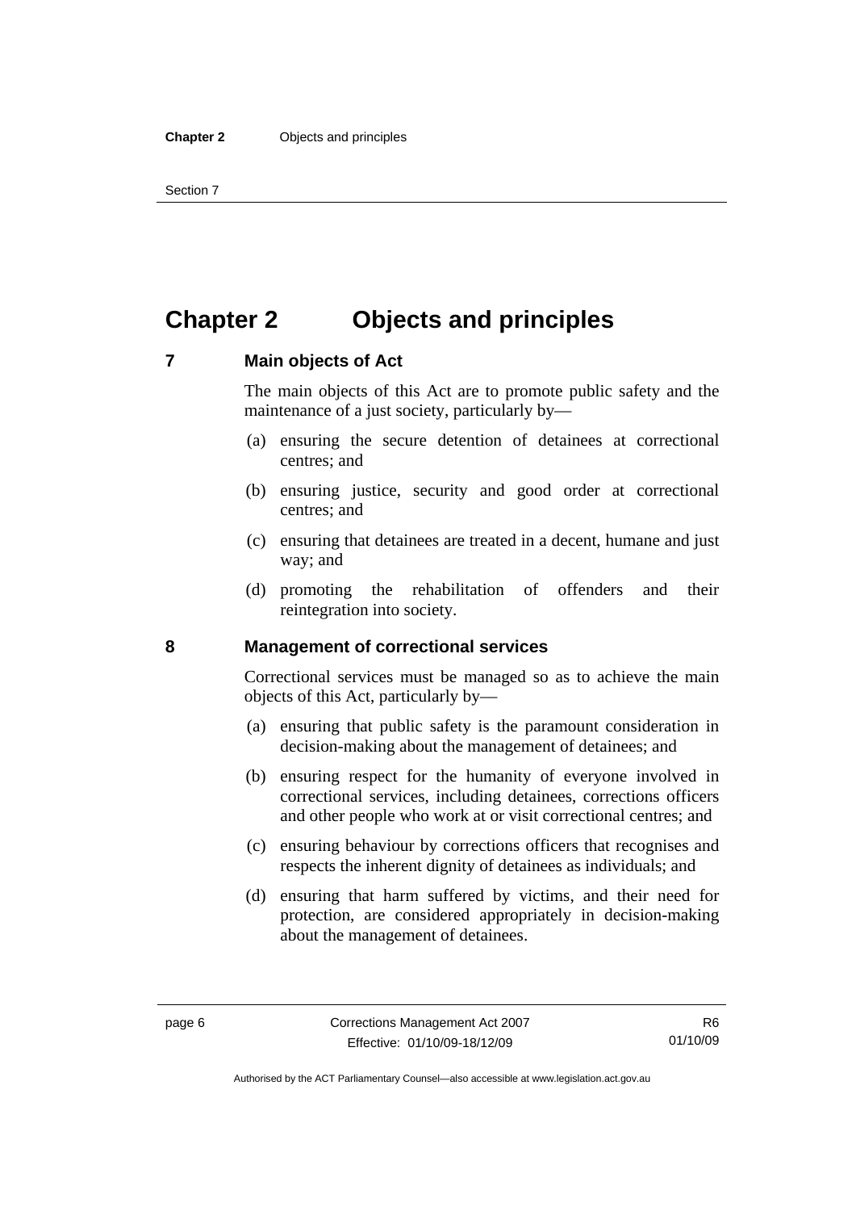# Chapter 2 Objects and principles

## 7 Main objects of Act

The main objects of this Act are to promote public safety and the maintenance of a just society, particularly by—

(a) ensuring the secure detention of detainees at correctional centres; and

(b) ensuring justice, security and good order at correctional centres; and

(c) ensuring that detainees are treated in a decent, humane and just way; and

(d) promoting the rehabilitation of offenders and their reintegration into society.

## 8 Management of correctional services

Correctional services must be managed so as to achieve the main objects of this Act, particularly by—

(a) ensuring that public safety is the paramount consideration in decision-making about the management of detainees; and

(b) ensuring respect for the humanity of everyone involved in correctional services, including detainees, corrections officers and other people who work at or visit correctional centres; and

(c) ensuring behaviour by corrections officers that recognises and respects the inherent dignity of detainees as individuals; and

(d) ensuring that harm suffered by victims, and their need for protection, are considered appropriately in decision-making about the management of detainees.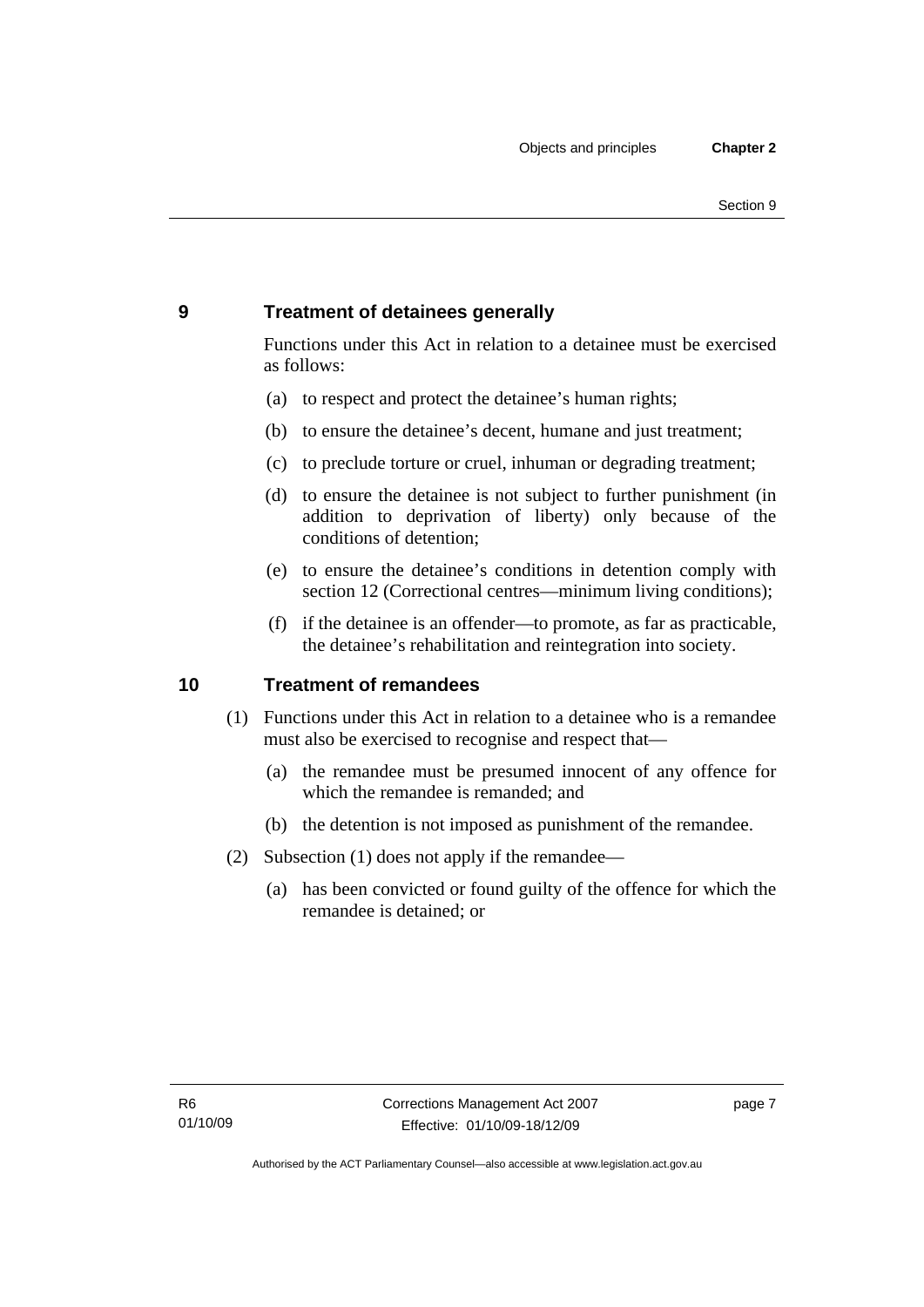## 9 Treatment of detainees generally

Functions under this Act in relation to a detainee must be exercised as follows:

(a) to respect and protect the detainee's human rights;

(b) to ensure the detainee's decent, humane and just treatment;

(c) to preclude torture or cruel, inhuman or degrading treatment;

(d) to ensure the detainee is not subject to further punishment (in addition to deprivation of liberty) only because of the conditions of detention;

(e) to ensure the detainee's conditions in detention comply with section 12 (Correctional centres—minimum living conditions);

(f) if the detainee is an offender—to promote, as far as practicable, the detainee's rehabilitation and reintegration into society.

## 10 Treatment of remandees

(1) Functions under this Act in relation to a detainee who is a remandee must also be exercised to recognise and respect that—

(a) the remandee must be presumed innocent of any offence for which the remandee is remanded; and

(b) the detention is not imposed as punishment of the remandee.

(2) Subsection (1) does not apply if the remandee—

(a) has been convicted or found guilty of the offence for which the remandee is detained; or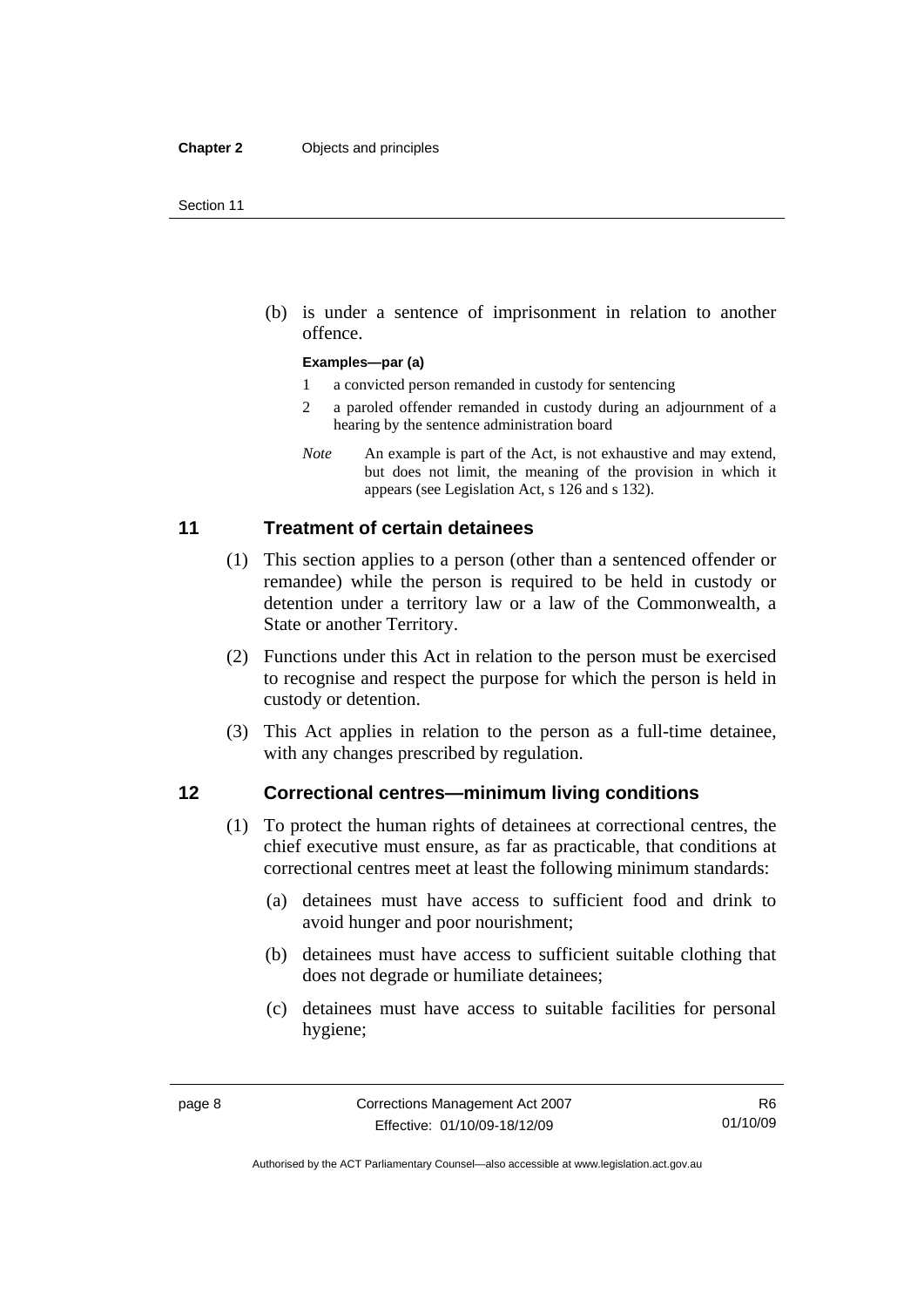(b) is under a sentence of imprisonment in relation to another offence.

**Examples—par (a)**

1 a convicted person remanded in custody for sentencing

2 a paroled offender remanded in custody during an adjournment of a hearing by the sentence administration board

*Note* An example is part of the Act, is not exhaustive and may extend, but does not limit, the meaning of the provision in which it appears (see Legislation Act, s 126 and s 132).

## 11 Treatment of certain detainees

(1) This section applies to a person (other than a sentenced offender or remandee) while the person is required to be held in custody or detention under a territory law or a law of the Commonwealth, a State or another Territory.

(2) Functions under this Act in relation to the person must be exercised to recognise and respect the purpose for which the person is held in custody or detention.

(3) This Act applies in relation to the person as a full-time detainee, with any changes prescribed by regulation.

## 12 Correctional centres—minimum living conditions

(1) To protect the human rights of detainees at correctional centres, the chief executive must ensure, as far as practicable, that conditions at correctional centres meet at least the following minimum standards:

(a) detainees must have access to sufficient food and drink to avoid hunger and poor nourishment;

(b) detainees must have access to sufficient suitable clothing that does not degrade or humiliate detainees;

(c) detainees must have access to suitable facilities for personal hygiene;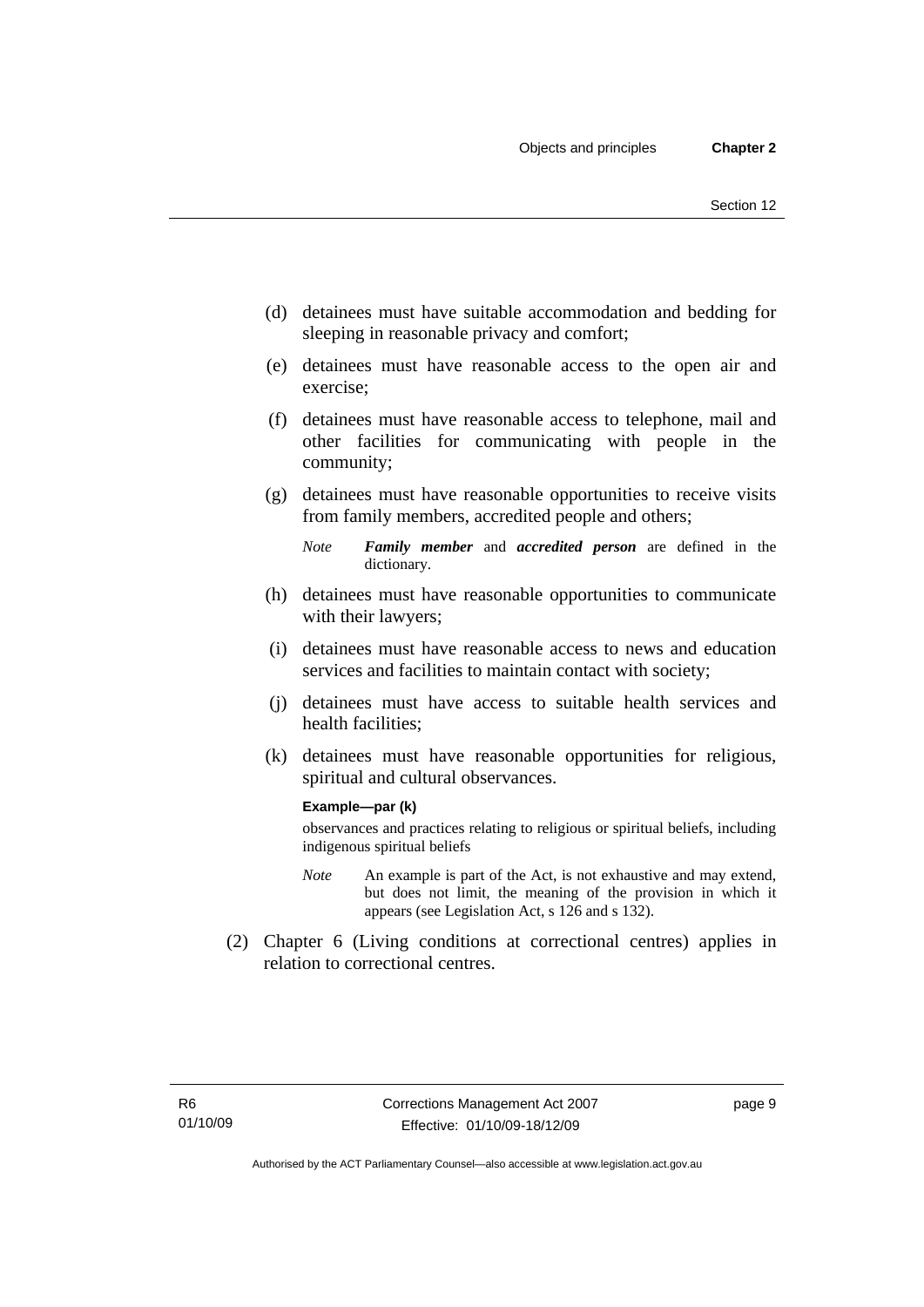(d) detainees must have suitable accommodation and bedding for sleeping in reasonable privacy and comfort;

(e) detainees must have reasonable access to the open air and exercise;

(f) detainees must have reasonable access to telephone, mail and other facilities for communicating with people in the community;

(g) detainees must have reasonable opportunities to receive visits from family members, accredited people and others;

*Note* ***Family member*** and ***accredited person*** are defined in the dictionary.

(h) detainees must have reasonable opportunities to communicate with their lawyers;

(i) detainees must have reasonable access to news and education services and facilities to maintain contact with society;

(j) detainees must have access to suitable health services and health facilities;

(k) detainees must have reasonable opportunities for religious, spiritual and cultural observances.

**Example—par (k)**

observances and practices relating to religious or spiritual beliefs, including indigenous spiritual beliefs

*Note* An example is part of the Act, is not exhaustive and may extend, but does not limit, the meaning of the provision in which it appears (see Legislation Act, s 126 and s 132).

(2) Chapter 6 (Living conditions at correctional centres) applies in relation to correctional centres.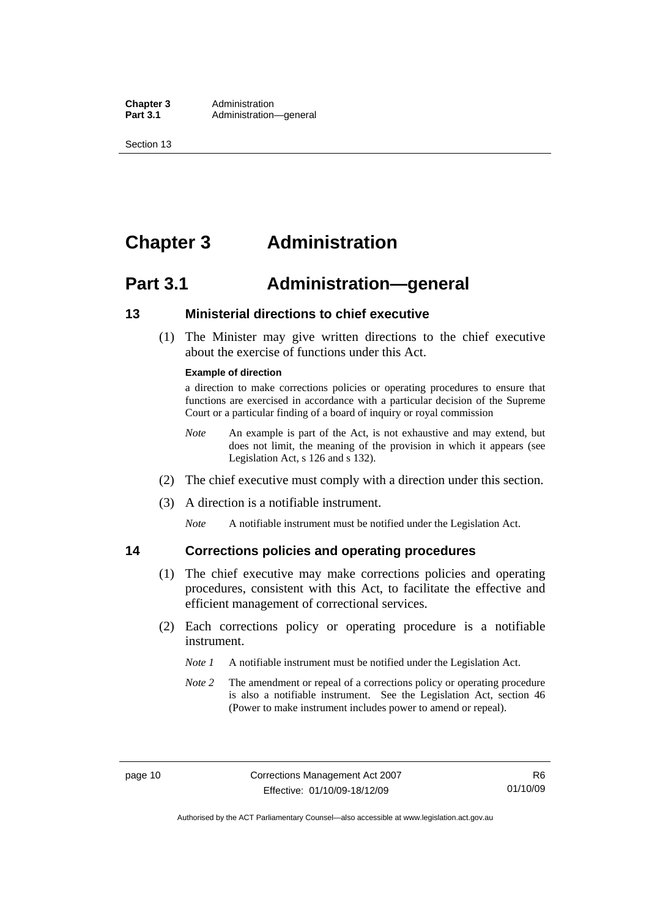# Chapter 3 Administration

## Part 3.1 Administration—general

### 13 Ministerial directions to chief executive

(1) The Minister may give written directions to the chief executive about the exercise of functions under this Act.

**Example of direction**

a direction to make corrections policies or operating procedures to ensure that functions are exercised in accordance with a particular decision of the Supreme Court or a particular finding of a board of inquiry or royal commission

*Note* An example is part of the Act, is not exhaustive and may extend, but does not limit, the meaning of the provision in which it appears (see Legislation Act, s 126 and s 132).

(2) The chief executive must comply with a direction under this section.

(3) A direction is a notifiable instrument.

*Note* A notifiable instrument must be notified under the Legislation Act.

### 14 Corrections policies and operating procedures

(1) The chief executive may make corrections policies and operating procedures, consistent with this Act, to facilitate the effective and efficient management of correctional services.

(2) Each corrections policy or operating procedure is a notifiable instrument.

*Note 1* A notifiable instrument must be notified under the Legislation Act.

*Note 2* The amendment or repeal of a corrections policy or operating procedure is also a notifiable instrument. See the Legislation Act, section 46 (Power to make instrument includes power to amend or repeal).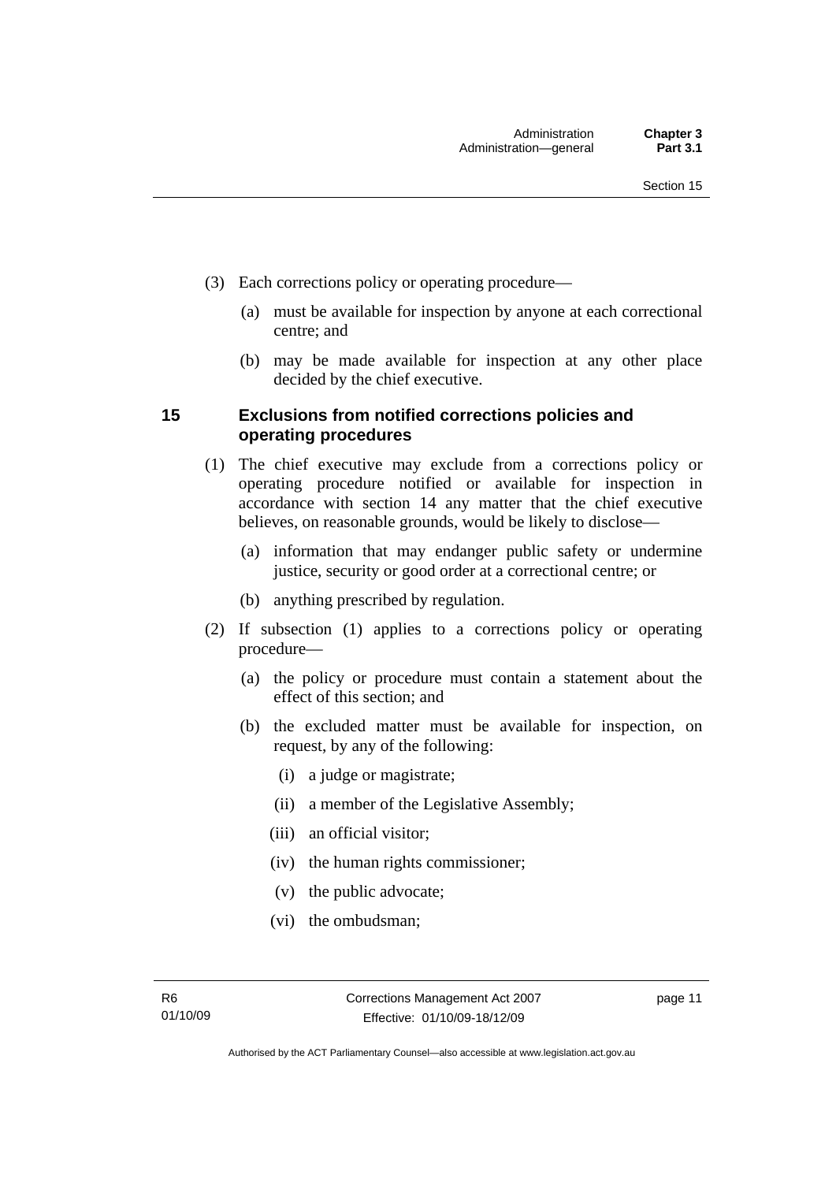(3) Each corrections policy or operating procedure—

(a) must be available for inspection by anyone at each correctional centre; and

(b) may be made available for inspection at any other place decided by the chief executive.

### 15 Exclusions from notified corrections policies and operating procedures

(1) The chief executive may exclude from a corrections policy or operating procedure notified or available for inspection in accordance with section 14 any matter that the chief executive believes, on reasonable grounds, would be likely to disclose—

(a) information that may endanger public safety or undermine justice, security or good order at a correctional centre; or

(b) anything prescribed by regulation.

(2) If subsection (1) applies to a corrections policy or operating procedure—

(a) the policy or procedure must contain a statement about the effect of this section; and

(b) the excluded matter must be available for inspection, on request, by any of the following:

(i) a judge or magistrate;

(ii) a member of the Legislative Assembly;

(iii) an official visitor;

(iv) the human rights commissioner;

(v) the public advocate;

(vi) the ombudsman;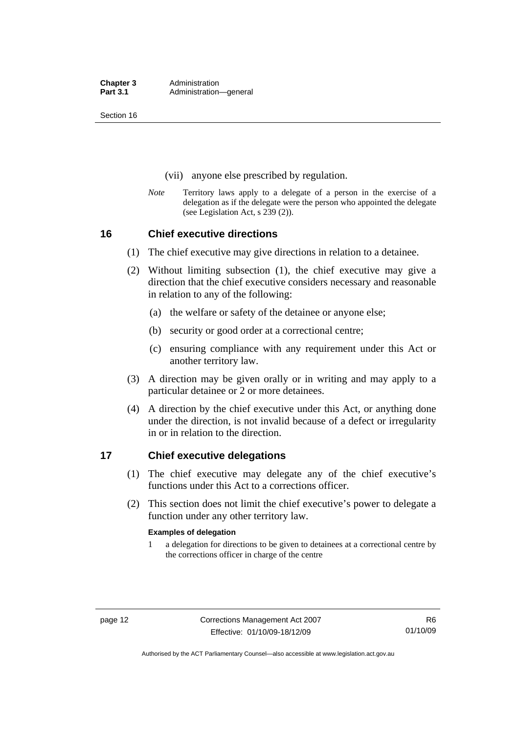(vii) anyone else prescribed by regulation.

*Note* Territory laws apply to a delegate of a person in the exercise of a delegation as if the delegate were the person who appointed the delegate (see Legislation Act, s 239 (2)).

## 16 Chief executive directions

(1) The chief executive may give directions in relation to a detainee.

(2) Without limiting subsection (1), the chief executive may give a direction that the chief executive considers necessary and reasonable in relation to any of the following:

(a) the welfare or safety of the detainee or anyone else;

(b) security or good order at a correctional centre;

(c) ensuring compliance with any requirement under this Act or another territory law.

(3) A direction may be given orally or in writing and may apply to a particular detainee or 2 or more detainees.

(4) A direction by the chief executive under this Act, or anything done under the direction, is not invalid because of a defect or irregularity in or in relation to the direction.

## 17 Chief executive delegations

(1) The chief executive may delegate any of the chief executive's functions under this Act to a corrections officer.

(2) This section does not limit the chief executive's power to delegate a function under any other territory law.

**Examples of delegation**

1 a delegation for directions to be given to detainees at a correctional centre by the corrections officer in charge of the centre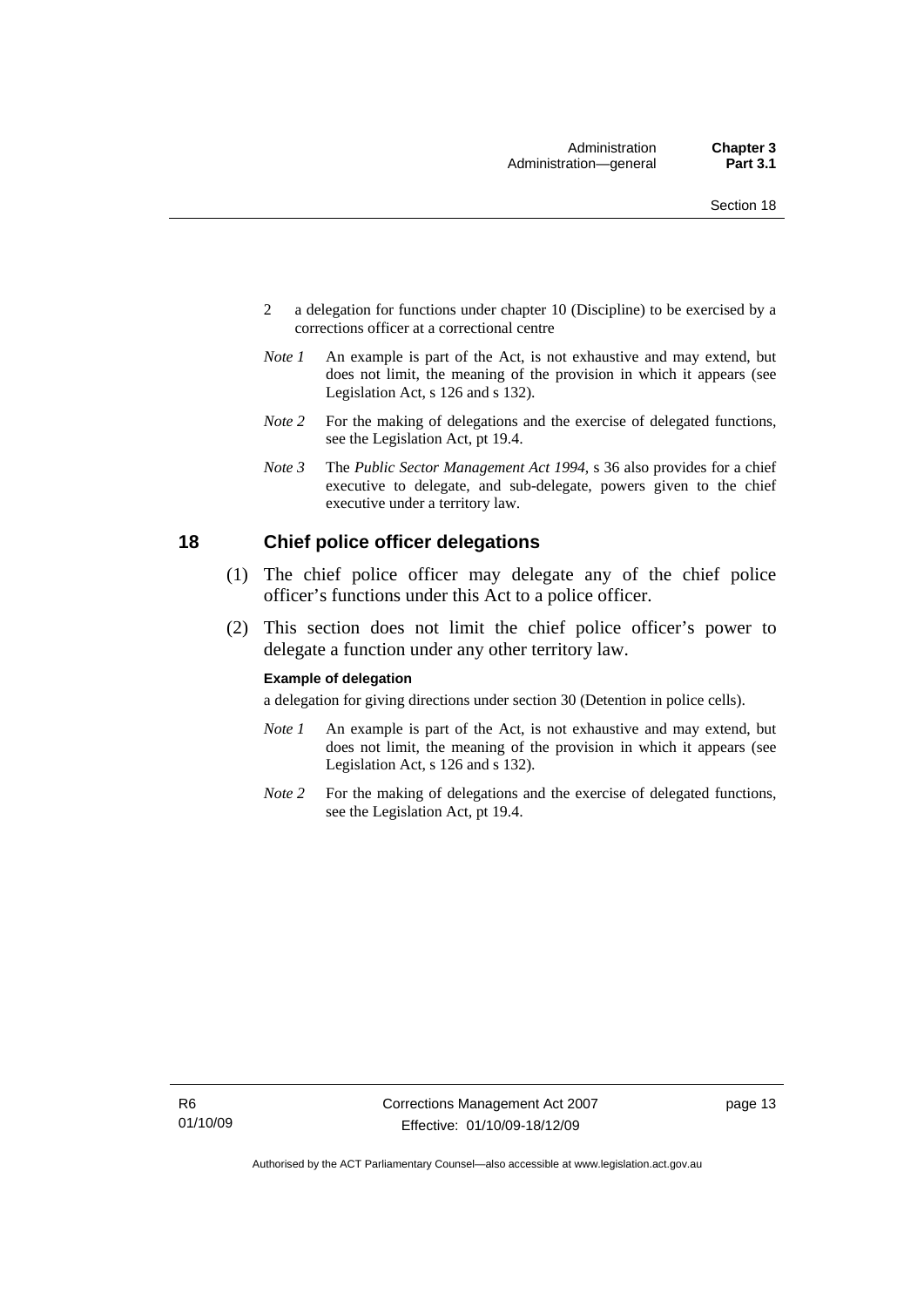2 a delegation for functions under chapter 10 (Discipline) to be exercised by a corrections officer at a correctional centre

*Note 1* An example is part of the Act, is not exhaustive and may extend, but does not limit, the meaning of the provision in which it appears (see Legislation Act, s 126 and s 132).

*Note 2* For the making of delegations and the exercise of delegated functions, see the Legislation Act, pt 19.4.

*Note 3* The *Public Sector Management Act 1994*, s 36 also provides for a chief executive to delegate, and sub-delegate, powers given to the chief executive under a territory law.

## 18 Chief police officer delegations

(1) The chief police officer may delegate any of the chief police officer's functions under this Act to a police officer.

(2) This section does not limit the chief police officer's power to delegate a function under any other territory law.

**Example of delegation**

a delegation for giving directions under section 30 (Detention in police cells).

*Note 1* An example is part of the Act, is not exhaustive and may extend, but does not limit, the meaning of the provision in which it appears (see Legislation Act, s 126 and s 132).

*Note 2* For the making of delegations and the exercise of delegated functions, see the Legislation Act, pt 19.4.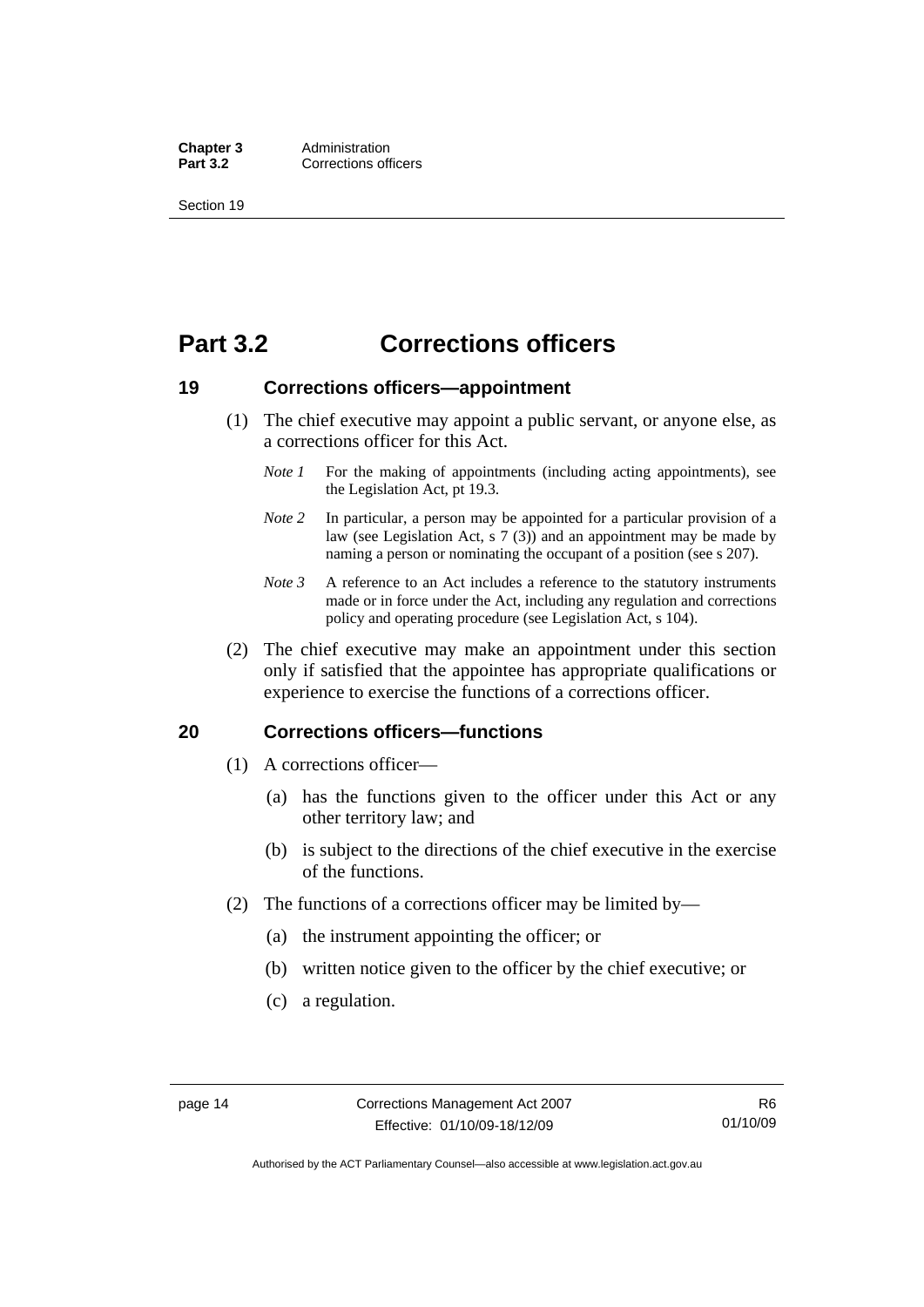# Part 3.2 Corrections officers

## 19 Corrections officers—appointment

(1) The chief executive may appoint a public servant, or anyone else, as a corrections officer for this Act.

*Note 1* For the making of appointments (including acting appointments), see the Legislation Act, pt 19.3.

*Note 2* In particular, a person may be appointed for a particular provision of a law (see Legislation Act, s 7 (3)) and an appointment may be made by naming a person or nominating the occupant of a position (see s 207).

*Note 3* A reference to an Act includes a reference to the statutory instruments made or in force under the Act, including any regulation and corrections policy and operating procedure (see Legislation Act, s 104).

(2) The chief executive may make an appointment under this section only if satisfied that the appointee has appropriate qualifications or experience to exercise the functions of a corrections officer.

## 20 Corrections officers—functions

(1) A corrections officer—

(a) has the functions given to the officer under this Act or any other territory law; and

(b) is subject to the directions of the chief executive in the exercise of the functions.

(2) The functions of a corrections officer may be limited by—

(a) the instrument appointing the officer; or

(b) written notice given to the officer by the chief executive; or

(c) a regulation.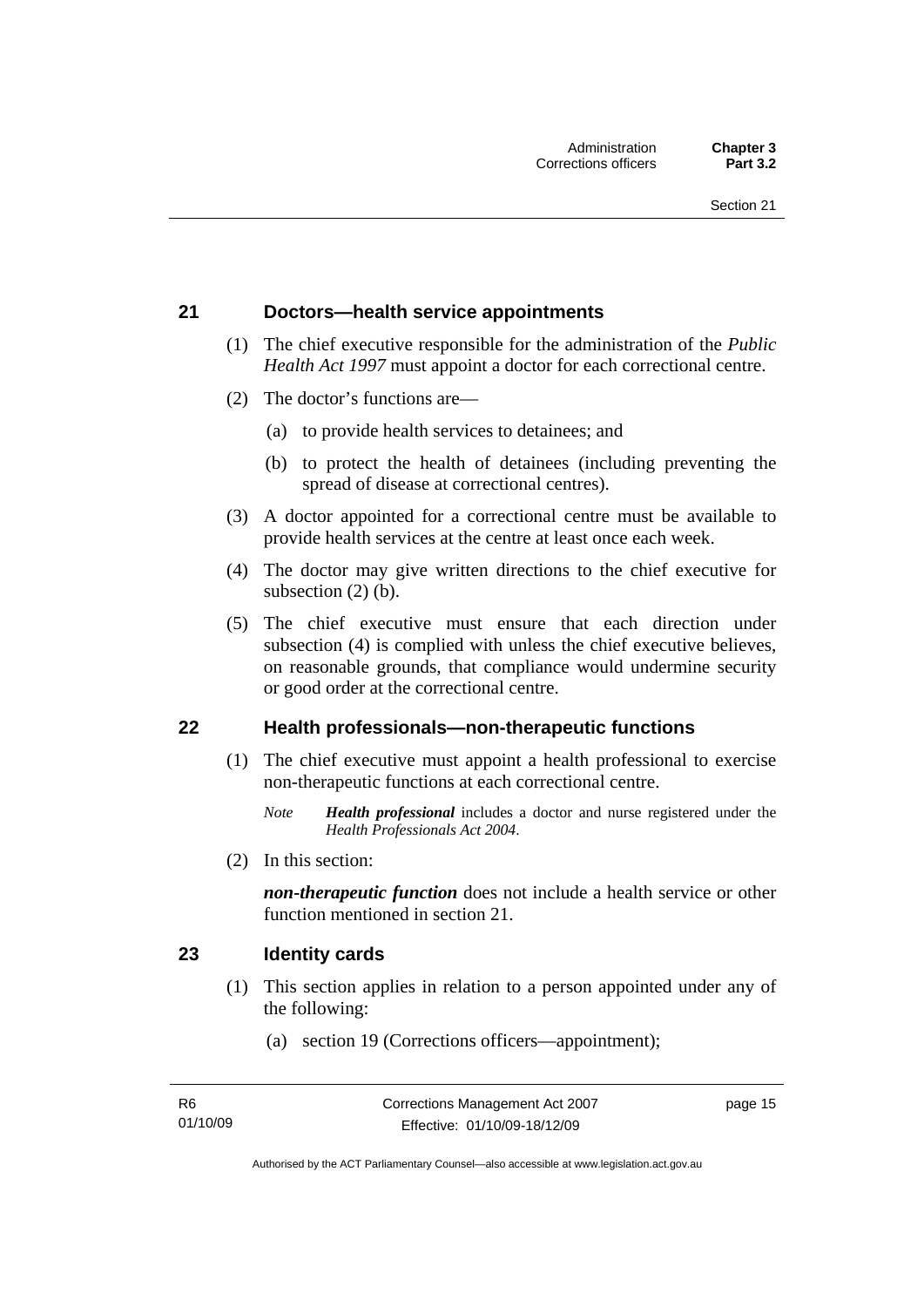## 21 Doctors—health service appointments

(1) The chief executive responsible for the administration of the *Public Health Act 1997* must appoint a doctor for each correctional centre.

(2) The doctor's functions are—

(a) to provide health services to detainees; and

(b) to protect the health of detainees (including preventing the spread of disease at correctional centres).

(3) A doctor appointed for a correctional centre must be available to provide health services at the centre at least once each week.

(4) The doctor may give written directions to the chief executive for subsection (2) (b).

(5) The chief executive must ensure that each direction under subsection (4) is complied with unless the chief executive believes, on reasonable grounds, that compliance would undermine security or good order at the correctional centre.

## 22 Health professionals—non-therapeutic functions

(1) The chief executive must appoint a health professional to exercise non-therapeutic functions at each correctional centre.

*Note* ***Health professional*** includes a doctor and nurse registered under the *Health Professionals Act 2004*.

(2) In this section:

***non-therapeutic function*** does not include a health service or other function mentioned in section 21.

## 23 Identity cards

(1) This section applies in relation to a person appointed under any of the following:

(a) section 19 (Corrections officers—appointment);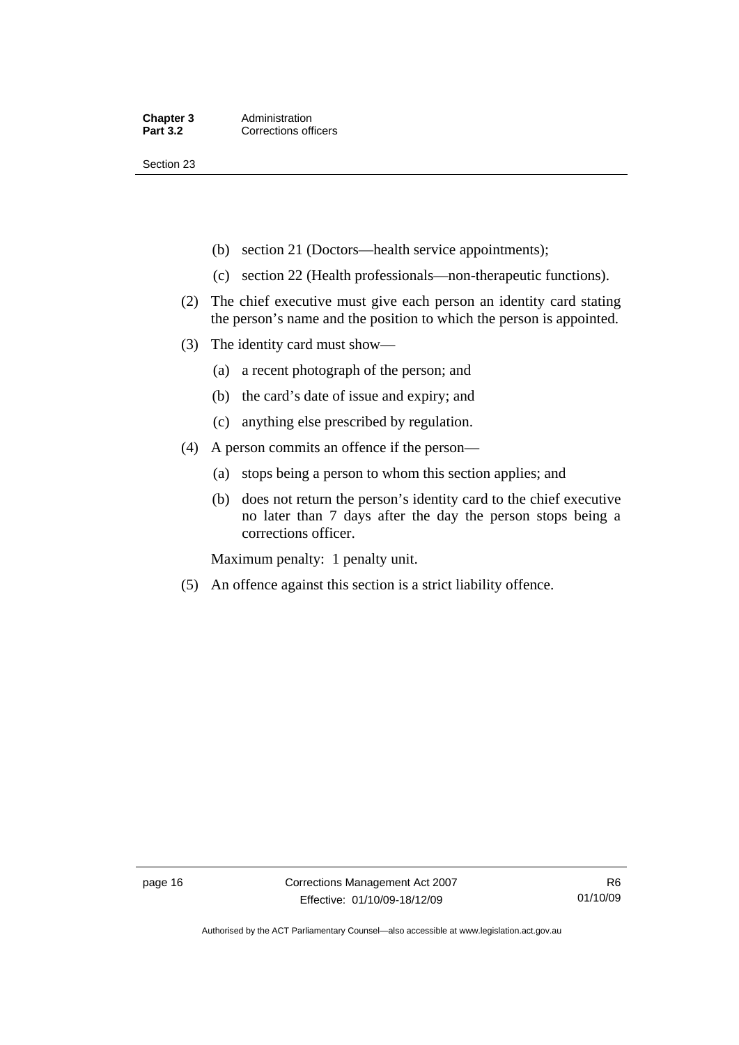(b) section 21 (Doctors—health service appointments);

(c) section 22 (Health professionals—non-therapeutic functions).

(2) The chief executive must give each person an identity card stating the person's name and the position to which the person is appointed.

(3) The identity card must show—

(a) a recent photograph of the person; and

(b) the card's date of issue and expiry; and

(c) anything else prescribed by regulation.

(4) A person commits an offence if the person—

(a) stops being a person to whom this section applies; and

(b) does not return the person's identity card to the chief executive no later than 7 days after the day the person stops being a corrections officer.

Maximum penalty: 1 penalty unit.

(5) An offence against this section is a strict liability offence.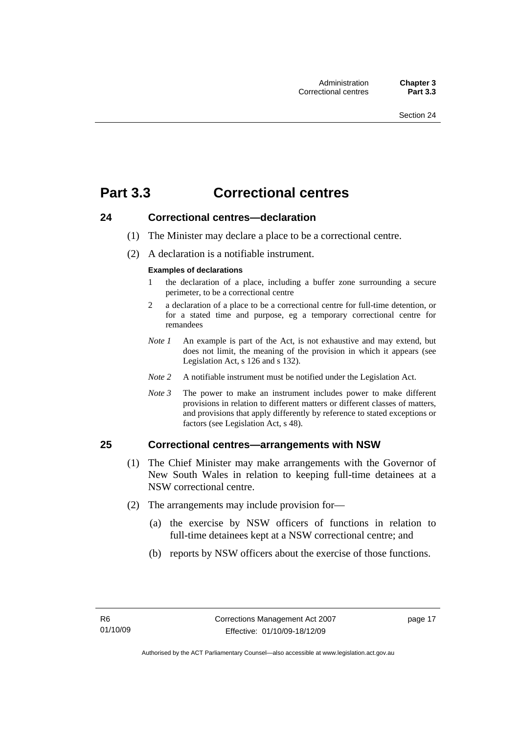# Part 3.3 Correctional centres

## 24 Correctional centres—declaration

(1) The Minister may declare a place to be a correctional centre.

(2) A declaration is a notifiable instrument.

**Examples of declarations**

1 the declaration of a place, including a buffer zone surrounding a secure perimeter, to be a correctional centre

2 a declaration of a place to be a correctional centre for full-time detention, or for a stated time and purpose, eg a temporary correctional centre for remandees

*Note 1* An example is part of the Act, is not exhaustive and may extend, but does not limit, the meaning of the provision in which it appears (see Legislation Act, s 126 and s 132).

*Note 2* A notifiable instrument must be notified under the Legislation Act.

*Note 3* The power to make an instrument includes power to make different provisions in relation to different matters or different classes of matters, and provisions that apply differently by reference to stated exceptions or factors (see Legislation Act, s 48).

## 25 Correctional centres—arrangements with NSW

(1) The Chief Minister may make arrangements with the Governor of New South Wales in relation to keeping full-time detainees at a NSW correctional centre.

(2) The arrangements may include provision for—

(a) the exercise by NSW officers of functions in relation to full-time detainees kept at a NSW correctional centre; and

(b) reports by NSW officers about the exercise of those functions.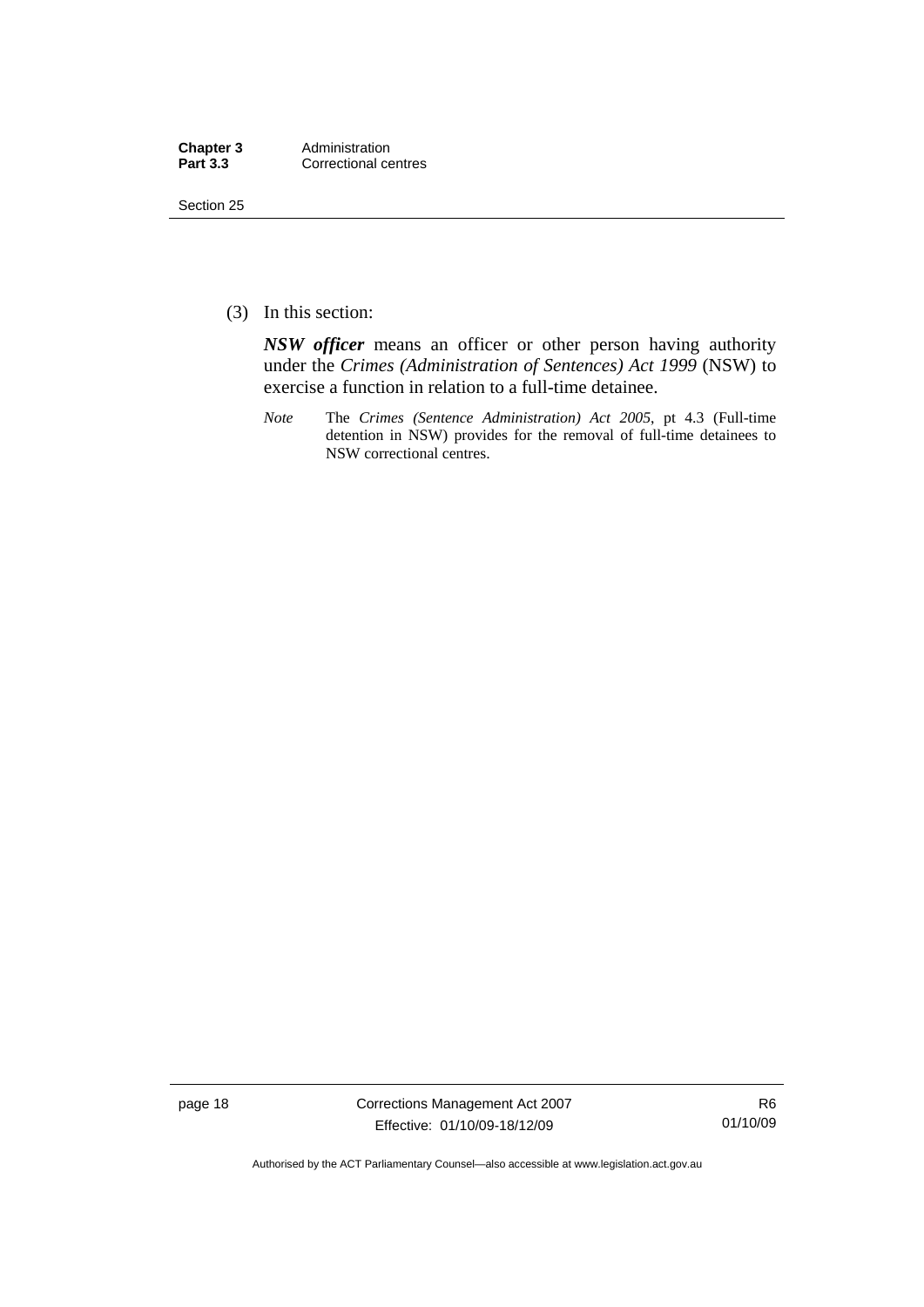(3) In this section:

***NSW officer*** means an officer or other person having authority under the *Crimes (Administration of Sentences) Act 1999* (NSW) to exercise a function in relation to a full-time detainee.

*Note* The *Crimes (Sentence Administration) Act 2005*, pt 4.3 (Full-time detention in NSW) provides for the removal of full-time detainees to NSW correctional centres.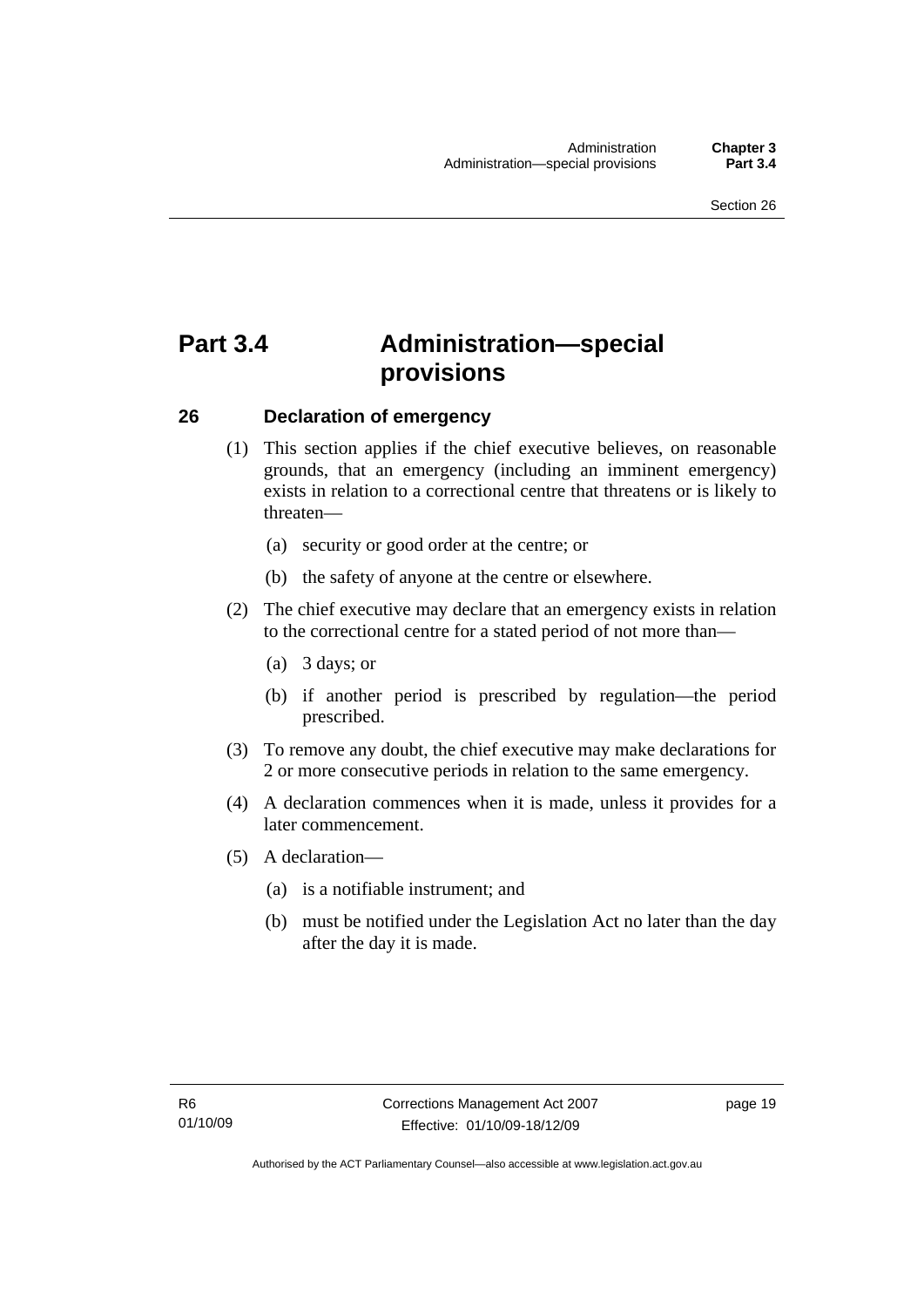# Part 3.4 Administration—special provisions

## 26 Declaration of emergency

(1) This section applies if the chief executive believes, on reasonable grounds, that an emergency (including an imminent emergency) exists in relation to a correctional centre that threatens or is likely to threaten—

(a) security or good order at the centre; or

(b) the safety of anyone at the centre or elsewhere.

(2) The chief executive may declare that an emergency exists in relation to the correctional centre for a stated period of not more than—

(a) 3 days; or

(b) if another period is prescribed by regulation—the period prescribed.

(3) To remove any doubt, the chief executive may make declarations for 2 or more consecutive periods in relation to the same emergency.

(4) A declaration commences when it is made, unless it provides for a later commencement.

(5) A declaration—

(a) is a notifiable instrument; and

(b) must be notified under the Legislation Act no later than the day after the day it is made.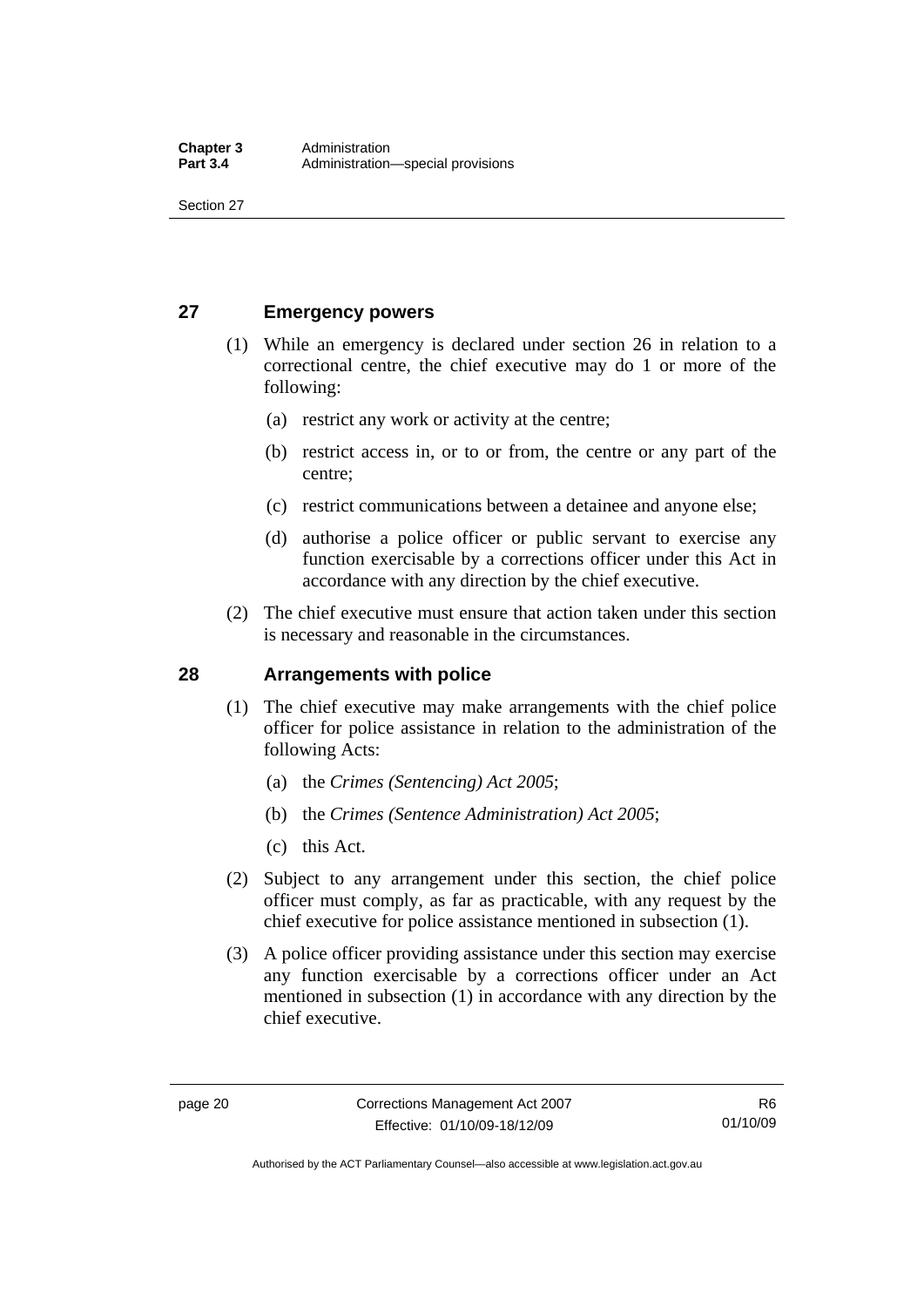## 27 Emergency powers

(1) While an emergency is declared under section 26 in relation to a correctional centre, the chief executive may do 1 or more of the following:

(a) restrict any work or activity at the centre;

(b) restrict access in, or to or from, the centre or any part of the centre;

(c) restrict communications between a detainee and anyone else;

(d) authorise a police officer or public servant to exercise any function exercisable by a corrections officer under this Act in accordance with any direction by the chief executive.

(2) The chief executive must ensure that action taken under this section is necessary and reasonable in the circumstances.

## 28 Arrangements with police

(1) The chief executive may make arrangements with the chief police officer for police assistance in relation to the administration of the following Acts:

(a) the *Crimes (Sentencing) Act 2005*;

(b) the *Crimes (Sentence Administration) Act 2005*;

(c) this Act.

(2) Subject to any arrangement under this section, the chief police officer must comply, as far as practicable, with any request by the chief executive for police assistance mentioned in subsection (1).

(3) A police officer providing assistance under this section may exercise any function exercisable by a corrections officer under an Act mentioned in subsection (1) in accordance with any direction by the chief executive.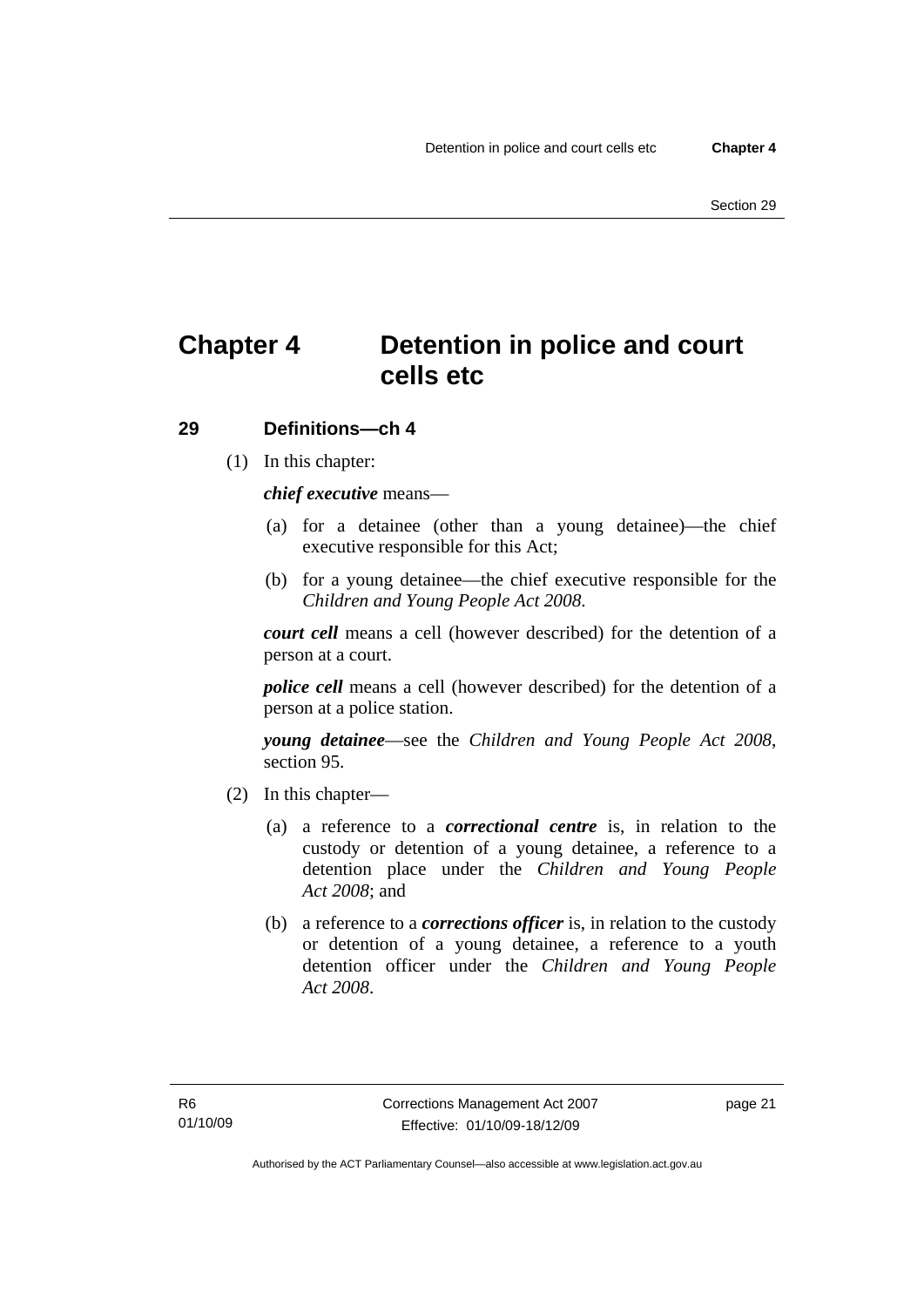# Chapter 4 Detention in police and court cells etc

## 29 Definitions—ch 4

(1) In this chapter:

***chief executive*** means—

(a) for a detainee (other than a young detainee)—the chief executive responsible for this Act;

(b) for a young detainee—the chief executive responsible for the *Children and Young People Act 2008*.

***court cell*** means a cell (however described) for the detention of a person at a court.

***police cell*** means a cell (however described) for the detention of a person at a police station.

***young detainee***—see the *Children and Young People Act 2008*, section 95.

(2) In this chapter—

(a) a reference to a ***correctional centre*** is, in relation to the custody or detention of a young detainee, a reference to a detention place under the *Children and Young People Act 2008*; and

(b) a reference to a ***corrections officer*** is, in relation to the custody or detention of a young detainee, a reference to a youth detention officer under the *Children and Young People Act 2008*.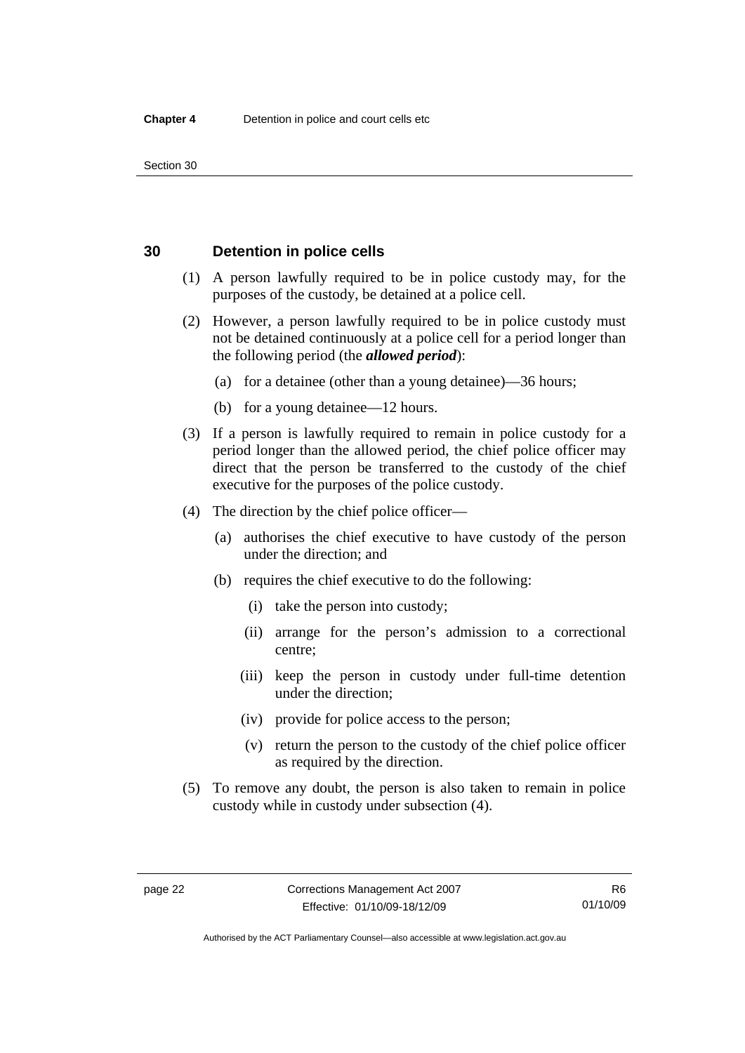## 30 Detention in police cells

(1) A person lawfully required to be in police custody may, for the purposes of the custody, be detained at a police cell.

(2) However, a person lawfully required to be in police custody must not be detained continuously at a police cell for a period longer than the following period (the ***allowed period***):

- (a) for a detainee (other than a young detainee)—36 hours;
- (b) for a young detainee—12 hours.

(3) If a person is lawfully required to remain in police custody for a period longer than the allowed period, the chief police officer may direct that the person be transferred to the custody of the chief executive for the purposes of the police custody.

(4) The direction by the chief police officer—

- (a) authorises the chief executive to have custody of the person under the direction; and
- (b) requires the chief executive to do the following:
  - (i) take the person into custody;
  - (ii) arrange for the person's admission to a correctional centre;
  - (iii) keep the person in custody under full-time detention under the direction;
  - (iv) provide for police access to the person;
  - (v) return the person to the custody of the chief police officer as required by the direction.

(5) To remove any doubt, the person is also taken to remain in police custody while in custody under subsection (4).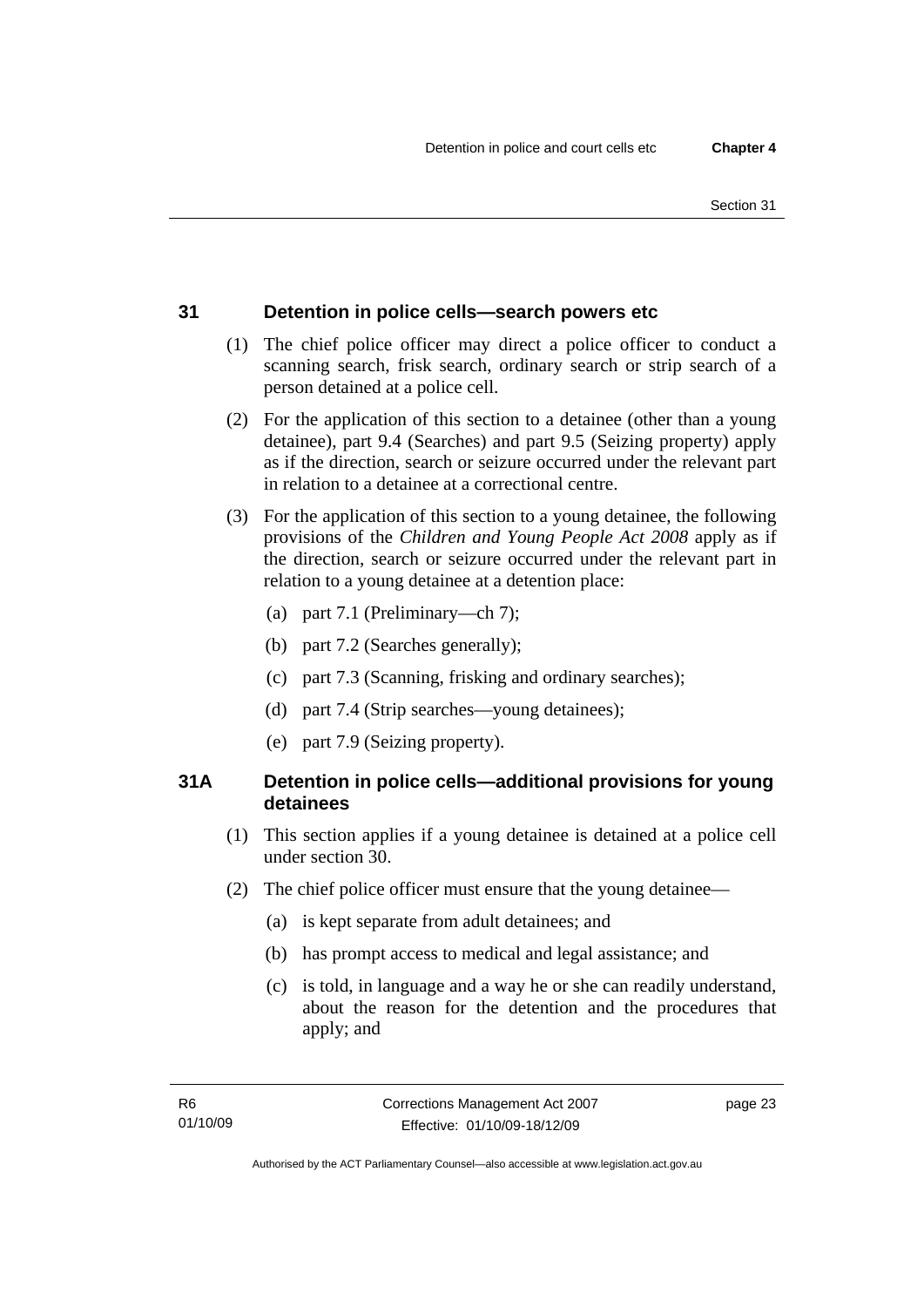## 31 Detention in police cells—search powers etc

(1) The chief police officer may direct a police officer to conduct a scanning search, frisk search, ordinary search or strip search of a person detained at a police cell.

(2) For the application of this section to a detainee (other than a young detainee), part 9.4 (Searches) and part 9.5 (Seizing property) apply as if the direction, search or seizure occurred under the relevant part in relation to a detainee at a correctional centre.

(3) For the application of this section to a young detainee, the following provisions of the *Children and Young People Act 2008* apply as if the direction, search or seizure occurred under the relevant part in relation to a young detainee at a detention place:

- (a) part 7.1 (Preliminary—ch 7);
- (b) part 7.2 (Searches generally);
- (c) part 7.3 (Scanning, frisking and ordinary searches);
- (d) part 7.4 (Strip searches—young detainees);
- (e) part 7.9 (Seizing property).

## 31A Detention in police cells—additional provisions for young detainees

(1) This section applies if a young detainee is detained at a police cell under section 30.

(2) The chief police officer must ensure that the young detainee—

- (a) is kept separate from adult detainees; and
- (b) has prompt access to medical and legal assistance; and
- (c) is told, in language and a way he or she can readily understand, about the reason for the detention and the procedures that apply; and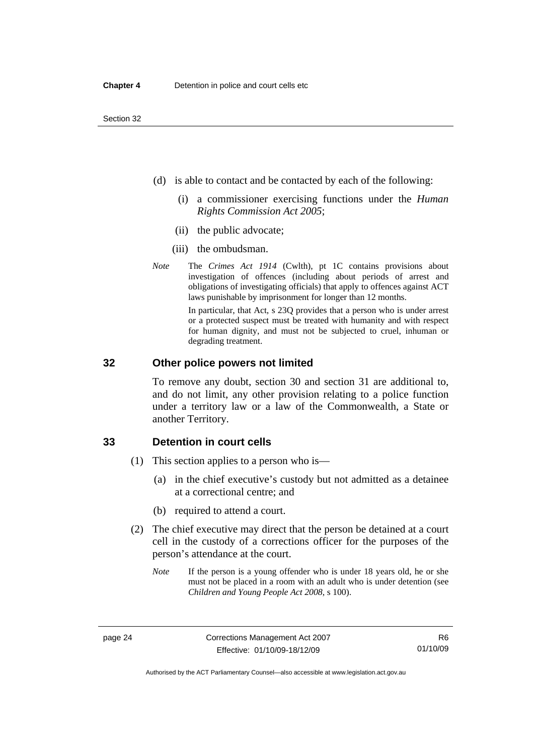(d) is able to contact and be contacted by each of the following:

(i) a commissioner exercising functions under the *Human Rights Commission Act 2005*;

(ii) the public advocate;

(iii) the ombudsman.

*Note* The *Crimes Act 1914* (Cwlth), pt 1C contains provisions about investigation of offences (including about periods of arrest and obligations of investigating officials) that apply to offences against ACT laws punishable by imprisonment for longer than 12 months.

In particular, that Act, s 23Q provides that a person who is under arrest or a protected suspect must be treated with humanity and with respect for human dignity, and must not be subjected to cruel, inhuman or degrading treatment.

## 32 Other police powers not limited

To remove any doubt, section 30 and section 31 are additional to, and do not limit, any other provision relating to a police function under a territory law or a law of the Commonwealth, a State or another Territory.

## 33 Detention in court cells

(1) This section applies to a person who is—

(a) in the chief executive's custody but not admitted as a detainee at a correctional centre; and

(b) required to attend a court.

(2) The chief executive may direct that the person be detained at a court cell in the custody of a corrections officer for the purposes of the person's attendance at the court.

*Note* If the person is a young offender who is under 18 years old, he or she must not be placed in a room with an adult who is under detention (see *Children and Young People Act 2008*, s 100).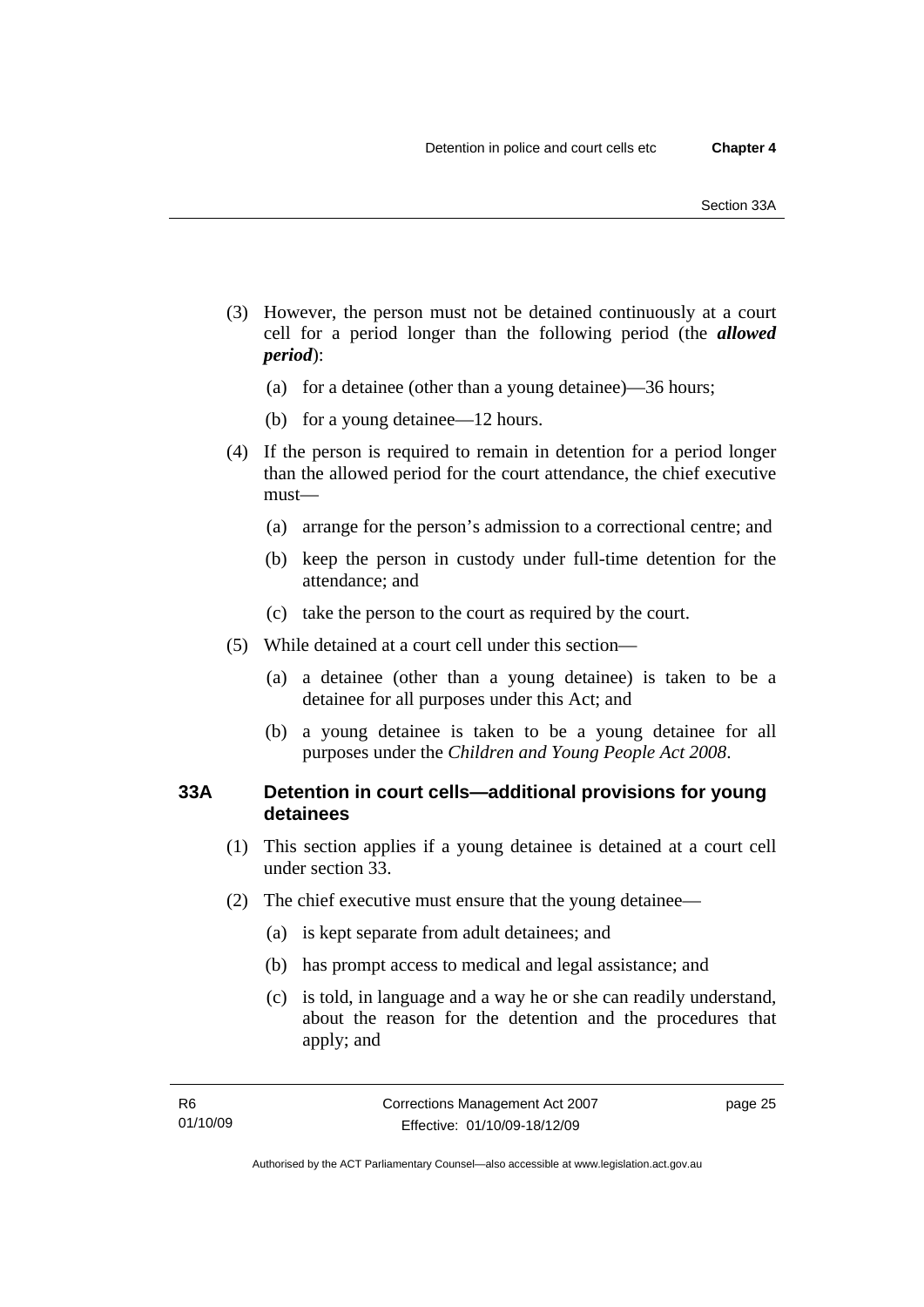(3) However, the person must not be detained continuously at a court cell for a period longer than the following period (the ***allowed period***):

   (a) for a detainee (other than a young detainee)—36 hours;

   (b) for a young detainee—12 hours.

(4) If the person is required to remain in detention for a period longer than the allowed period for the court attendance, the chief executive must—

   (a) arrange for the person's admission to a correctional centre; and

   (b) keep the person in custody under full-time detention for the attendance; and

   (c) take the person to the court as required by the court.

(5) While detained at a court cell under this section—

   (a) a detainee (other than a young detainee) is taken to be a detainee for all purposes under this Act; and

   (b) a young detainee is taken to be a young detainee for all purposes under the *Children and Young People Act 2008*.

### 33A Detention in court cells—additional provisions for young detainees

(1) This section applies if a young detainee is detained at a court cell under section 33.

(2) The chief executive must ensure that the young detainee—

   (a) is kept separate from adult detainees; and

   (b) has prompt access to medical and legal assistance; and

   (c) is told, in language and a way he or she can readily understand, about the reason for the detention and the procedures that apply; and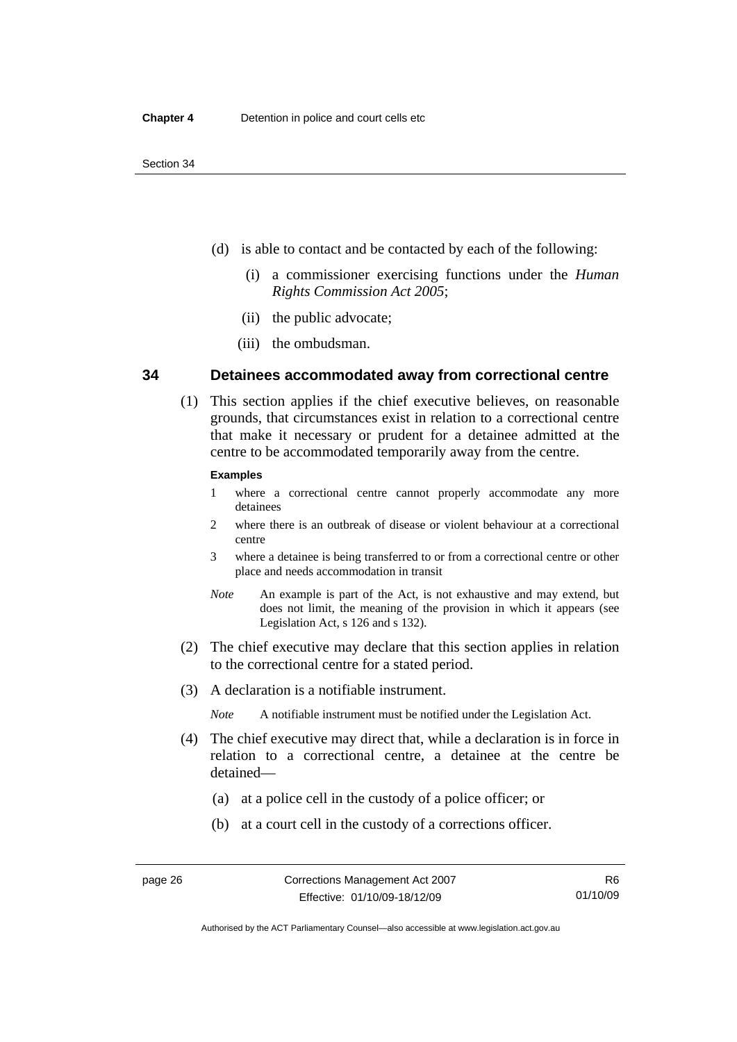(d) is able to contact and be contacted by each of the following:

(i) a commissioner exercising functions under the *Human Rights Commission Act 2005*;

(ii) the public advocate;

(iii) the ombudsman.

## 34 Detainees accommodated away from correctional centre

(1) This section applies if the chief executive believes, on reasonable grounds, that circumstances exist in relation to a correctional centre that make it necessary or prudent for a detainee admitted at the centre to be accommodated temporarily away from the centre.

**Examples**

1 where a correctional centre cannot properly accommodate any more detainees

2 where there is an outbreak of disease or violent behaviour at a correctional centre

3 where a detainee is being transferred to or from a correctional centre or other place and needs accommodation in transit

*Note* An example is part of the Act, is not exhaustive and may extend, but does not limit, the meaning of the provision in which it appears (see Legislation Act, s 126 and s 132).

(2) The chief executive may declare that this section applies in relation to the correctional centre for a stated period.

(3) A declaration is a notifiable instrument.

*Note* A notifiable instrument must be notified under the Legislation Act.

(4) The chief executive may direct that, while a declaration is in force in relation to a correctional centre, a detainee at the centre be detained—

(a) at a police cell in the custody of a police officer; or

(b) at a court cell in the custody of a corrections officer.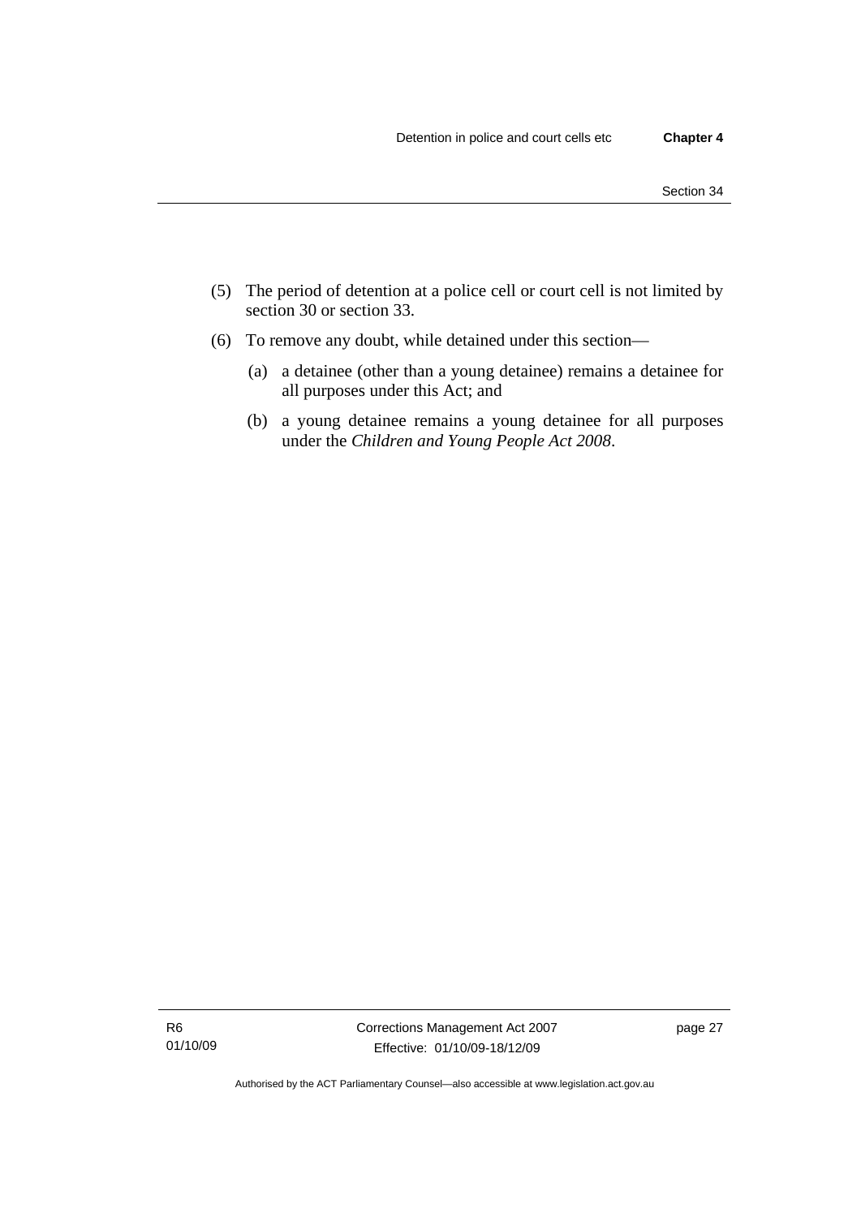(5) The period of detention at a police cell or court cell is not limited by section 30 or section 33.

(6) To remove any doubt, while detained under this section—

  (a) a detainee (other than a young detainee) remains a detainee for all purposes under this Act; and

  (b) a young detainee remains a young detainee for all purposes under the *Children and Young People Act 2008*.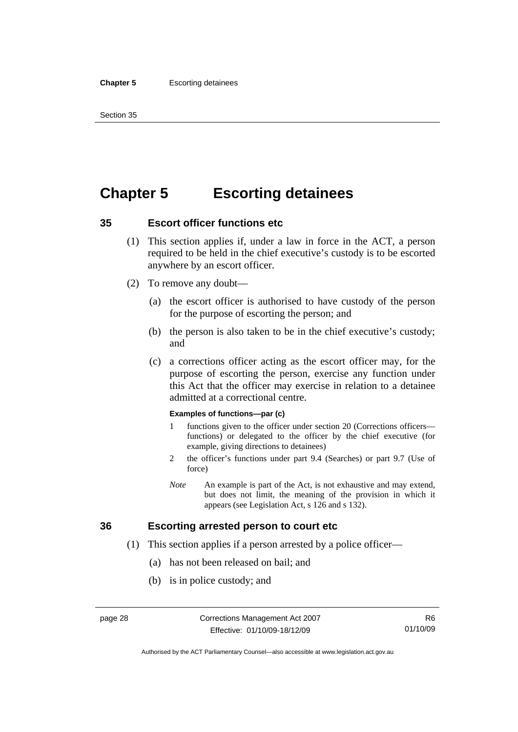# Chapter 5 Escorting detainees

## 35 Escort officer functions etc

(1) This section applies if, under a law in force in the ACT, a person required to be held in the chief executive's custody is to be escorted anywhere by an escort officer.

(2) To remove any doubt—

(a) the escort officer is authorised to have custody of the person for the purpose of escorting the person; and

(b) the person is also taken to be in the chief executive's custody; and

(c) a corrections officer acting as the escort officer may, for the purpose of escorting the person, exercise any function under this Act that the officer may exercise in relation to a detainee admitted at a correctional centre.

**Examples of functions—par (c)**

1 functions given to the officer under section 20 (Corrections officers—functions) or delegated to the officer by the chief executive (for example, giving directions to detainees)

2 the officer's functions under part 9.4 (Searches) or part 9.7 (Use of force)

*Note* An example is part of the Act, is not exhaustive and may extend, but does not limit, the meaning of the provision in which it appears (see Legislation Act, s 126 and s 132).

## 36 Escorting arrested person to court etc

(1) This section applies if a person arrested by a police officer—

(a) has not been released on bail; and

(b) is in police custody; and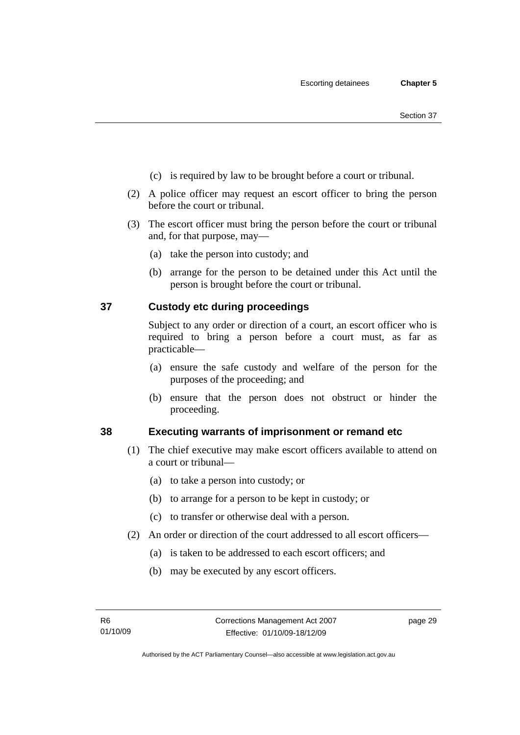(c) is required by law to be brought before a court or tribunal.

(2) A police officer may request an escort officer to bring the person before the court or tribunal.

(3) The escort officer must bring the person before the court or tribunal and, for that purpose, may—

(a) take the person into custody; and

(b) arrange for the person to be detained under this Act until the person is brought before the court or tribunal.

### 37 Custody etc during proceedings

Subject to any order or direction of a court, an escort officer who is required to bring a person before a court must, as far as practicable—

(a) ensure the safe custody and welfare of the person for the purposes of the proceeding; and

(b) ensure that the person does not obstruct or hinder the proceeding.

### 38 Executing warrants of imprisonment or remand etc

(1) The chief executive may make escort officers available to attend on a court or tribunal—

(a) to take a person into custody; or

(b) to arrange for a person to be kept in custody; or

(c) to transfer or otherwise deal with a person.

(2) An order or direction of the court addressed to all escort officers—

(a) is taken to be addressed to each escort officers; and

(b) may be executed by any escort officers.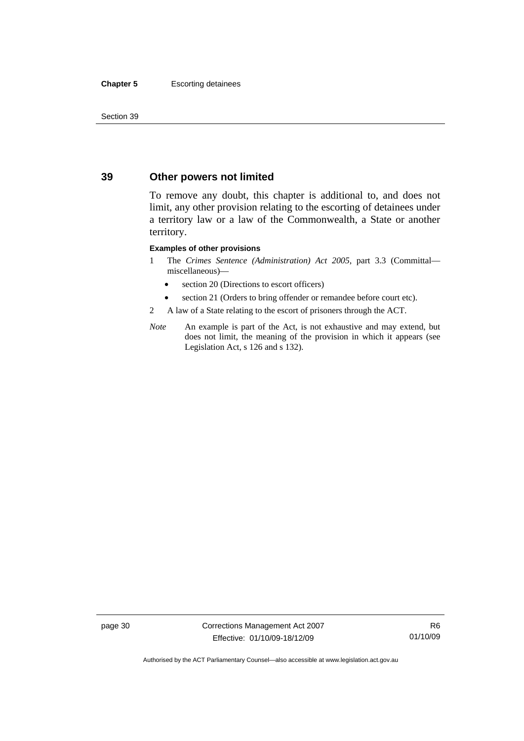## 39 Other powers not limited

To remove any doubt, this chapter is additional to, and does not limit, any other provision relating to the escorting of detainees under a territory law or a law of the Commonwealth, a State or another territory.

**Examples of other provisions**

1 The *Crimes Sentence (Administration) Act 2005*, part 3.3 (Committal—miscellaneous)—

- section 20 (Directions to escort officers)
- section 21 (Orders to bring offender or remandee before court etc).

2 A law of a State relating to the escort of prisoners through the ACT.

*Note* An example is part of the Act, is not exhaustive and may extend, but does not limit, the meaning of the provision in which it appears (see Legislation Act, s 126 and s 132).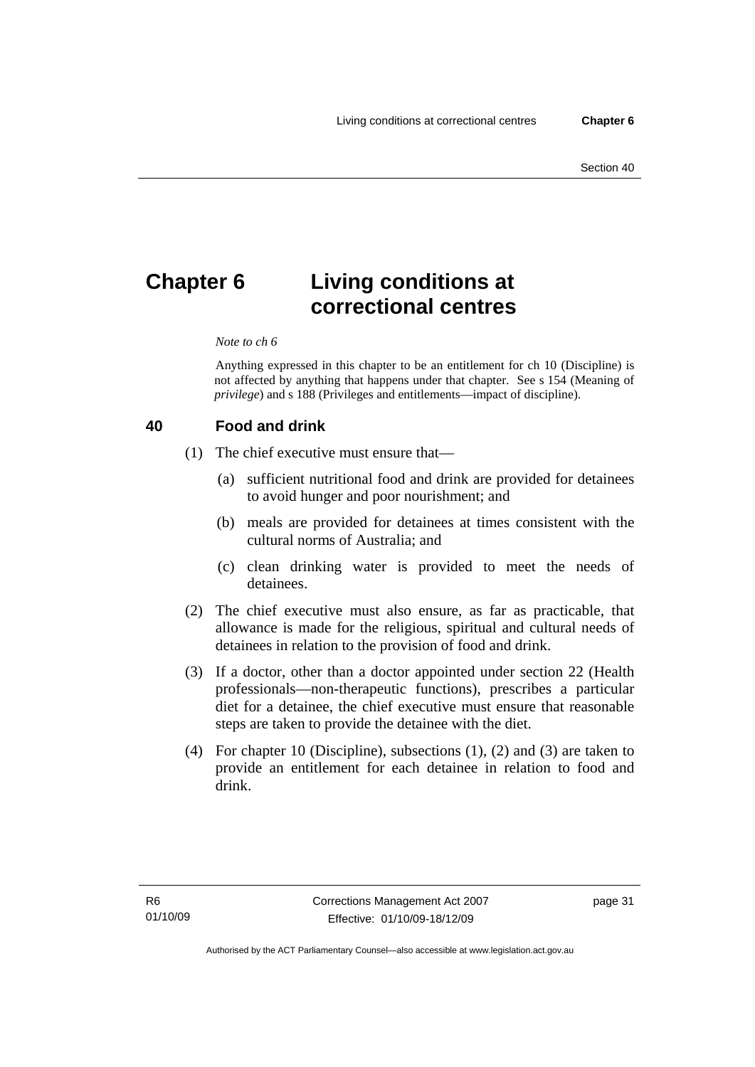# Chapter 6 Living conditions at correctional centres

*Note to ch 6*

Anything expressed in this chapter to be an entitlement for ch 10 (Discipline) is not affected by anything that happens under that chapter. See s 154 (Meaning of *privilege*) and s 188 (Privileges and entitlements—impact of discipline).

## 40 Food and drink

(1) The chief executive must ensure that—

(a) sufficient nutritional food and drink are provided for detainees to avoid hunger and poor nourishment; and

(b) meals are provided for detainees at times consistent with the cultural norms of Australia; and

(c) clean drinking water is provided to meet the needs of detainees.

(2) The chief executive must also ensure, as far as practicable, that allowance is made for the religious, spiritual and cultural needs of detainees in relation to the provision of food and drink.

(3) If a doctor, other than a doctor appointed under section 22 (Health professionals—non-therapeutic functions), prescribes a particular diet for a detainee, the chief executive must ensure that reasonable steps are taken to provide the detainee with the diet.

(4) For chapter 10 (Discipline), subsections (1), (2) and (3) are taken to provide an entitlement for each detainee in relation to food and drink.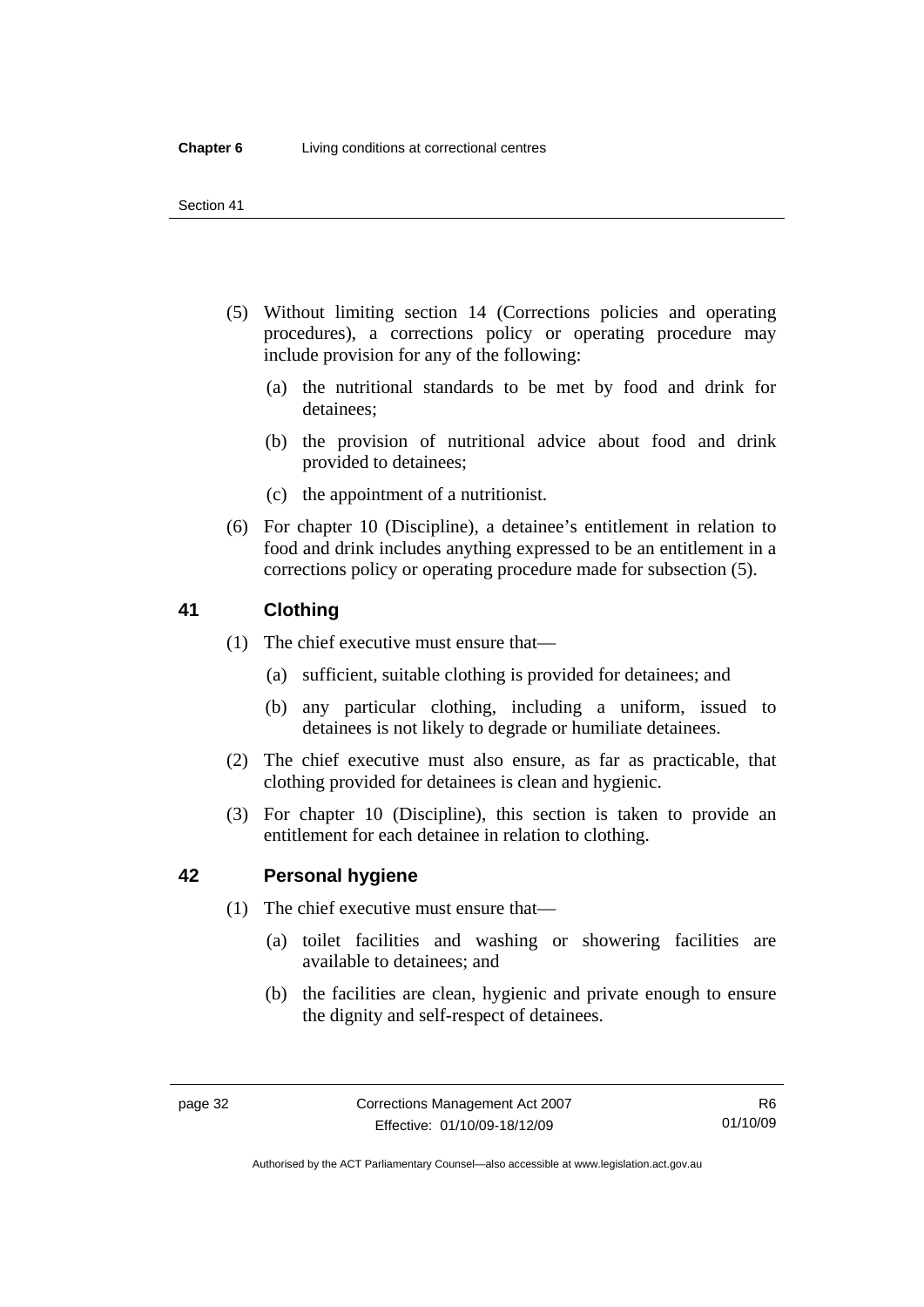(5) Without limiting section 14 (Corrections policies and operating procedures), a corrections policy or operating procedure may include provision for any of the following:

(a) the nutritional standards to be met by food and drink for detainees;

(b) the provision of nutritional advice about food and drink provided to detainees;

(c) the appointment of a nutritionist.

(6) For chapter 10 (Discipline), a detainee's entitlement in relation to food and drink includes anything expressed to be an entitlement in a corrections policy or operating procedure made for subsection (5).

## 41 Clothing

(1) The chief executive must ensure that—

(a) sufficient, suitable clothing is provided for detainees; and

(b) any particular clothing, including a uniform, issued to detainees is not likely to degrade or humiliate detainees.

(2) The chief executive must also ensure, as far as practicable, that clothing provided for detainees is clean and hygienic.

(3) For chapter 10 (Discipline), this section is taken to provide an entitlement for each detainee in relation to clothing.

## 42 Personal hygiene

(1) The chief executive must ensure that—

(a) toilet facilities and washing or showering facilities are available to detainees; and

(b) the facilities are clean, hygienic and private enough to ensure the dignity and self-respect of detainees.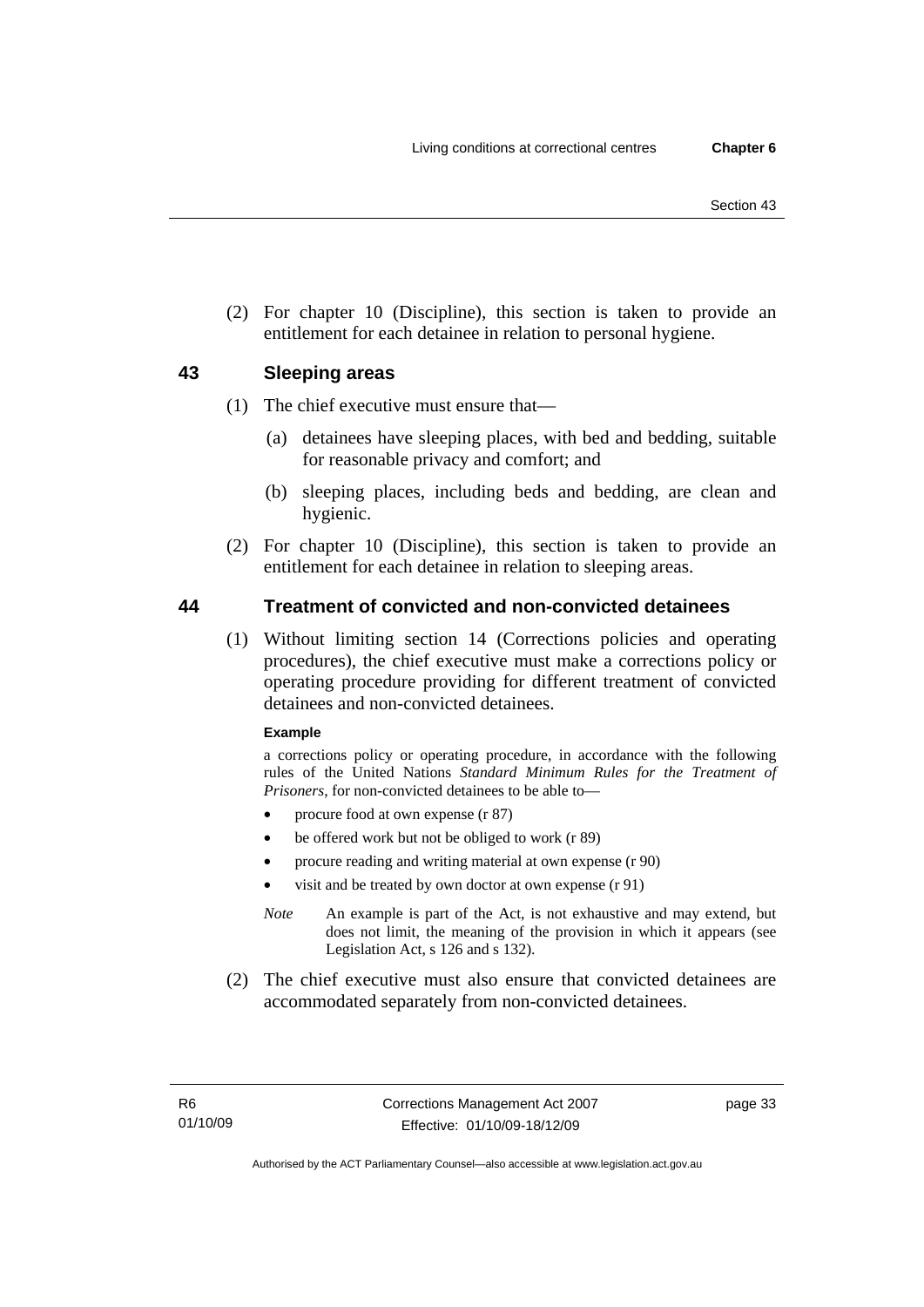(2) For chapter 10 (Discipline), this section is taken to provide an entitlement for each detainee in relation to personal hygiene.

## 43 Sleeping areas

(1) The chief executive must ensure that—

(a) detainees have sleeping places, with bed and bedding, suitable for reasonable privacy and comfort; and

(b) sleeping places, including beds and bedding, are clean and hygienic.

(2) For chapter 10 (Discipline), this section is taken to provide an entitlement for each detainee in relation to sleeping areas.

## 44 Treatment of convicted and non-convicted detainees

(1) Without limiting section 14 (Corrections policies and operating procedures), the chief executive must make a corrections policy or operating procedure providing for different treatment of convicted detainees and non-convicted detainees.

**Example**

a corrections policy or operating procedure, in accordance with the following rules of the United Nations *Standard Minimum Rules for the Treatment of Prisoners*, for non-convicted detainees to be able to—

- procure food at own expense (r 87)
- be offered work but not be obliged to work (r 89)
- procure reading and writing material at own expense (r 90)
- visit and be treated by own doctor at own expense (r 91)

*Note* An example is part of the Act, is not exhaustive and may extend, but does not limit, the meaning of the provision in which it appears (see Legislation Act, s 126 and s 132).

(2) The chief executive must also ensure that convicted detainees are accommodated separately from non-convicted detainees.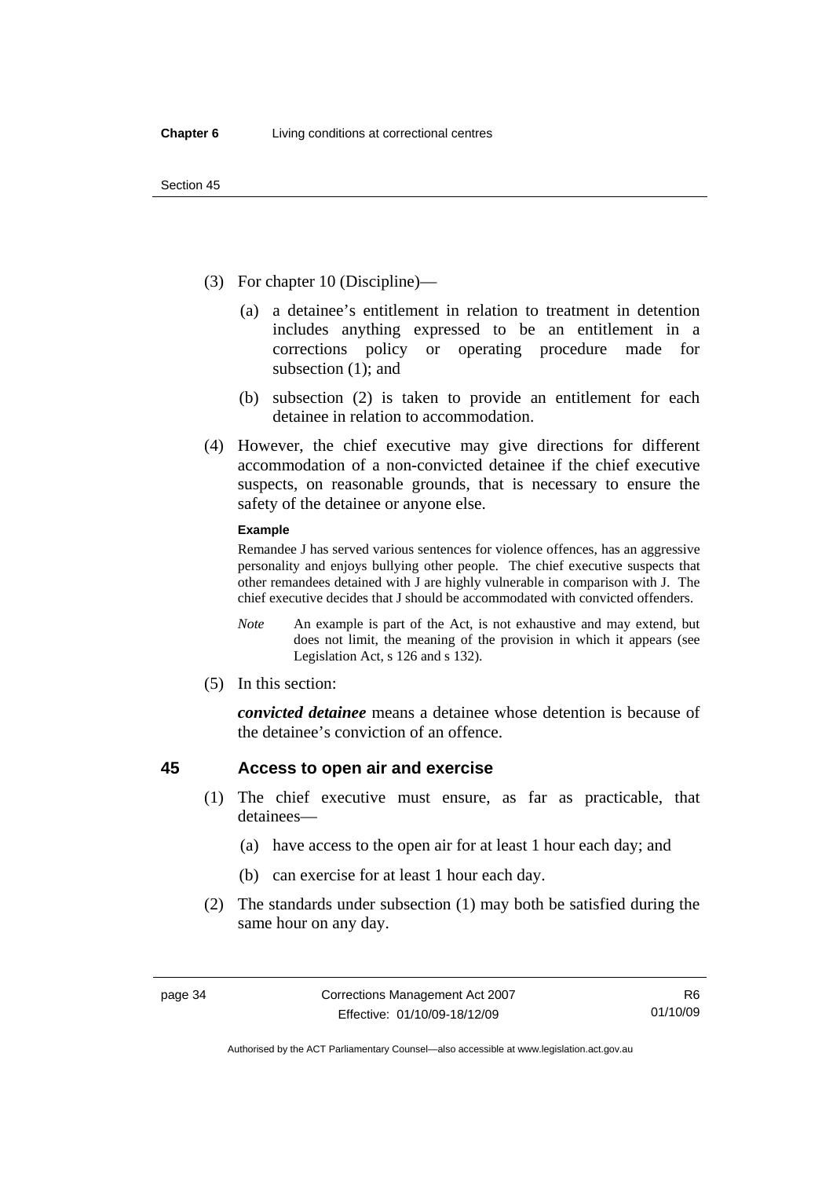(3) For chapter 10 (Discipline)—

(a) a detainee's entitlement in relation to treatment in detention includes anything expressed to be an entitlement in a corrections policy or operating procedure made for subsection (1); and

(b) subsection (2) is taken to provide an entitlement for each detainee in relation to accommodation.

(4) However, the chief executive may give directions for different accommodation of a non-convicted detainee if the chief executive suspects, on reasonable grounds, that is necessary to ensure the safety of the detainee or anyone else.

**Example**

Remandee J has served various sentences for violence offences, has an aggressive personality and enjoys bullying other people. The chief executive suspects that other remandees detained with J are highly vulnerable in comparison with J. The chief executive decides that J should be accommodated with convicted offenders.

*Note* An example is part of the Act, is not exhaustive and may extend, but does not limit, the meaning of the provision in which it appears (see Legislation Act, s 126 and s 132).

(5) In this section:

***convicted detainee*** means a detainee whose detention is because of the detainee's conviction of an offence.

## 45 Access to open air and exercise

(1) The chief executive must ensure, as far as practicable, that detainees—

(a) have access to the open air for at least 1 hour each day; and

(b) can exercise for at least 1 hour each day.

(2) The standards under subsection (1) may both be satisfied during the same hour on any day.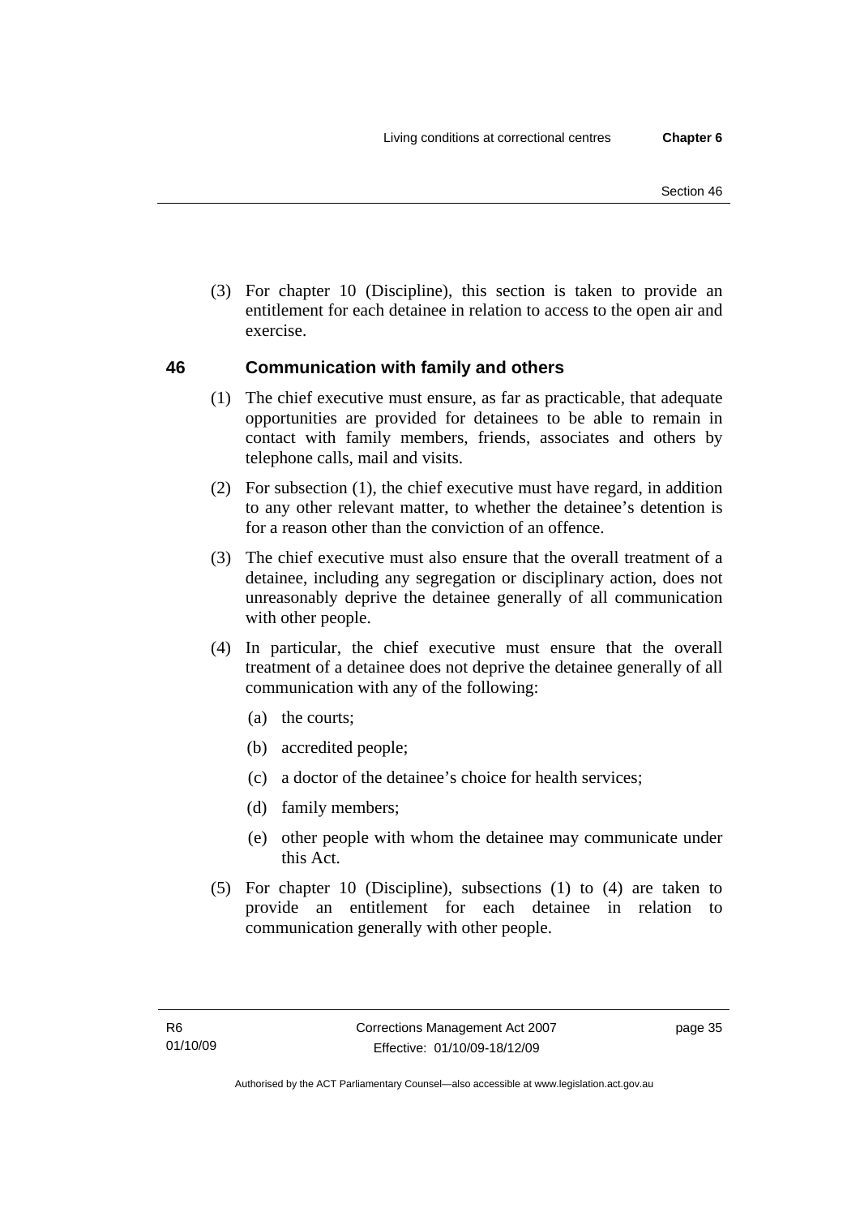(3) For chapter 10 (Discipline), this section is taken to provide an entitlement for each detainee in relation to access to the open air and exercise.

## 46 Communication with family and others

(1) The chief executive must ensure, as far as practicable, that adequate opportunities are provided for detainees to be able to remain in contact with family members, friends, associates and others by telephone calls, mail and visits.

(2) For subsection (1), the chief executive must have regard, in addition to any other relevant matter, to whether the detainee's detention is for a reason other than the conviction of an offence.

(3) The chief executive must also ensure that the overall treatment of a detainee, including any segregation or disciplinary action, does not unreasonably deprive the detainee generally of all communication with other people.

(4) In particular, the chief executive must ensure that the overall treatment of a detainee does not deprive the detainee generally of all communication with any of the following:

- (a) the courts;
- (b) accredited people;
- (c) a doctor of the detainee's choice for health services;
- (d) family members;
- (e) other people with whom the detainee may communicate under this Act.

(5) For chapter 10 (Discipline), subsections (1) to (4) are taken to provide an entitlement for each detainee in relation to communication generally with other people.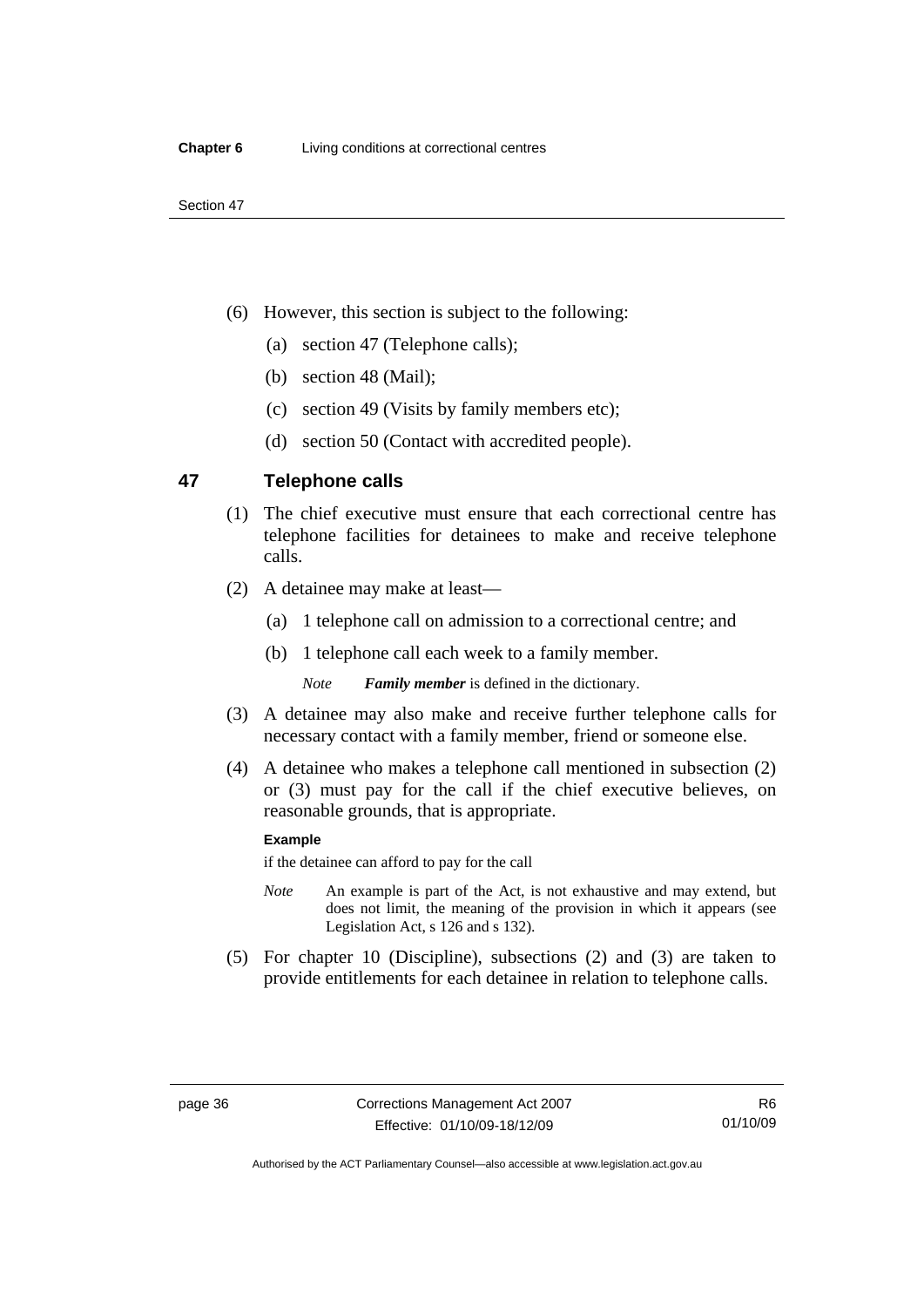(6) However, this section is subject to the following:

(a) section 47 (Telephone calls);

(b) section 48 (Mail);

(c) section 49 (Visits by family members etc);

(d) section 50 (Contact with accredited people).

## 47 Telephone calls

(1) The chief executive must ensure that each correctional centre has telephone facilities for detainees to make and receive telephone calls.

(2) A detainee may make at least—

(a) 1 telephone call on admission to a correctional centre; and

(b) 1 telephone call each week to a family member.

*Note* ***Family member*** is defined in the dictionary.

(3) A detainee may also make and receive further telephone calls for necessary contact with a family member, friend or someone else.

(4) A detainee who makes a telephone call mentioned in subsection (2) or (3) must pay for the call if the chief executive believes, on reasonable grounds, that is appropriate.

**Example**

if the detainee can afford to pay for the call

*Note* An example is part of the Act, is not exhaustive and may extend, but does not limit, the meaning of the provision in which it appears (see Legislation Act, s 126 and s 132).

(5) For chapter 10 (Discipline), subsections (2) and (3) are taken to provide entitlements for each detainee in relation to telephone calls.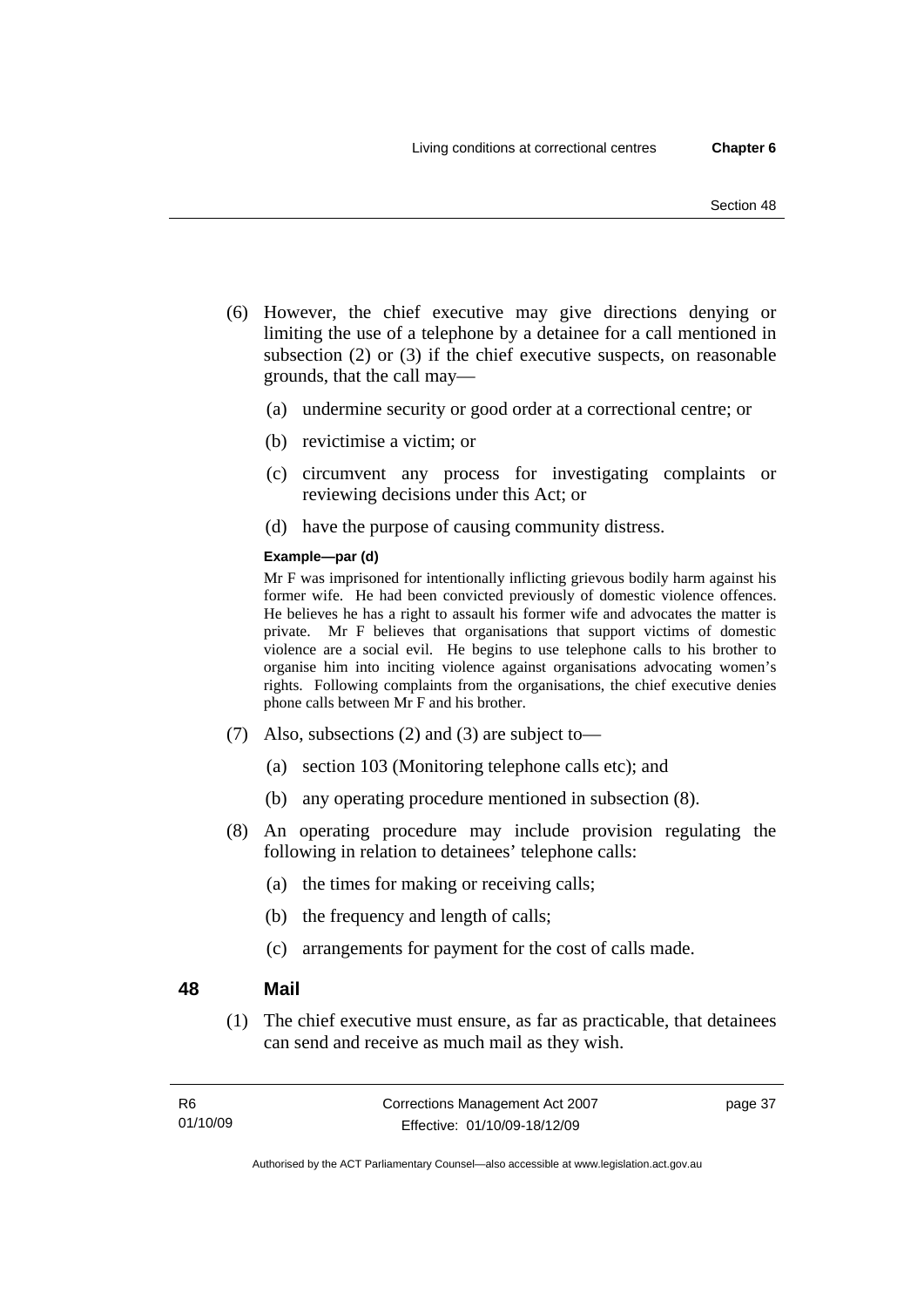(6) However, the chief executive may give directions denying or limiting the use of a telephone by a detainee for a call mentioned in subsection (2) or (3) if the chief executive suspects, on reasonable grounds, that the call may—

  (a) undermine security or good order at a correctional centre; or

  (b) revictimise a victim; or

  (c) circumvent any process for investigating complaints or reviewing decisions under this Act; or

  (d) have the purpose of causing community distress.

**Example—par (d)**

Mr F was imprisoned for intentionally inflicting grievous bodily harm against his former wife. He had been convicted previously of domestic violence offences. He believes he has a right to assault his former wife and advocates the matter is private. Mr F believes that organisations that support victims of domestic violence are a social evil. He begins to use telephone calls to his brother to organise him into inciting violence against organisations advocating women's rights. Following complaints from the organisations, the chief executive denies phone calls between Mr F and his brother.

(7) Also, subsections (2) and (3) are subject to—

  (a) section 103 (Monitoring telephone calls etc); and

  (b) any operating procedure mentioned in subsection (8).

(8) An operating procedure may include provision regulating the following in relation to detainees' telephone calls:

  (a) the times for making or receiving calls;

  (b) the frequency and length of calls;

  (c) arrangements for payment for the cost of calls made.

## 48 Mail

(1) The chief executive must ensure, as far as practicable, that detainees can send and receive as much mail as they wish.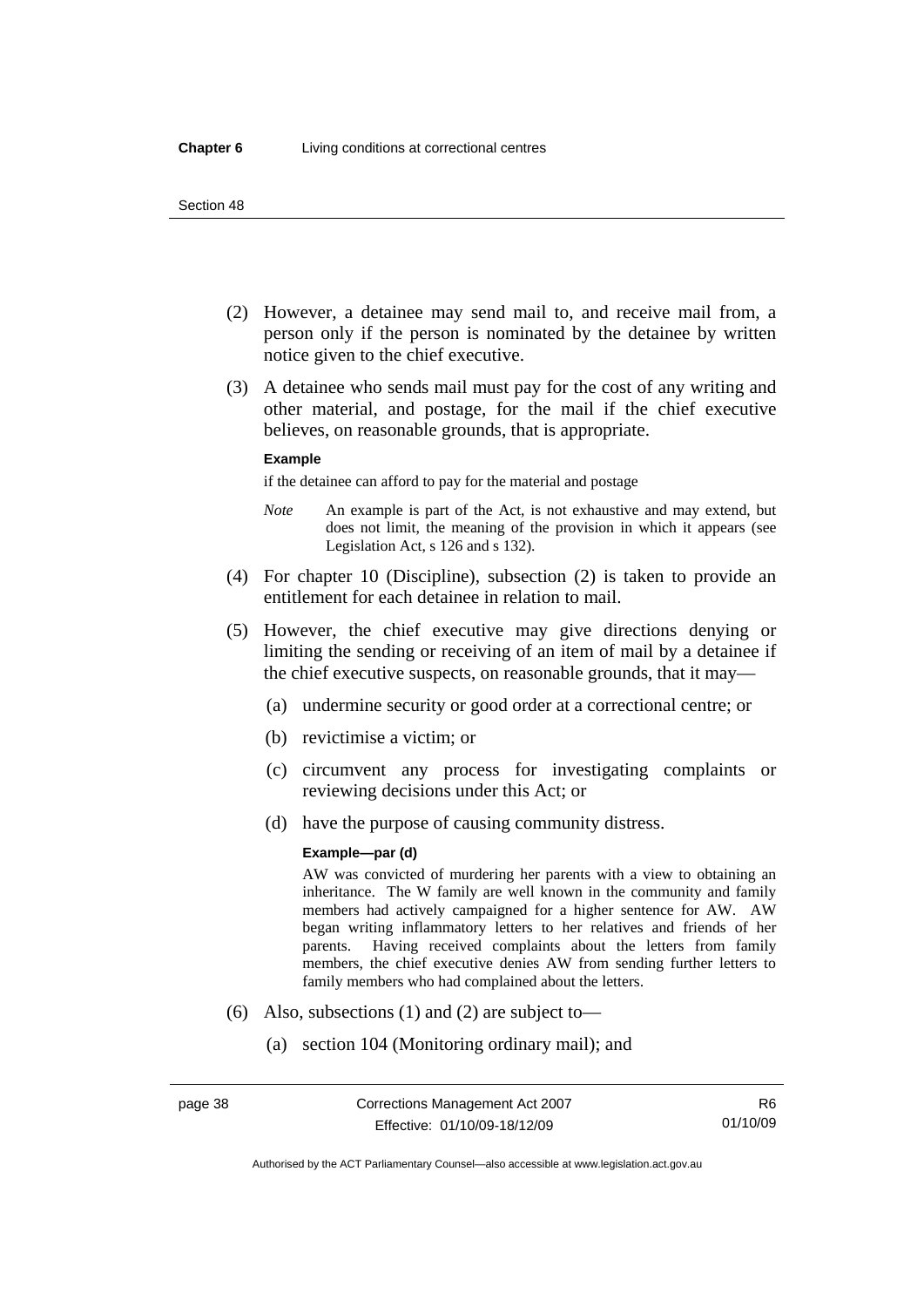(2) However, a detainee may send mail to, and receive mail from, a person only if the person is nominated by the detainee by written notice given to the chief executive.

(3) A detainee who sends mail must pay for the cost of any writing and other material, and postage, for the mail if the chief executive believes, on reasonable grounds, that is appropriate.

**Example**

if the detainee can afford to pay for the material and postage

*Note* An example is part of the Act, is not exhaustive and may extend, but does not limit, the meaning of the provision in which it appears (see Legislation Act, s 126 and s 132).

(4) For chapter 10 (Discipline), subsection (2) is taken to provide an entitlement for each detainee in relation to mail.

(5) However, the chief executive may give directions denying or limiting the sending or receiving of an item of mail by a detainee if the chief executive suspects, on reasonable grounds, that it may—

(a) undermine security or good order at a correctional centre; or

(b) revictimise a victim; or

(c) circumvent any process for investigating complaints or reviewing decisions under this Act; or

(d) have the purpose of causing community distress.

**Example—par (d)**

AW was convicted of murdering her parents with a view to obtaining an inheritance. The W family are well known in the community and family members had actively campaigned for a higher sentence for AW. AW began writing inflammatory letters to her relatives and friends of her parents. Having received complaints about the letters from family members, the chief executive denies AW from sending further letters to family members who had complained about the letters.

(6) Also, subsections (1) and (2) are subject to—

(a) section 104 (Monitoring ordinary mail); and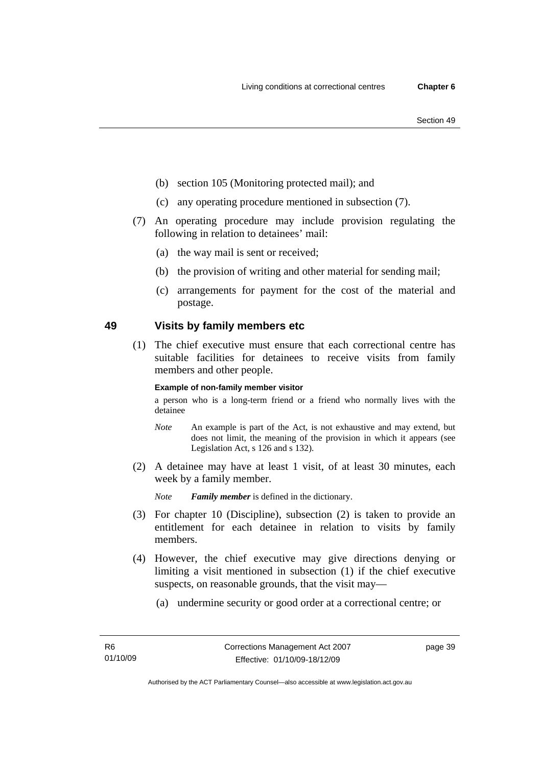(b) section 105 (Monitoring protected mail); and

(c) any operating procedure mentioned in subsection (7).

(7) An operating procedure may include provision regulating the following in relation to detainees' mail:

(a) the way mail is sent or received;

(b) the provision of writing and other material for sending mail;

(c) arrangements for payment for the cost of the material and postage.

## 49 Visits by family members etc

(1) The chief executive must ensure that each correctional centre has suitable facilities for detainees to receive visits from family members and other people.

**Example of non-family member visitor**

a person who is a long-term friend or a friend who normally lives with the detainee

*Note* An example is part of the Act, is not exhaustive and may extend, but does not limit, the meaning of the provision in which it appears (see Legislation Act, s 126 and s 132).

(2) A detainee may have at least 1 visit, of at least 30 minutes, each week by a family member.

*Note* ***Family member*** is defined in the dictionary.

(3) For chapter 10 (Discipline), subsection (2) is taken to provide an entitlement for each detainee in relation to visits by family members.

(4) However, the chief executive may give directions denying or limiting a visit mentioned in subsection (1) if the chief executive suspects, on reasonable grounds, that the visit may—

(a) undermine security or good order at a correctional centre; or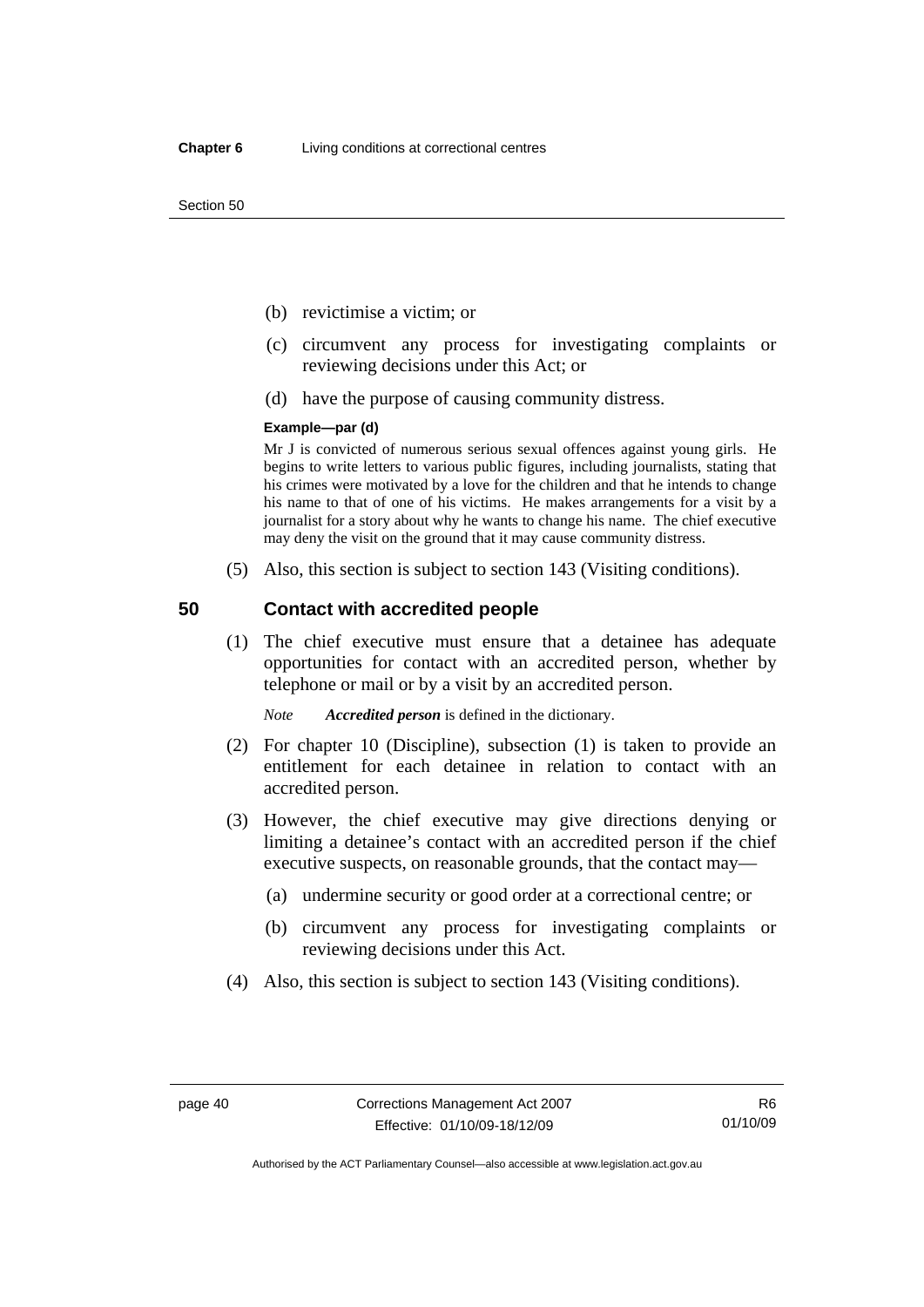(b) revictimise a victim; or

(c) circumvent any process for investigating complaints or reviewing decisions under this Act; or

(d) have the purpose of causing community distress.

**Example—par (d)**

Mr J is convicted of numerous serious sexual offences against young girls. He begins to write letters to various public figures, including journalists, stating that his crimes were motivated by a love for the children and that he intends to change his name to that of one of his victims. He makes arrangements for a visit by a journalist for a story about why he wants to change his name. The chief executive may deny the visit on the ground that it may cause community distress.

(5) Also, this section is subject to section 143 (Visiting conditions).

## 50 Contact with accredited people

(1) The chief executive must ensure that a detainee has adequate opportunities for contact with an accredited person, whether by telephone or mail or by a visit by an accredited person.

*Note* ***Accredited person*** is defined in the dictionary.

(2) For chapter 10 (Discipline), subsection (1) is taken to provide an entitlement for each detainee in relation to contact with an accredited person.

(3) However, the chief executive may give directions denying or limiting a detainee's contact with an accredited person if the chief executive suspects, on reasonable grounds, that the contact may—

(a) undermine security or good order at a correctional centre; or

(b) circumvent any process for investigating complaints or reviewing decisions under this Act.

(4) Also, this section is subject to section 143 (Visiting conditions).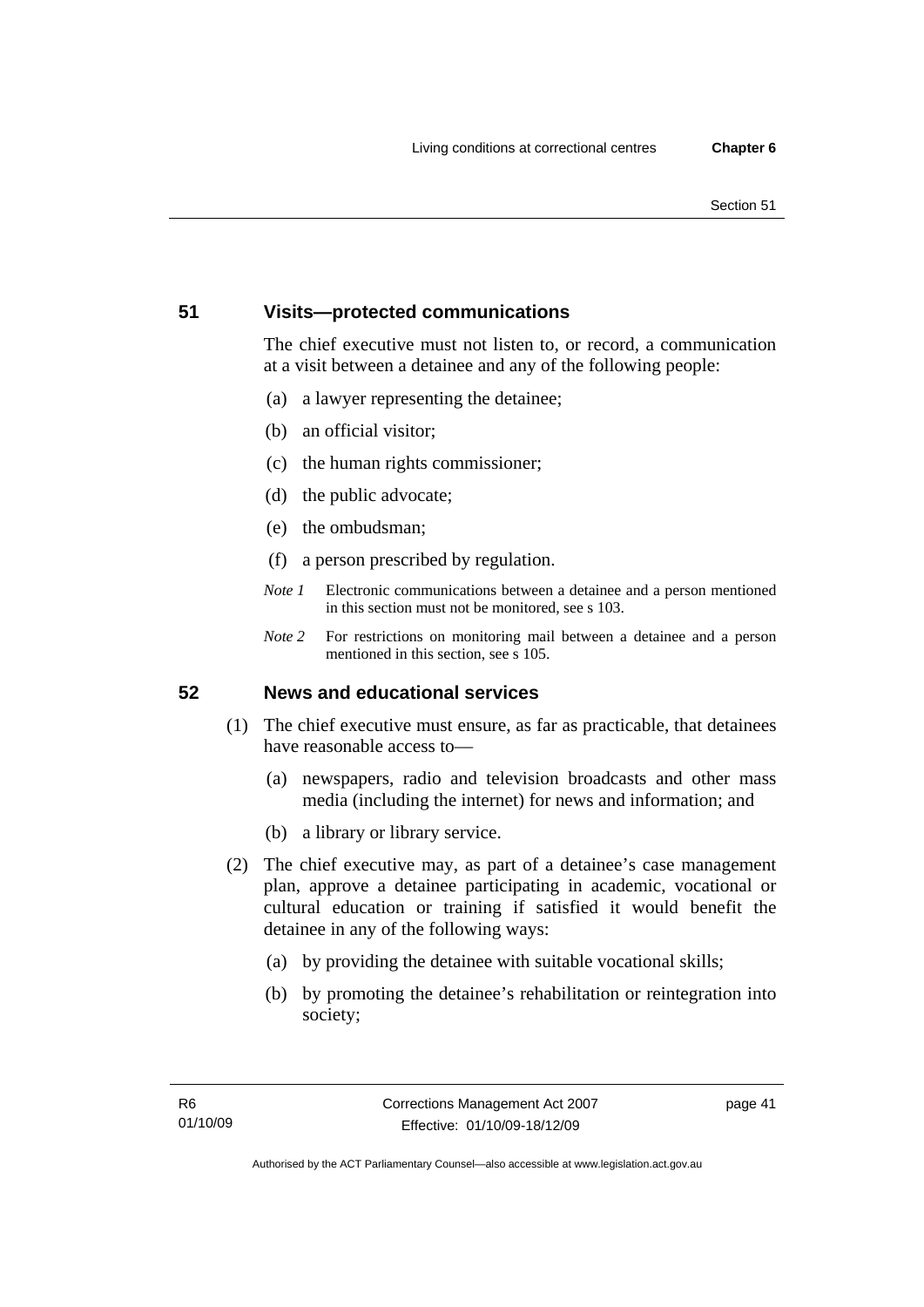## 51 Visits—protected communications

The chief executive must not listen to, or record, a communication at a visit between a detainee and any of the following people:

(a) a lawyer representing the detainee;

(b) an official visitor;

(c) the human rights commissioner;

(d) the public advocate;

(e) the ombudsman;

(f) a person prescribed by regulation.

*Note 1* Electronic communications between a detainee and a person mentioned in this section must not be monitored, see s 103.

*Note 2* For restrictions on monitoring mail between a detainee and a person mentioned in this section, see s 105.

## 52 News and educational services

(1) The chief executive must ensure, as far as practicable, that detainees have reasonable access to—

(a) newspapers, radio and television broadcasts and other mass media (including the internet) for news and information; and

(b) a library or library service.

(2) The chief executive may, as part of a detainee's case management plan, approve a detainee participating in academic, vocational or cultural education or training if satisfied it would benefit the detainee in any of the following ways:

(a) by providing the detainee with suitable vocational skills;

(b) by promoting the detainee's rehabilitation or reintegration into society;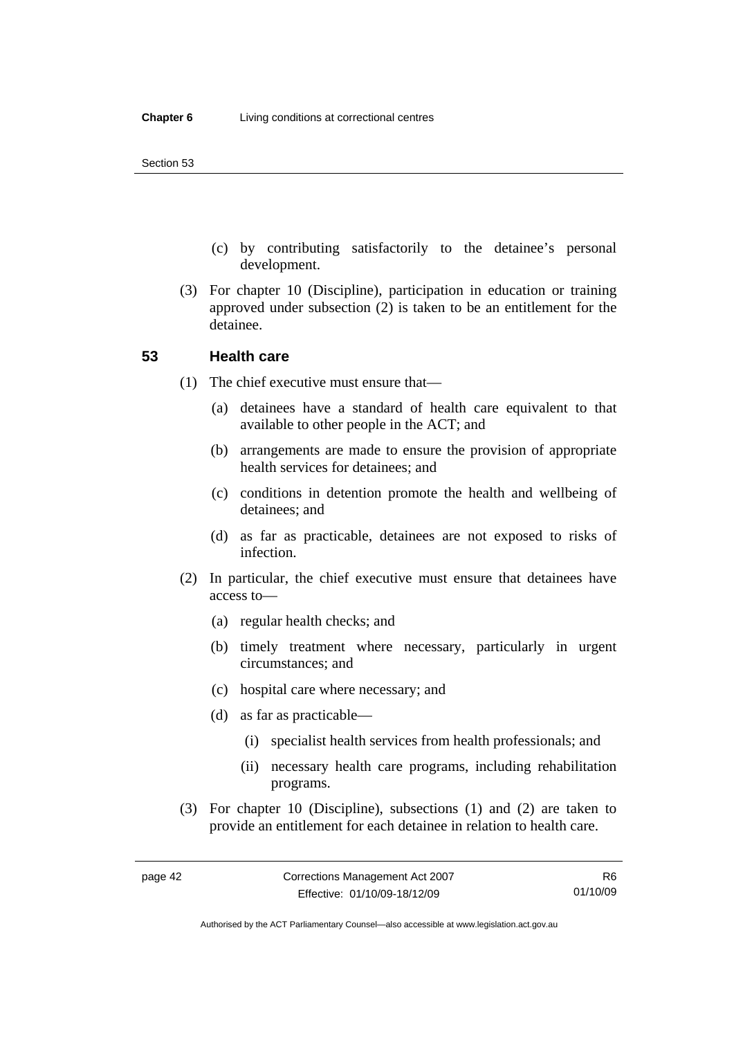(c) by contributing satisfactorily to the detainee's personal development.

(3) For chapter 10 (Discipline), participation in education or training approved under subsection (2) is taken to be an entitlement for the detainee.

## 53 Health care

(1) The chief executive must ensure that—

(a) detainees have a standard of health care equivalent to that available to other people in the ACT; and

(b) arrangements are made to ensure the provision of appropriate health services for detainees; and

(c) conditions in detention promote the health and wellbeing of detainees; and

(d) as far as practicable, detainees are not exposed to risks of infection.

(2) In particular, the chief executive must ensure that detainees have access to—

(a) regular health checks; and

(b) timely treatment where necessary, particularly in urgent circumstances; and

(c) hospital care where necessary; and

(d) as far as practicable—

(i) specialist health services from health professionals; and

(ii) necessary health care programs, including rehabilitation programs.

(3) For chapter 10 (Discipline), subsections (1) and (2) are taken to provide an entitlement for each detainee in relation to health care.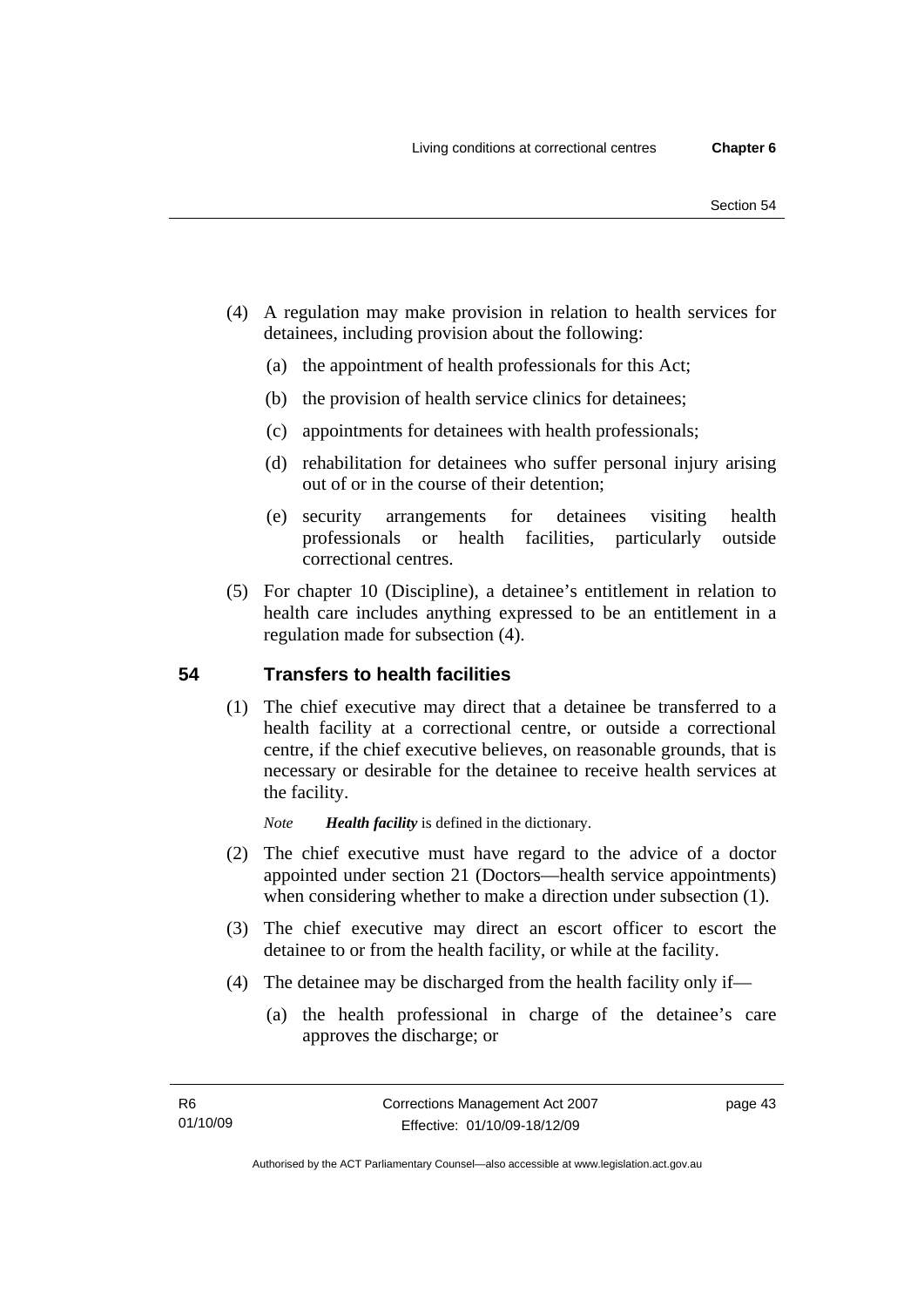(4) A regulation may make provision in relation to health services for detainees, including provision about the following:

  (a) the appointment of health professionals for this Act;

  (b) the provision of health service clinics for detainees;

  (c) appointments for detainees with health professionals;

  (d) rehabilitation for detainees who suffer personal injury arising out of or in the course of their detention;

  (e) security arrangements for detainees visiting health professionals or health facilities, particularly outside correctional centres.

(5) For chapter 10 (Discipline), a detainee's entitlement in relation to health care includes anything expressed to be an entitlement in a regulation made for subsection (4).

## 54 Transfers to health facilities

(1) The chief executive may direct that a detainee be transferred to a health facility at a correctional centre, or outside a correctional centre, if the chief executive believes, on reasonable grounds, that is necessary or desirable for the detainee to receive health services at the facility.

*Note* ***Health facility*** is defined in the dictionary.

(2) The chief executive must have regard to the advice of a doctor appointed under section 21 (Doctors—health service appointments) when considering whether to make a direction under subsection (1).

(3) The chief executive may direct an escort officer to escort the detainee to or from the health facility, or while at the facility.

(4) The detainee may be discharged from the health facility only if—

  (a) the health professional in charge of the detainee's care approves the discharge; or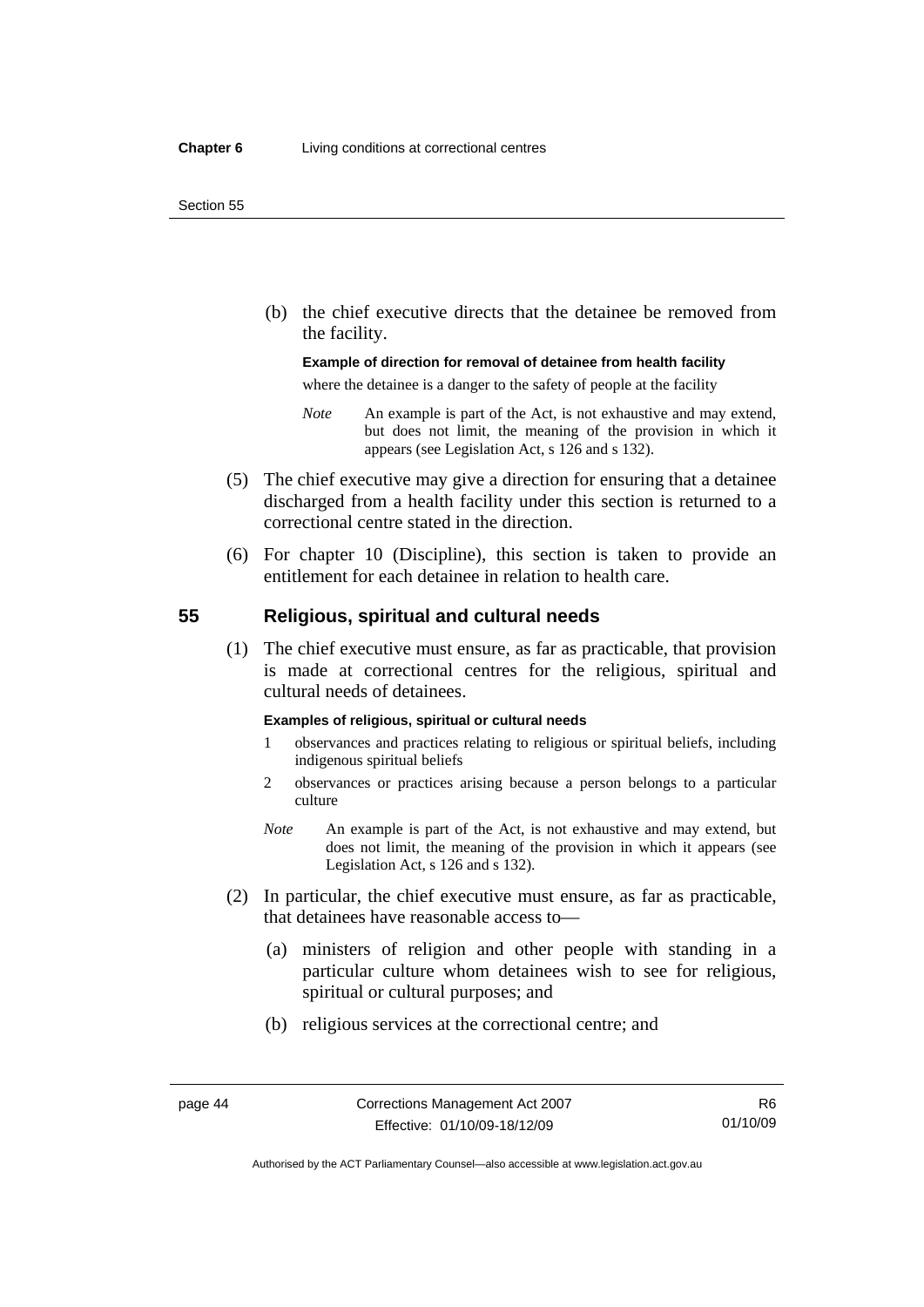(b) the chief executive directs that the detainee be removed from the facility.

**Example of direction for removal of detainee from health facility**

where the detainee is a danger to the safety of people at the facility

*Note* An example is part of the Act, is not exhaustive and may extend, but does not limit, the meaning of the provision in which it appears (see Legislation Act, s 126 and s 132).

(5) The chief executive may give a direction for ensuring that a detainee discharged from a health facility under this section is returned to a correctional centre stated in the direction.

(6) For chapter 10 (Discipline), this section is taken to provide an entitlement for each detainee in relation to health care.

## 55 Religious, spiritual and cultural needs

(1) The chief executive must ensure, as far as practicable, that provision is made at correctional centres for the religious, spiritual and cultural needs of detainees.

**Examples of religious, spiritual or cultural needs**

1 observances and practices relating to religious or spiritual beliefs, including indigenous spiritual beliefs

2 observances or practices arising because a person belongs to a particular culture

*Note* An example is part of the Act, is not exhaustive and may extend, but does not limit, the meaning of the provision in which it appears (see Legislation Act, s 126 and s 132).

(2) In particular, the chief executive must ensure, as far as practicable, that detainees have reasonable access to—

(a) ministers of religion and other people with standing in a particular culture whom detainees wish to see for religious, spiritual or cultural purposes; and

(b) religious services at the correctional centre; and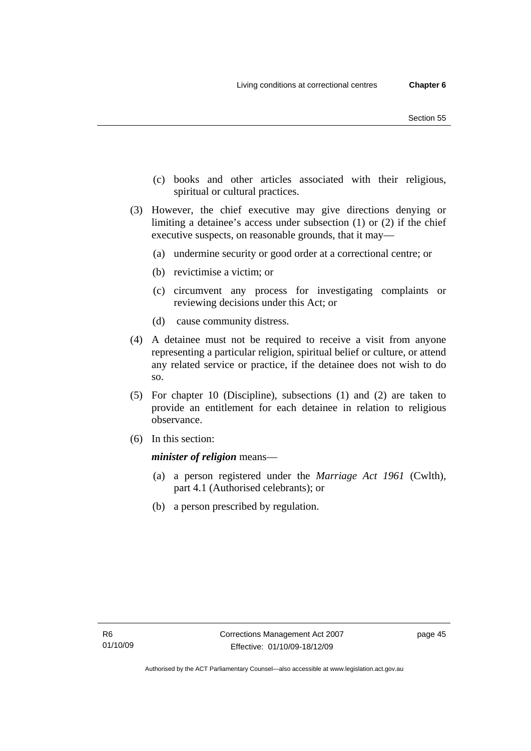(c) books and other articles associated with their religious, spiritual or cultural practices.

(3) However, the chief executive may give directions denying or limiting a detainee's access under subsection (1) or (2) if the chief executive suspects, on reasonable grounds, that it may—

(a) undermine security or good order at a correctional centre; or

(b) revictimise a victim; or

(c) circumvent any process for investigating complaints or reviewing decisions under this Act; or

(d) cause community distress.

(4) A detainee must not be required to receive a visit from anyone representing a particular religion, spiritual belief or culture, or attend any related service or practice, if the detainee does not wish to do so.

(5) For chapter 10 (Discipline), subsections (1) and (2) are taken to provide an entitlement for each detainee in relation to religious observance.

(6) In this section:

***minister of religion*** means—

(a) a person registered under the *Marriage Act 1961* (Cwlth), part 4.1 (Authorised celebrants); or

(b) a person prescribed by regulation.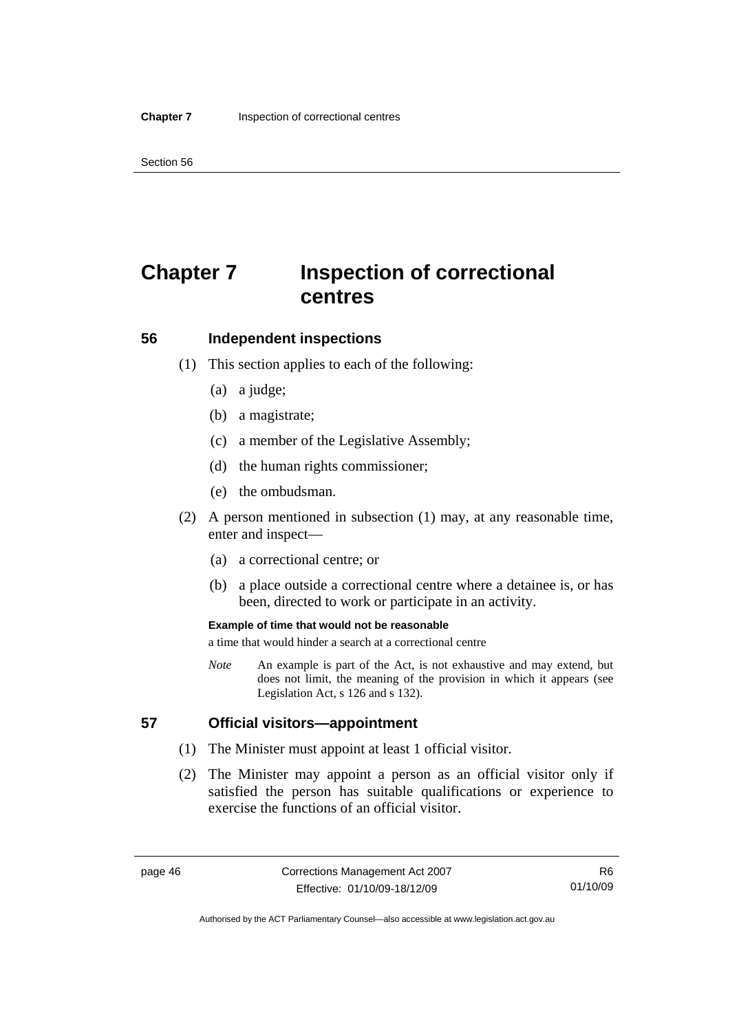# Chapter 7 Inspection of correctional centres

## 56 Independent inspections

(1) This section applies to each of the following:

- (a) a judge;
- (b) a magistrate;
- (c) a member of the Legislative Assembly;
- (d) the human rights commissioner;
- (e) the ombudsman.

(2) A person mentioned in subsection (1) may, at any reasonable time, enter and inspect—

- (a) a correctional centre; or
- (b) a place outside a correctional centre where a detainee is, or has been, directed to work or participate in an activity.

**Example of time that would not be reasonable**

a time that would hinder a search at a correctional centre

*Note* An example is part of the Act, is not exhaustive and may extend, but does not limit, the meaning of the provision in which it appears (see Legislation Act, s 126 and s 132).

## 57 Official visitors—appointment

(1) The Minister must appoint at least 1 official visitor.

(2) The Minister may appoint a person as an official visitor only if satisfied the person has suitable qualifications or experience to exercise the functions of an official visitor.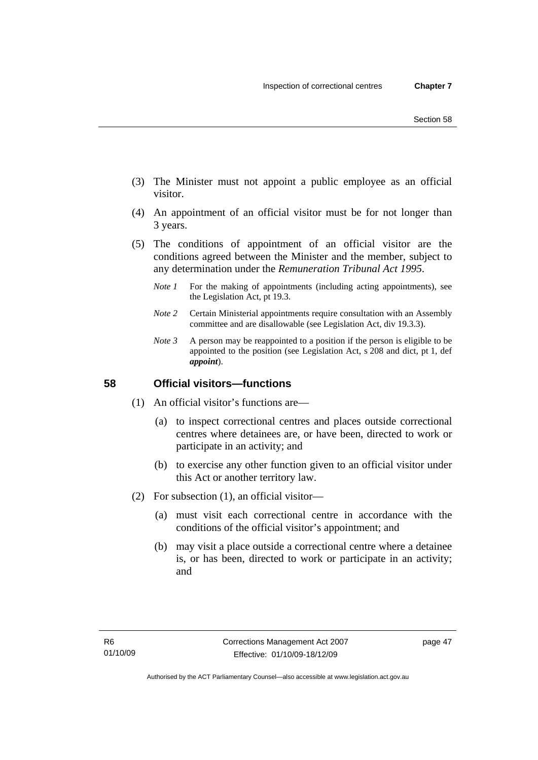(3) The Minister must not appoint a public employee as an official visitor.

(4) An appointment of an official visitor must be for not longer than 3 years.

(5) The conditions of appointment of an official visitor are the conditions agreed between the Minister and the member, subject to any determination under the *Remuneration Tribunal Act 1995*.

*Note 1* For the making of appointments (including acting appointments), see the Legislation Act, pt 19.3.

*Note 2* Certain Ministerial appointments require consultation with an Assembly committee and are disallowable (see Legislation Act, div 19.3.3).

*Note 3* A person may be reappointed to a position if the person is eligible to be appointed to the position (see Legislation Act, s 208 and dict, pt 1, def ***appoint***).

## 58 Official visitors—functions

(1) An official visitor's functions are—

(a) to inspect correctional centres and places outside correctional centres where detainees are, or have been, directed to work or participate in an activity; and

(b) to exercise any other function given to an official visitor under this Act or another territory law.

(2) For subsection (1), an official visitor—

(a) must visit each correctional centre in accordance with the conditions of the official visitor's appointment; and

(b) may visit a place outside a correctional centre where a detainee is, or has been, directed to work or participate in an activity; and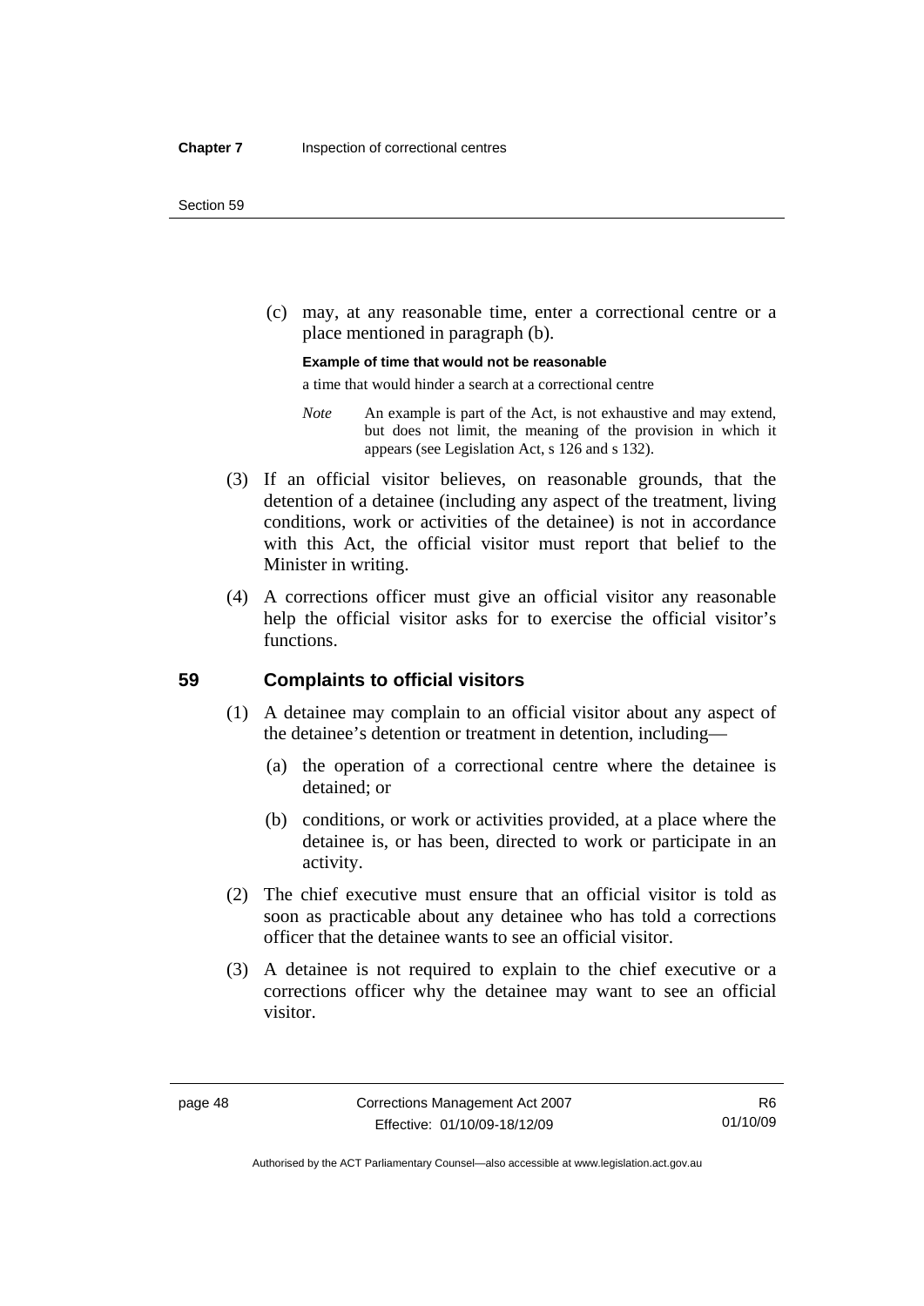(c) may, at any reasonable time, enter a correctional centre or a place mentioned in paragraph (b).

**Example of time that would not be reasonable**

a time that would hinder a search at a correctional centre

*Note* An example is part of the Act, is not exhaustive and may extend, but does not limit, the meaning of the provision in which it appears (see Legislation Act, s 126 and s 132).

(3) If an official visitor believes, on reasonable grounds, that the detention of a detainee (including any aspect of the treatment, living conditions, work or activities of the detainee) is not in accordance with this Act, the official visitor must report that belief to the Minister in writing.

(4) A corrections officer must give an official visitor any reasonable help the official visitor asks for to exercise the official visitor's functions.

## 59 Complaints to official visitors

(1) A detainee may complain to an official visitor about any aspect of the detainee's detention or treatment in detention, including—

(a) the operation of a correctional centre where the detainee is detained; or

(b) conditions, or work or activities provided, at a place where the detainee is, or has been, directed to work or participate in an activity.

(2) The chief executive must ensure that an official visitor is told as soon as practicable about any detainee who has told a corrections officer that the detainee wants to see an official visitor.

(3) A detainee is not required to explain to the chief executive or a corrections officer why the detainee may want to see an official visitor.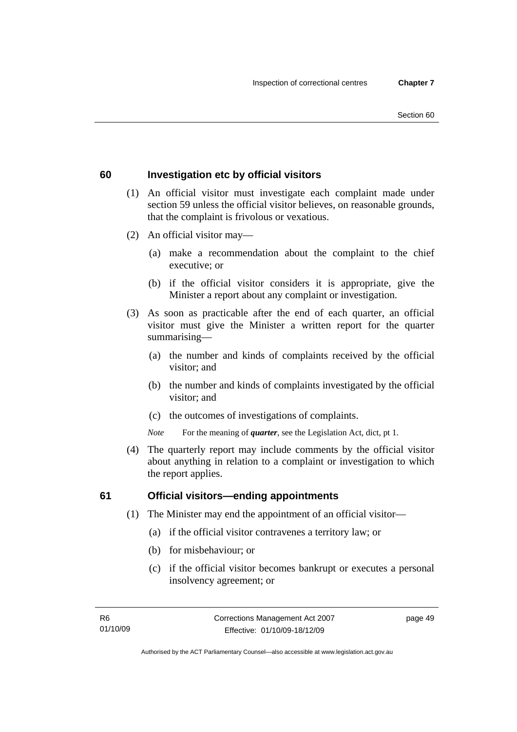## 60 Investigation etc by official visitors

(1) An official visitor must investigate each complaint made under section 59 unless the official visitor believes, on reasonable grounds, that the complaint is frivolous or vexatious.

(2) An official visitor may—

(a) make a recommendation about the complaint to the chief executive; or

(b) if the official visitor considers it is appropriate, give the Minister a report about any complaint or investigation.

(3) As soon as practicable after the end of each quarter, an official visitor must give the Minister a written report for the quarter summarising—

(a) the number and kinds of complaints received by the official visitor; and

(b) the number and kinds of complaints investigated by the official visitor; and

(c) the outcomes of investigations of complaints.

*Note* For the meaning of ***quarter***, see the Legislation Act, dict, pt 1.

(4) The quarterly report may include comments by the official visitor about anything in relation to a complaint or investigation to which the report applies.

## 61 Official visitors—ending appointments

(1) The Minister may end the appointment of an official visitor—

(a) if the official visitor contravenes a territory law; or

(b) for misbehaviour; or

(c) if the official visitor becomes bankrupt or executes a personal insolvency agreement; or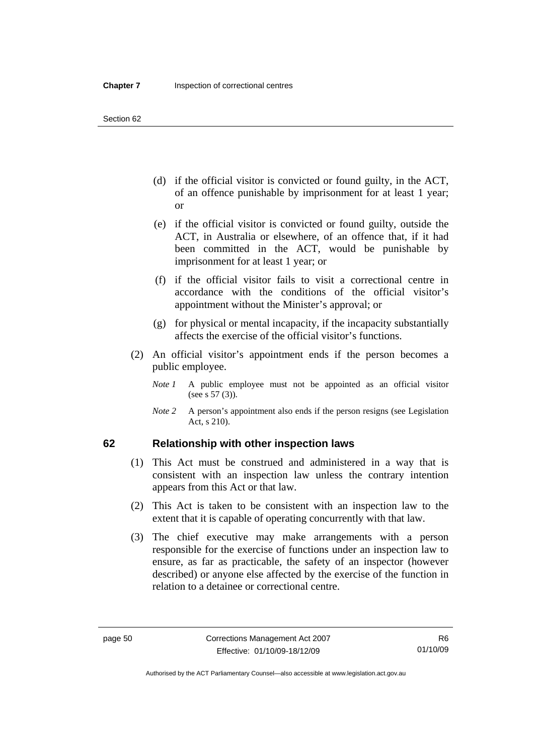(d) if the official visitor is convicted or found guilty, in the ACT, of an offence punishable by imprisonment for at least 1 year; or

(e) if the official visitor is convicted or found guilty, outside the ACT, in Australia or elsewhere, of an offence that, if it had been committed in the ACT, would be punishable by imprisonment for at least 1 year; or

(f) if the official visitor fails to visit a correctional centre in accordance with the conditions of the official visitor's appointment without the Minister's approval; or

(g) for physical or mental incapacity, if the incapacity substantially affects the exercise of the official visitor's functions.

(2) An official visitor's appointment ends if the person becomes a public employee.

*Note 1* A public employee must not be appointed as an official visitor (see s 57 (3)).

*Note 2* A person's appointment also ends if the person resigns (see Legislation Act, s 210).

## 62 Relationship with other inspection laws

(1) This Act must be construed and administered in a way that is consistent with an inspection law unless the contrary intention appears from this Act or that law.

(2) This Act is taken to be consistent with an inspection law to the extent that it is capable of operating concurrently with that law.

(3) The chief executive may make arrangements with a person responsible for the exercise of functions under an inspection law to ensure, as far as practicable, the safety of an inspector (however described) or anyone else affected by the exercise of the function in relation to a detainee or correctional centre.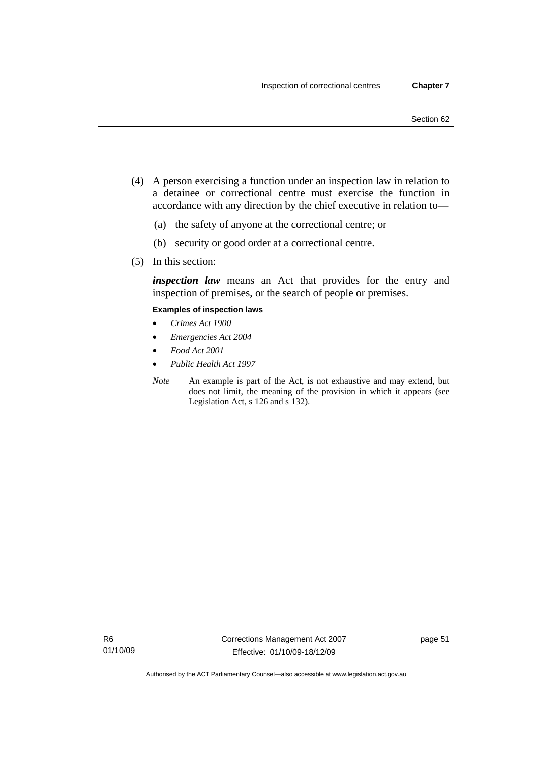(4) A person exercising a function under an inspection law in relation to a detainee or correctional centre must exercise the function in accordance with any direction by the chief executive in relation to—

(a) the safety of anyone at the correctional centre; or

(b) security or good order at a correctional centre.

(5) In this section:

***inspection law*** means an Act that provides for the entry and inspection of premises, or the search of people or premises.

**Examples of inspection laws**

- *Crimes Act 1900*
- *Emergencies Act 2004*
- *Food Act 2001*
- *Public Health Act 1997*

*Note* An example is part of the Act, is not exhaustive and may extend, but does not limit, the meaning of the provision in which it appears (see Legislation Act, s 126 and s 132).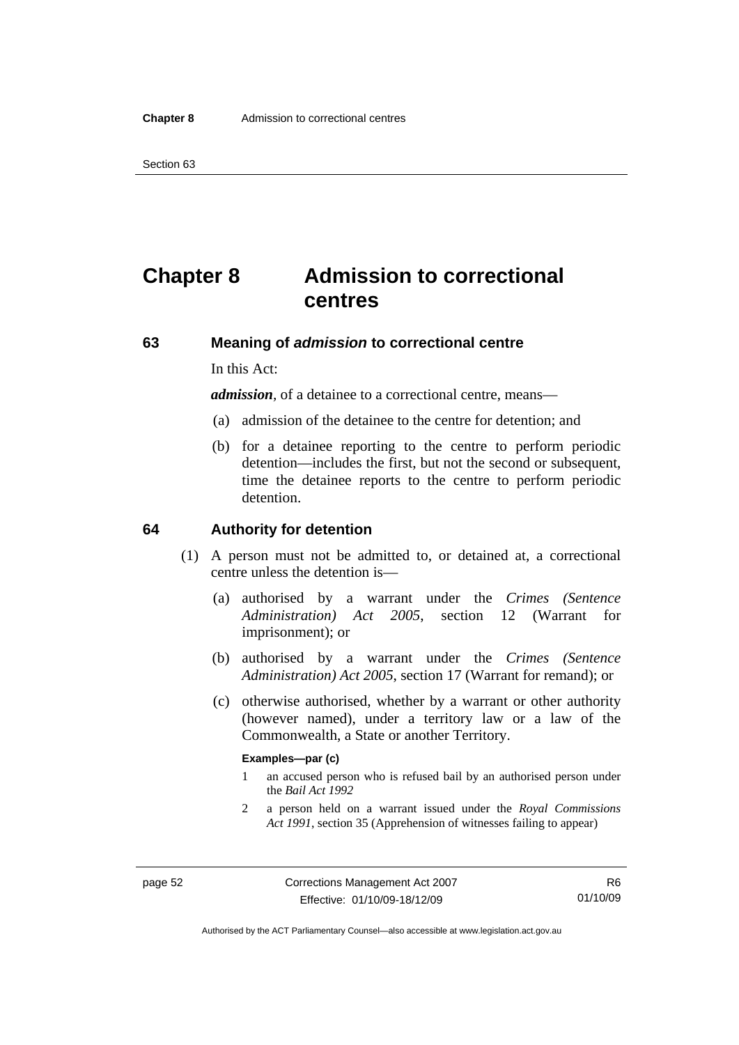# Chapter 8 Admission to correctional centres

## 63 Meaning of *admission* to correctional centre

In this Act:

***admission***, of a detainee to a correctional centre, means—

(a) admission of the detainee to the centre for detention; and

(b) for a detainee reporting to the centre to perform periodic detention—includes the first, but not the second or subsequent, time the detainee reports to the centre to perform periodic detention.

## 64 Authority for detention

(1) A person must not be admitted to, or detained at, a correctional centre unless the detention is—

(a) authorised by a warrant under the *Crimes (Sentence Administration) Act 2005*, section 12 (Warrant for imprisonment); or

(b) authorised by a warrant under the *Crimes (Sentence Administration) Act 2005*, section 17 (Warrant for remand); or

(c) otherwise authorised, whether by a warrant or other authority (however named), under a territory law or a law of the Commonwealth, a State or another Territory.

**Examples—par (c)**

1 an accused person who is refused bail by an authorised person under the *Bail Act 1992*

2 a person held on a warrant issued under the *Royal Commissions Act 1991*, section 35 (Apprehension of witnesses failing to appear)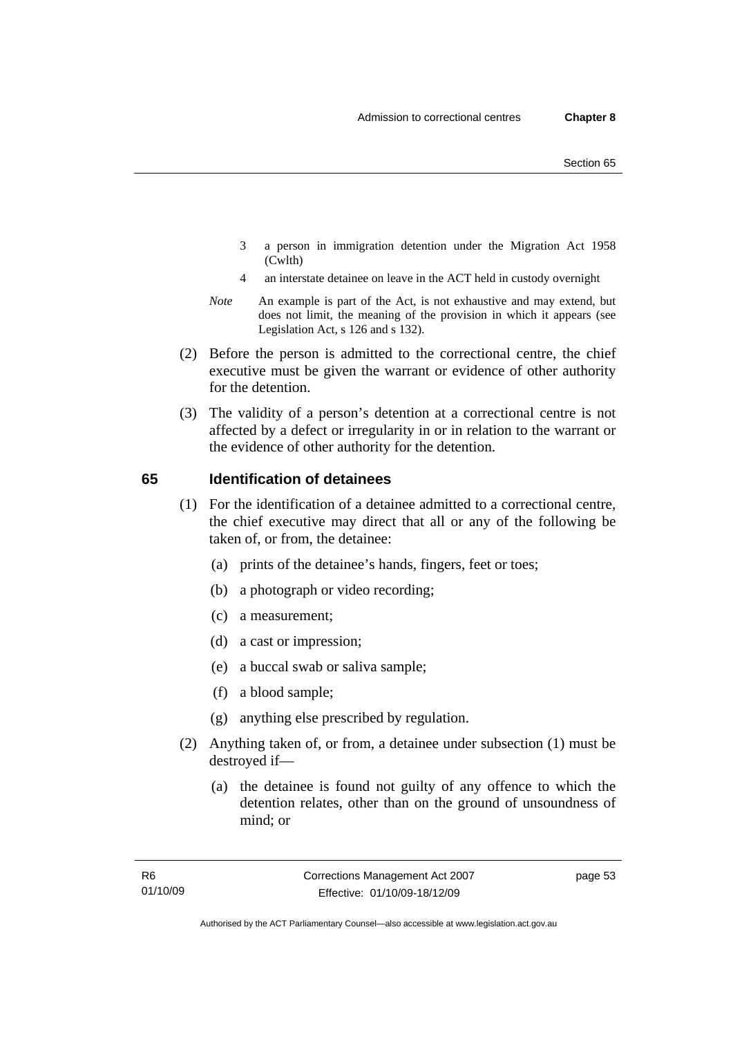3 a person in immigration detention under the Migration Act 1958 (Cwlth)

4 an interstate detainee on leave in the ACT held in custody overnight

*Note* An example is part of the Act, is not exhaustive and may extend, but does not limit, the meaning of the provision in which it appears (see Legislation Act, s 126 and s 132).

(2) Before the person is admitted to the correctional centre, the chief executive must be given the warrant or evidence of other authority for the detention.

(3) The validity of a person's detention at a correctional centre is not affected by a defect or irregularity in or in relation to the warrant or the evidence of other authority for the detention.

## 65 Identification of detainees

(1) For the identification of a detainee admitted to a correctional centre, the chief executive may direct that all or any of the following be taken of, or from, the detainee:

(a) prints of the detainee's hands, fingers, feet or toes;

(b) a photograph or video recording;

(c) a measurement;

(d) a cast or impression;

(e) a buccal swab or saliva sample;

(f) a blood sample;

(g) anything else prescribed by regulation.

(2) Anything taken of, or from, a detainee under subsection (1) must be destroyed if—

(a) the detainee is found not guilty of any offence to which the detention relates, other than on the ground of unsoundness of mind; or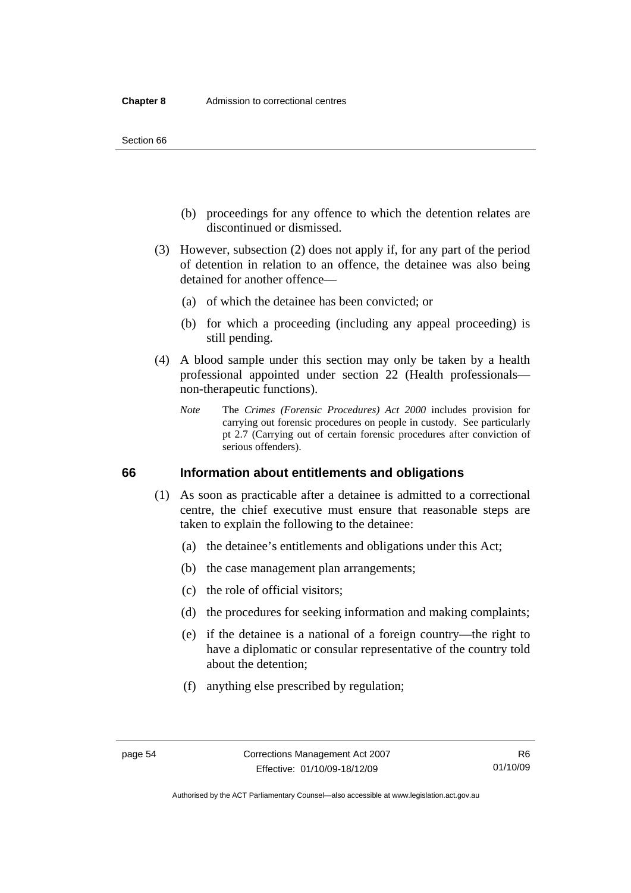(b) proceedings for any offence to which the detention relates are discontinued or dismissed.

(3) However, subsection (2) does not apply if, for any part of the period of detention in relation to an offence, the detainee was also being detained for another offence—

(a) of which the detainee has been convicted; or

(b) for which a proceeding (including any appeal proceeding) is still pending.

(4) A blood sample under this section may only be taken by a health professional appointed under section 22 (Health professionals—non-therapeutic functions).

*Note* The *Crimes (Forensic Procedures) Act 2000* includes provision for carrying out forensic procedures on people in custody. See particularly pt 2.7 (Carrying out of certain forensic procedures after conviction of serious offenders).

### 66 Information about entitlements and obligations

(1) As soon as practicable after a detainee is admitted to a correctional centre, the chief executive must ensure that reasonable steps are taken to explain the following to the detainee:

(a) the detainee's entitlements and obligations under this Act;

(b) the case management plan arrangements;

(c) the role of official visitors;

(d) the procedures for seeking information and making complaints;

(e) if the detainee is a national of a foreign country—the right to have a diplomatic or consular representative of the country told about the detention;

(f) anything else prescribed by regulation;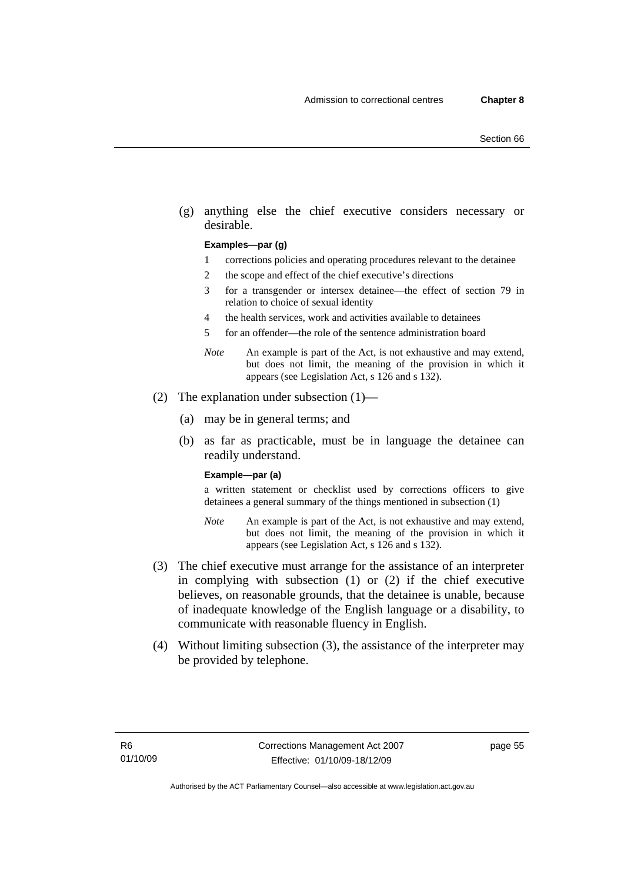(g) anything else the chief executive considers necessary or desirable.

**Examples—par (g)**

1 corrections policies and operating procedures relevant to the detainee

2 the scope and effect of the chief executive's directions

3 for a transgender or intersex detainee—the effect of section 79 in relation to choice of sexual identity

4 the health services, work and activities available to detainees

5 for an offender—the role of the sentence administration board

*Note* An example is part of the Act, is not exhaustive and may extend, but does not limit, the meaning of the provision in which it appears (see Legislation Act, s 126 and s 132).

(2) The explanation under subsection (1)—

(a) may be in general terms; and

(b) as far as practicable, must be in language the detainee can readily understand.

**Example—par (a)**

a written statement or checklist used by corrections officers to give detainees a general summary of the things mentioned in subsection (1)

*Note* An example is part of the Act, is not exhaustive and may extend, but does not limit, the meaning of the provision in which it appears (see Legislation Act, s 126 and s 132).

(3) The chief executive must arrange for the assistance of an interpreter in complying with subsection (1) or (2) if the chief executive believes, on reasonable grounds, that the detainee is unable, because of inadequate knowledge of the English language or a disability, to communicate with reasonable fluency in English.

(4) Without limiting subsection (3), the assistance of the interpreter may be provided by telephone.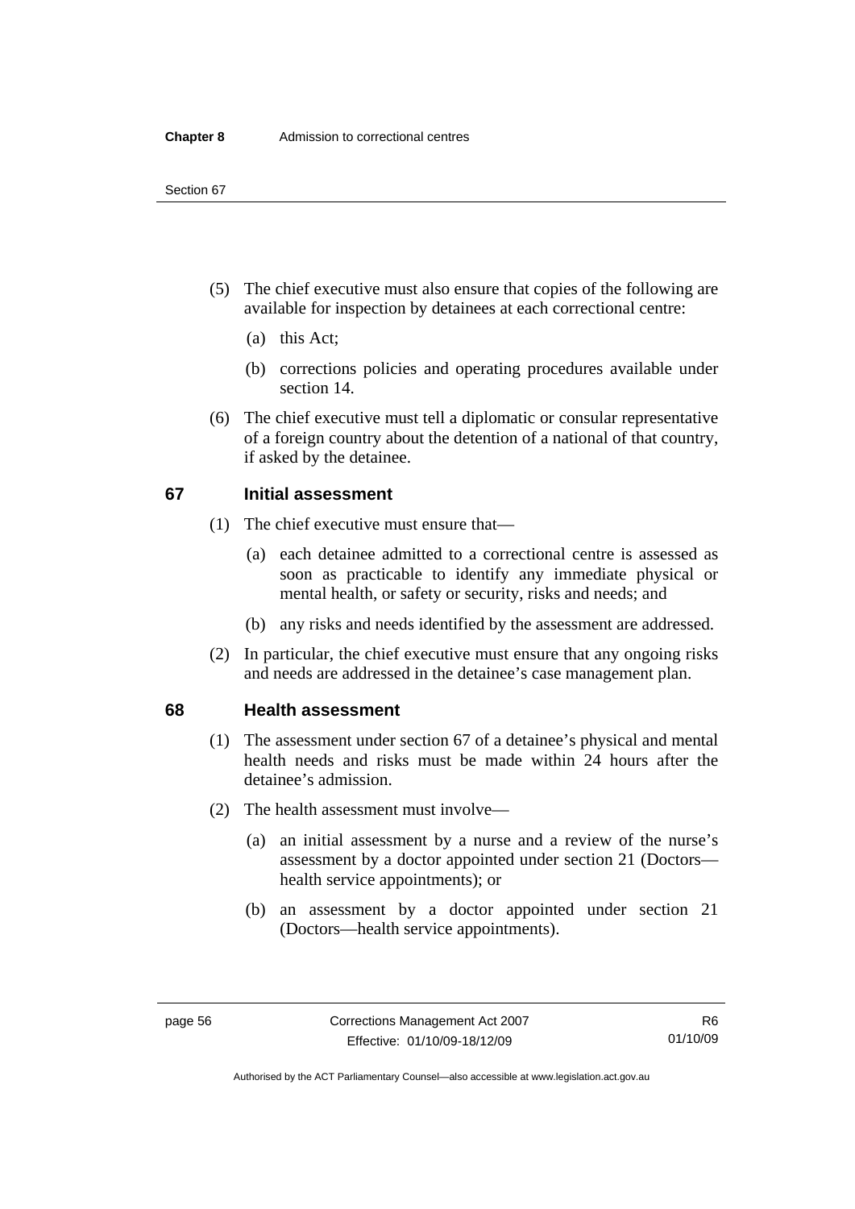(5) The chief executive must also ensure that copies of the following are available for inspection by detainees at each correctional centre:

(a) this Act;

(b) corrections policies and operating procedures available under section 14.

(6) The chief executive must tell a diplomatic or consular representative of a foreign country about the detention of a national of that country, if asked by the detainee.

## 67 Initial assessment

(1) The chief executive must ensure that—

(a) each detainee admitted to a correctional centre is assessed as soon as practicable to identify any immediate physical or mental health, or safety or security, risks and needs; and

(b) any risks and needs identified by the assessment are addressed.

(2) In particular, the chief executive must ensure that any ongoing risks and needs are addressed in the detainee's case management plan.

## 68 Health assessment

(1) The assessment under section 67 of a detainee's physical and mental health needs and risks must be made within 24 hours after the detainee's admission.

(2) The health assessment must involve—

(a) an initial assessment by a nurse and a review of the nurse's assessment by a doctor appointed under section 21 (Doctors—health service appointments); or

(b) an assessment by a doctor appointed under section 21 (Doctors—health service appointments).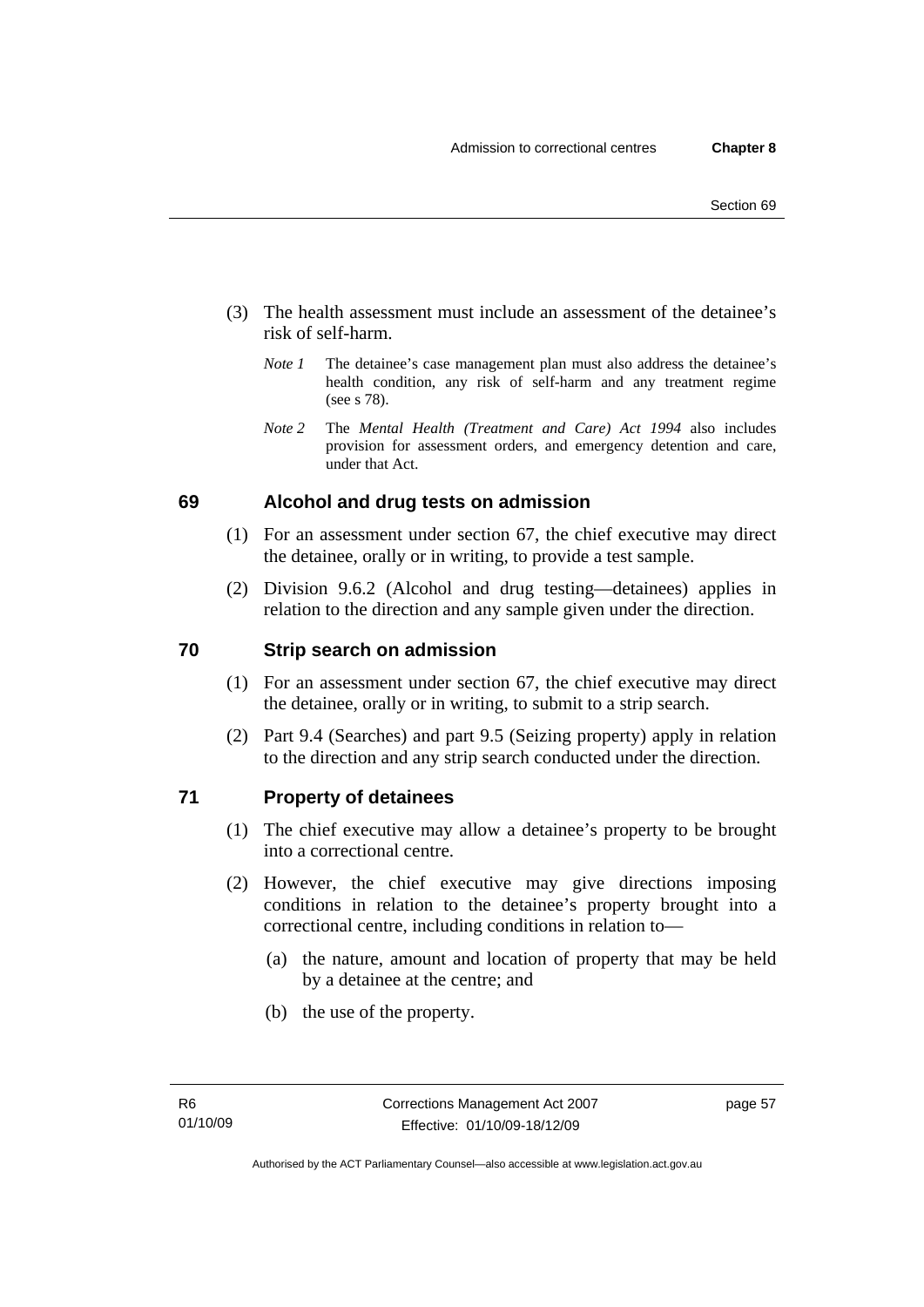(3) The health assessment must include an assessment of the detainee's risk of self-harm.

*Note 1* The detainee's case management plan must also address the detainee's health condition, any risk of self-harm and any treatment regime (see s 78).

*Note 2* The *Mental Health (Treatment and Care) Act 1994* also includes provision for assessment orders, and emergency detention and care, under that Act.

## 69 Alcohol and drug tests on admission

(1) For an assessment under section 67, the chief executive may direct the detainee, orally or in writing, to provide a test sample.

(2) Division 9.6.2 (Alcohol and drug testing—detainees) applies in relation to the direction and any sample given under the direction.

## 70 Strip search on admission

(1) For an assessment under section 67, the chief executive may direct the detainee, orally or in writing, to submit to a strip search.

(2) Part 9.4 (Searches) and part 9.5 (Seizing property) apply in relation to the direction and any strip search conducted under the direction.

## 71 Property of detainees

(1) The chief executive may allow a detainee's property to be brought into a correctional centre.

(2) However, the chief executive may give directions imposing conditions in relation to the detainee's property brought into a correctional centre, including conditions in relation to—

(a) the nature, amount and location of property that may be held by a detainee at the centre; and

(b) the use of the property.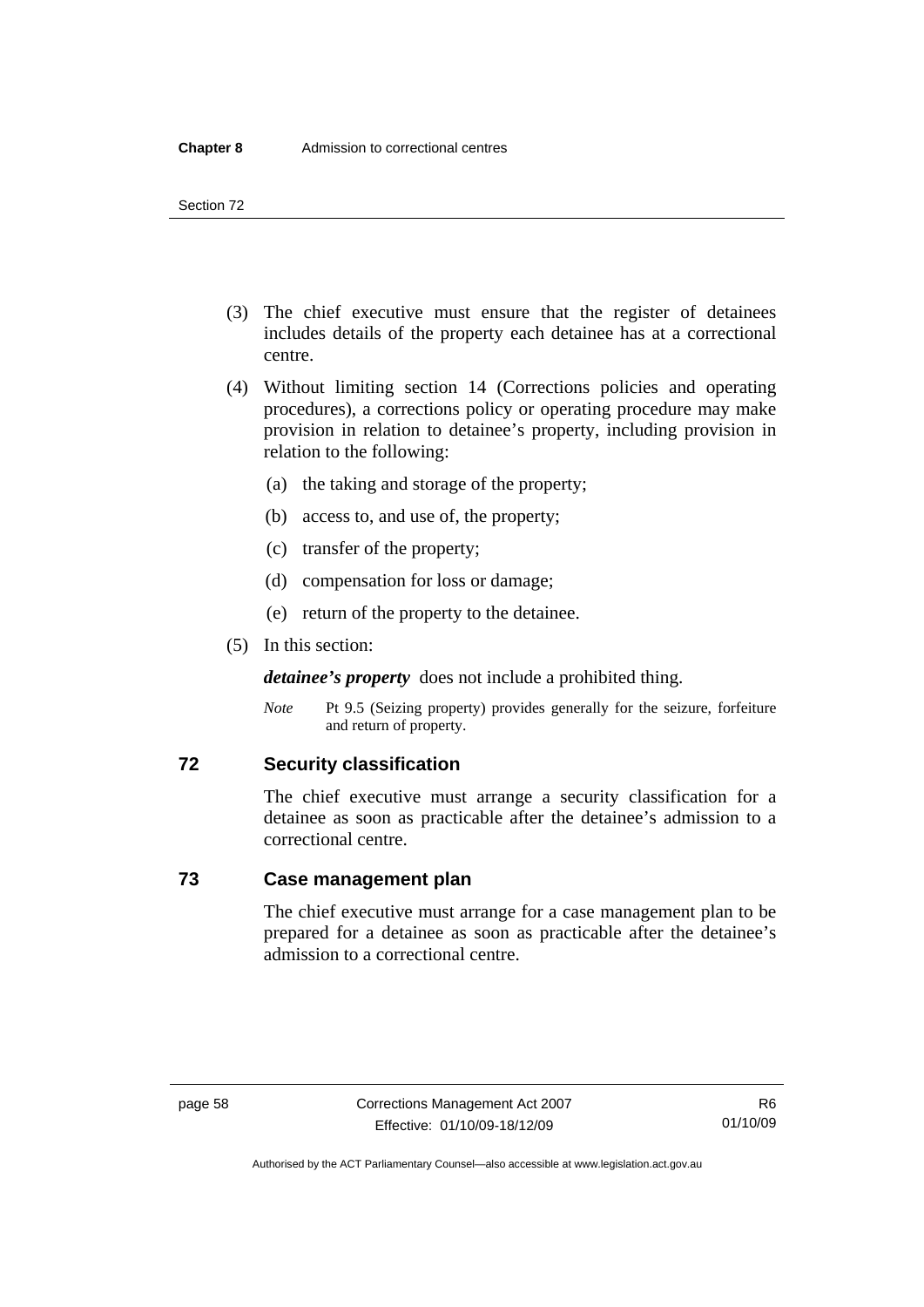(3) The chief executive must ensure that the register of detainees includes details of the property each detainee has at a correctional centre.

(4) Without limiting section 14 (Corrections policies and operating procedures), a corrections policy or operating procedure may make provision in relation to detainee's property, including provision in relation to the following:

(a) the taking and storage of the property;

(b) access to, and use of, the property;

(c) transfer of the property;

(d) compensation for loss or damage;

(e) return of the property to the detainee.

(5) In this section:

***detainee's property*** does not include a prohibited thing.

*Note* Pt 9.5 (Seizing property) provides generally for the seizure, forfeiture and return of property.

## 72 Security classification

The chief executive must arrange a security classification for a detainee as soon as practicable after the detainee's admission to a correctional centre.

## 73 Case management plan

The chief executive must arrange for a case management plan to be prepared for a detainee as soon as practicable after the detainee's admission to a correctional centre.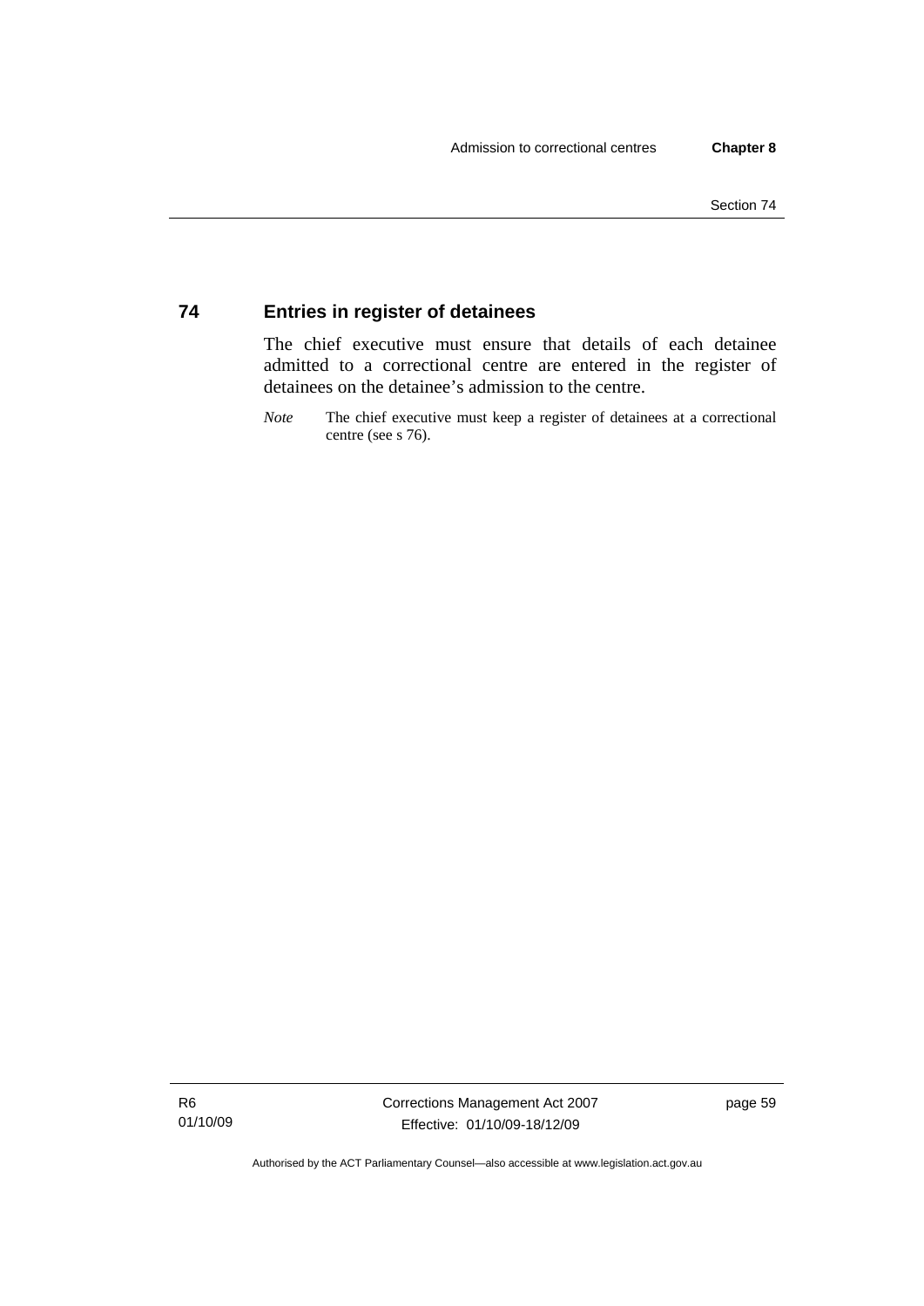## 74 Entries in register of detainees

The chief executive must ensure that details of each detainee admitted to a correctional centre are entered in the register of detainees on the detainee's admission to the centre.

*Note* The chief executive must keep a register of detainees at a correctional centre (see s 76).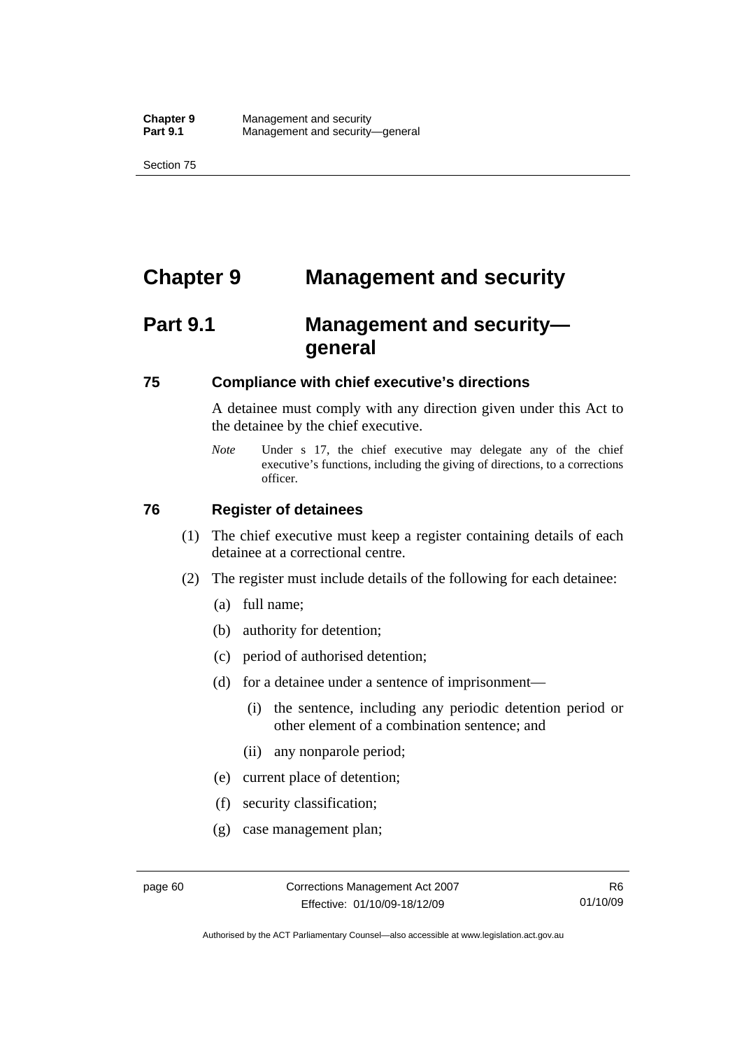# Chapter 9 Management and security

## Part 9.1 Management and security—general

### 75 Compliance with chief executive's directions

A detainee must comply with any direction given under this Act to the detainee by the chief executive.

*Note* Under s 17, the chief executive may delegate any of the chief executive's functions, including the giving of directions, to a corrections officer.

### 76 Register of detainees

(1) The chief executive must keep a register containing details of each detainee at a correctional centre.

(2) The register must include details of the following for each detainee:

(a) full name;

(b) authority for detention;

(c) period of authorised detention;

(d) for a detainee under a sentence of imprisonment—

(i) the sentence, including any periodic detention period or other element of a combination sentence; and

(ii) any nonparole period;

(e) current place of detention;

(f) security classification;

(g) case management plan;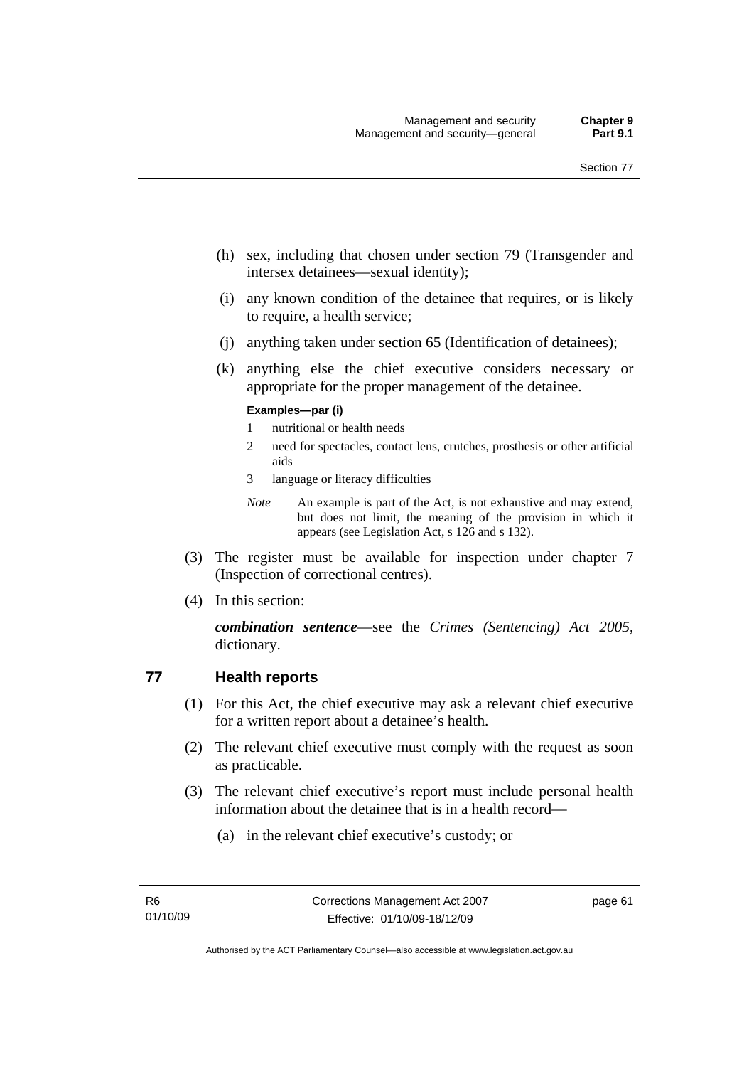(h) sex, including that chosen under section 79 (Transgender and intersex detainees—sexual identity);

(i) any known condition of the detainee that requires, or is likely to require, a health service;

(j) anything taken under section 65 (Identification of detainees);

(k) anything else the chief executive considers necessary or appropriate for the proper management of the detainee.

**Examples—par (i)**

1 nutritional or health needs

2 need for spectacles, contact lens, crutches, prosthesis or other artificial aids

3 language or literacy difficulties

*Note* An example is part of the Act, is not exhaustive and may extend, but does not limit, the meaning of the provision in which it appears (see Legislation Act, s 126 and s 132).

(3) The register must be available for inspection under chapter 7 (Inspection of correctional centres).

(4) In this section:

***combination sentence***—see the *Crimes (Sentencing) Act 2005*, dictionary.

## 77 Health reports

(1) For this Act, the chief executive may ask a relevant chief executive for a written report about a detainee's health.

(2) The relevant chief executive must comply with the request as soon as practicable.

(3) The relevant chief executive's report must include personal health information about the detainee that is in a health record—

(a) in the relevant chief executive's custody; or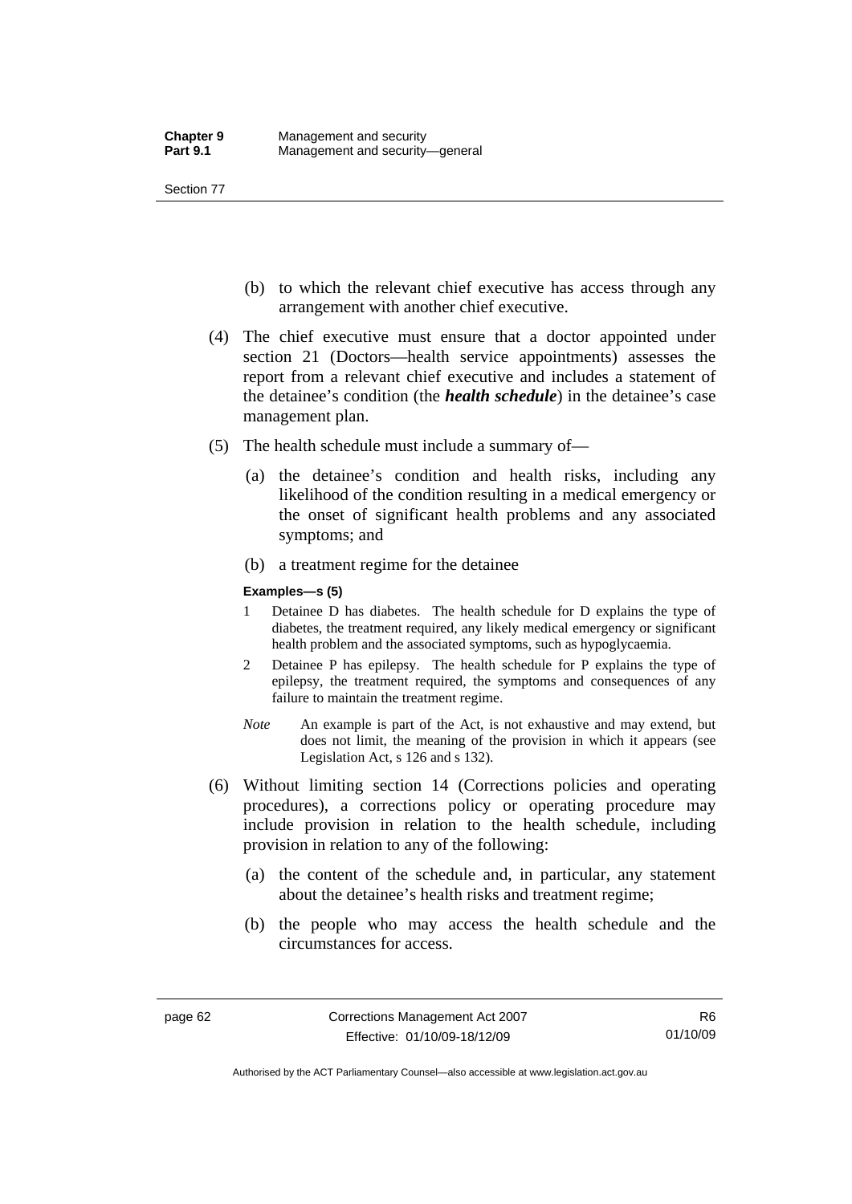(b) to which the relevant chief executive has access through any arrangement with another chief executive.

(4) The chief executive must ensure that a doctor appointed under section 21 (Doctors—health service appointments) assesses the report from a relevant chief executive and includes a statement of the detainee's condition (the ***health schedule***) in the detainee's case management plan.

(5) The health schedule must include a summary of—

(a) the detainee's condition and health risks, including any likelihood of the condition resulting in a medical emergency or the onset of significant health problems and any associated symptoms; and

(b) a treatment regime for the detainee

**Examples—s (5)**

1 Detainee D has diabetes. The health schedule for D explains the type of diabetes, the treatment required, any likely medical emergency or significant health problem and the associated symptoms, such as hypoglycaemia.

2 Detainee P has epilepsy. The health schedule for P explains the type of epilepsy, the treatment required, the symptoms and consequences of any failure to maintain the treatment regime.

*Note* An example is part of the Act, is not exhaustive and may extend, but does not limit, the meaning of the provision in which it appears (see Legislation Act, s 126 and s 132).

(6) Without limiting section 14 (Corrections policies and operating procedures), a corrections policy or operating procedure may include provision in relation to the health schedule, including provision in relation to any of the following:

(a) the content of the schedule and, in particular, any statement about the detainee's health risks and treatment regime;

(b) the people who may access the health schedule and the circumstances for access.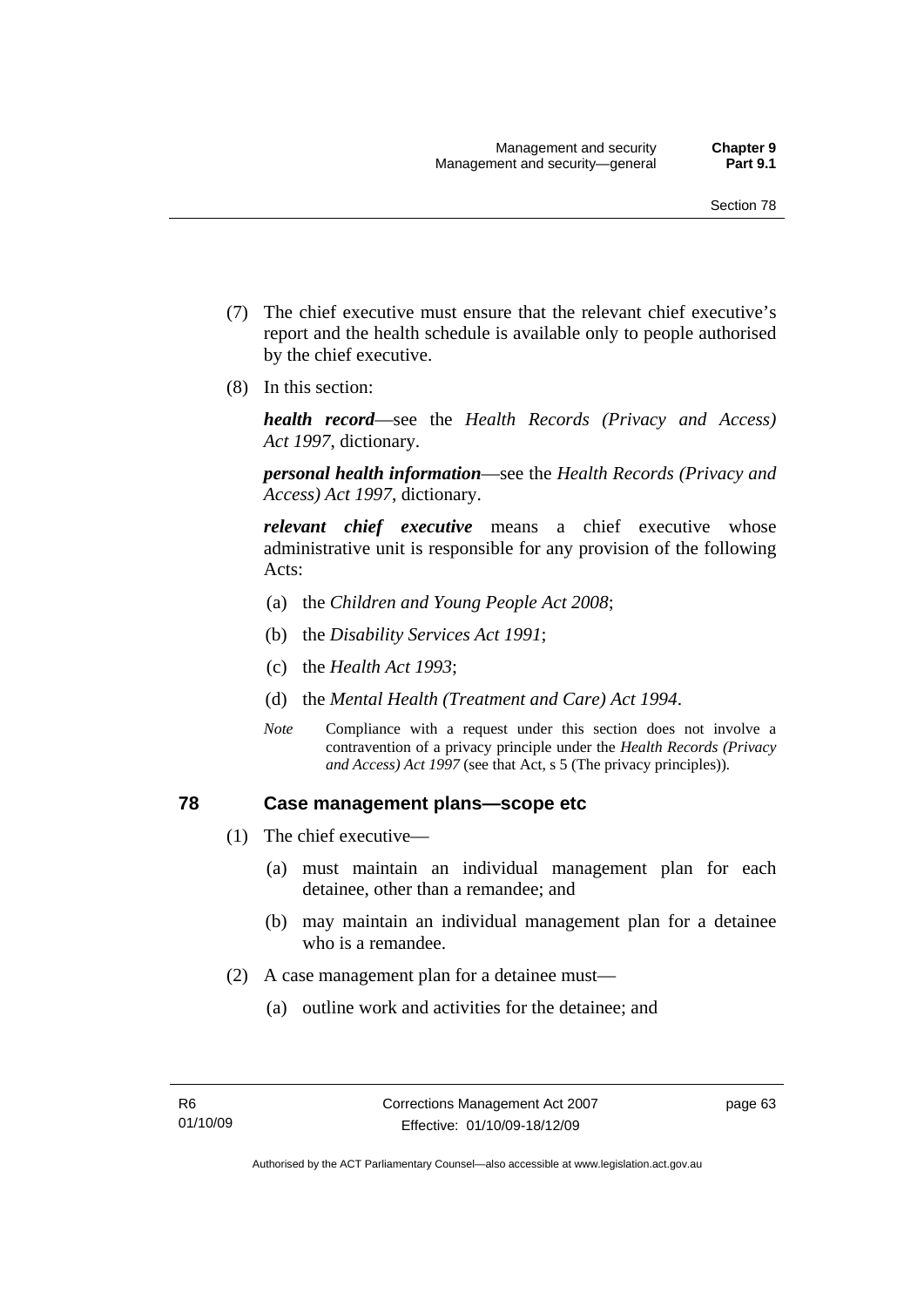(7) The chief executive must ensure that the relevant chief executive's report and the health schedule is available only to people authorised by the chief executive.

(8) In this section:

***health record***—see the *Health Records (Privacy and Access) Act 1997*, dictionary.

***personal health information***—see the *Health Records (Privacy and Access) Act 1997*, dictionary.

***relevant chief executive*** means a chief executive whose administrative unit is responsible for any provision of the following Acts:

(a) the *Children and Young People Act 2008*;

(b) the *Disability Services Act 1991*;

(c) the *Health Act 1993*;

(d) the *Mental Health (Treatment and Care) Act 1994*.

*Note* Compliance with a request under this section does not involve a contravention of a privacy principle under the *Health Records (Privacy and Access) Act 1997* (see that Act, s 5 (The privacy principles)).

## 78 Case management plans—scope etc

(1) The chief executive—

(a) must maintain an individual management plan for each detainee, other than a remandee; and

(b) may maintain an individual management plan for a detainee who is a remandee.

(2) A case management plan for a detainee must—

(a) outline work and activities for the detainee; and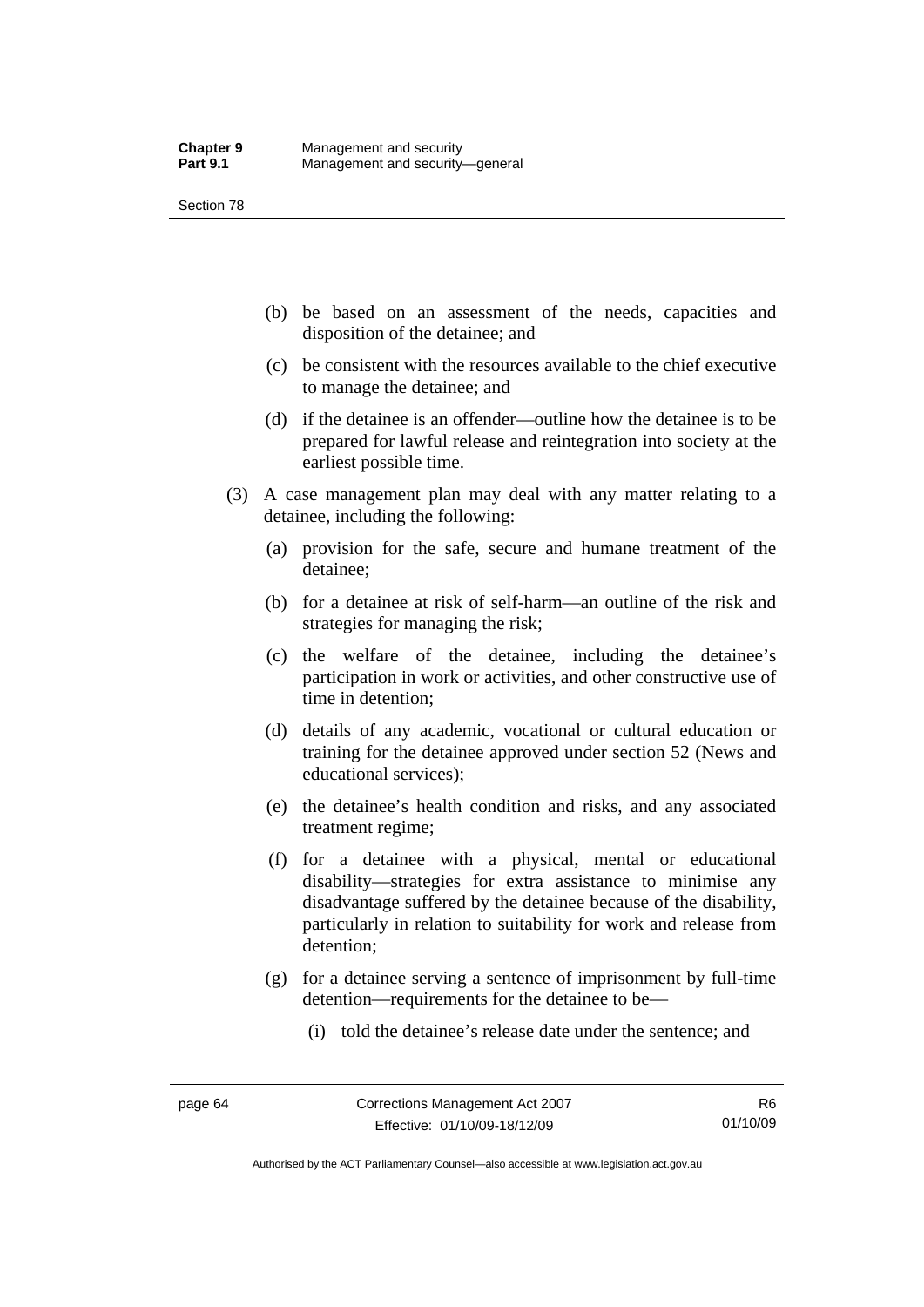(b) be based on an assessment of the needs, capacities and disposition of the detainee; and

(c) be consistent with the resources available to the chief executive to manage the detainee; and

(d) if the detainee is an offender—outline how the detainee is to be prepared for lawful release and reintegration into society at the earliest possible time.

(3) A case management plan may deal with any matter relating to a detainee, including the following:

(a) provision for the safe, secure and humane treatment of the detainee;

(b) for a detainee at risk of self-harm—an outline of the risk and strategies for managing the risk;

(c) the welfare of the detainee, including the detainee's participation in work or activities, and other constructive use of time in detention;

(d) details of any academic, vocational or cultural education or training for the detainee approved under section 52 (News and educational services);

(e) the detainee's health condition and risks, and any associated treatment regime;

(f) for a detainee with a physical, mental or educational disability—strategies for extra assistance to minimise any disadvantage suffered by the detainee because of the disability, particularly in relation to suitability for work and release from detention;

(g) for a detainee serving a sentence of imprisonment by full-time detention—requirements for the detainee to be—

(i) told the detainee's release date under the sentence; and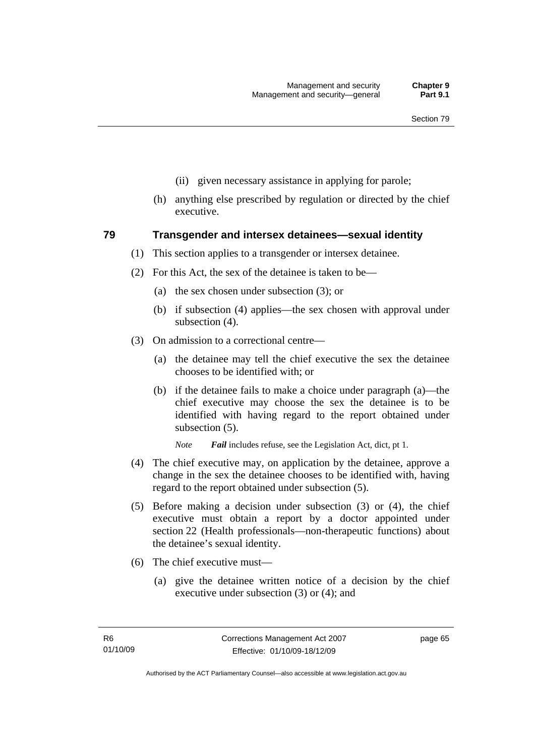(ii) given necessary assistance in applying for parole;

(h) anything else prescribed by regulation or directed by the chief executive.

## 79 Transgender and intersex detainees—sexual identity

(1) This section applies to a transgender or intersex detainee.

(2) For this Act, the sex of the detainee is taken to be—

(a) the sex chosen under subsection (3); or

(b) if subsection (4) applies—the sex chosen with approval under subsection (4).

(3) On admission to a correctional centre—

(a) the detainee may tell the chief executive the sex the detainee chooses to be identified with; or

(b) if the detainee fails to make a choice under paragraph (a)—the chief executive may choose the sex the detainee is to be identified with having regard to the report obtained under subsection (5).

*Note* ***Fail*** includes refuse, see the Legislation Act, dict, pt 1.

(4) The chief executive may, on application by the detainee, approve a change in the sex the detainee chooses to be identified with, having regard to the report obtained under subsection (5).

(5) Before making a decision under subsection (3) or (4), the chief executive must obtain a report by a doctor appointed under section 22 (Health professionals—non-therapeutic functions) about the detainee's sexual identity.

(6) The chief executive must—

(a) give the detainee written notice of a decision by the chief executive under subsection (3) or (4); and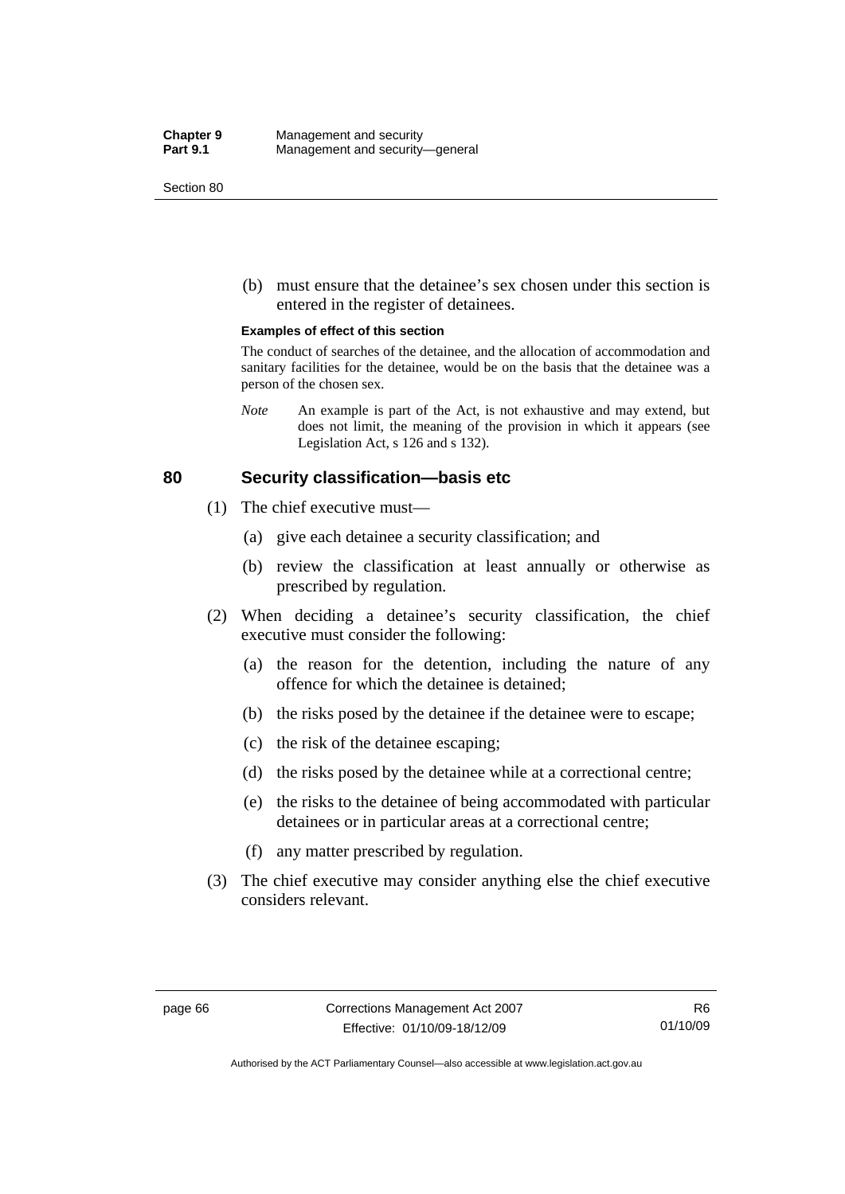(b) must ensure that the detainee's sex chosen under this section is entered in the register of detainees.

**Examples of effect of this section**

The conduct of searches of the detainee, and the allocation of accommodation and sanitary facilities for the detainee, would be on the basis that the detainee was a person of the chosen sex.

*Note* An example is part of the Act, is not exhaustive and may extend, but does not limit, the meaning of the provision in which it appears (see Legislation Act, s 126 and s 132).

## 80 Security classification—basis etc

(1) The chief executive must—

(a) give each detainee a security classification; and

(b) review the classification at least annually or otherwise as prescribed by regulation.

(2) When deciding a detainee's security classification, the chief executive must consider the following:

(a) the reason for the detention, including the nature of any offence for which the detainee is detained;

(b) the risks posed by the detainee if the detainee were to escape;

(c) the risk of the detainee escaping;

(d) the risks posed by the detainee while at a correctional centre;

(e) the risks to the detainee of being accommodated with particular detainees or in particular areas at a correctional centre;

(f) any matter prescribed by regulation.

(3) The chief executive may consider anything else the chief executive considers relevant.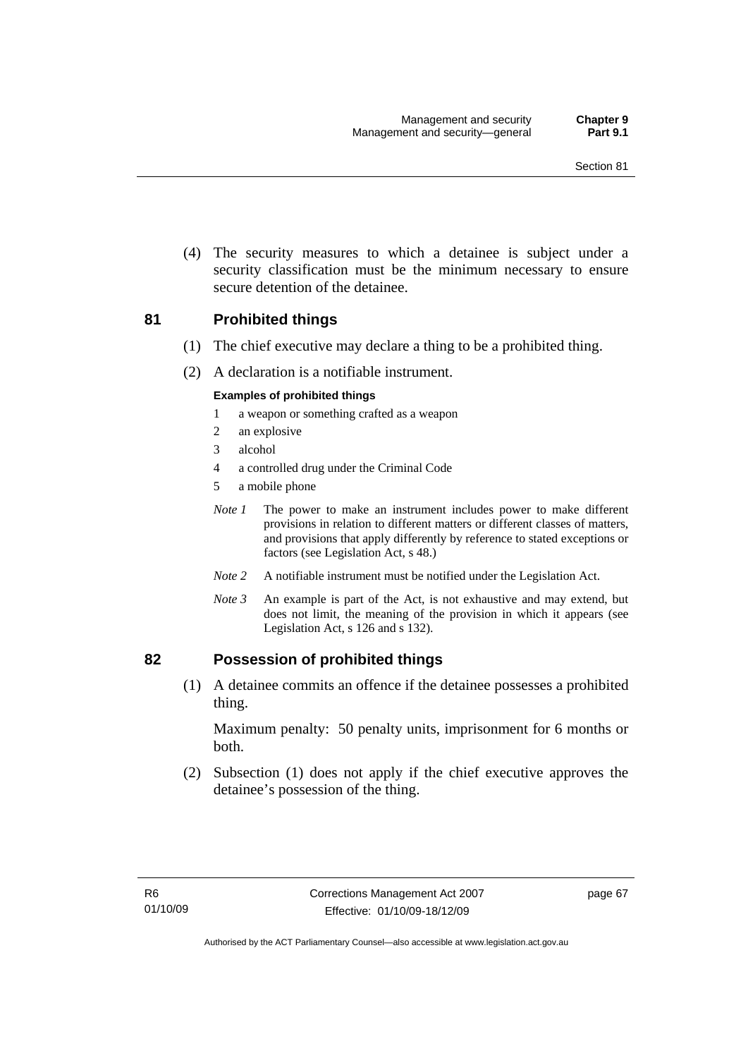(4) The security measures to which a detainee is subject under a security classification must be the minimum necessary to ensure secure detention of the detainee.

## 81 Prohibited things

(1) The chief executive may declare a thing to be a prohibited thing.

(2) A declaration is a notifiable instrument.

**Examples of prohibited things**

1 a weapon or something crafted as a weapon
2 an explosive
3 alcohol
4 a controlled drug under the Criminal Code
5 a mobile phone

*Note 1* The power to make an instrument includes power to make different provisions in relation to different matters or different classes of matters, and provisions that apply differently by reference to stated exceptions or factors (see Legislation Act, s 48.)

*Note 2* A notifiable instrument must be notified under the Legislation Act.

*Note 3* An example is part of the Act, is not exhaustive and may extend, but does not limit, the meaning of the provision in which it appears (see Legislation Act, s 126 and s 132).

## 82 Possession of prohibited things

(1) A detainee commits an offence if the detainee possesses a prohibited thing.

Maximum penalty: 50 penalty units, imprisonment for 6 months or both.

(2) Subsection (1) does not apply if the chief executive approves the detainee's possession of the thing.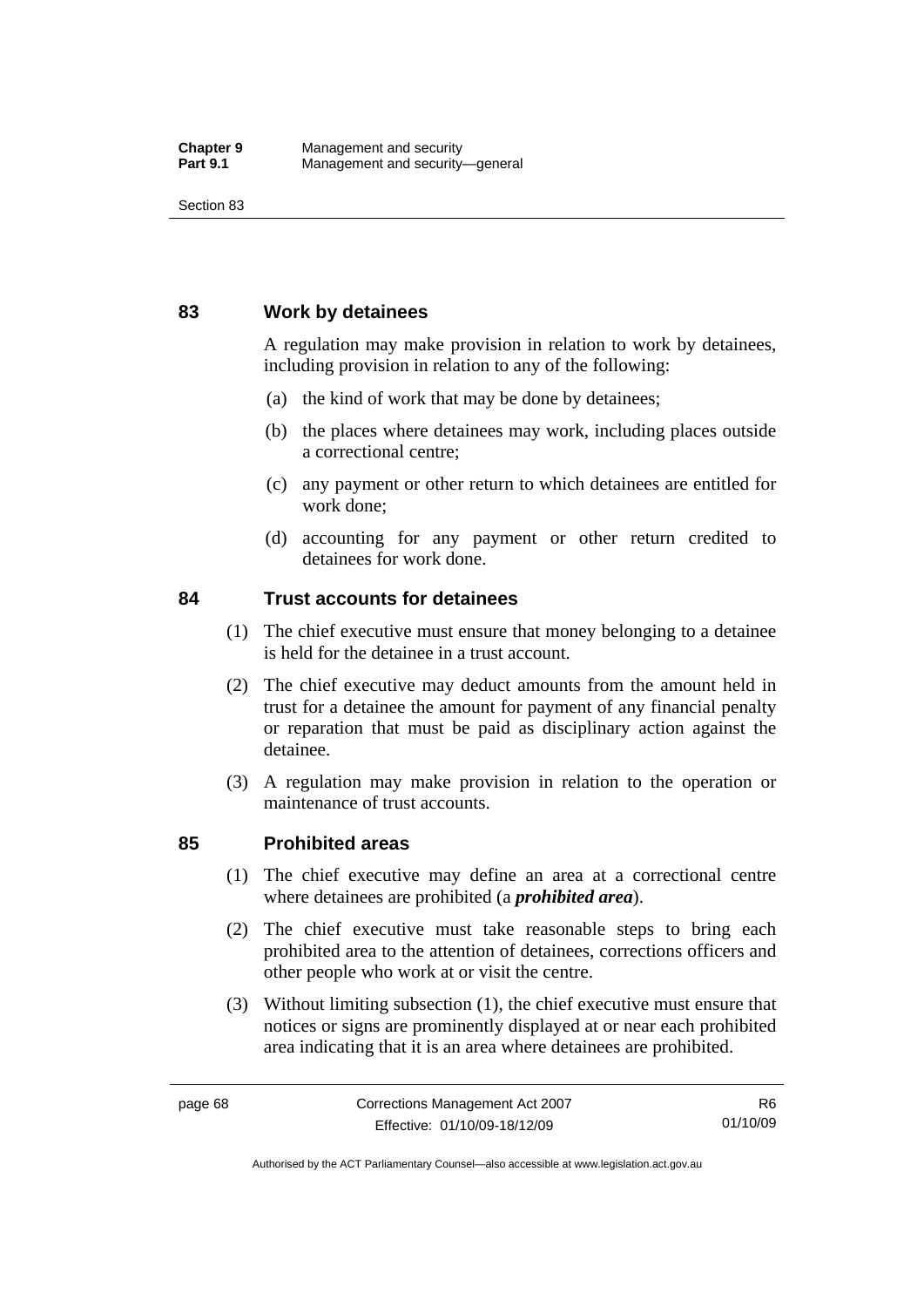## 83 Work by detainees

A regulation may make provision in relation to work by detainees, including provision in relation to any of the following:

(a) the kind of work that may be done by detainees;

(b) the places where detainees may work, including places outside a correctional centre;

(c) any payment or other return to which detainees are entitled for work done;

(d) accounting for any payment or other return credited to detainees for work done.

## 84 Trust accounts for detainees

(1) The chief executive must ensure that money belonging to a detainee is held for the detainee in a trust account.

(2) The chief executive may deduct amounts from the amount held in trust for a detainee the amount for payment of any financial penalty or reparation that must be paid as disciplinary action against the detainee.

(3) A regulation may make provision in relation to the operation or maintenance of trust accounts.

## 85 Prohibited areas

(1) The chief executive may define an area at a correctional centre where detainees are prohibited (a ***prohibited area***).

(2) The chief executive must take reasonable steps to bring each prohibited area to the attention of detainees, corrections officers and other people who work at or visit the centre.

(3) Without limiting subsection (1), the chief executive must ensure that notices or signs are prominently displayed at or near each prohibited area indicating that it is an area where detainees are prohibited.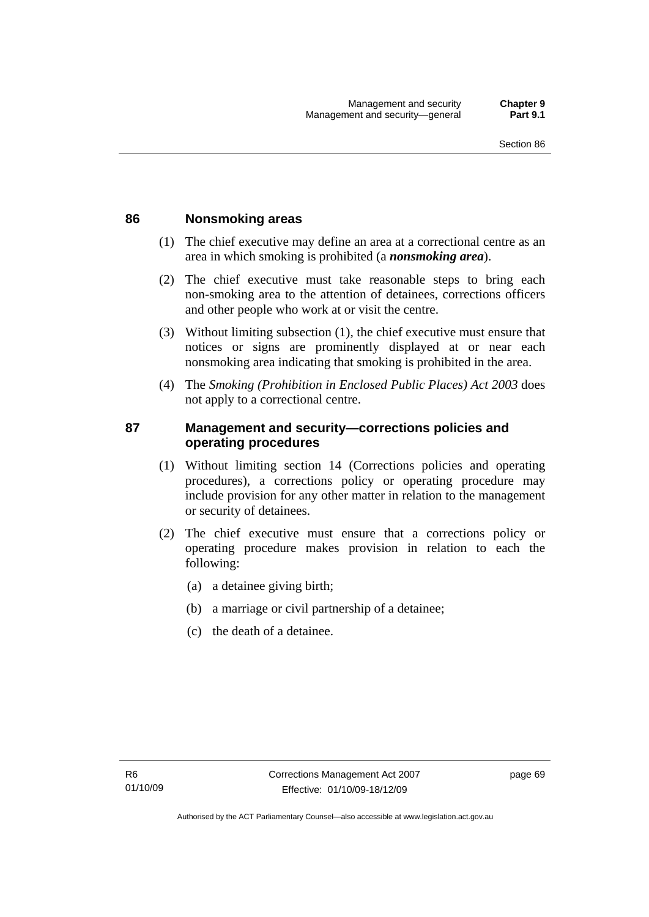## 86 Nonsmoking areas

(1) The chief executive may define an area at a correctional centre as an area in which smoking is prohibited (a ***nonsmoking area***).

(2) The chief executive must take reasonable steps to bring each non-smoking area to the attention of detainees, corrections officers and other people who work at or visit the centre.

(3) Without limiting subsection (1), the chief executive must ensure that notices or signs are prominently displayed at or near each nonsmoking area indicating that smoking is prohibited in the area.

(4) The *Smoking (Prohibition in Enclosed Public Places) Act 2003* does not apply to a correctional centre.

## 87 Management and security—corrections policies and operating procedures

(1) Without limiting section 14 (Corrections policies and operating procedures), a corrections policy or operating procedure may include provision for any other matter in relation to the management or security of detainees.

(2) The chief executive must ensure that a corrections policy or operating procedure makes provision in relation to each the following:

(a) a detainee giving birth;

(b) a marriage or civil partnership of a detainee;

(c) the death of a detainee.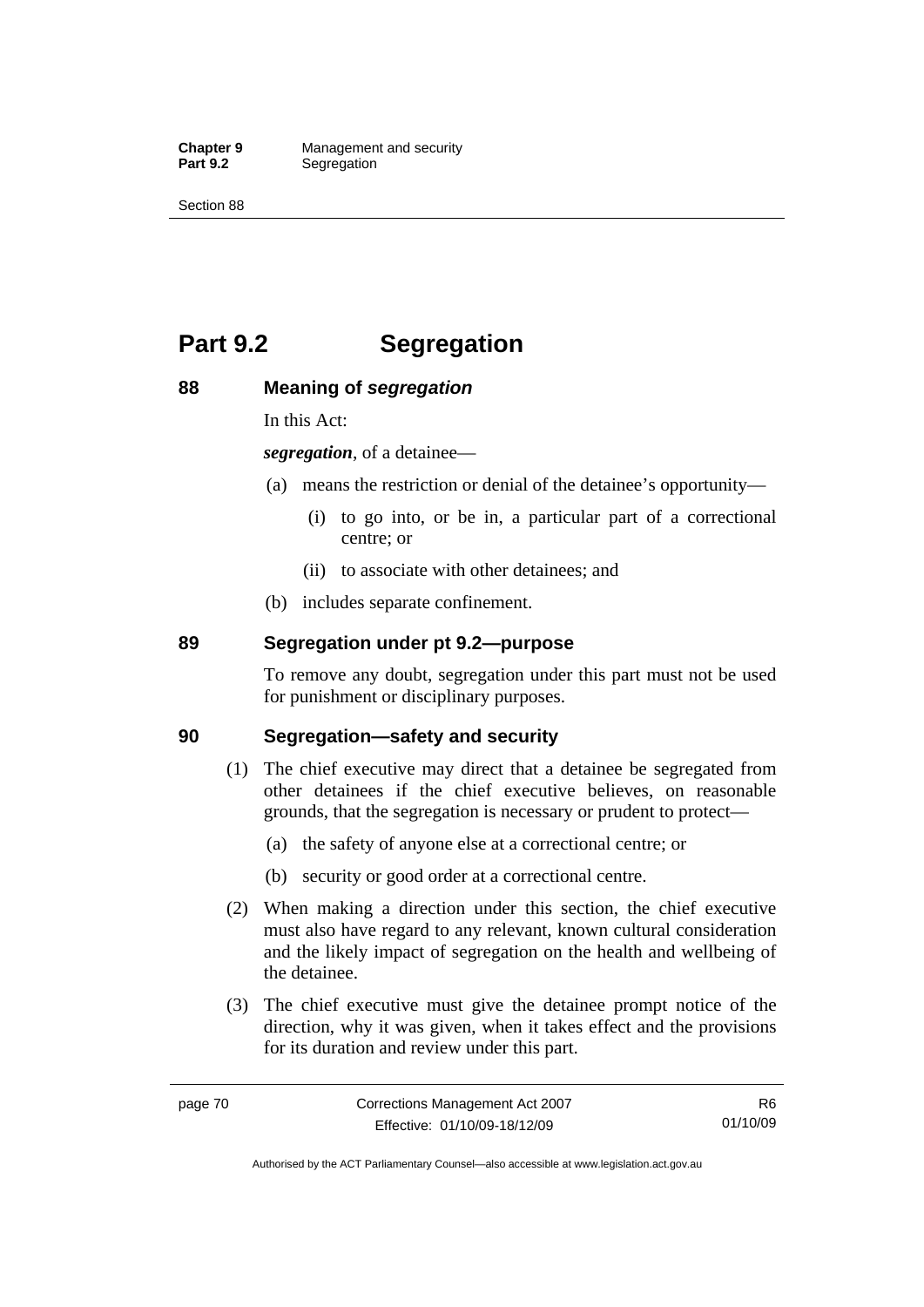# Part 9.2 Segregation

## 88 Meaning of *segregation*

In this Act:

***segregation***, of a detainee—

(a) means the restriction or denial of the detainee's opportunity—

(i) to go into, or be in, a particular part of a correctional centre; or

(ii) to associate with other detainees; and

(b) includes separate confinement.

## 89 Segregation under pt 9.2—purpose

To remove any doubt, segregation under this part must not be used for punishment or disciplinary purposes.

## 90 Segregation—safety and security

(1) The chief executive may direct that a detainee be segregated from other detainees if the chief executive believes, on reasonable grounds, that the segregation is necessary or prudent to protect—

(a) the safety of anyone else at a correctional centre; or

(b) security or good order at a correctional centre.

(2) When making a direction under this section, the chief executive must also have regard to any relevant, known cultural consideration and the likely impact of segregation on the health and wellbeing of the detainee.

(3) The chief executive must give the detainee prompt notice of the direction, why it was given, when it takes effect and the provisions for its duration and review under this part.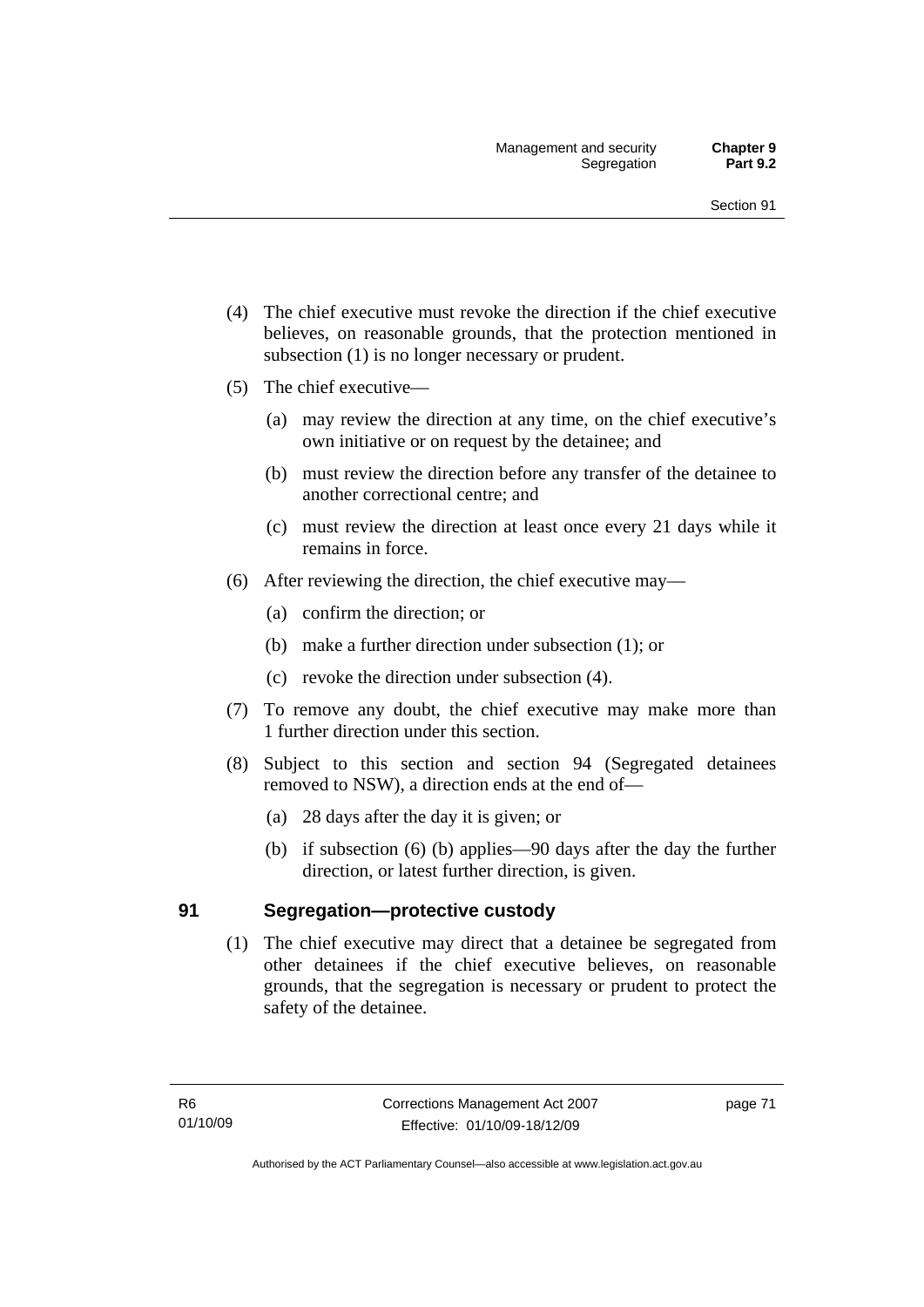(4) The chief executive must revoke the direction if the chief executive believes, on reasonable grounds, that the protection mentioned in subsection (1) is no longer necessary or prudent.

(5) The chief executive—

(a) may review the direction at any time, on the chief executive's own initiative or on request by the detainee; and

(b) must review the direction before any transfer of the detainee to another correctional centre; and

(c) must review the direction at least once every 21 days while it remains in force.

(6) After reviewing the direction, the chief executive may—

(a) confirm the direction; or

(b) make a further direction under subsection (1); or

(c) revoke the direction under subsection (4).

(7) To remove any doubt, the chief executive may make more than 1 further direction under this section.

(8) Subject to this section and section 94 (Segregated detainees removed to NSW), a direction ends at the end of—

(a) 28 days after the day it is given; or

(b) if subsection (6) (b) applies—90 days after the day the further direction, or latest further direction, is given.

## 91 Segregation—protective custody

(1) The chief executive may direct that a detainee be segregated from other detainees if the chief executive believes, on reasonable grounds, that the segregation is necessary or prudent to protect the safety of the detainee.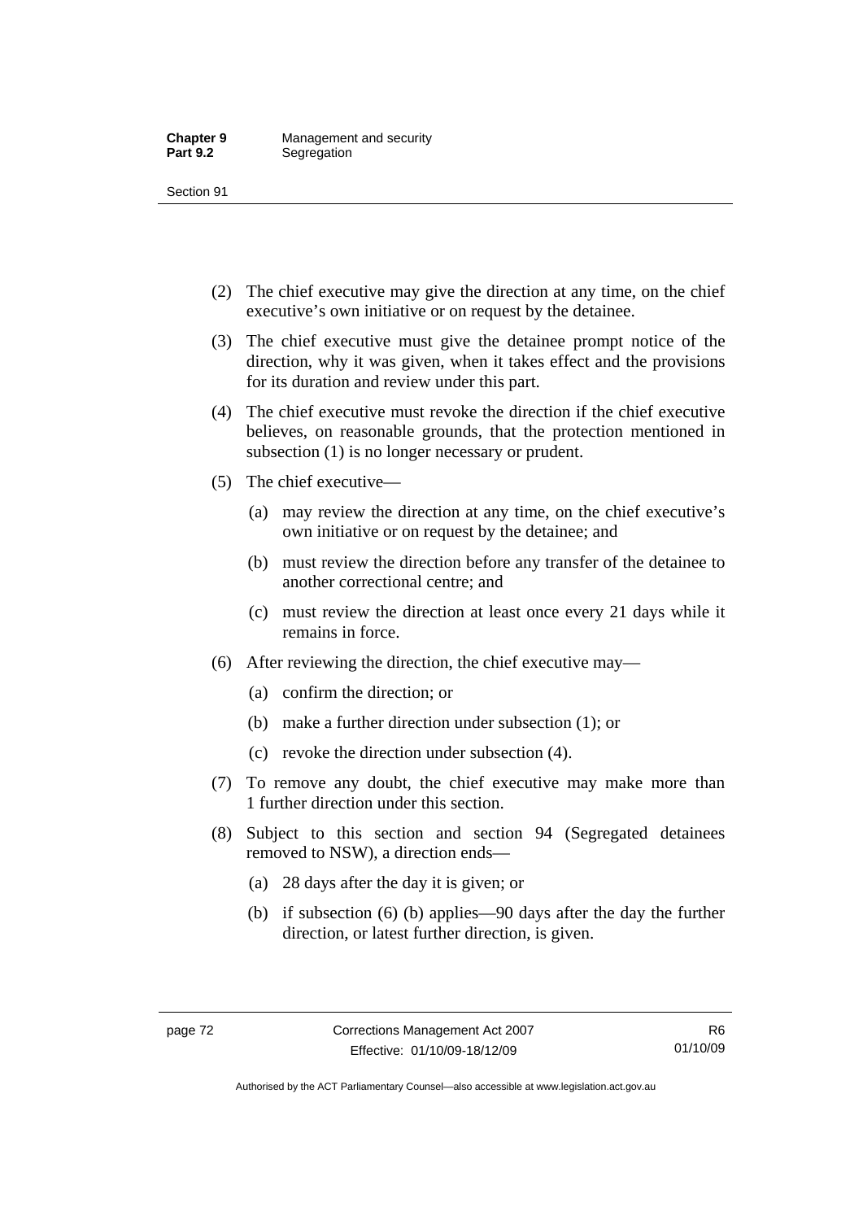(2) The chief executive may give the direction at any time, on the chief executive's own initiative or on request by the detainee.

(3) The chief executive must give the detainee prompt notice of the direction, why it was given, when it takes effect and the provisions for its duration and review under this part.

(4) The chief executive must revoke the direction if the chief executive believes, on reasonable grounds, that the protection mentioned in subsection (1) is no longer necessary or prudent.

(5) The chief executive—

(a) may review the direction at any time, on the chief executive's own initiative or on request by the detainee; and

(b) must review the direction before any transfer of the detainee to another correctional centre; and

(c) must review the direction at least once every 21 days while it remains in force.

(6) After reviewing the direction, the chief executive may—

(a) confirm the direction; or

(b) make a further direction under subsection (1); or

(c) revoke the direction under subsection (4).

(7) To remove any doubt, the chief executive may make more than 1 further direction under this section.

(8) Subject to this section and section 94 (Segregated detainees removed to NSW), a direction ends—

(a) 28 days after the day it is given; or

(b) if subsection (6) (b) applies—90 days after the day the further direction, or latest further direction, is given.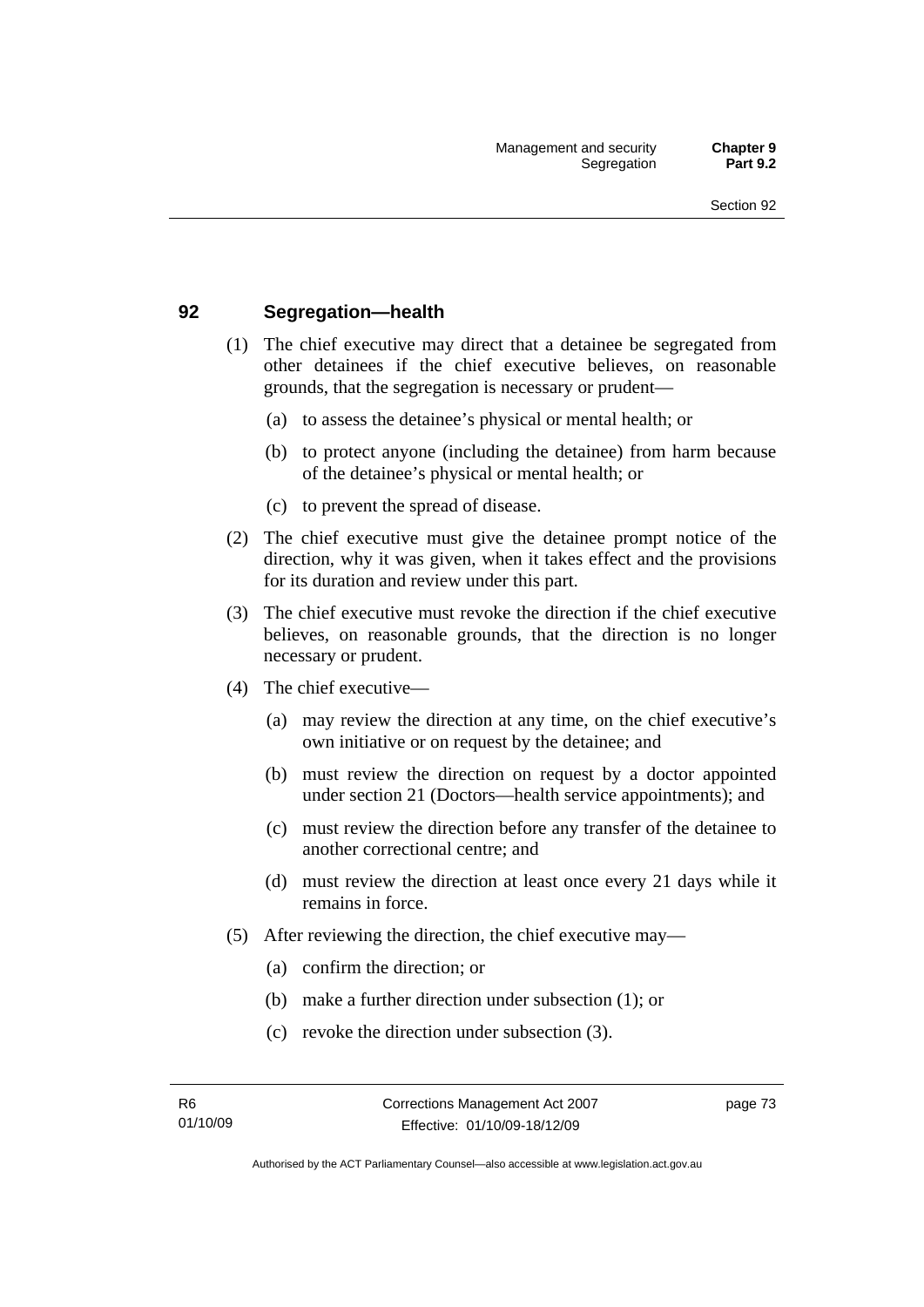### 92 Segregation—health

(1) The chief executive may direct that a detainee be segregated from other detainees if the chief executive believes, on reasonable grounds, that the segregation is necessary or prudent—

(a) to assess the detainee's physical or mental health; or

(b) to protect anyone (including the detainee) from harm because of the detainee's physical or mental health; or

(c) to prevent the spread of disease.

(2) The chief executive must give the detainee prompt notice of the direction, why it was given, when it takes effect and the provisions for its duration and review under this part.

(3) The chief executive must revoke the direction if the chief executive believes, on reasonable grounds, that the direction is no longer necessary or prudent.

(4) The chief executive—

(a) may review the direction at any time, on the chief executive's own initiative or on request by the detainee; and

(b) must review the direction on request by a doctor appointed under section 21 (Doctors—health service appointments); and

(c) must review the direction before any transfer of the detainee to another correctional centre; and

(d) must review the direction at least once every 21 days while it remains in force.

(5) After reviewing the direction, the chief executive may—

(a) confirm the direction; or

(b) make a further direction under subsection (1); or

(c) revoke the direction under subsection (3).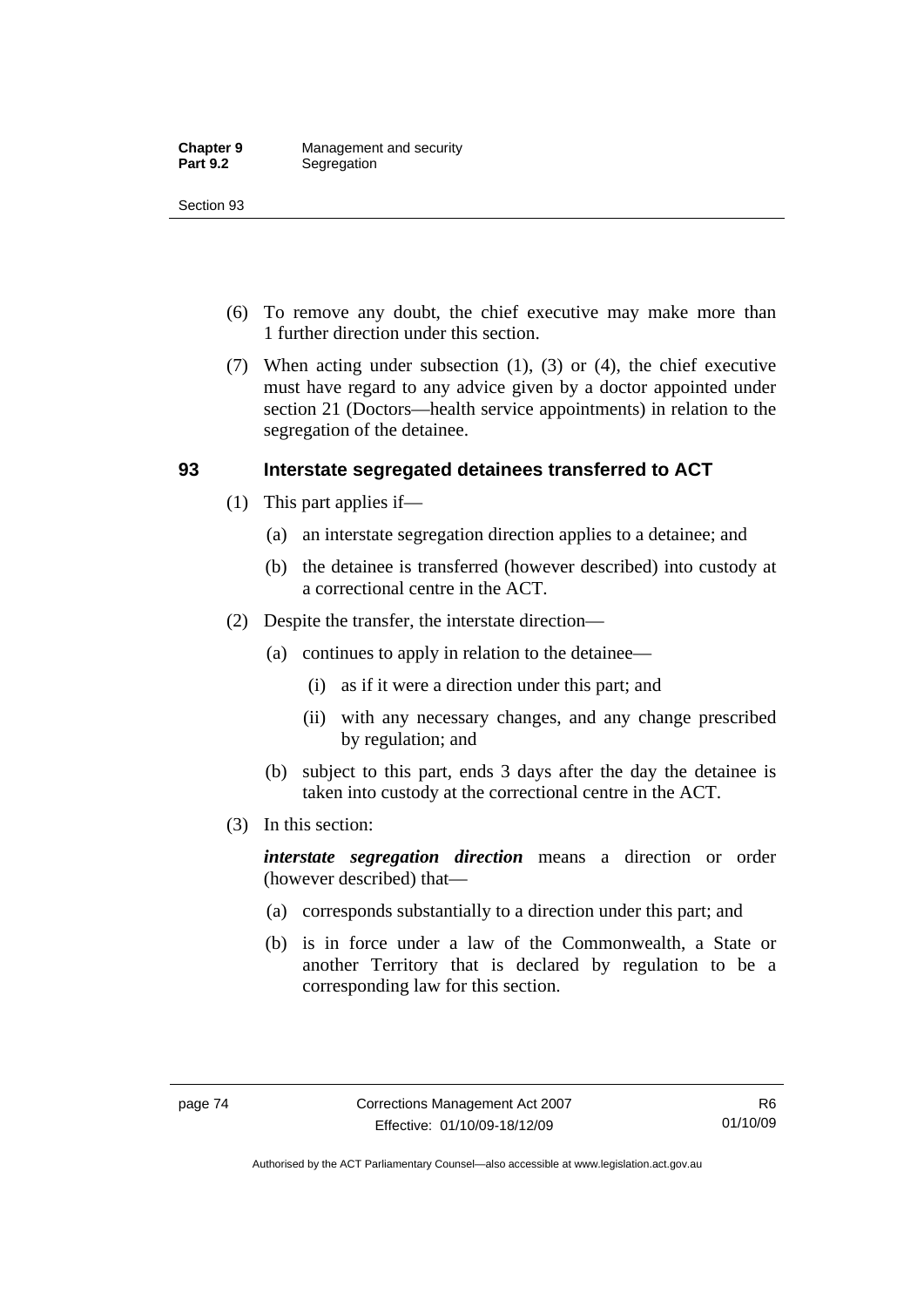(6) To remove any doubt, the chief executive may make more than 1 further direction under this section.

(7) When acting under subsection (1), (3) or (4), the chief executive must have regard to any advice given by a doctor appointed under section 21 (Doctors—health service appointments) in relation to the segregation of the detainee.

## 93 Interstate segregated detainees transferred to ACT

(1) This part applies if—

(a) an interstate segregation direction applies to a detainee; and

(b) the detainee is transferred (however described) into custody at a correctional centre in the ACT.

(2) Despite the transfer, the interstate direction—

(a) continues to apply in relation to the detainee—

(i) as if it were a direction under this part; and

(ii) with any necessary changes, and any change prescribed by regulation; and

(b) subject to this part, ends 3 days after the day the detainee is taken into custody at the correctional centre in the ACT.

(3) In this section:

***interstate segregation direction*** means a direction or order (however described) that—

(a) corresponds substantially to a direction under this part; and

(b) is in force under a law of the Commonwealth, a State or another Territory that is declared by regulation to be a corresponding law for this section.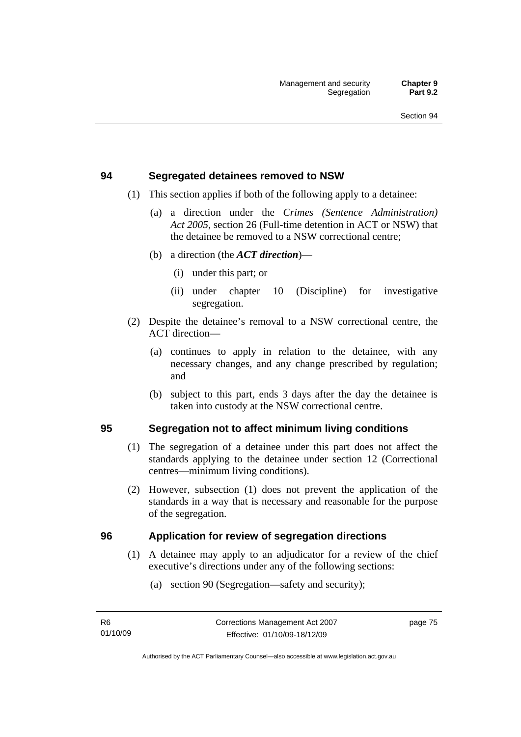## 94 Segregated detainees removed to NSW

(1) This section applies if both of the following apply to a detainee:

(a) a direction under the *Crimes (Sentence Administration) Act 2005*, section 26 (Full-time detention in ACT or NSW) that the detainee be removed to a NSW correctional centre;

(b) a direction (the ***ACT direction***)—

(i) under this part; or

(ii) under chapter 10 (Discipline) for investigative segregation.

(2) Despite the detainee's removal to a NSW correctional centre, the ACT direction—

(a) continues to apply in relation to the detainee, with any necessary changes, and any change prescribed by regulation; and

(b) subject to this part, ends 3 days after the day the detainee is taken into custody at the NSW correctional centre.

## 95 Segregation not to affect minimum living conditions

(1) The segregation of a detainee under this part does not affect the standards applying to the detainee under section 12 (Correctional centres—minimum living conditions).

(2) However, subsection (1) does not prevent the application of the standards in a way that is necessary and reasonable for the purpose of the segregation.

## 96 Application for review of segregation directions

(1) A detainee may apply to an adjudicator for a review of the chief executive's directions under any of the following sections:

(a) section 90 (Segregation—safety and security);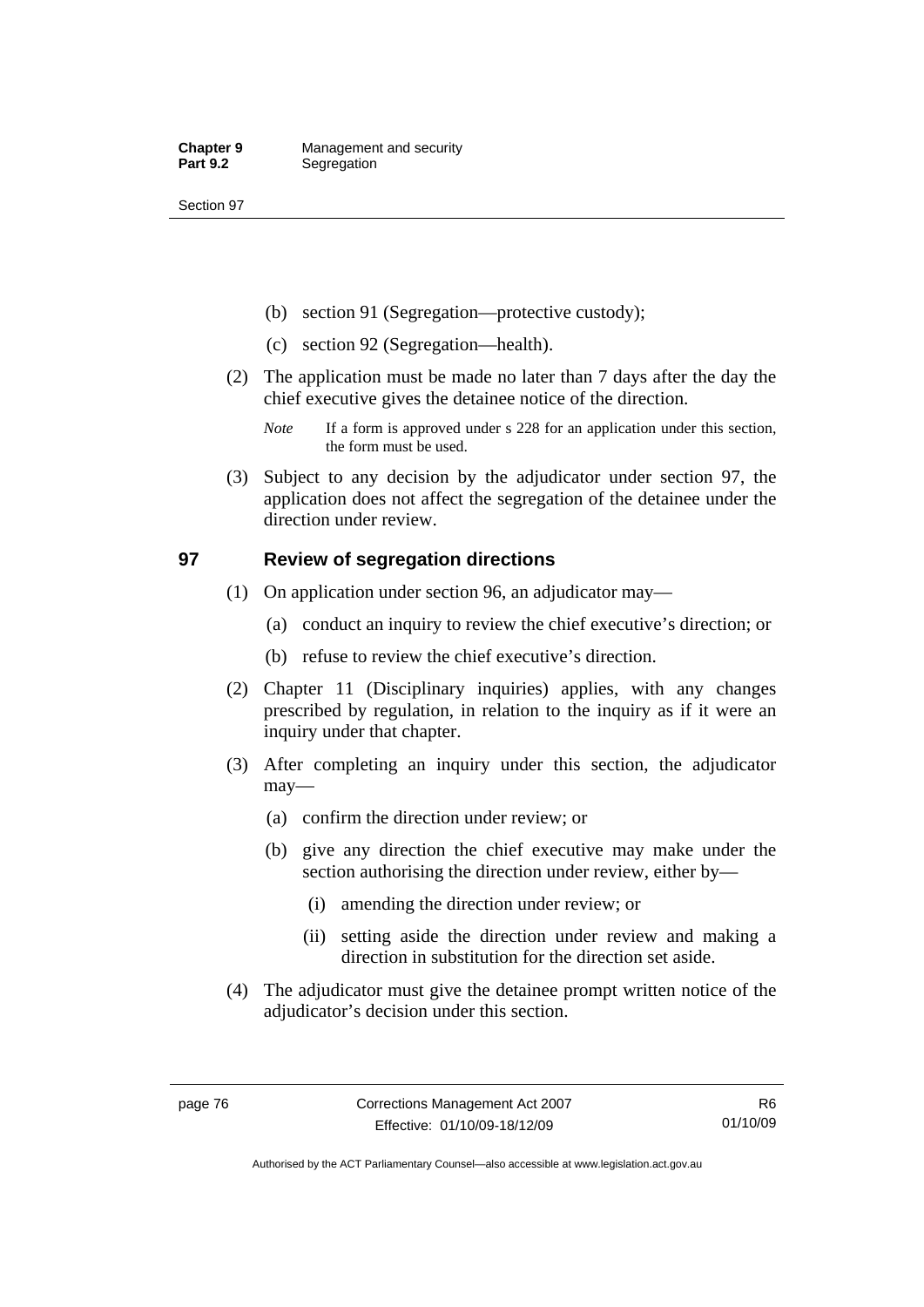(b) section 91 (Segregation—protective custody);

(c) section 92 (Segregation—health).

(2) The application must be made no later than 7 days after the day the chief executive gives the detainee notice of the direction.

*Note* If a form is approved under s 228 for an application under this section, the form must be used.

(3) Subject to any decision by the adjudicator under section 97, the application does not affect the segregation of the detainee under the direction under review.

## 97 Review of segregation directions

(1) On application under section 96, an adjudicator may—

(a) conduct an inquiry to review the chief executive's direction; or

(b) refuse to review the chief executive's direction.

(2) Chapter 11 (Disciplinary inquiries) applies, with any changes prescribed by regulation, in relation to the inquiry as if it were an inquiry under that chapter.

(3) After completing an inquiry under this section, the adjudicator may—

(a) confirm the direction under review; or

(b) give any direction the chief executive may make under the section authorising the direction under review, either by—

(i) amending the direction under review; or

(ii) setting aside the direction under review and making a direction in substitution for the direction set aside.

(4) The adjudicator must give the detainee prompt written notice of the adjudicator's decision under this section.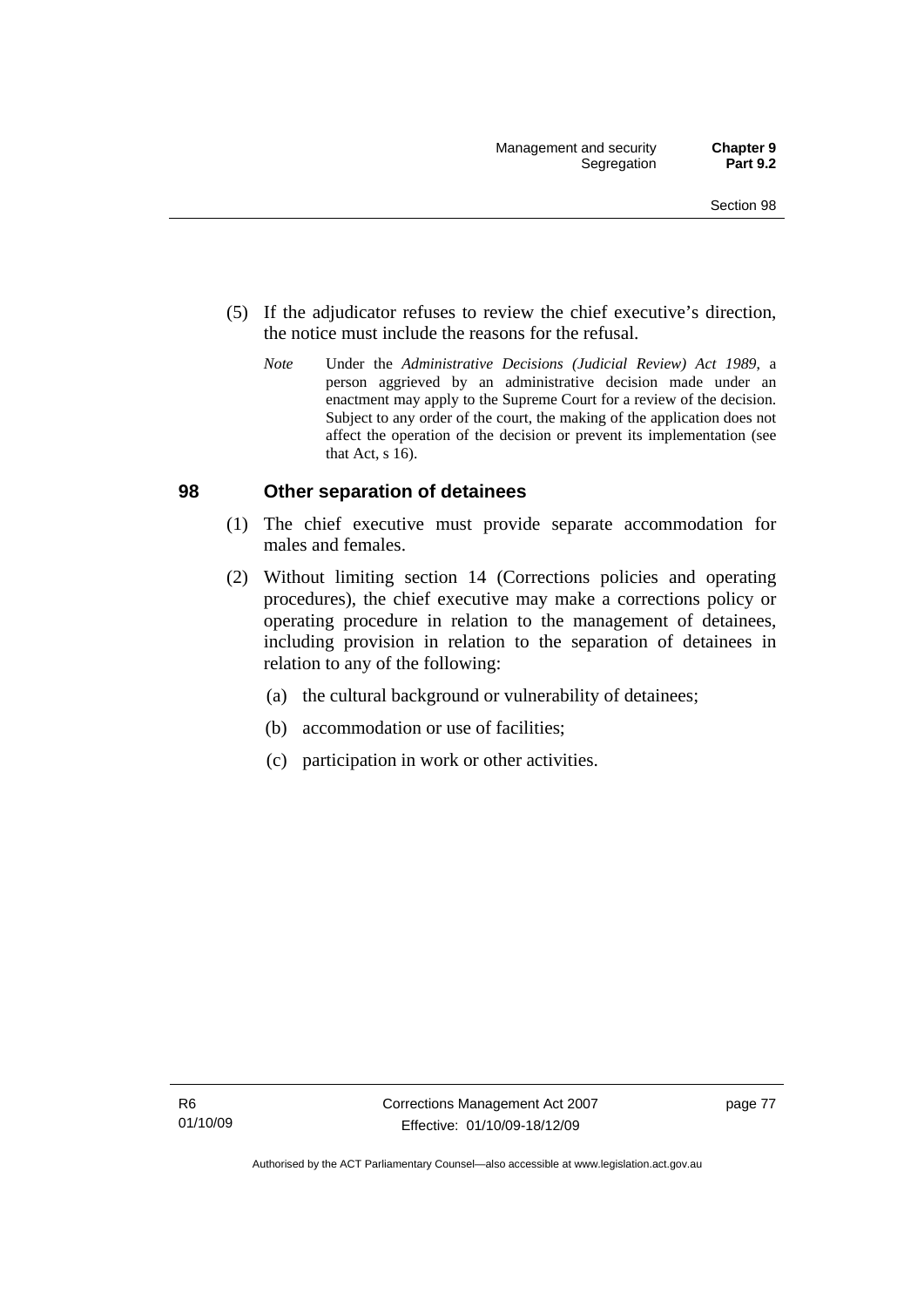(5) If the adjudicator refuses to review the chief executive's direction, the notice must include the reasons for the refusal.

*Note* Under the *Administrative Decisions (Judicial Review) Act 1989*, a person aggrieved by an administrative decision made under an enactment may apply to the Supreme Court for a review of the decision. Subject to any order of the court, the making of the application does not affect the operation of the decision or prevent its implementation (see that Act, s 16).

## 98 Other separation of detainees

(1) The chief executive must provide separate accommodation for males and females.

(2) Without limiting section 14 (Corrections policies and operating procedures), the chief executive may make a corrections policy or operating procedure in relation to the management of detainees, including provision in relation to the separation of detainees in relation to any of the following:

(a) the cultural background or vulnerability of detainees;

(b) accommodation or use of facilities;

(c) participation in work or other activities.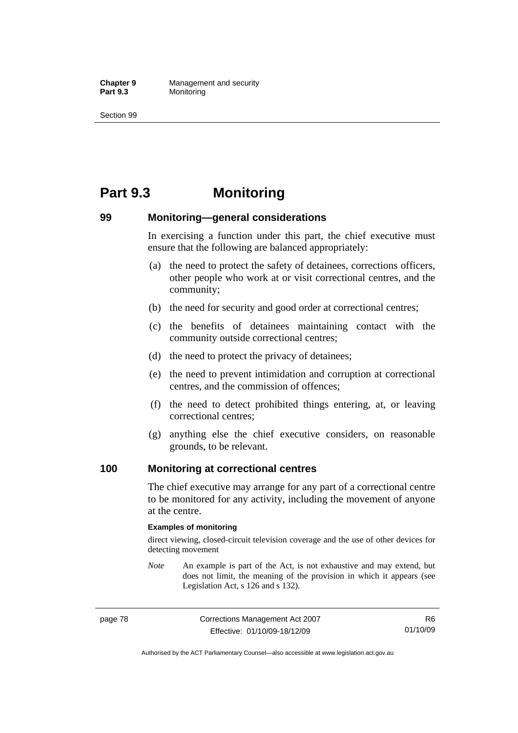# Part 9.3 Monitoring

## 99 Monitoring—general considerations

In exercising a function under this part, the chief executive must ensure that the following are balanced appropriately:

(a) the need to protect the safety of detainees, corrections officers, other people who work at or visit correctional centres, and the community;

(b) the need for security and good order at correctional centres;

(c) the benefits of detainees maintaining contact with the community outside correctional centres;

(d) the need to protect the privacy of detainees;

(e) the need to prevent intimidation and corruption at correctional centres, and the commission of offences;

(f) the need to detect prohibited things entering, at, or leaving correctional centres;

(g) anything else the chief executive considers, on reasonable grounds, to be relevant.

## 100 Monitoring at correctional centres

The chief executive may arrange for any part of a correctional centre to be monitored for any activity, including the movement of anyone at the centre.

**Examples of monitoring**

direct viewing, closed-circuit television coverage and the use of other devices for detecting movement

*Note* An example is part of the Act, is not exhaustive and may extend, but does not limit, the meaning of the provision in which it appears (see Legislation Act, s 126 and s 132).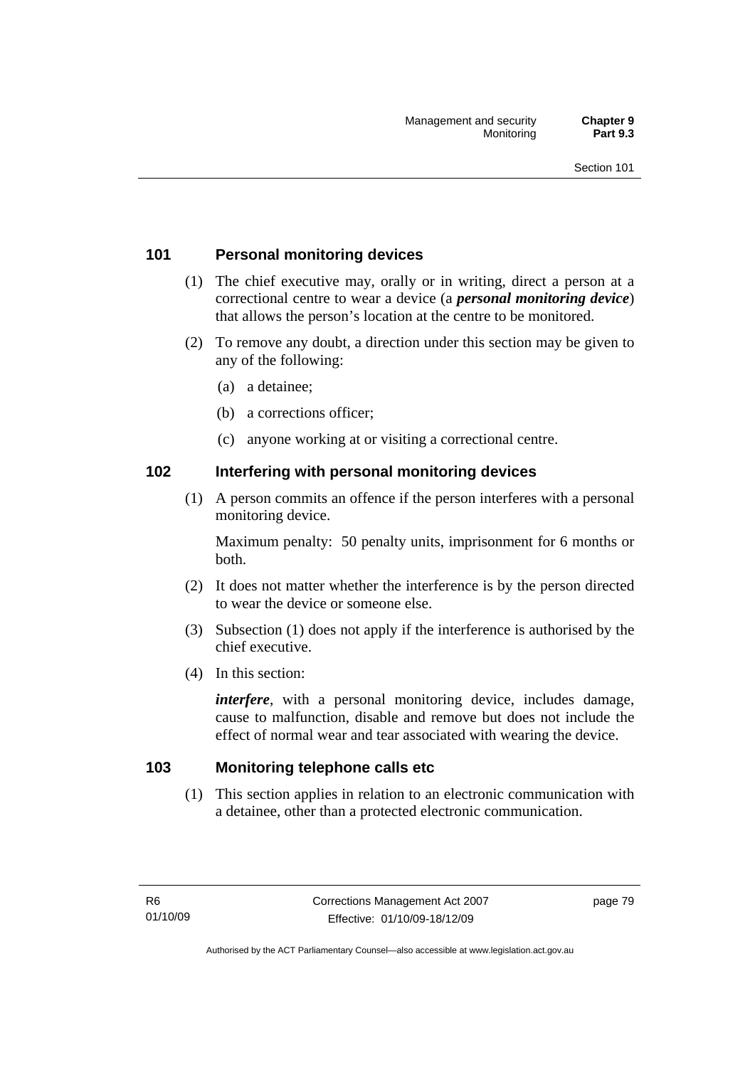## 101 Personal monitoring devices

(1) The chief executive may, orally or in writing, direct a person at a correctional centre to wear a device (a ***personal monitoring device***) that allows the person's location at the centre to be monitored.

(2) To remove any doubt, a direction under this section may be given to any of the following:

(a) a detainee;

(b) a corrections officer;

(c) anyone working at or visiting a correctional centre.

## 102 Interfering with personal monitoring devices

(1) A person commits an offence if the person interferes with a personal monitoring device.

Maximum penalty: 50 penalty units, imprisonment for 6 months or both.

(2) It does not matter whether the interference is by the person directed to wear the device or someone else.

(3) Subsection (1) does not apply if the interference is authorised by the chief executive.

(4) In this section:

***interfere***, with a personal monitoring device, includes damage, cause to malfunction, disable and remove but does not include the effect of normal wear and tear associated with wearing the device.

## 103 Monitoring telephone calls etc

(1) This section applies in relation to an electronic communication with a detainee, other than a protected electronic communication.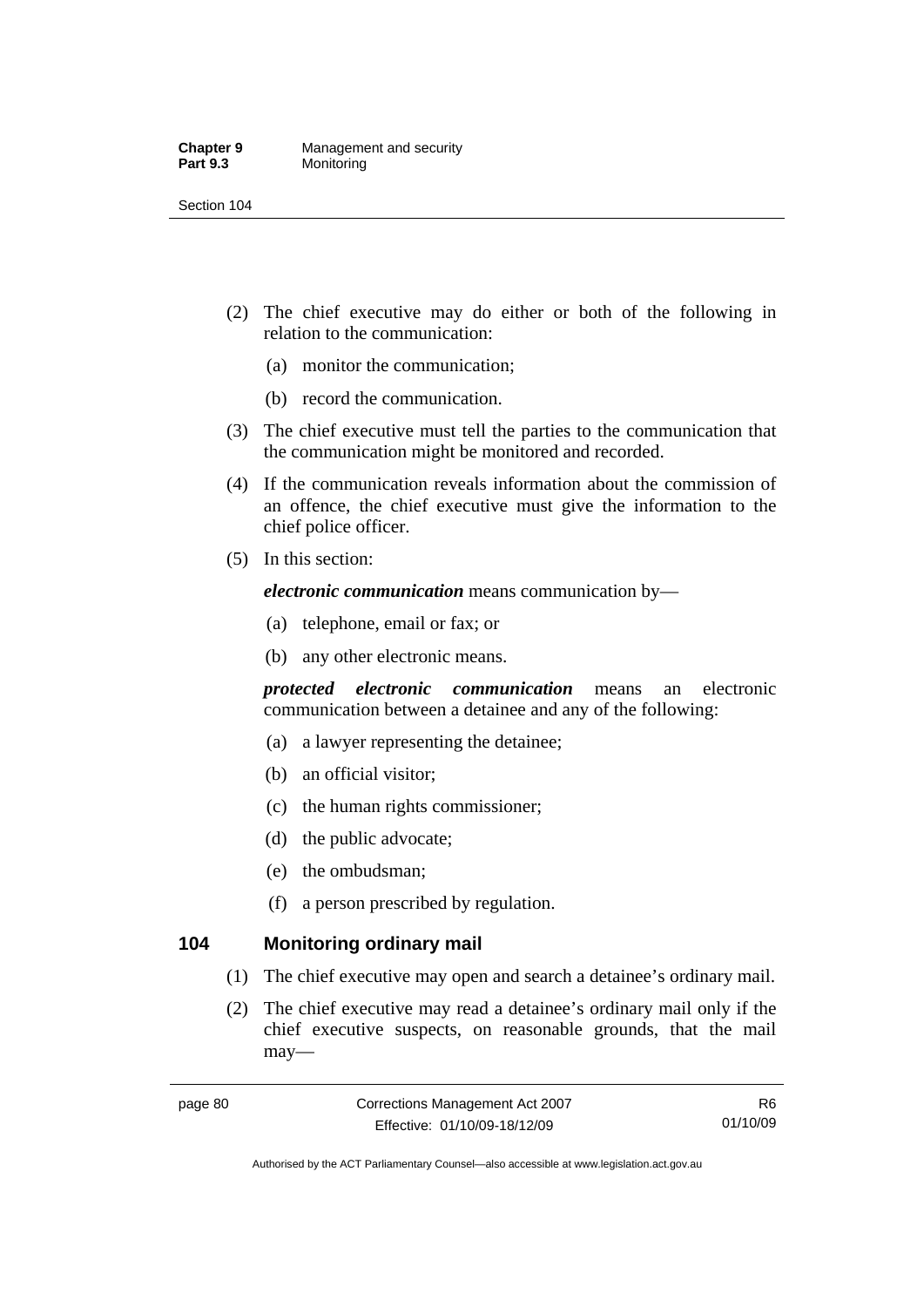(2) The chief executive may do either or both of the following in relation to the communication:

(a) monitor the communication;

(b) record the communication.

(3) The chief executive must tell the parties to the communication that the communication might be monitored and recorded.

(4) If the communication reveals information about the commission of an offence, the chief executive must give the information to the chief police officer.

(5) In this section:

***electronic communication*** means communication by—

(a) telephone, email or fax; or

(b) any other electronic means.

***protected electronic communication*** means an electronic communication between a detainee and any of the following:

(a) a lawyer representing the detainee;

(b) an official visitor;

(c) the human rights commissioner;

(d) the public advocate;

(e) the ombudsman;

(f) a person prescribed by regulation.

### 104 Monitoring ordinary mail

(1) The chief executive may open and search a detainee's ordinary mail.

(2) The chief executive may read a detainee's ordinary mail only if the chief executive suspects, on reasonable grounds, that the mail may—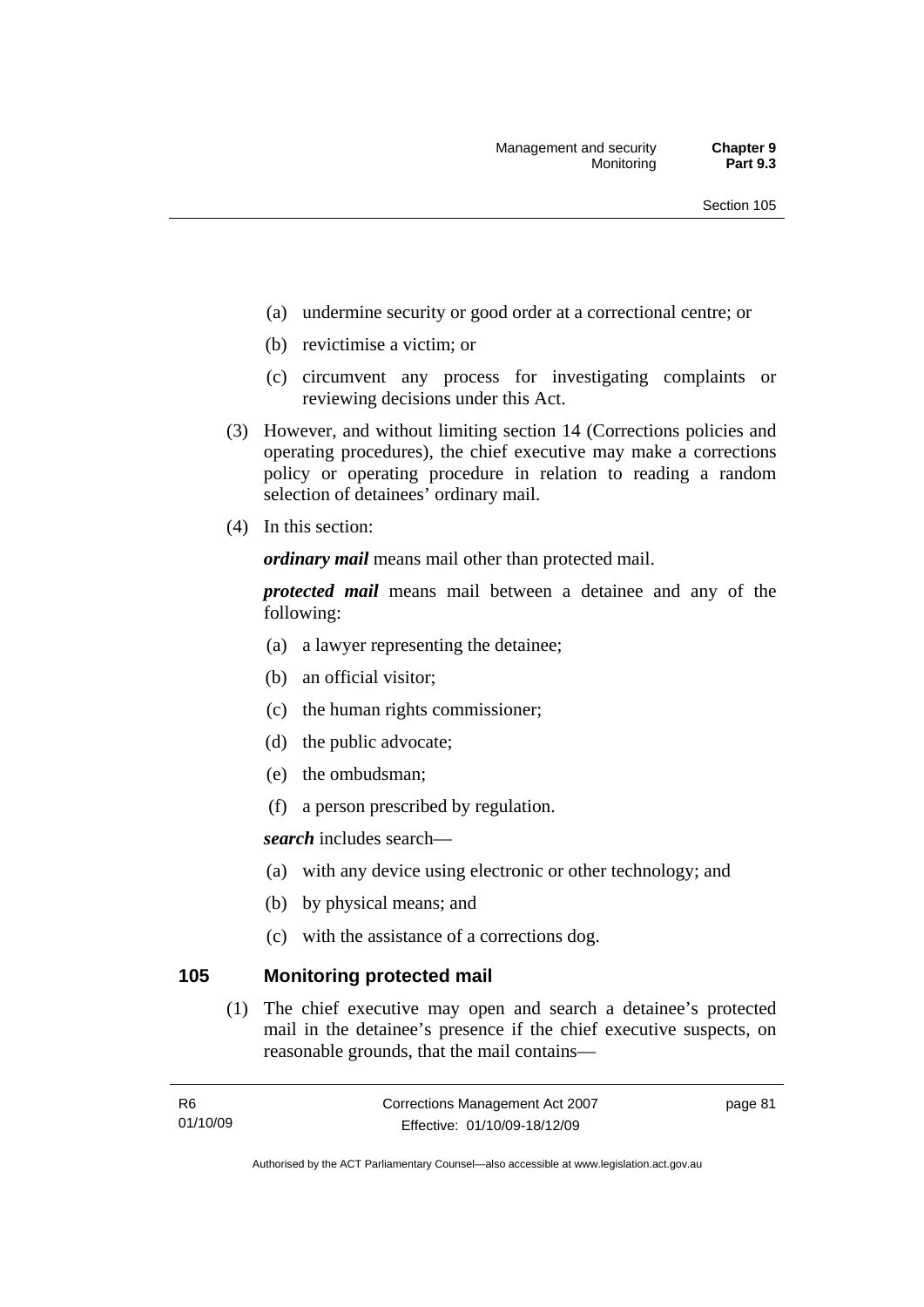(a) undermine security or good order at a correctional centre; or

(b) revictimise a victim; or

(c) circumvent any process for investigating complaints or reviewing decisions under this Act.

(3) However, and without limiting section 14 (Corrections policies and operating procedures), the chief executive may make a corrections policy or operating procedure in relation to reading a random selection of detainees' ordinary mail.

(4) In this section:

***ordinary mail*** means mail other than protected mail.

***protected mail*** means mail between a detainee and any of the following:

(a) a lawyer representing the detainee;

(b) an official visitor;

(c) the human rights commissioner;

(d) the public advocate;

(e) the ombudsman;

(f) a person prescribed by regulation.

***search*** includes search—

(a) with any device using electronic or other technology; and

(b) by physical means; and

(c) with the assistance of a corrections dog.

## 105 Monitoring protected mail

(1) The chief executive may open and search a detainee's protected mail in the detainee's presence if the chief executive suspects, on reasonable grounds, that the mail contains—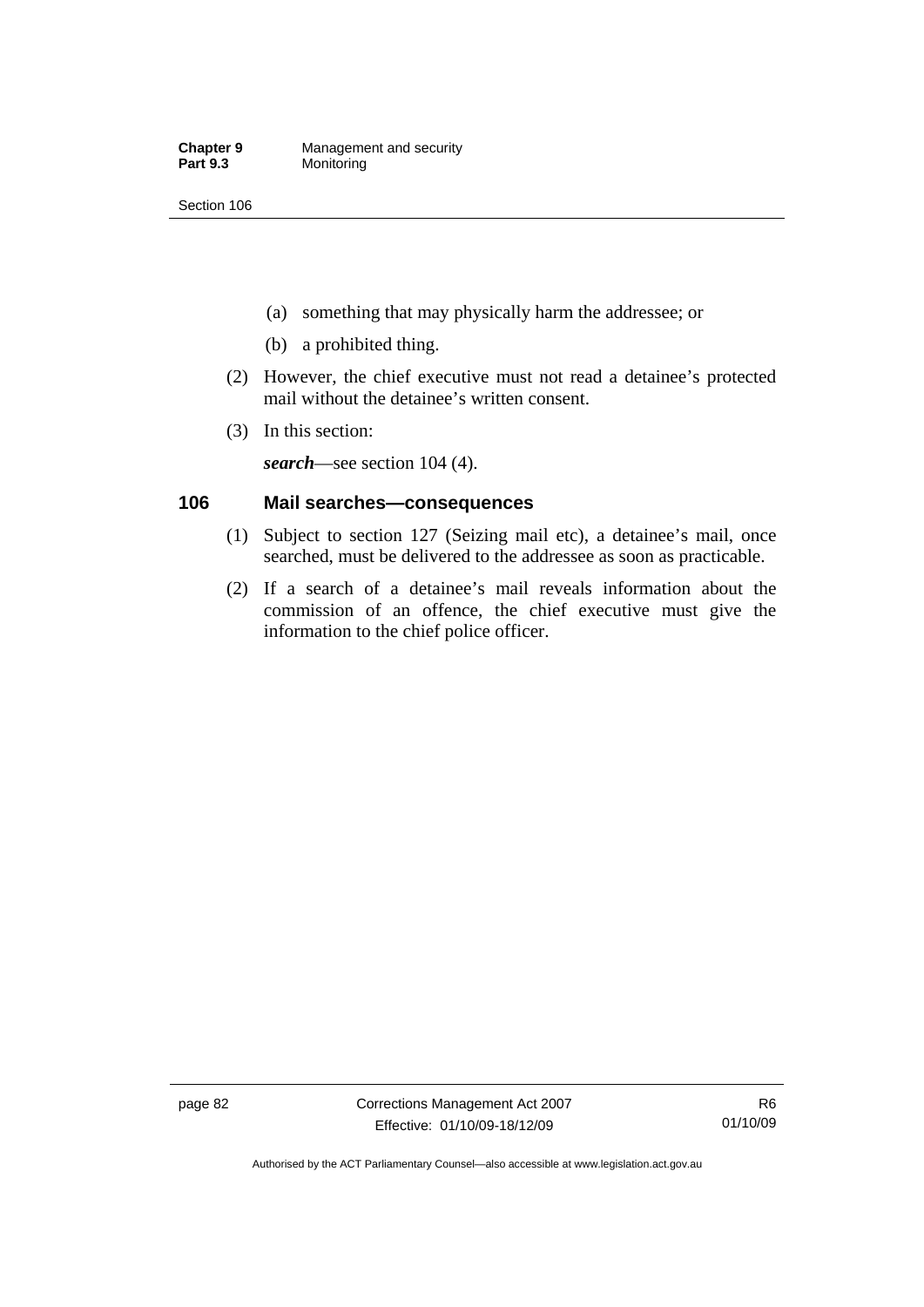(a) something that may physically harm the addressee; or

(b) a prohibited thing.

(2) However, the chief executive must not read a detainee's protected mail without the detainee's written consent.

(3) In this section:

***search***—see section 104 (4).

## 106 Mail searches—consequences

(1) Subject to section 127 (Seizing mail etc), a detainee's mail, once searched, must be delivered to the addressee as soon as practicable.

(2) If a search of a detainee's mail reveals information about the commission of an offence, the chief executive must give the information to the chief police officer.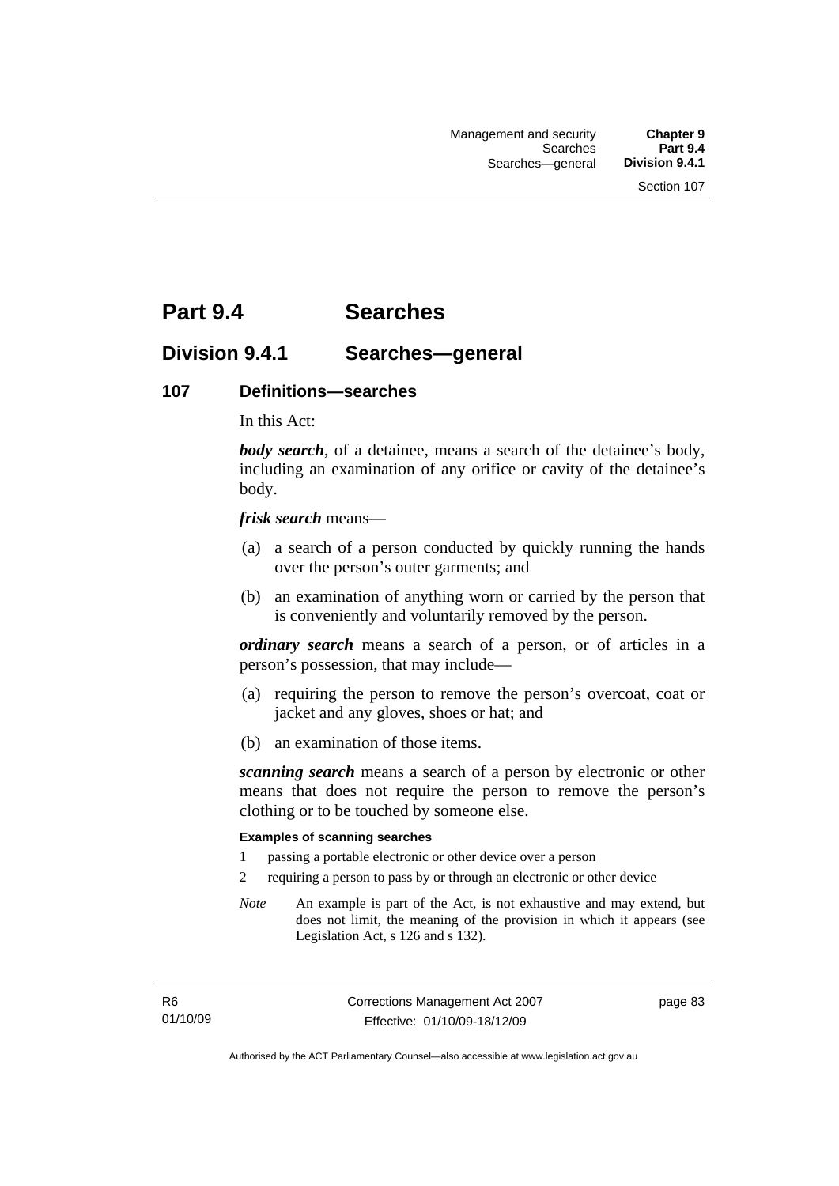# Part 9.4 Searches

## Division 9.4.1 Searches—general

### 107 Definitions—searches

In this Act:

***body search***, of a detainee, means a search of the detainee's body, including an examination of any orifice or cavity of the detainee's body.

***frisk search*** means—

(a) a search of a person conducted by quickly running the hands over the person's outer garments; and

(b) an examination of anything worn or carried by the person that is conveniently and voluntarily removed by the person.

***ordinary search*** means a search of a person, or of articles in a person's possession, that may include—

(a) requiring the person to remove the person's overcoat, coat or jacket and any gloves, shoes or hat; and

(b) an examination of those items.

***scanning search*** means a search of a person by electronic or other means that does not require the person to remove the person's clothing or to be touched by someone else.

**Examples of scanning searches**

1 passing a portable electronic or other device over a person

2 requiring a person to pass by or through an electronic or other device

*Note* An example is part of the Act, is not exhaustive and may extend, but does not limit, the meaning of the provision in which it appears (see Legislation Act, s 126 and s 132).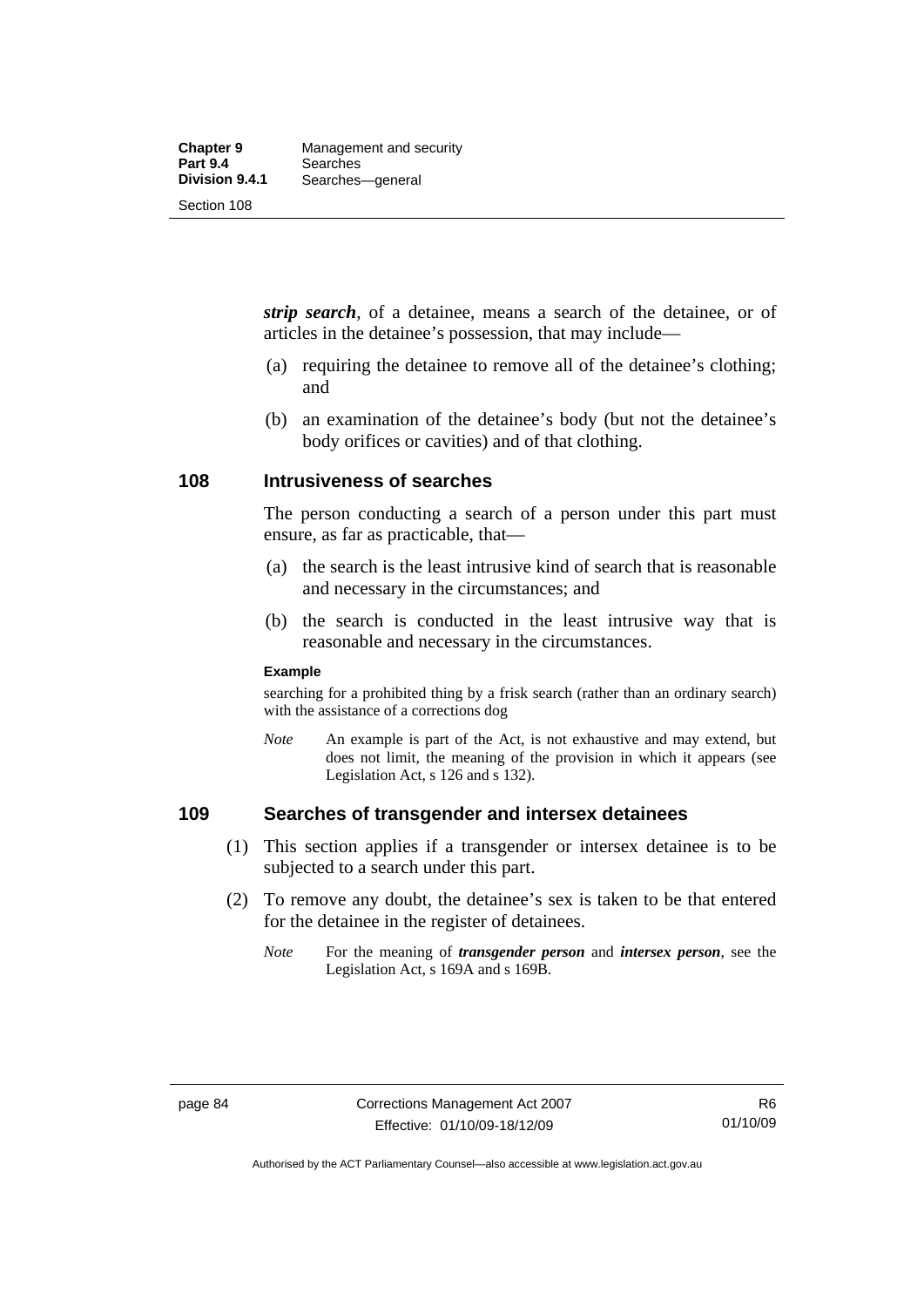***strip search***, of a detainee, means a search of the detainee, or of articles in the detainee's possession, that may include—

(a) requiring the detainee to remove all of the detainee's clothing; and

(b) an examination of the detainee's body (but not the detainee's body orifices or cavities) and of that clothing.

## 108 Intrusiveness of searches

The person conducting a search of a person under this part must ensure, as far as practicable, that—

(a) the search is the least intrusive kind of search that is reasonable and necessary in the circumstances; and

(b) the search is conducted in the least intrusive way that is reasonable and necessary in the circumstances.

**Example**

searching for a prohibited thing by a frisk search (rather than an ordinary search) with the assistance of a corrections dog

*Note* An example is part of the Act, is not exhaustive and may extend, but does not limit, the meaning of the provision in which it appears (see Legislation Act, s 126 and s 132).

## 109 Searches of transgender and intersex detainees

(1) This section applies if a transgender or intersex detainee is to be subjected to a search under this part.

(2) To remove any doubt, the detainee's sex is taken to be that entered for the detainee in the register of detainees.

*Note* For the meaning of ***transgender person*** and ***intersex person***, see the Legislation Act, s 169A and s 169B.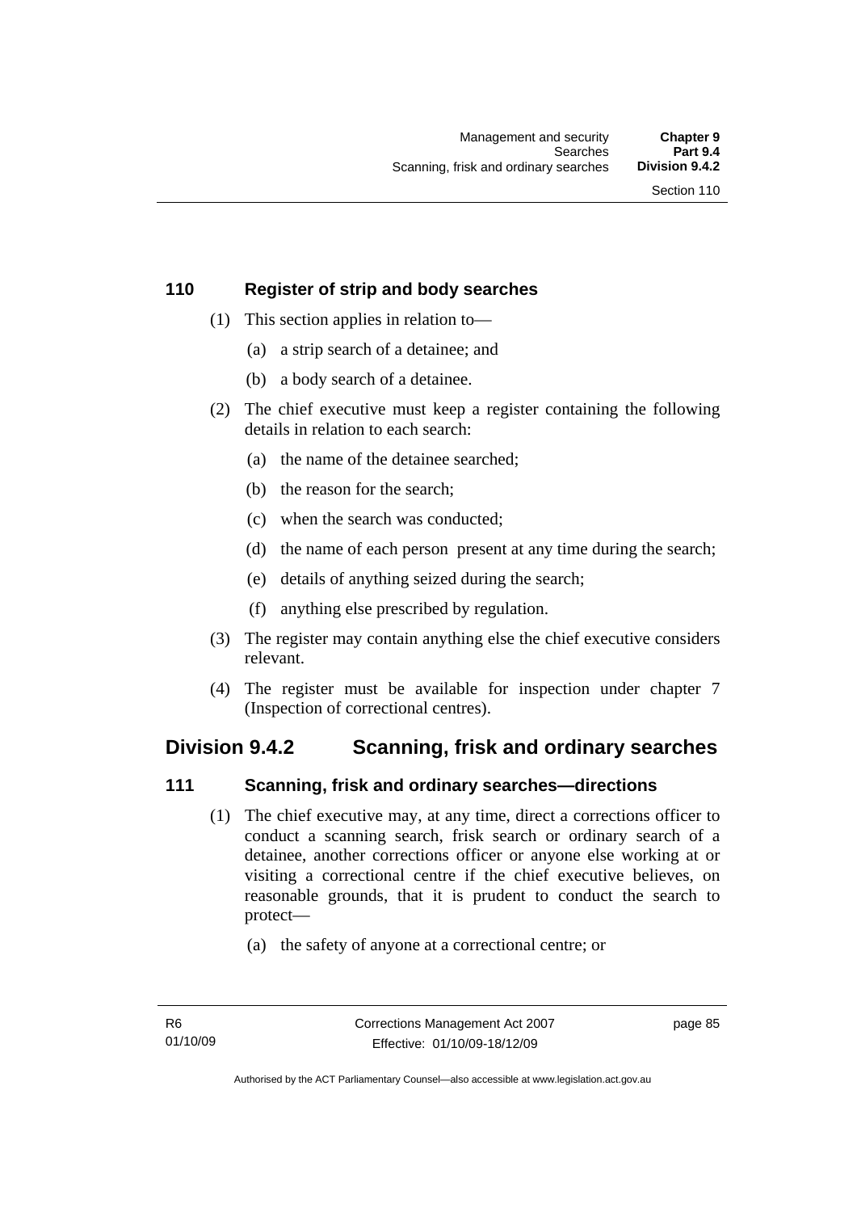### 110 Register of strip and body searches

(1) This section applies in relation to—

(a) a strip search of a detainee; and

(b) a body search of a detainee.

(2) The chief executive must keep a register containing the following details in relation to each search:

(a) the name of the detainee searched;

(b) the reason for the search;

(c) when the search was conducted;

(d) the name of each person present at any time during the search;

(e) details of anything seized during the search;

(f) anything else prescribed by regulation.

(3) The register may contain anything else the chief executive considers relevant.

(4) The register must be available for inspection under chapter 7 (Inspection of correctional centres).

## Division 9.4.2 Scanning, frisk and ordinary searches

### 111 Scanning, frisk and ordinary searches—directions

(1) The chief executive may, at any time, direct a corrections officer to conduct a scanning search, frisk search or ordinary search of a detainee, another corrections officer or anyone else working at or visiting a correctional centre if the chief executive believes, on reasonable grounds, that it is prudent to conduct the search to protect—

(a) the safety of anyone at a correctional centre; or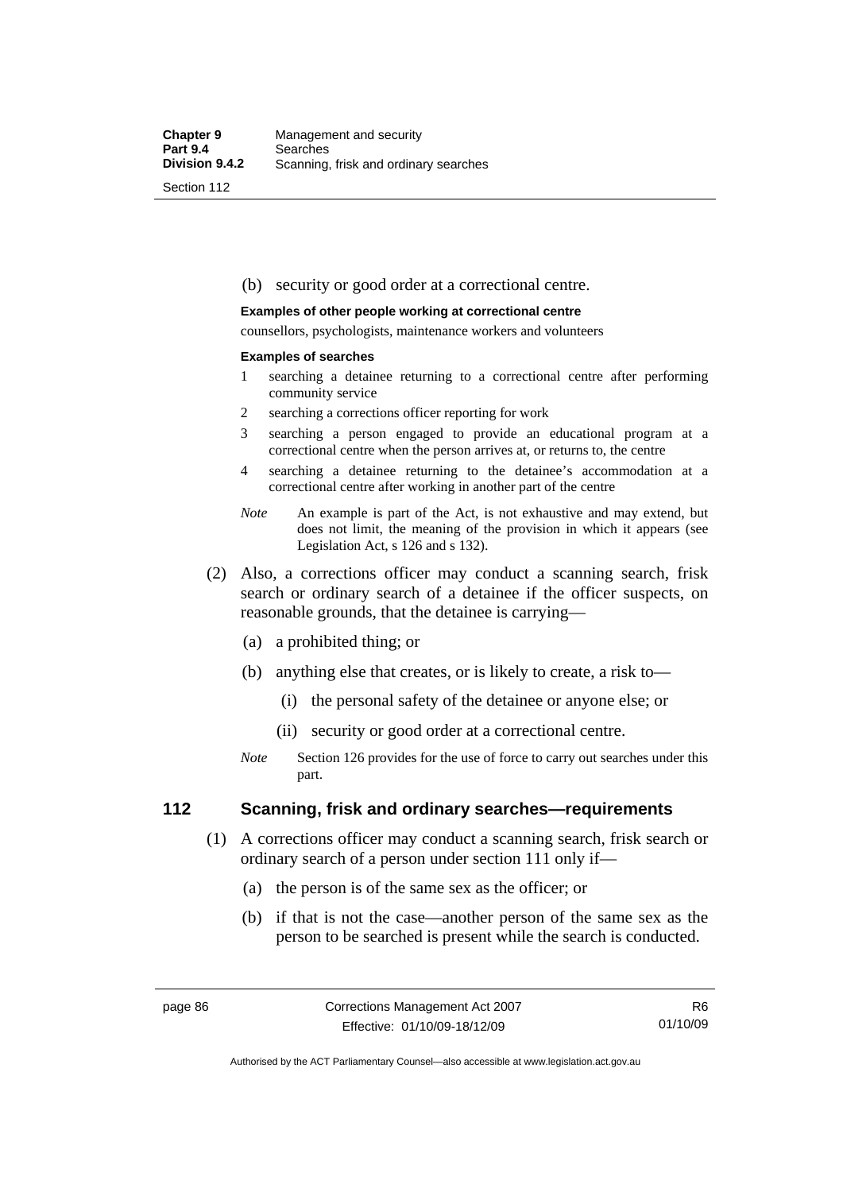(b) security or good order at a correctional centre.

**Examples of other people working at correctional centre**

counsellors, psychologists, maintenance workers and volunteers

**Examples of searches**

1 searching a detainee returning to a correctional centre after performing community service

2 searching a corrections officer reporting for work

3 searching a person engaged to provide an educational program at a correctional centre when the person arrives at, or returns to, the centre

4 searching a detainee returning to the detainee's accommodation at a correctional centre after working in another part of the centre

*Note* An example is part of the Act, is not exhaustive and may extend, but does not limit, the meaning of the provision in which it appears (see Legislation Act, s 126 and s 132).

(2) Also, a corrections officer may conduct a scanning search, frisk search or ordinary search of a detainee if the officer suspects, on reasonable grounds, that the detainee is carrying—

(a) a prohibited thing; or

(b) anything else that creates, or is likely to create, a risk to—

(i) the personal safety of the detainee or anyone else; or

(ii) security or good order at a correctional centre.

*Note* Section 126 provides for the use of force to carry out searches under this part.

## 112 Scanning, frisk and ordinary searches—requirements

(1) A corrections officer may conduct a scanning search, frisk search or ordinary search of a person under section 111 only if—

(a) the person is of the same sex as the officer; or

(b) if that is not the case—another person of the same sex as the person to be searched is present while the search is conducted.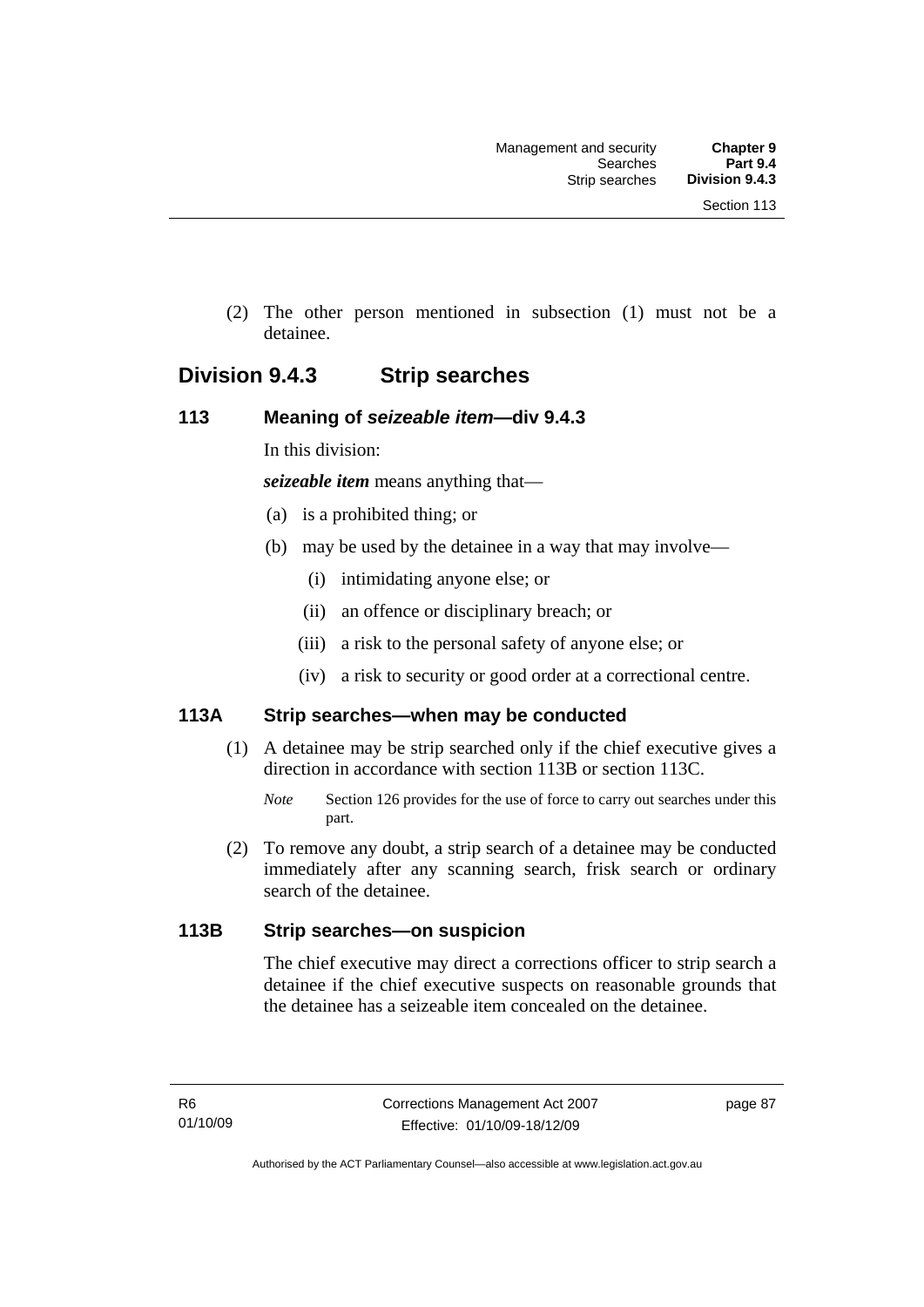(2) The other person mentioned in subsection (1) must not be a detainee.

## Division 9.4.3 Strip searches

### 113 Meaning of *seizeable item*—div 9.4.3

In this division:

***seizeable item*** means anything that—

(a) is a prohibited thing; or

(b) may be used by the detainee in a way that may involve—

(i) intimidating anyone else; or

(ii) an offence or disciplinary breach; or

(iii) a risk to the personal safety of anyone else; or

(iv) a risk to security or good order at a correctional centre.

### 113A Strip searches—when may be conducted

(1) A detainee may be strip searched only if the chief executive gives a direction in accordance with section 113B or section 113C.

*Note* Section 126 provides for the use of force to carry out searches under this part.

(2) To remove any doubt, a strip search of a detainee may be conducted immediately after any scanning search, frisk search or ordinary search of the detainee.

### 113B Strip searches—on suspicion

The chief executive may direct a corrections officer to strip search a detainee if the chief executive suspects on reasonable grounds that the detainee has a seizeable item concealed on the detainee.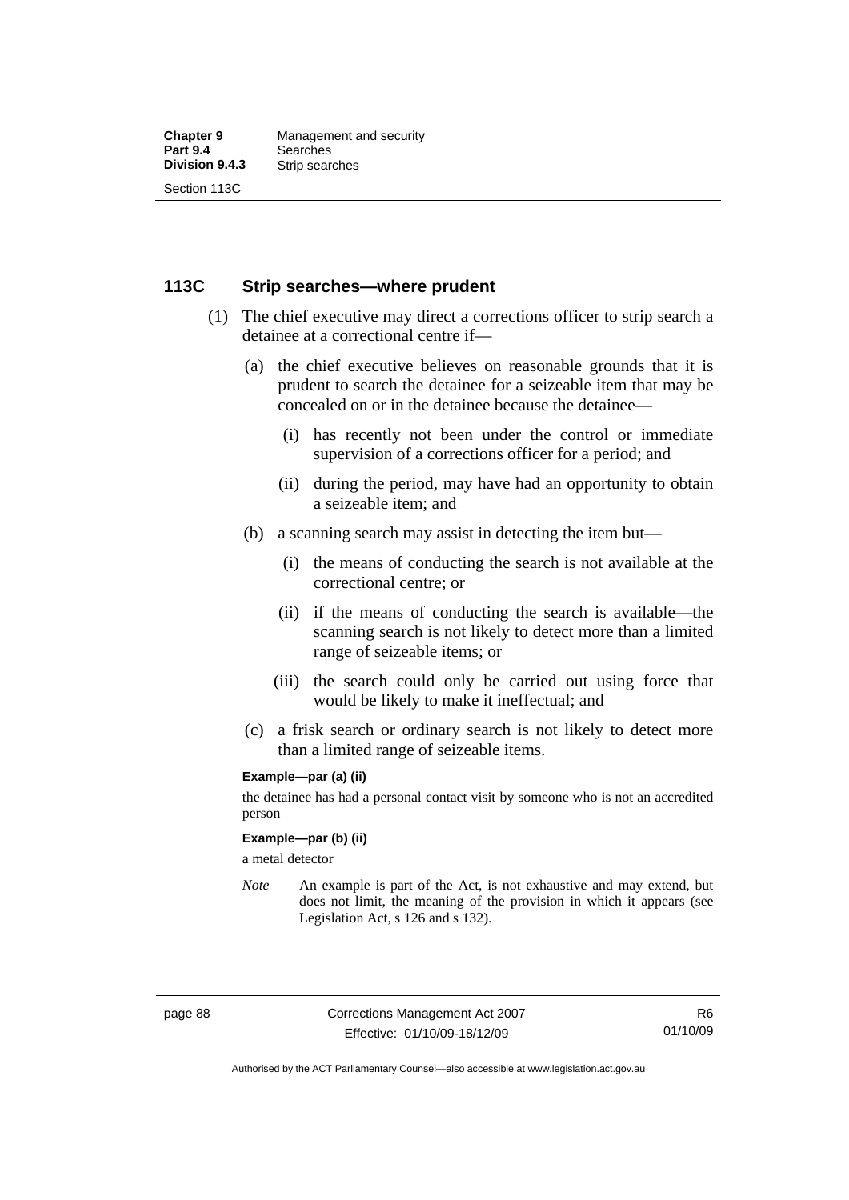## 113C Strip searches—where prudent

(1) The chief executive may direct a corrections officer to strip search a detainee at a correctional centre if—

(a) the chief executive believes on reasonable grounds that it is prudent to search the detainee for a seizeable item that may be concealed on or in the detainee because the detainee—

(i) has recently not been under the control or immediate supervision of a corrections officer for a period; and

(ii) during the period, may have had an opportunity to obtain a seizeable item; and

(b) a scanning search may assist in detecting the item but—

(i) the means of conducting the search is not available at the correctional centre; or

(ii) if the means of conducting the search is available—the scanning search is not likely to detect more than a limited range of seizeable items; or

(iii) the search could only be carried out using force that would be likely to make it ineffectual; and

(c) a frisk search or ordinary search is not likely to detect more than a limited range of seizeable items.

**Example—par (a) (ii)**

the detainee has had a personal contact visit by someone who is not an accredited person

**Example—par (b) (ii)**

a metal detector

*Note* An example is part of the Act, is not exhaustive and may extend, but does not limit, the meaning of the provision in which it appears (see Legislation Act, s 126 and s 132).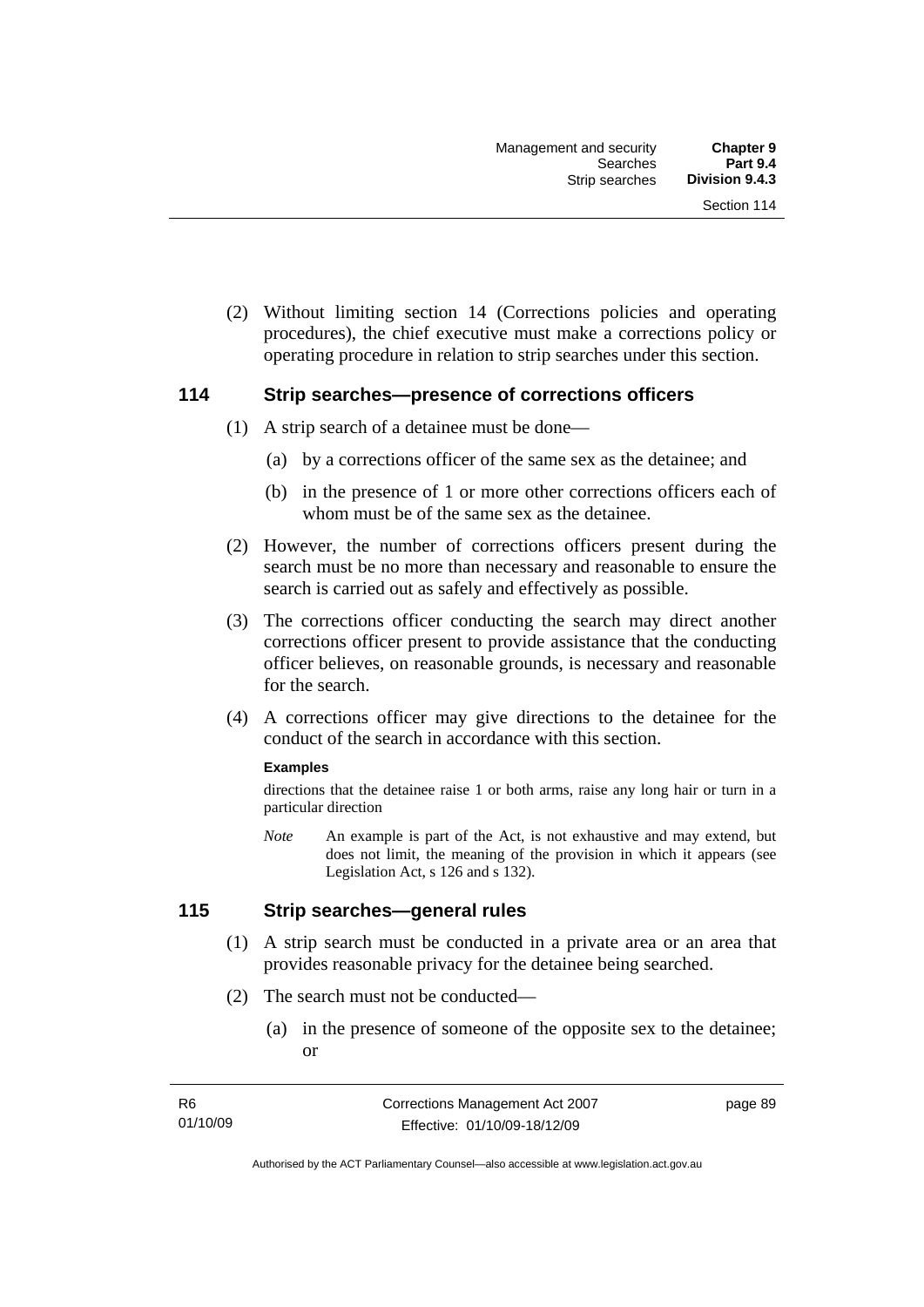(2) Without limiting section 14 (Corrections policies and operating procedures), the chief executive must make a corrections policy or operating procedure in relation to strip searches under this section.

## 114 Strip searches—presence of corrections officers

(1) A strip search of a detainee must be done—

(a) by a corrections officer of the same sex as the detainee; and

(b) in the presence of 1 or more other corrections officers each of whom must be of the same sex as the detainee.

(2) However, the number of corrections officers present during the search must be no more than necessary and reasonable to ensure the search is carried out as safely and effectively as possible.

(3) The corrections officer conducting the search may direct another corrections officer present to provide assistance that the conducting officer believes, on reasonable grounds, is necessary and reasonable for the search.

(4) A corrections officer may give directions to the detainee for the conduct of the search in accordance with this section.

**Examples**

directions that the detainee raise 1 or both arms, raise any long hair or turn in a particular direction

*Note* An example is part of the Act, is not exhaustive and may extend, but does not limit, the meaning of the provision in which it appears (see Legislation Act, s 126 and s 132).

## 115 Strip searches—general rules

(1) A strip search must be conducted in a private area or an area that provides reasonable privacy for the detainee being searched.

(2) The search must not be conducted—

(a) in the presence of someone of the opposite sex to the detainee; or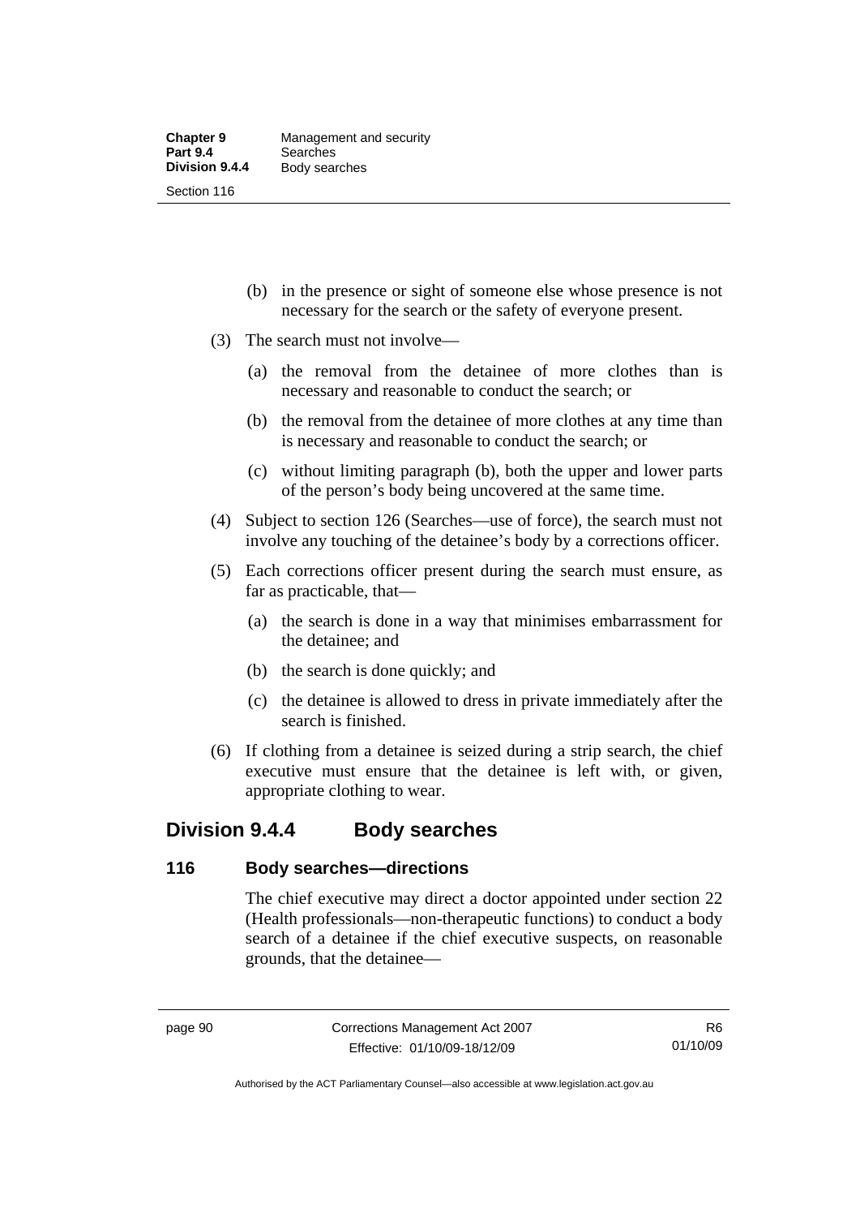(b) in the presence or sight of someone else whose presence is not necessary for the search or the safety of everyone present.

(3) The search must not involve—

(a) the removal from the detainee of more clothes than is necessary and reasonable to conduct the search; or

(b) the removal from the detainee of more clothes at any time than is necessary and reasonable to conduct the search; or

(c) without limiting paragraph (b), both the upper and lower parts of the person's body being uncovered at the same time.

(4) Subject to section 126 (Searches—use of force), the search must not involve any touching of the detainee's body by a corrections officer.

(5) Each corrections officer present during the search must ensure, as far as practicable, that—

(a) the search is done in a way that minimises embarrassment for the detainee; and

(b) the search is done quickly; and

(c) the detainee is allowed to dress in private immediately after the search is finished.

(6) If clothing from a detainee is seized during a strip search, the chief executive must ensure that the detainee is left with, or given, appropriate clothing to wear.

## Division 9.4.4 Body searches

### 116 Body searches—directions

The chief executive may direct a doctor appointed under section 22 (Health professionals—non-therapeutic functions) to conduct a body search of a detainee if the chief executive suspects, on reasonable grounds, that the detainee—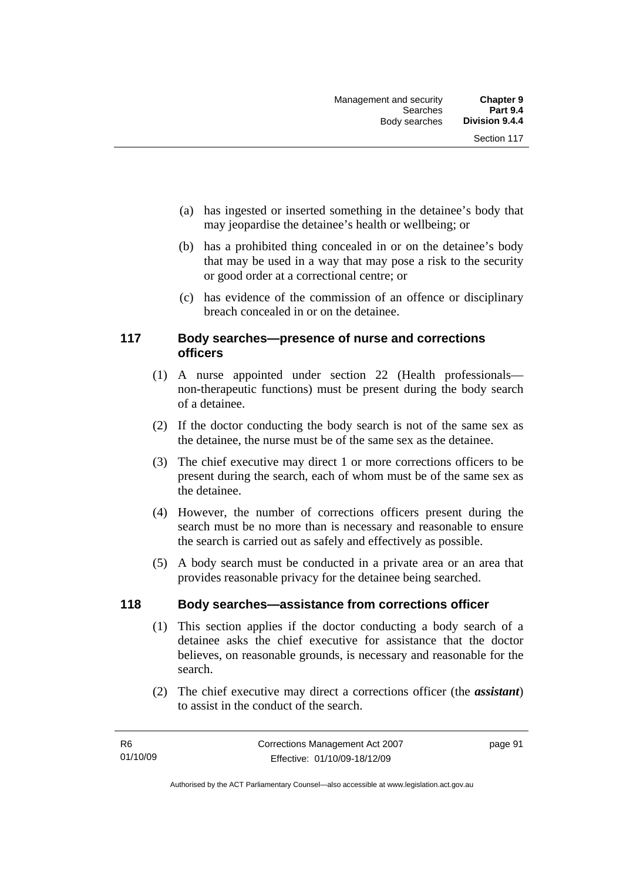(a) has ingested or inserted something in the detainee's body that may jeopardise the detainee's health or wellbeing; or

(b) has a prohibited thing concealed in or on the detainee's body that may be used in a way that may pose a risk to the security or good order at a correctional centre; or

(c) has evidence of the commission of an offence or disciplinary breach concealed in or on the detainee.

## 117 Body searches—presence of nurse and corrections officers

(1) A nurse appointed under section 22 (Health professionals—non-therapeutic functions) must be present during the body search of a detainee.

(2) If the doctor conducting the body search is not of the same sex as the detainee, the nurse must be of the same sex as the detainee.

(3) The chief executive may direct 1 or more corrections officers to be present during the search, each of whom must be of the same sex as the detainee.

(4) However, the number of corrections officers present during the search must be no more than is necessary and reasonable to ensure the search is carried out as safely and effectively as possible.

(5) A body search must be conducted in a private area or an area that provides reasonable privacy for the detainee being searched.

## 118 Body searches—assistance from corrections officer

(1) This section applies if the doctor conducting a body search of a detainee asks the chief executive for assistance that the doctor believes, on reasonable grounds, is necessary and reasonable for the search.

(2) The chief executive may direct a corrections officer (the ***assistant***) to assist in the conduct of the search.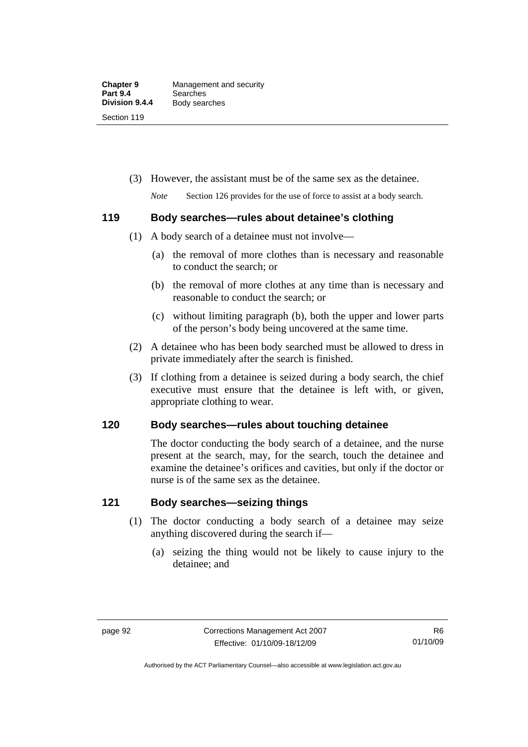(3) However, the assistant must be of the same sex as the detainee.

*Note* Section 126 provides for the use of force to assist at a body search.

## 119 Body searches—rules about detainee's clothing

(1) A body search of a detainee must not involve—

(a) the removal of more clothes than is necessary and reasonable to conduct the search; or

(b) the removal of more clothes at any time than is necessary and reasonable to conduct the search; or

(c) without limiting paragraph (b), both the upper and lower parts of the person's body being uncovered at the same time.

(2) A detainee who has been body searched must be allowed to dress in private immediately after the search is finished.

(3) If clothing from a detainee is seized during a body search, the chief executive must ensure that the detainee is left with, or given, appropriate clothing to wear.

## 120 Body searches—rules about touching detainee

The doctor conducting the body search of a detainee, and the nurse present at the search, may, for the search, touch the detainee and examine the detainee's orifices and cavities, but only if the doctor or nurse is of the same sex as the detainee.

## 121 Body searches—seizing things

(1) The doctor conducting a body search of a detainee may seize anything discovered during the search if—

(a) seizing the thing would not be likely to cause injury to the detainee; and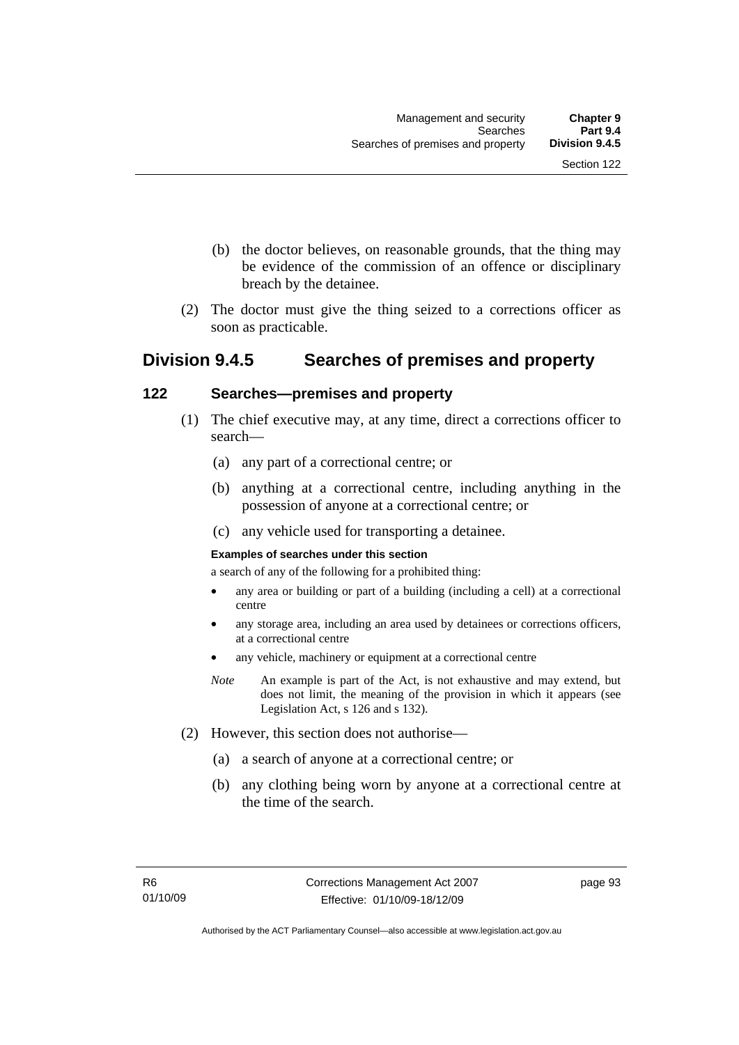(b) the doctor believes, on reasonable grounds, that the thing may be evidence of the commission of an offence or disciplinary breach by the detainee.

(2) The doctor must give the thing seized to a corrections officer as soon as practicable.

## Division 9.4.5 Searches of premises and property

### 122 Searches—premises and property

(1) The chief executive may, at any time, direct a corrections officer to search—

(a) any part of a correctional centre; or

(b) anything at a correctional centre, including anything in the possession of anyone at a correctional centre; or

(c) any vehicle used for transporting a detainee.

**Examples of searches under this section**

a search of any of the following for a prohibited thing:

- any area or building or part of a building (including a cell) at a correctional centre
- any storage area, including an area used by detainees or corrections officers, at a correctional centre
- any vehicle, machinery or equipment at a correctional centre

*Note* An example is part of the Act, is not exhaustive and may extend, but does not limit, the meaning of the provision in which it appears (see Legislation Act, s 126 and s 132).

(2) However, this section does not authorise—

(a) a search of anyone at a correctional centre; or

(b) any clothing being worn by anyone at a correctional centre at the time of the search.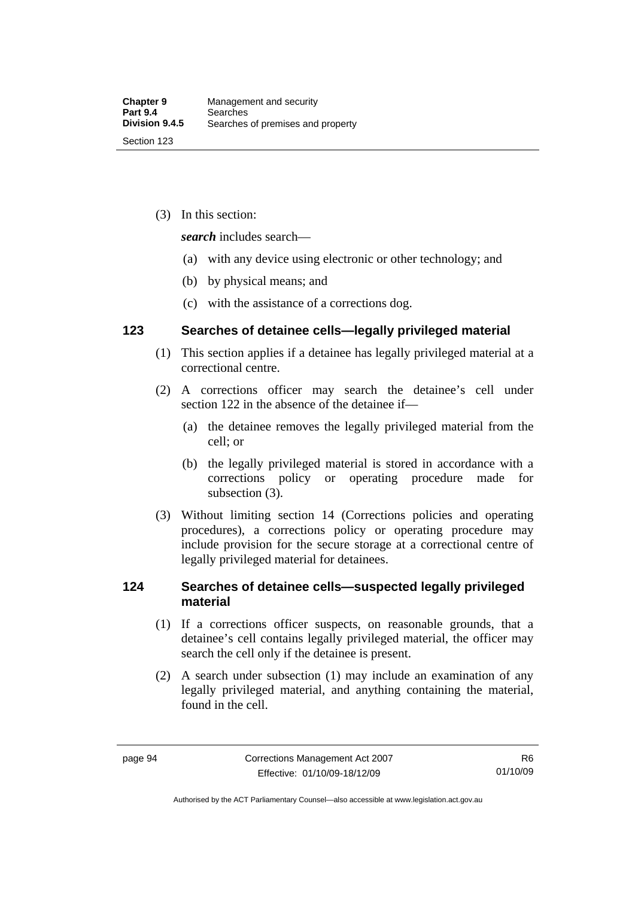(3) In this section:

***search*** includes search—

(a) with any device using electronic or other technology; and

(b) by physical means; and

(c) with the assistance of a corrections dog.

### 123 Searches of detainee cells—legally privileged material

(1) This section applies if a detainee has legally privileged material at a correctional centre.

(2) A corrections officer may search the detainee's cell under section 122 in the absence of the detainee if—

(a) the detainee removes the legally privileged material from the cell; or

(b) the legally privileged material is stored in accordance with a corrections policy or operating procedure made for subsection (3).

(3) Without limiting section 14 (Corrections policies and operating procedures), a corrections policy or operating procedure may include provision for the secure storage at a correctional centre of legally privileged material for detainees.

### 124 Searches of detainee cells—suspected legally privileged material

(1) If a corrections officer suspects, on reasonable grounds, that a detainee's cell contains legally privileged material, the officer may search the cell only if the detainee is present.

(2) A search under subsection (1) may include an examination of any legally privileged material, and anything containing the material, found in the cell.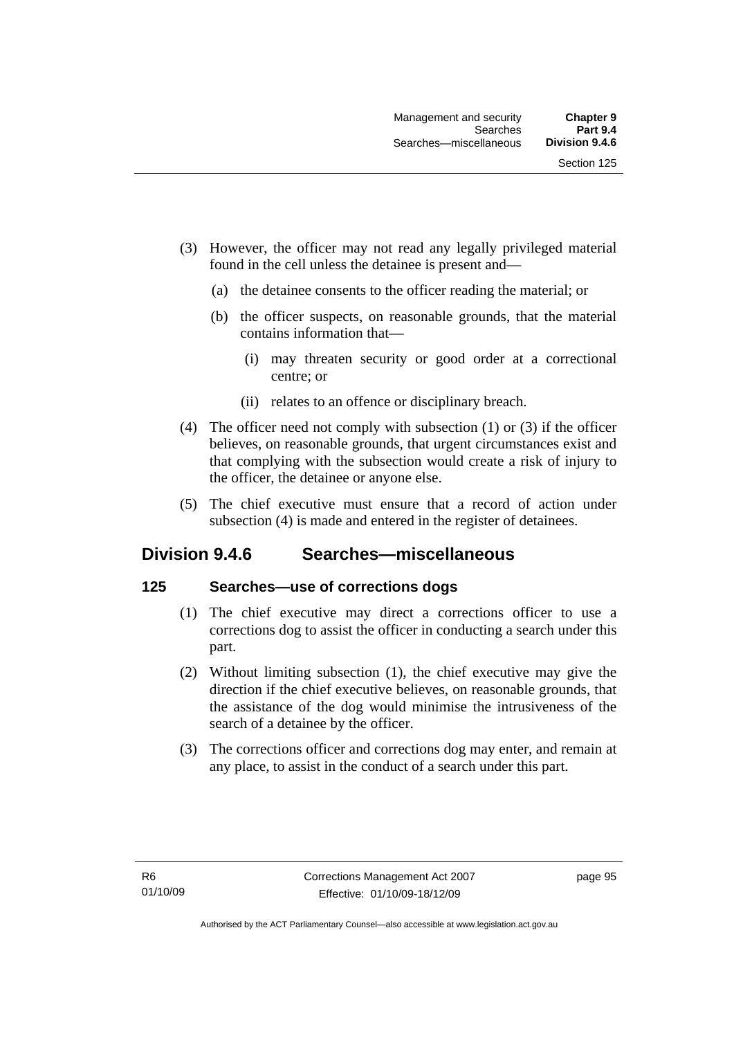(3) However, the officer may not read any legally privileged material found in the cell unless the detainee is present and—

(a) the detainee consents to the officer reading the material; or

(b) the officer suspects, on reasonable grounds, that the material contains information that—

(i) may threaten security or good order at a correctional centre; or

(ii) relates to an offence or disciplinary breach.

(4) The officer need not comply with subsection (1) or (3) if the officer believes, on reasonable grounds, that urgent circumstances exist and that complying with the subsection would create a risk of injury to the officer, the detainee or anyone else.

(5) The chief executive must ensure that a record of action under subsection (4) is made and entered in the register of detainees.

## Division 9.4.6 Searches—miscellaneous

### 125 Searches—use of corrections dogs

(1) The chief executive may direct a corrections officer to use a corrections dog to assist the officer in conducting a search under this part.

(2) Without limiting subsection (1), the chief executive may give the direction if the chief executive believes, on reasonable grounds, that the assistance of the dog would minimise the intrusiveness of the search of a detainee by the officer.

(3) The corrections officer and corrections dog may enter, and remain at any place, to assist in the conduct of a search under this part.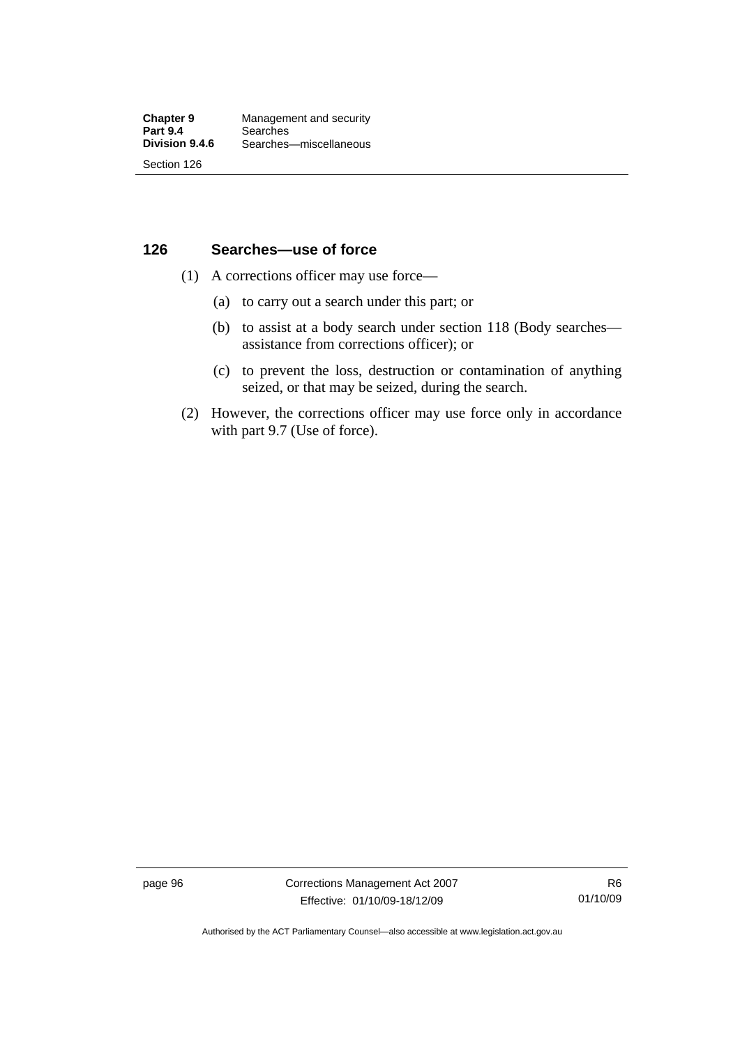## 126 Searches—use of force

(1) A corrections officer may use force—

(a) to carry out a search under this part; or

(b) to assist at a body search under section 118 (Body searches—assistance from corrections officer); or

(c) to prevent the loss, destruction or contamination of anything seized, or that may be seized, during the search.

(2) However, the corrections officer may use force only in accordance with part 9.7 (Use of force).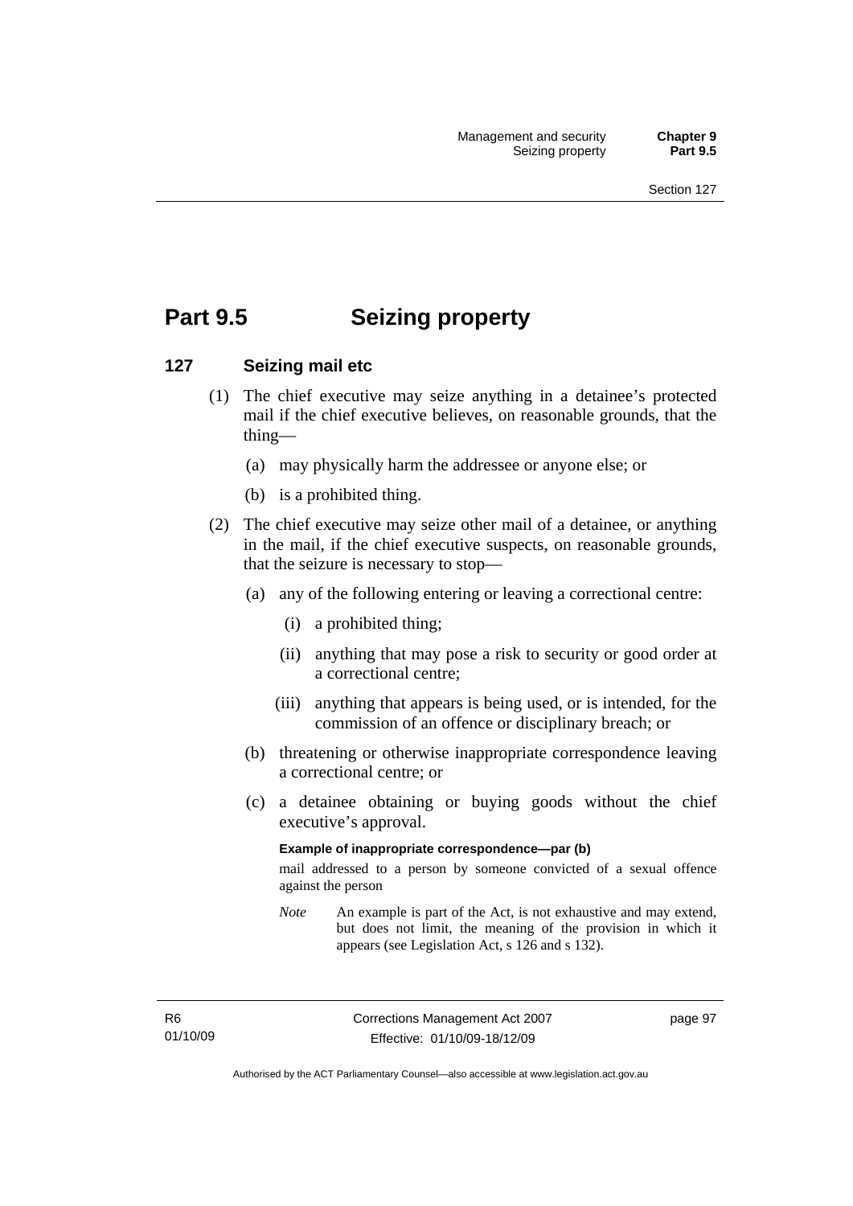# Part 9.5 Seizing property

## 127 Seizing mail etc

(1) The chief executive may seize anything in a detainee's protected mail if the chief executive believes, on reasonable grounds, that the thing—

(a) may physically harm the addressee or anyone else; or

(b) is a prohibited thing.

(2) The chief executive may seize other mail of a detainee, or anything in the mail, if the chief executive suspects, on reasonable grounds, that the seizure is necessary to stop—

(a) any of the following entering or leaving a correctional centre:

(i) a prohibited thing;

(ii) anything that may pose a risk to security or good order at a correctional centre;

(iii) anything that appears is being used, or is intended, for the commission of an offence or disciplinary breach; or

(b) threatening or otherwise inappropriate correspondence leaving a correctional centre; or

(c) a detainee obtaining or buying goods without the chief executive's approval.

**Example of inappropriate correspondence—par (b)**

mail addressed to a person by someone convicted of a sexual offence against the person

*Note* An example is part of the Act, is not exhaustive and may extend, but does not limit, the meaning of the provision in which it appears (see Legislation Act, s 126 and s 132).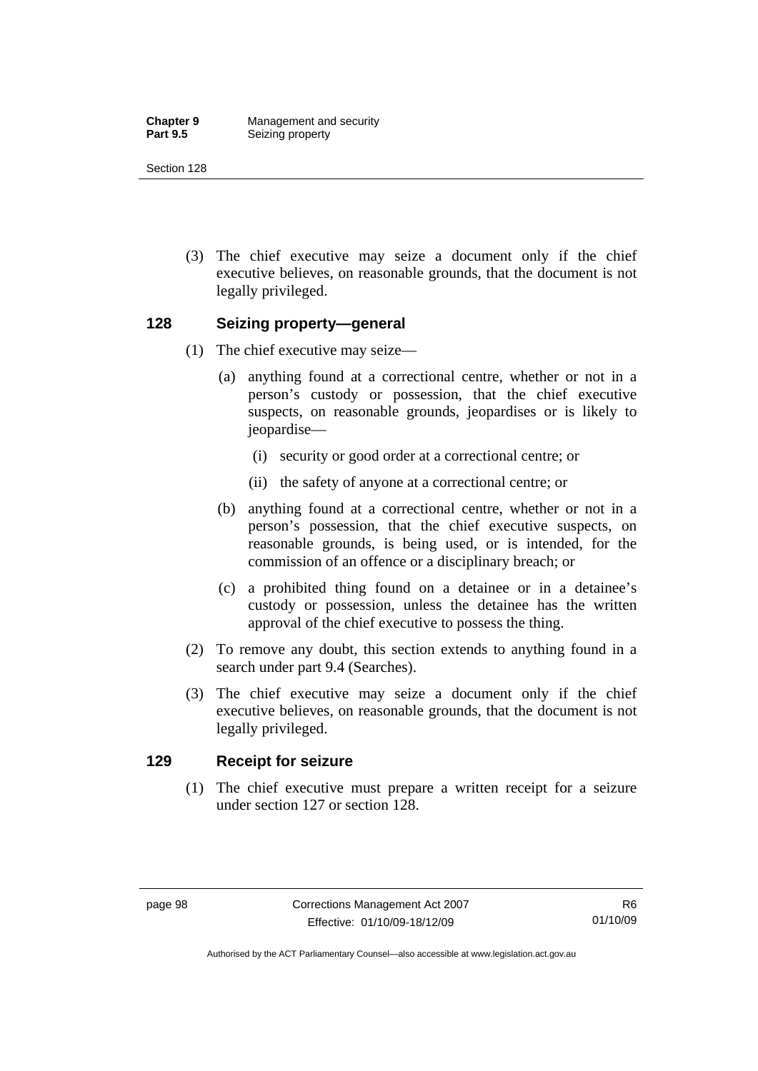(3) The chief executive may seize a document only if the chief executive believes, on reasonable grounds, that the document is not legally privileged.

## 128 Seizing property—general

(1) The chief executive may seize—

(a) anything found at a correctional centre, whether or not in a person's custody or possession, that the chief executive suspects, on reasonable grounds, jeopardises or is likely to jeopardise—

(i) security or good order at a correctional centre; or

(ii) the safety of anyone at a correctional centre; or

(b) anything found at a correctional centre, whether or not in a person's possession, that the chief executive suspects, on reasonable grounds, is being used, or is intended, for the commission of an offence or a disciplinary breach; or

(c) a prohibited thing found on a detainee or in a detainee's custody or possession, unless the detainee has the written approval of the chief executive to possess the thing.

(2) To remove any doubt, this section extends to anything found in a search under part 9.4 (Searches).

(3) The chief executive may seize a document only if the chief executive believes, on reasonable grounds, that the document is not legally privileged.

## 129 Receipt for seizure

(1) The chief executive must prepare a written receipt for a seizure under section 127 or section 128.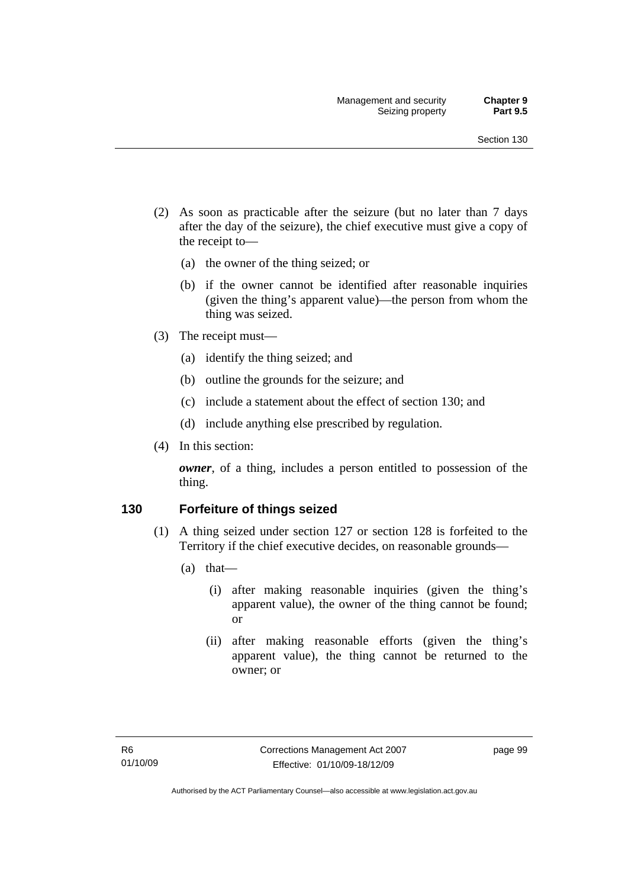(2) As soon as practicable after the seizure (but no later than 7 days after the day of the seizure), the chief executive must give a copy of the receipt to—

(a) the owner of the thing seized; or

(b) if the owner cannot be identified after reasonable inquiries (given the thing's apparent value)—the person from whom the thing was seized.

(3) The receipt must—

(a) identify the thing seized; and

(b) outline the grounds for the seizure; and

(c) include a statement about the effect of section 130; and

(d) include anything else prescribed by regulation.

(4) In this section:

***owner***, of a thing, includes a person entitled to possession of the thing.

## 130 Forfeiture of things seized

(1) A thing seized under section 127 or section 128 is forfeited to the Territory if the chief executive decides, on reasonable grounds—

(a) that—

(i) after making reasonable inquiries (given the thing's apparent value), the owner of the thing cannot be found; or

(ii) after making reasonable efforts (given the thing's apparent value), the thing cannot be returned to the owner; or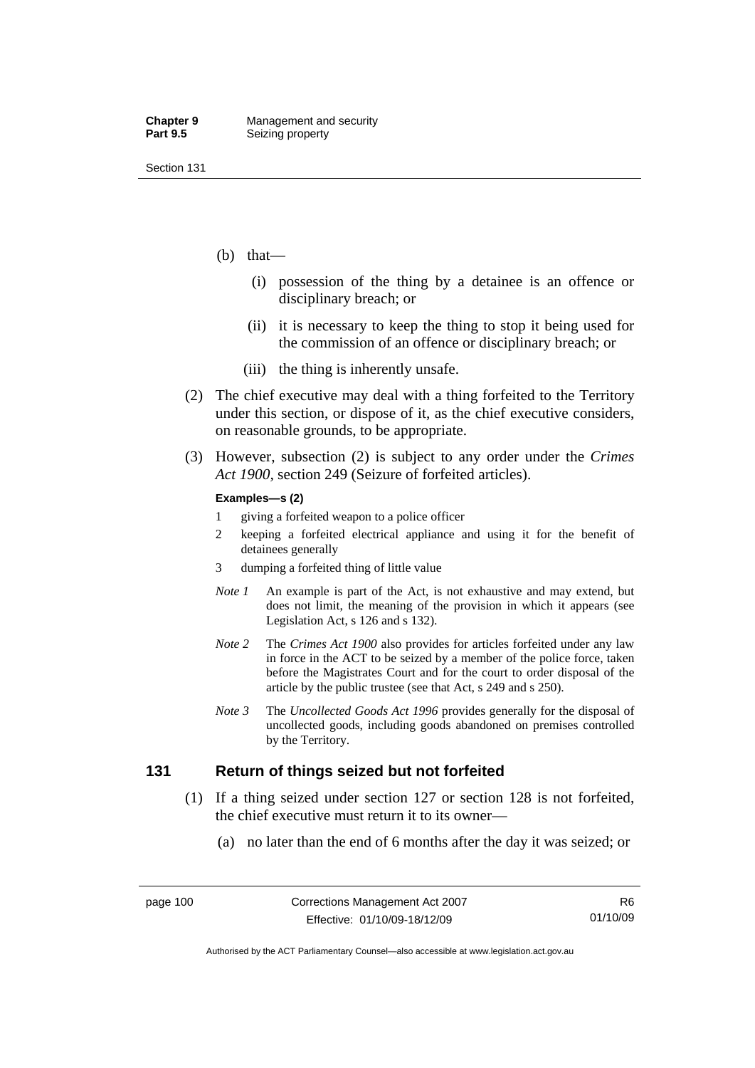(b) that—

   (i) possession of the thing by a detainee is an offence or disciplinary breach; or

   (ii) it is necessary to keep the thing to stop it being used for the commission of an offence or disciplinary breach; or

   (iii) the thing is inherently unsafe.

(2) The chief executive may deal with a thing forfeited to the Territory under this section, or dispose of it, as the chief executive considers, on reasonable grounds, to be appropriate.

(3) However, subsection (2) is subject to any order under the *Crimes Act 1900*, section 249 (Seizure of forfeited articles).

**Examples—s (2)**

1. giving a forfeited weapon to a police officer
2. keeping a forfeited electrical appliance and using it for the benefit of detainees generally
3. dumping a forfeited thing of little value

*Note 1* An example is part of the Act, is not exhaustive and may extend, but does not limit, the meaning of the provision in which it appears (see Legislation Act, s 126 and s 132).

*Note 2* The *Crimes Act 1900* also provides for articles forfeited under any law in force in the ACT to be seized by a member of the police force, taken before the Magistrates Court and for the court to order disposal of the article by the public trustee (see that Act, s 249 and s 250).

*Note 3* The *Uncollected Goods Act 1996* provides generally for the disposal of uncollected goods, including goods abandoned on premises controlled by the Territory.

## 131 Return of things seized but not forfeited

(1) If a thing seized under section 127 or section 128 is not forfeited, the chief executive must return it to its owner—

   (a) no later than the end of 6 months after the day it was seized; or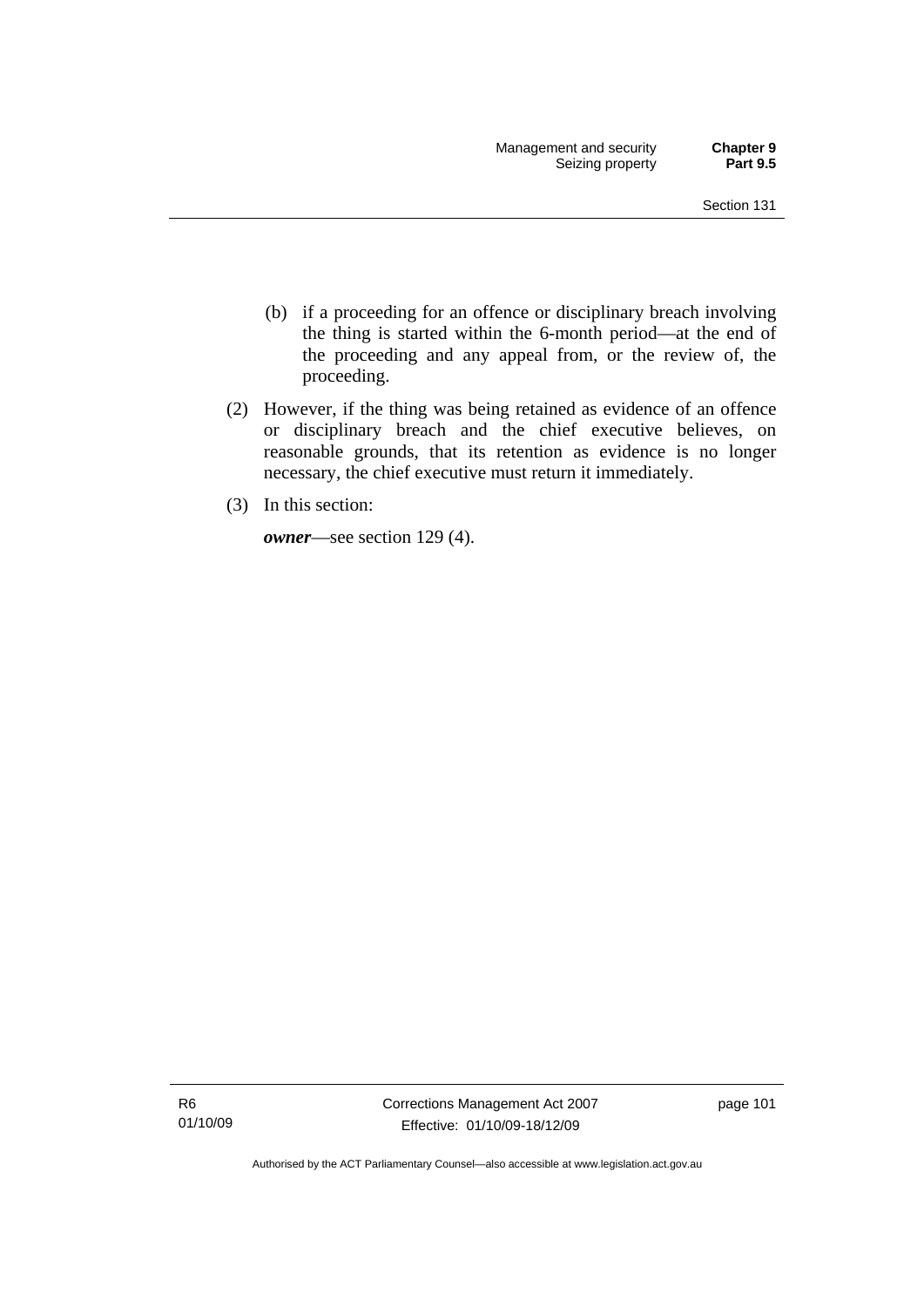(b) if a proceeding for an offence or disciplinary breach involving the thing is started within the 6-month period—at the end of the proceeding and any appeal from, or the review of, the proceeding.

(2) However, if the thing was being retained as evidence of an offence or disciplinary breach and the chief executive believes, on reasonable grounds, that its retention as evidence is no longer necessary, the chief executive must return it immediately.

(3) In this section:

***owner***—see section 129 (4).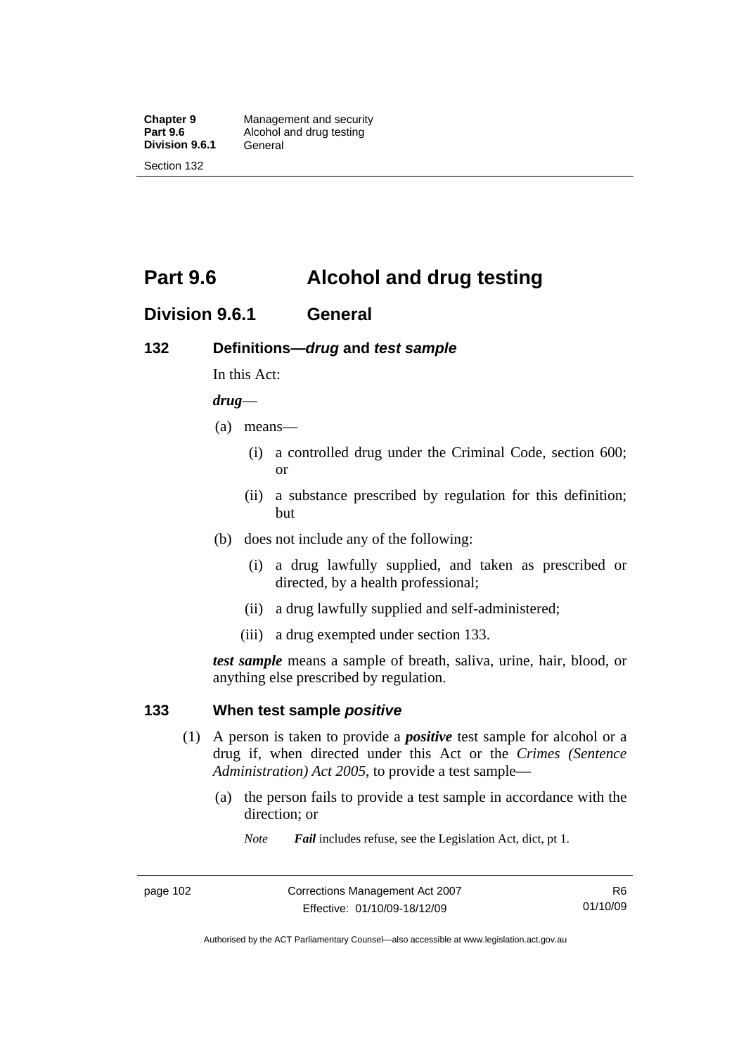# Part 9.6 Alcohol and drug testing

## Division 9.6.1 General

### 132 Definitions—*drug* and *test sample*

In this Act:

***drug***—

(a) means—

(i) a controlled drug under the Criminal Code, section 600; or

(ii) a substance prescribed by regulation for this definition; but

(b) does not include any of the following:

(i) a drug lawfully supplied, and taken as prescribed or directed, by a health professional;

(ii) a drug lawfully supplied and self-administered;

(iii) a drug exempted under section 133.

***test sample*** means a sample of breath, saliva, urine, hair, blood, or anything else prescribed by regulation.

### 133 When test sample *positive*

(1) A person is taken to provide a ***positive*** test sample for alcohol or a drug if, when directed under this Act or the *Crimes (Sentence Administration) Act 2005*, to provide a test sample—

(a) the person fails to provide a test sample in accordance with the direction; or

*Note* ***Fail*** includes refuse, see the Legislation Act, dict, pt 1.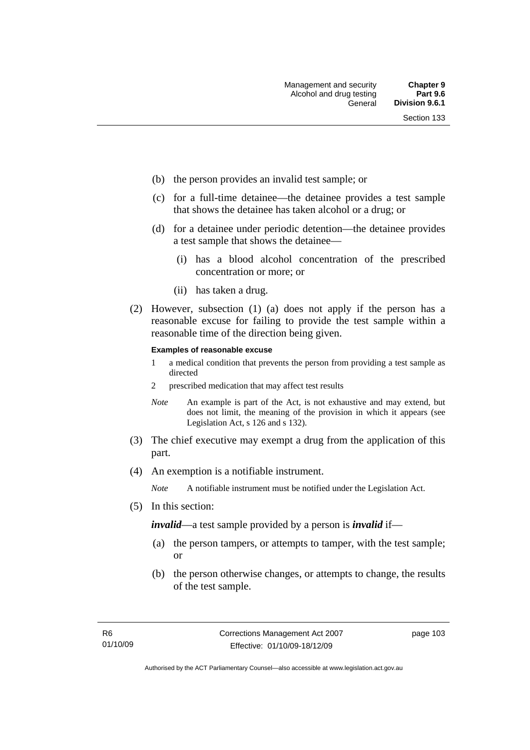(b) the person provides an invalid test sample; or

(c) for a full-time detainee—the detainee provides a test sample that shows the detainee has taken alcohol or a drug; or

(d) for a detainee under periodic detention—the detainee provides a test sample that shows the detainee—

  (i) has a blood alcohol concentration of the prescribed concentration or more; or

  (ii) has taken a drug.

(2) However, subsection (1) (a) does not apply if the person has a reasonable excuse for failing to provide the test sample within a reasonable time of the direction being given.

**Examples of reasonable excuse**

1 a medical condition that prevents the person from providing a test sample as directed

2 prescribed medication that may affect test results

*Note* An example is part of the Act, is not exhaustive and may extend, but does not limit, the meaning of the provision in which it appears (see Legislation Act, s 126 and s 132).

(3) The chief executive may exempt a drug from the application of this part.

(4) An exemption is a notifiable instrument.

*Note* A notifiable instrument must be notified under the Legislation Act.

(5) In this section:

***invalid***—a test sample provided by a person is ***invalid*** if—

(a) the person tampers, or attempts to tamper, with the test sample; or

(b) the person otherwise changes, or attempts to change, the results of the test sample.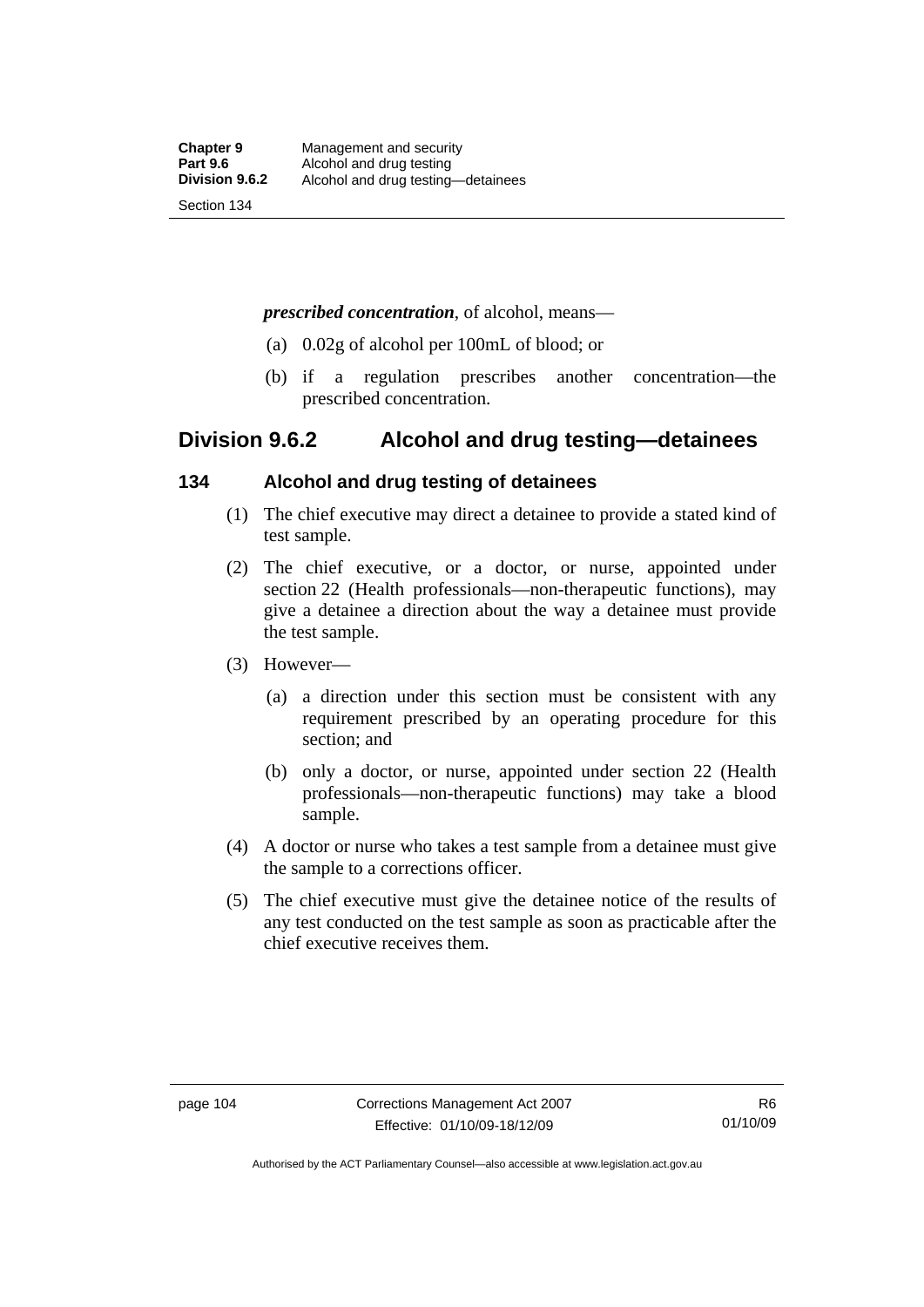***prescribed concentration***, of alcohol, means—

(a) 0.02g of alcohol per 100mL of blood; or

(b) if a regulation prescribes another concentration—the prescribed concentration.

## Division 9.6.2 Alcohol and drug testing—detainees

### 134 Alcohol and drug testing of detainees

(1) The chief executive may direct a detainee to provide a stated kind of test sample.

(2) The chief executive, or a doctor, or nurse, appointed under section 22 (Health professionals—non-therapeutic functions), may give a detainee a direction about the way a detainee must provide the test sample.

(3) However—

(a) a direction under this section must be consistent with any requirement prescribed by an operating procedure for this section; and

(b) only a doctor, or nurse, appointed under section 22 (Health professionals—non-therapeutic functions) may take a blood sample.

(4) A doctor or nurse who takes a test sample from a detainee must give the sample to a corrections officer.

(5) The chief executive must give the detainee notice of the results of any test conducted on the test sample as soon as practicable after the chief executive receives them.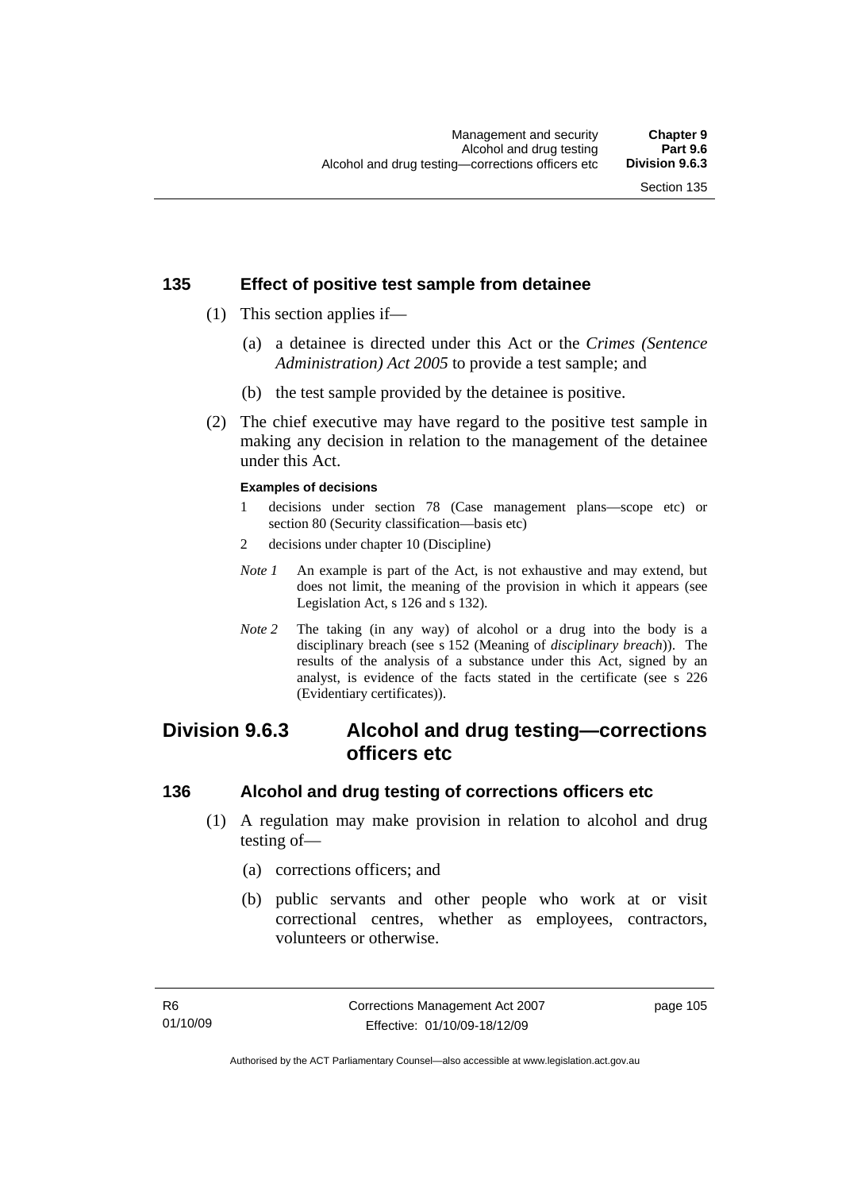### 135 Effect of positive test sample from detainee

(1) This section applies if—

(a) a detainee is directed under this Act or the *Crimes (Sentence Administration) Act 2005* to provide a test sample; and

(b) the test sample provided by the detainee is positive.

(2) The chief executive may have regard to the positive test sample in making any decision in relation to the management of the detainee under this Act.

**Examples of decisions**

1 decisions under section 78 (Case management plans—scope etc) or section 80 (Security classification—basis etc)

2 decisions under chapter 10 (Discipline)

*Note 1* An example is part of the Act, is not exhaustive and may extend, but does not limit, the meaning of the provision in which it appears (see Legislation Act, s 126 and s 132).

*Note 2* The taking (in any way) of alcohol or a drug into the body is a disciplinary breach (see s 152 (Meaning of *disciplinary breach*)). The results of the analysis of a substance under this Act, signed by an analyst, is evidence of the facts stated in the certificate (see s 226 (Evidentiary certificates)).

## Division 9.6.3 Alcohol and drug testing—corrections officers etc

### 136 Alcohol and drug testing of corrections officers etc

(1) A regulation may make provision in relation to alcohol and drug testing of—

(a) corrections officers; and

(b) public servants and other people who work at or visit correctional centres, whether as employees, contractors, volunteers or otherwise.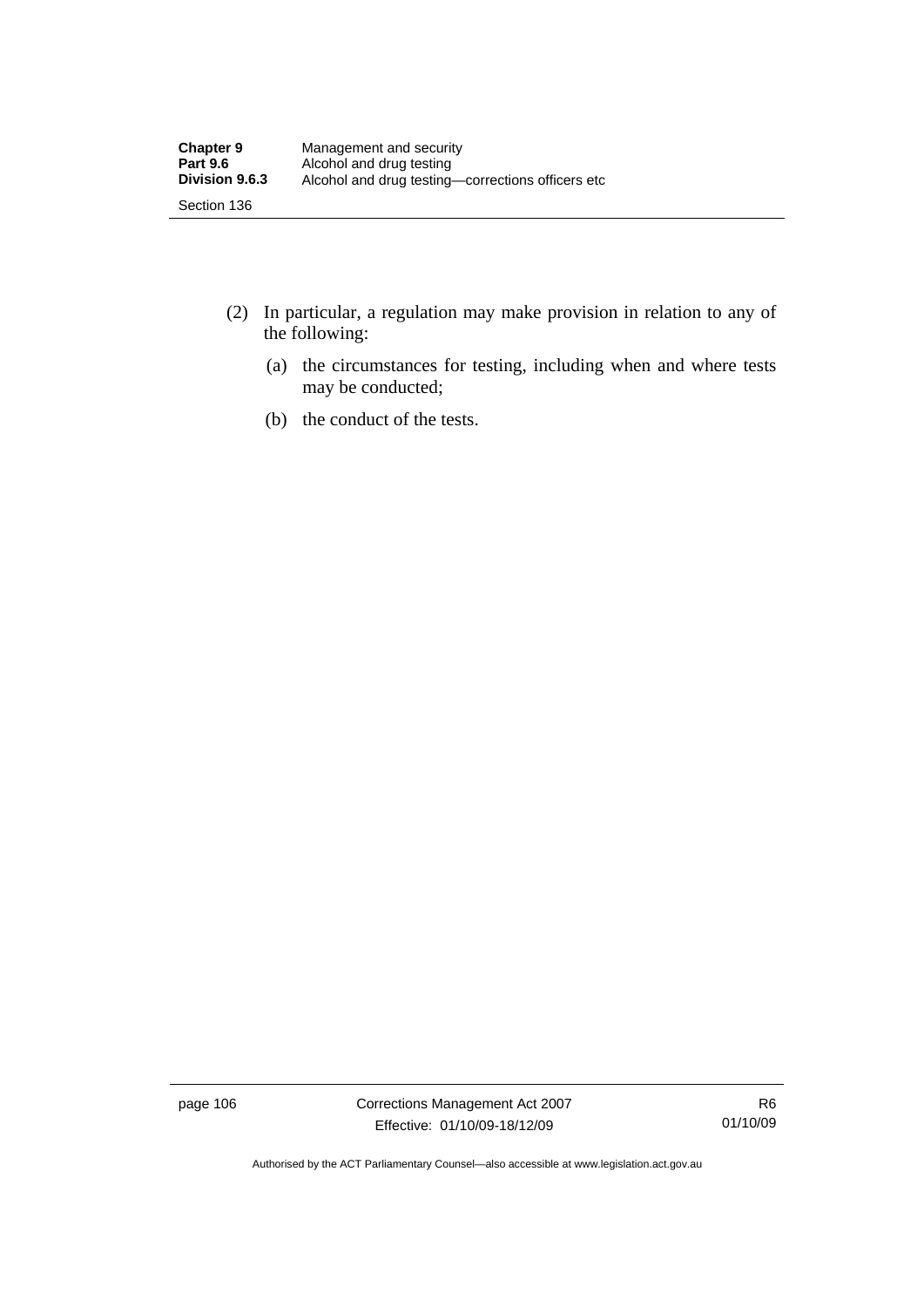(2) In particular, a regulation may make provision in relation to any of the following:

(a) the circumstances for testing, including when and where tests may be conducted;

(b) the conduct of the tests.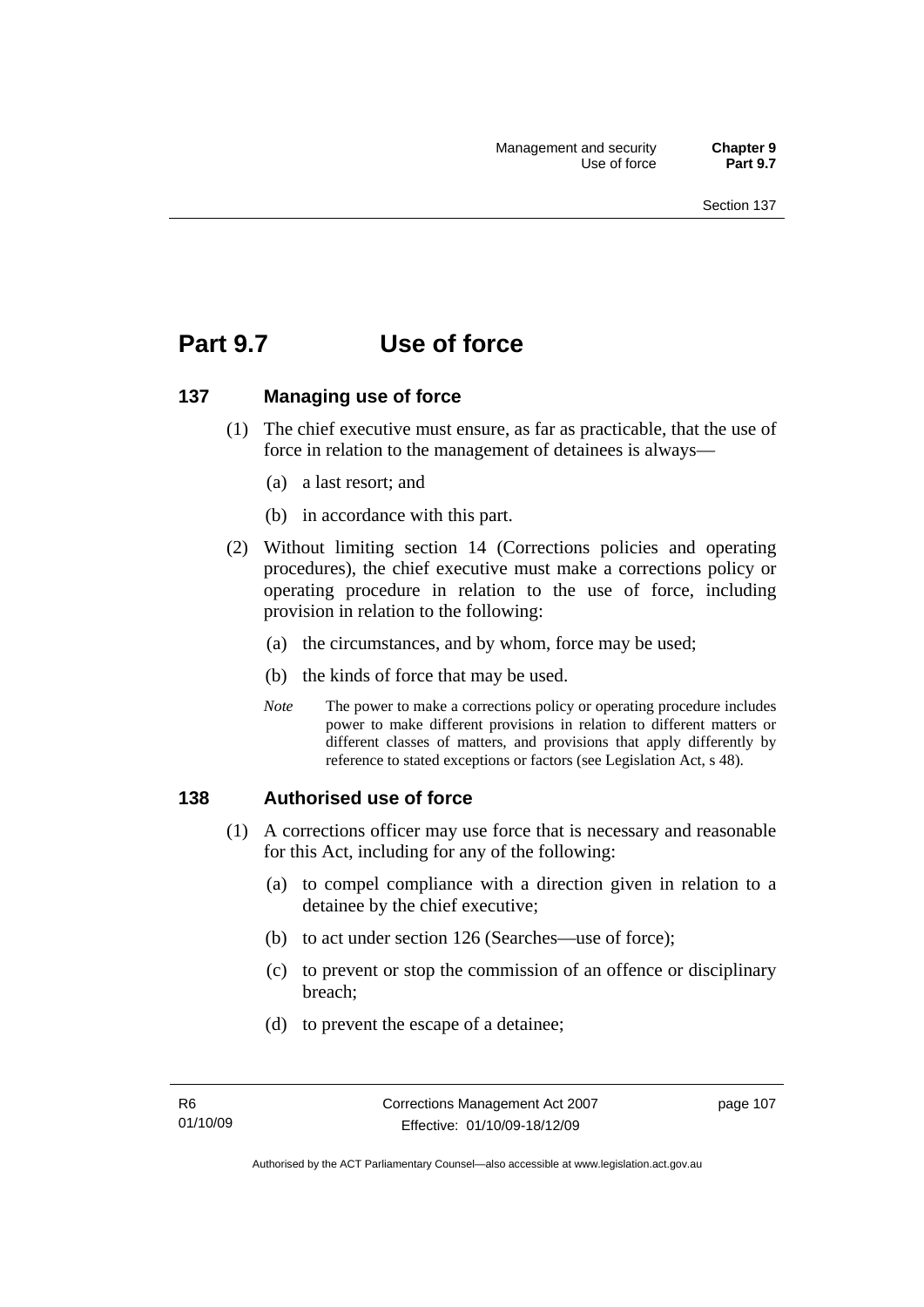# Part 9.7 Use of force

## 137 Managing use of force

(1) The chief executive must ensure, as far as practicable, that the use of force in relation to the management of detainees is always—

(a) a last resort; and

(b) in accordance with this part.

(2) Without limiting section 14 (Corrections policies and operating procedures), the chief executive must make a corrections policy or operating procedure in relation to the use of force, including provision in relation to the following:

(a) the circumstances, and by whom, force may be used;

(b) the kinds of force that may be used.

*Note* The power to make a corrections policy or operating procedure includes power to make different provisions in relation to different matters or different classes of matters, and provisions that apply differently by reference to stated exceptions or factors (see Legislation Act, s 48).

## 138 Authorised use of force

(1) A corrections officer may use force that is necessary and reasonable for this Act, including for any of the following:

(a) to compel compliance with a direction given in relation to a detainee by the chief executive;

(b) to act under section 126 (Searches—use of force);

(c) to prevent or stop the commission of an offence or disciplinary breach;

(d) to prevent the escape of a detainee;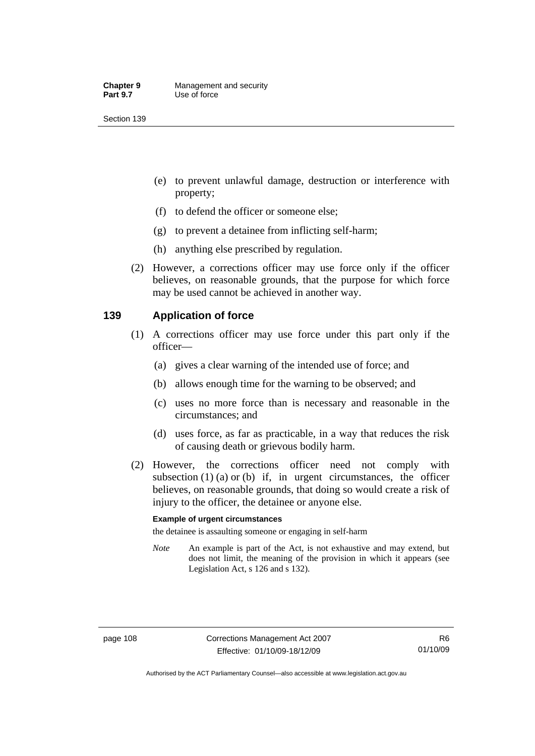(e) to prevent unlawful damage, destruction or interference with property;

(f) to defend the officer or someone else;

(g) to prevent a detainee from inflicting self-harm;

(h) anything else prescribed by regulation.

(2) However, a corrections officer may use force only if the officer believes, on reasonable grounds, that the purpose for which force may be used cannot be achieved in another way.

## 139 Application of force

(1) A corrections officer may use force under this part only if the officer—

(a) gives a clear warning of the intended use of force; and

(b) allows enough time for the warning to be observed; and

(c) uses no more force than is necessary and reasonable in the circumstances; and

(d) uses force, as far as practicable, in a way that reduces the risk of causing death or grievous bodily harm.

(2) However, the corrections officer need not comply with subsection (1) (a) or (b) if, in urgent circumstances, the officer believes, on reasonable grounds, that doing so would create a risk of injury to the officer, the detainee or anyone else.

**Example of urgent circumstances**

the detainee is assaulting someone or engaging in self-harm

*Note* An example is part of the Act, is not exhaustive and may extend, but does not limit, the meaning of the provision in which it appears (see Legislation Act, s 126 and s 132).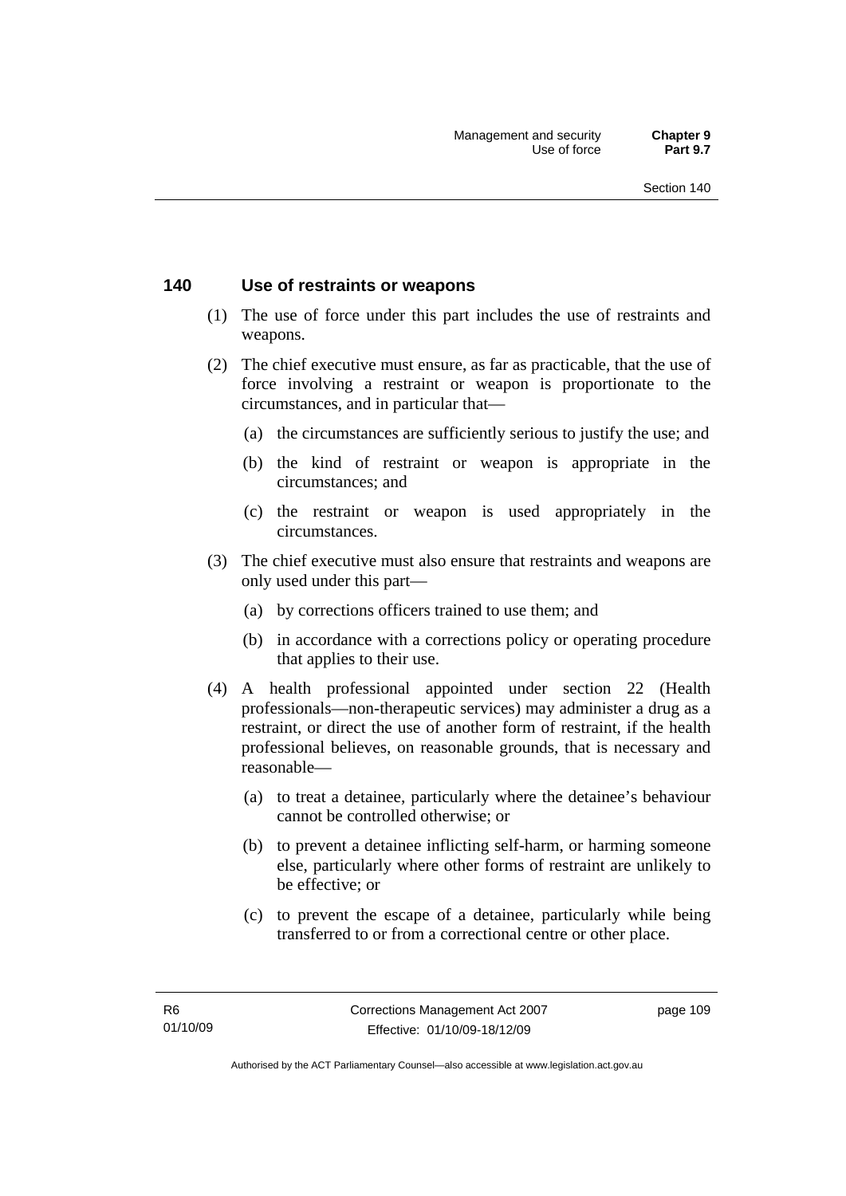## 140 Use of restraints or weapons

(1) The use of force under this part includes the use of restraints and weapons.

(2) The chief executive must ensure, as far as practicable, that the use of force involving a restraint or weapon is proportionate to the circumstances, and in particular that—

(a) the circumstances are sufficiently serious to justify the use; and

(b) the kind of restraint or weapon is appropriate in the circumstances; and

(c) the restraint or weapon is used appropriately in the circumstances.

(3) The chief executive must also ensure that restraints and weapons are only used under this part—

(a) by corrections officers trained to use them; and

(b) in accordance with a corrections policy or operating procedure that applies to their use.

(4) A health professional appointed under section 22 (Health professionals—non-therapeutic services) may administer a drug as a restraint, or direct the use of another form of restraint, if the health professional believes, on reasonable grounds, that is necessary and reasonable—

(a) to treat a detainee, particularly where the detainee's behaviour cannot be controlled otherwise; or

(b) to prevent a detainee inflicting self-harm, or harming someone else, particularly where other forms of restraint are unlikely to be effective; or

(c) to prevent the escape of a detainee, particularly while being transferred to or from a correctional centre or other place.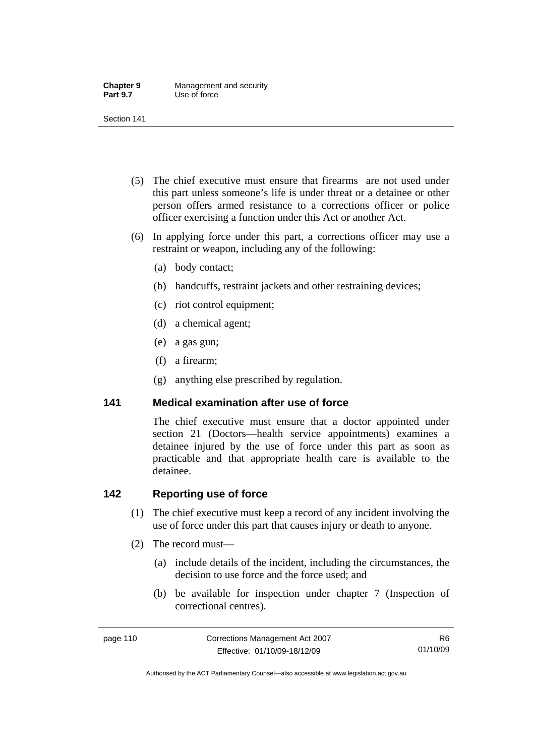(5) The chief executive must ensure that firearms are not used under this part unless someone's life is under threat or a detainee or other person offers armed resistance to a corrections officer or police officer exercising a function under this Act or another Act.

(6) In applying force under this part, a corrections officer may use a restraint or weapon, including any of the following:

(a) body contact;

(b) handcuffs, restraint jackets and other restraining devices;

(c) riot control equipment;

(d) a chemical agent;

(e) a gas gun;

(f) a firearm;

(g) anything else prescribed by regulation.

## 141 Medical examination after use of force

The chief executive must ensure that a doctor appointed under section 21 (Doctors—health service appointments) examines a detainee injured by the use of force under this part as soon as practicable and that appropriate health care is available to the detainee.

## 142 Reporting use of force

(1) The chief executive must keep a record of any incident involving the use of force under this part that causes injury or death to anyone.

(2) The record must—

(a) include details of the incident, including the circumstances, the decision to use force and the force used; and

(b) be available for inspection under chapter 7 (Inspection of correctional centres).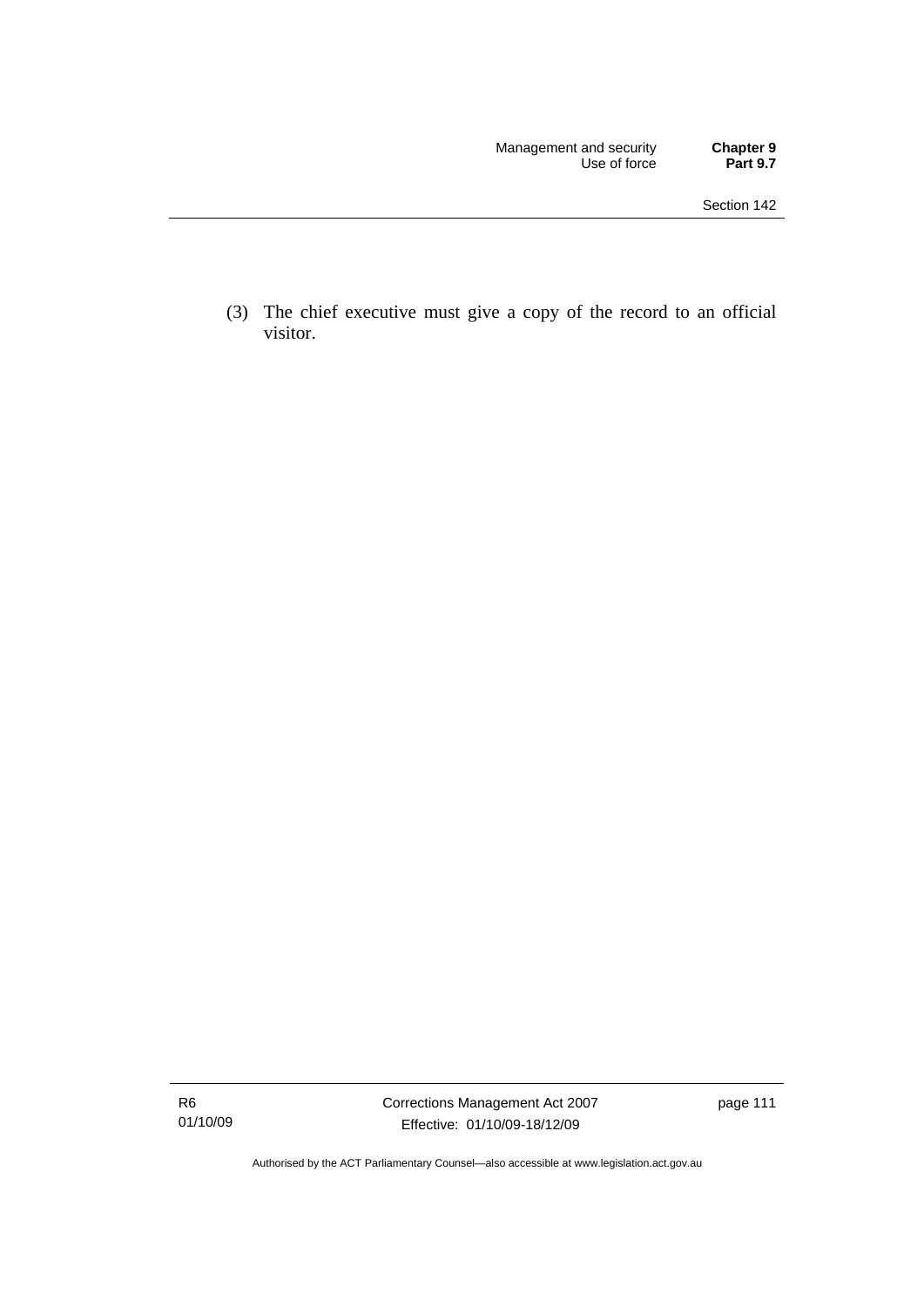(3) The chief executive must give a copy of the record to an official visitor.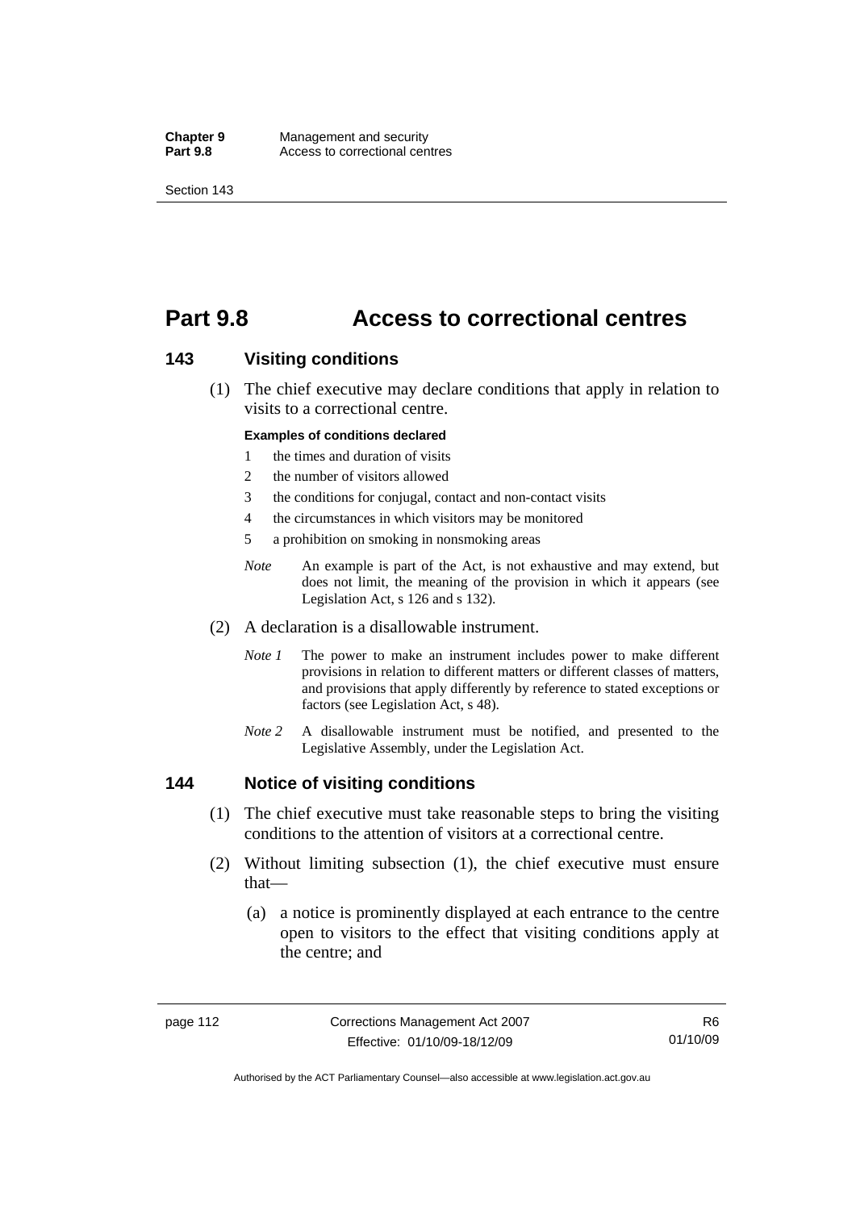# Part 9.8 Access to correctional centres

## 143 Visiting conditions

(1) The chief executive may declare conditions that apply in relation to visits to a correctional centre.

**Examples of conditions declared**

1. the times and duration of visits
2. the number of visitors allowed
3. the conditions for conjugal, contact and non-contact visits
4. the circumstances in which visitors may be monitored
5. a prohibition on smoking in nonsmoking areas

*Note* An example is part of the Act, is not exhaustive and may extend, but does not limit, the meaning of the provision in which it appears (see Legislation Act, s 126 and s 132).

(2) A declaration is a disallowable instrument.

*Note 1* The power to make an instrument includes power to make different provisions in relation to different matters or different classes of matters, and provisions that apply differently by reference to stated exceptions or factors (see Legislation Act, s 48).

*Note 2* A disallowable instrument must be notified, and presented to the Legislative Assembly, under the Legislation Act.

## 144 Notice of visiting conditions

(1) The chief executive must take reasonable steps to bring the visiting conditions to the attention of visitors at a correctional centre.

(2) Without limiting subsection (1), the chief executive must ensure that—

(a) a notice is prominently displayed at each entrance to the centre open to visitors to the effect that visiting conditions apply at the centre; and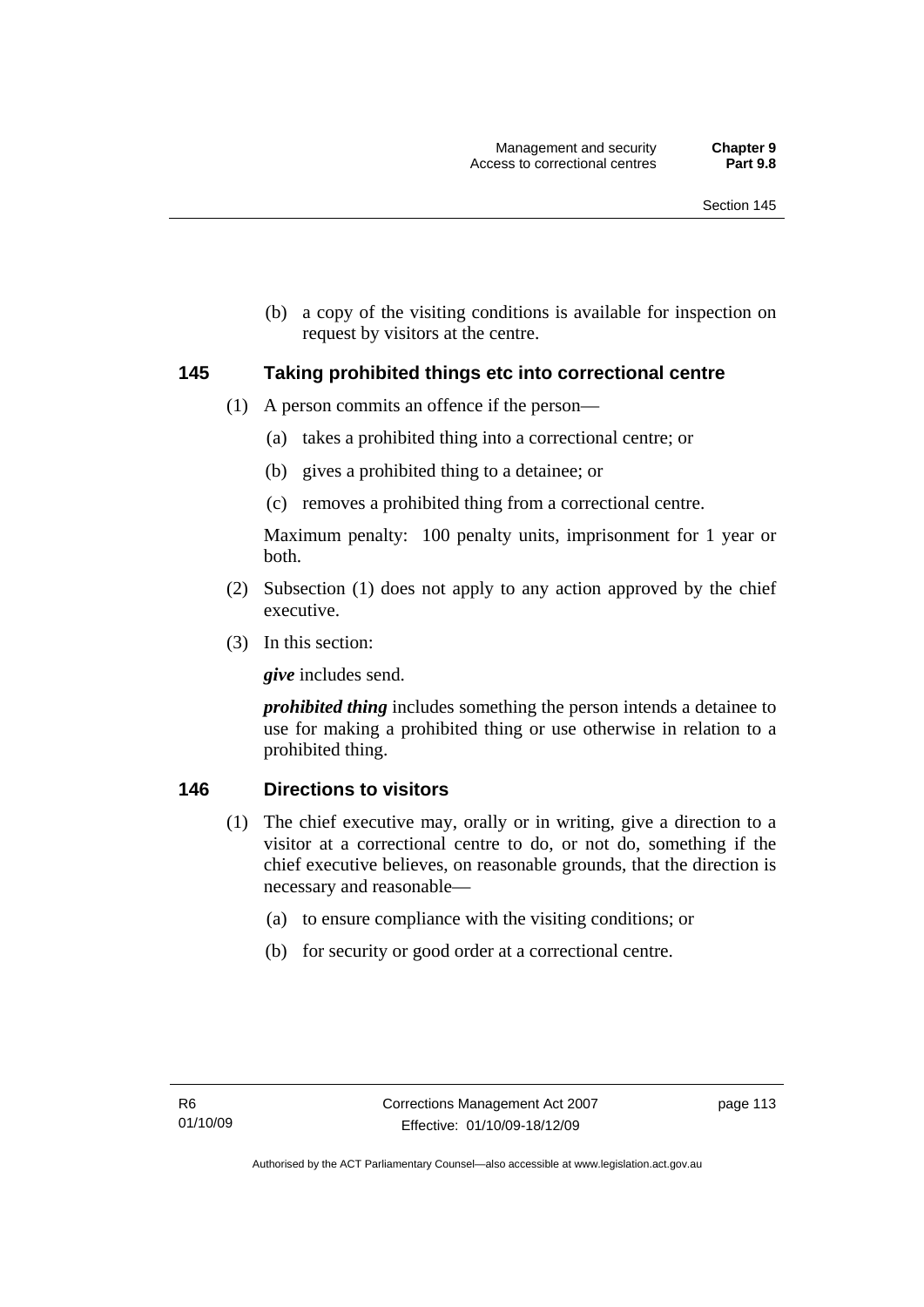(b) a copy of the visiting conditions is available for inspection on request by visitors at the centre.

### 145 Taking prohibited things etc into correctional centre

(1) A person commits an offence if the person—

(a) takes a prohibited thing into a correctional centre; or

(b) gives a prohibited thing to a detainee; or

(c) removes a prohibited thing from a correctional centre.

Maximum penalty: 100 penalty units, imprisonment for 1 year or both.

(2) Subsection (1) does not apply to any action approved by the chief executive.

(3) In this section:

***give*** includes send.

***prohibited thing*** includes something the person intends a detainee to use for making a prohibited thing or use otherwise in relation to a prohibited thing.

### 146 Directions to visitors

(1) The chief executive may, orally or in writing, give a direction to a visitor at a correctional centre to do, or not do, something if the chief executive believes, on reasonable grounds, that the direction is necessary and reasonable—

(a) to ensure compliance with the visiting conditions; or

(b) for security or good order at a correctional centre.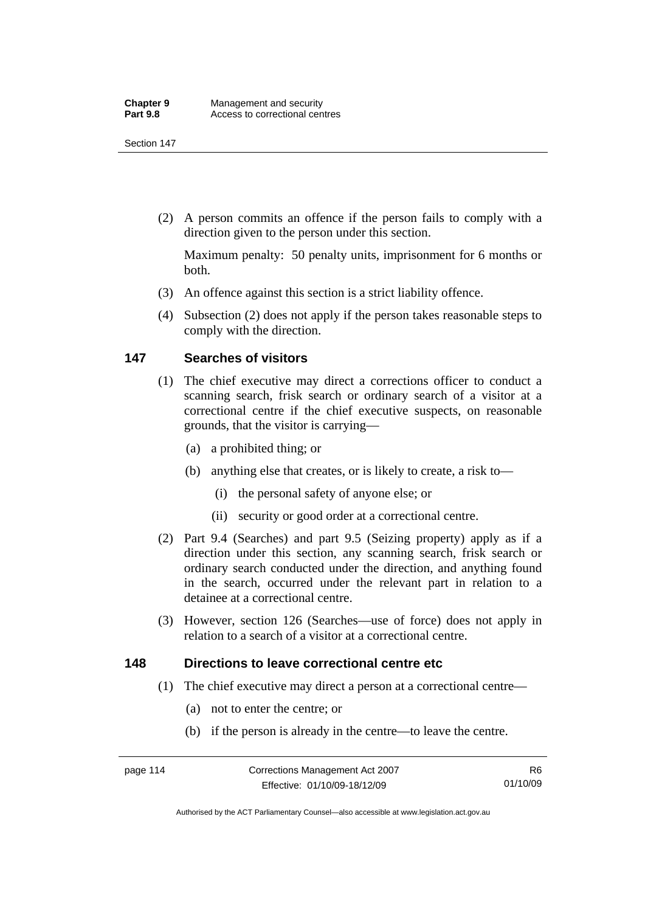(2) A person commits an offence if the person fails to comply with a direction given to the person under this section.

Maximum penalty: 50 penalty units, imprisonment for 6 months or both.

(3) An offence against this section is a strict liability offence.

(4) Subsection (2) does not apply if the person takes reasonable steps to comply with the direction.

### 147 Searches of visitors

(1) The chief executive may direct a corrections officer to conduct a scanning search, frisk search or ordinary search of a visitor at a correctional centre if the chief executive suspects, on reasonable grounds, that the visitor is carrying—

(a) a prohibited thing; or

(b) anything else that creates, or is likely to create, a risk to—

(i) the personal safety of anyone else; or

(ii) security or good order at a correctional centre.

(2) Part 9.4 (Searches) and part 9.5 (Seizing property) apply as if a direction under this section, any scanning search, frisk search or ordinary search conducted under the direction, and anything found in the search, occurred under the relevant part in relation to a detainee at a correctional centre.

(3) However, section 126 (Searches—use of force) does not apply in relation to a search of a visitor at a correctional centre.

### 148 Directions to leave correctional centre etc

(1) The chief executive may direct a person at a correctional centre—

(a) not to enter the centre; or

(b) if the person is already in the centre—to leave the centre.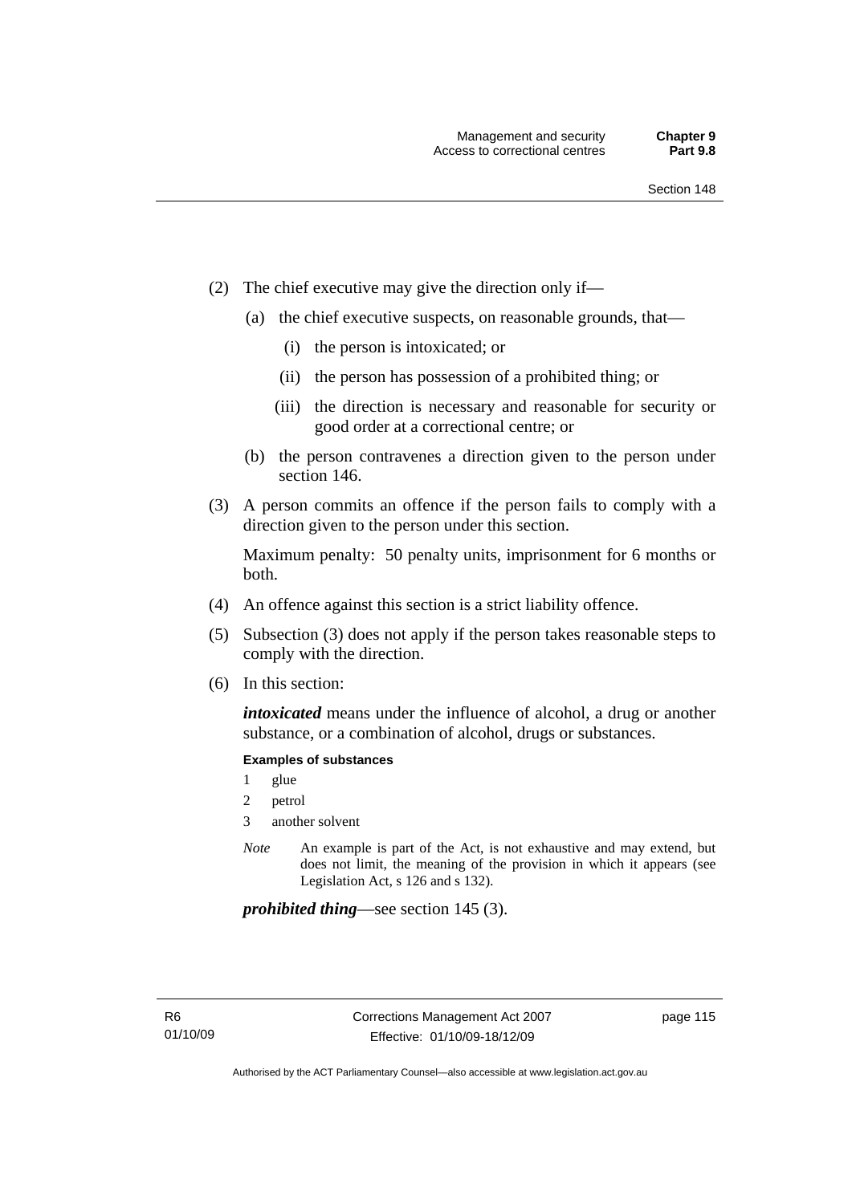(2) The chief executive may give the direction only if—

(a) the chief executive suspects, on reasonable grounds, that—

(i) the person is intoxicated; or

(ii) the person has possession of a prohibited thing; or

(iii) the direction is necessary and reasonable for security or good order at a correctional centre; or

(b) the person contravenes a direction given to the person under section 146.

(3) A person commits an offence if the person fails to comply with a direction given to the person under this section.

Maximum penalty: 50 penalty units, imprisonment for 6 months or both.

(4) An offence against this section is a strict liability offence.

(5) Subsection (3) does not apply if the person takes reasonable steps to comply with the direction.

(6) In this section:

***intoxicated*** means under the influence of alcohol, a drug or another substance, or a combination of alcohol, drugs or substances.

**Examples of substances**

1 glue

2 petrol

3 another solvent

*Note* An example is part of the Act, is not exhaustive and may extend, but does not limit, the meaning of the provision in which it appears (see Legislation Act, s 126 and s 132).

***prohibited thing***—see section 145 (3).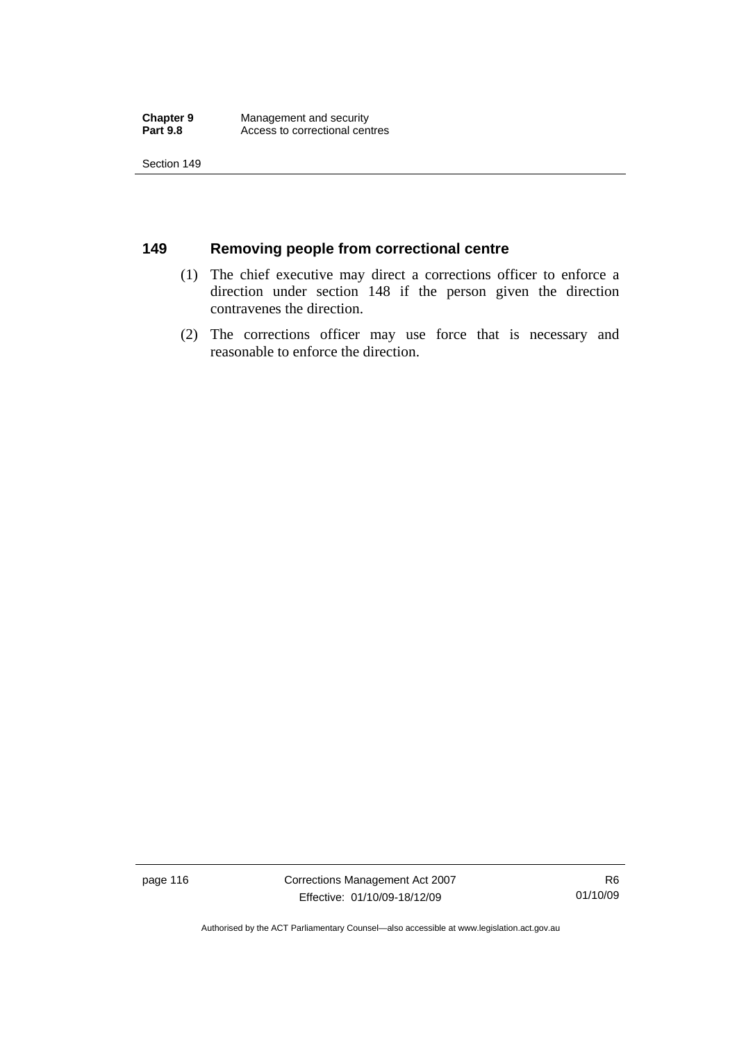## 149 Removing people from correctional centre

(1) The chief executive may direct a corrections officer to enforce a direction under section 148 if the person given the direction contravenes the direction.

(2) The corrections officer may use force that is necessary and reasonable to enforce the direction.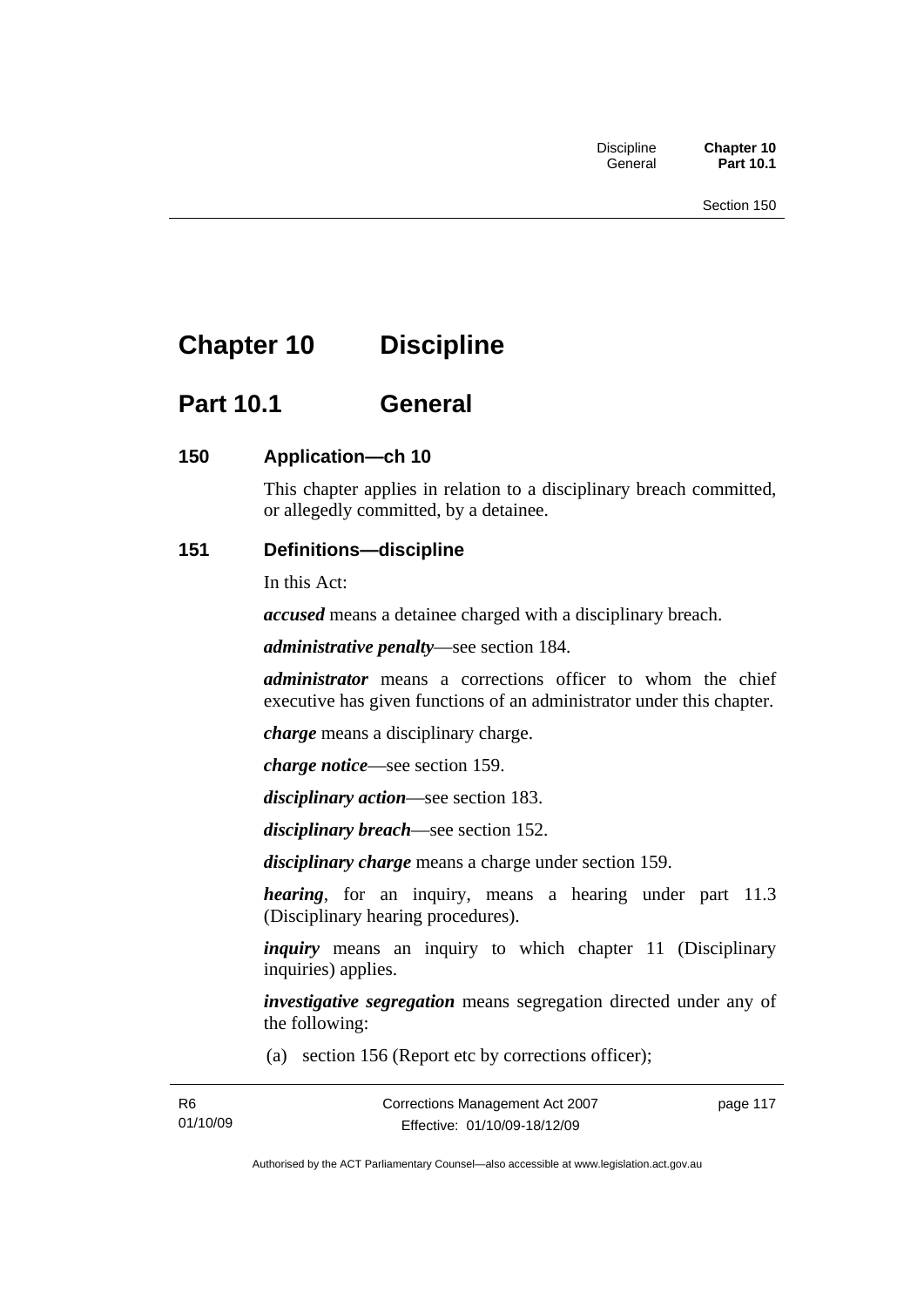# Chapter 10 Discipline

## Part 10.1 General

### 150 Application—ch 10

This chapter applies in relation to a disciplinary breach committed, or allegedly committed, by a detainee.

### 151 Definitions—discipline

In this Act:

***accused*** means a detainee charged with a disciplinary breach.

***administrative penalty***—see section 184.

***administrator*** means a corrections officer to whom the chief executive has given functions of an administrator under this chapter.

***charge*** means a disciplinary charge.

***charge notice***—see section 159.

***disciplinary action***—see section 183.

***disciplinary breach***—see section 152.

***disciplinary charge*** means a charge under section 159.

***hearing***, for an inquiry, means a hearing under part 11.3 (Disciplinary hearing procedures).

***inquiry*** means an inquiry to which chapter 11 (Disciplinary inquiries) applies.

***investigative segregation*** means segregation directed under any of the following:

(a) section 156 (Report etc by corrections officer);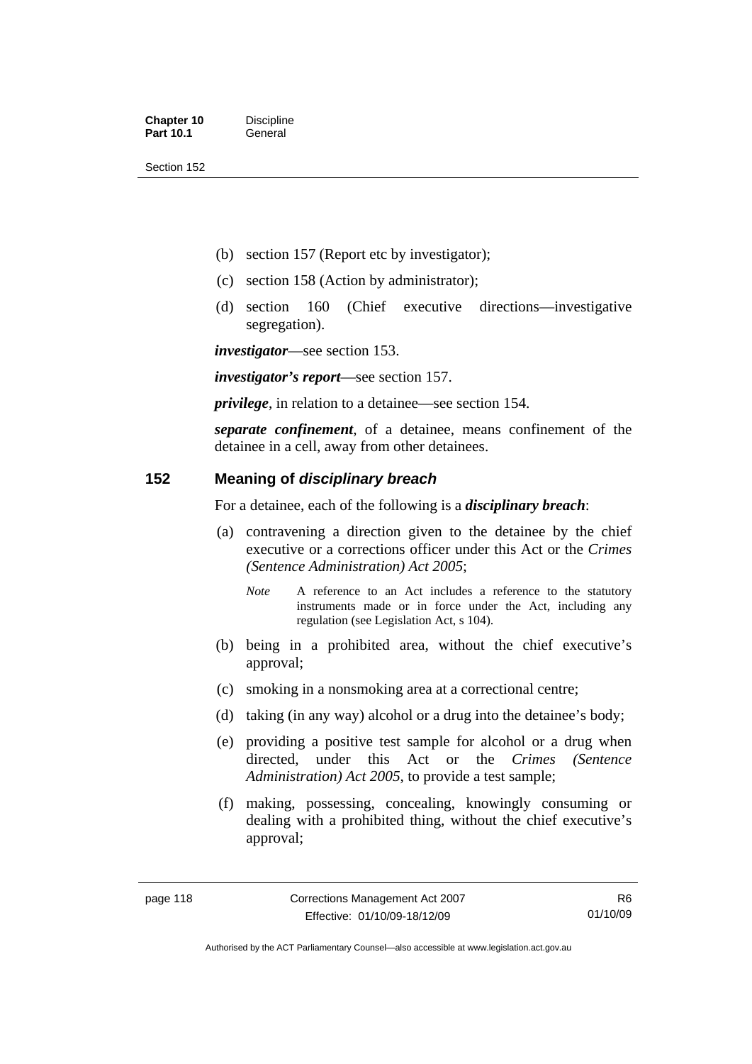(b) section 157 (Report etc by investigator);

(c) section 158 (Action by administrator);

(d) section 160 (Chief executive directions—investigative segregation).

***investigator***—see section 153.

***investigator's report***—see section 157.

***privilege***, in relation to a detainee—see section 154.

***separate confinement***, of a detainee, means confinement of the detainee in a cell, away from other detainees.

## 152 Meaning of *disciplinary breach*

For a detainee, each of the following is a ***disciplinary breach***:

(a) contravening a direction given to the detainee by the chief executive or a corrections officer under this Act or the *Crimes (Sentence Administration) Act 2005*;

*Note* A reference to an Act includes a reference to the statutory instruments made or in force under the Act, including any regulation (see Legislation Act, s 104).

(b) being in a prohibited area, without the chief executive's approval;

(c) smoking in a nonsmoking area at a correctional centre;

(d) taking (in any way) alcohol or a drug into the detainee's body;

(e) providing a positive test sample for alcohol or a drug when directed, under this Act or the *Crimes (Sentence Administration) Act 2005*, to provide a test sample;

(f) making, possessing, concealing, knowingly consuming or dealing with a prohibited thing, without the chief executive's approval;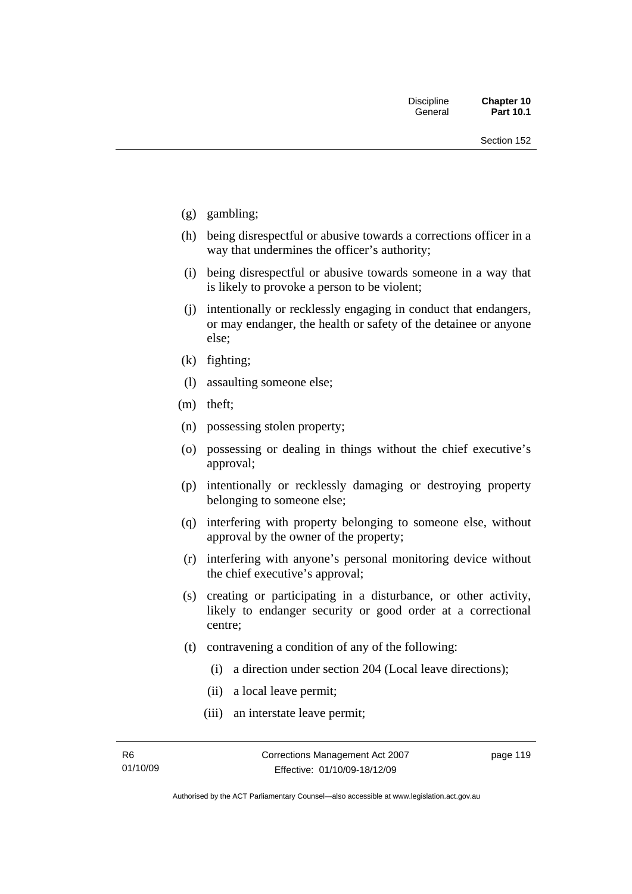(g) gambling;

(h) being disrespectful or abusive towards a corrections officer in a way that undermines the officer's authority;

(i) being disrespectful or abusive towards someone in a way that is likely to provoke a person to be violent;

(j) intentionally or recklessly engaging in conduct that endangers, or may endanger, the health or safety of the detainee or anyone else;

(k) fighting;

(l) assaulting someone else;

(m) theft;

(n) possessing stolen property;

(o) possessing or dealing in things without the chief executive's approval;

(p) intentionally or recklessly damaging or destroying property belonging to someone else;

(q) interfering with property belonging to someone else, without approval by the owner of the property;

(r) interfering with anyone's personal monitoring device without the chief executive's approval;

(s) creating or participating in a disturbance, or other activity, likely to endanger security or good order at a correctional centre;

(t) contravening a condition of any of the following:

   (i) a direction under section 204 (Local leave directions);

   (ii) a local leave permit;

   (iii) an interstate leave permit;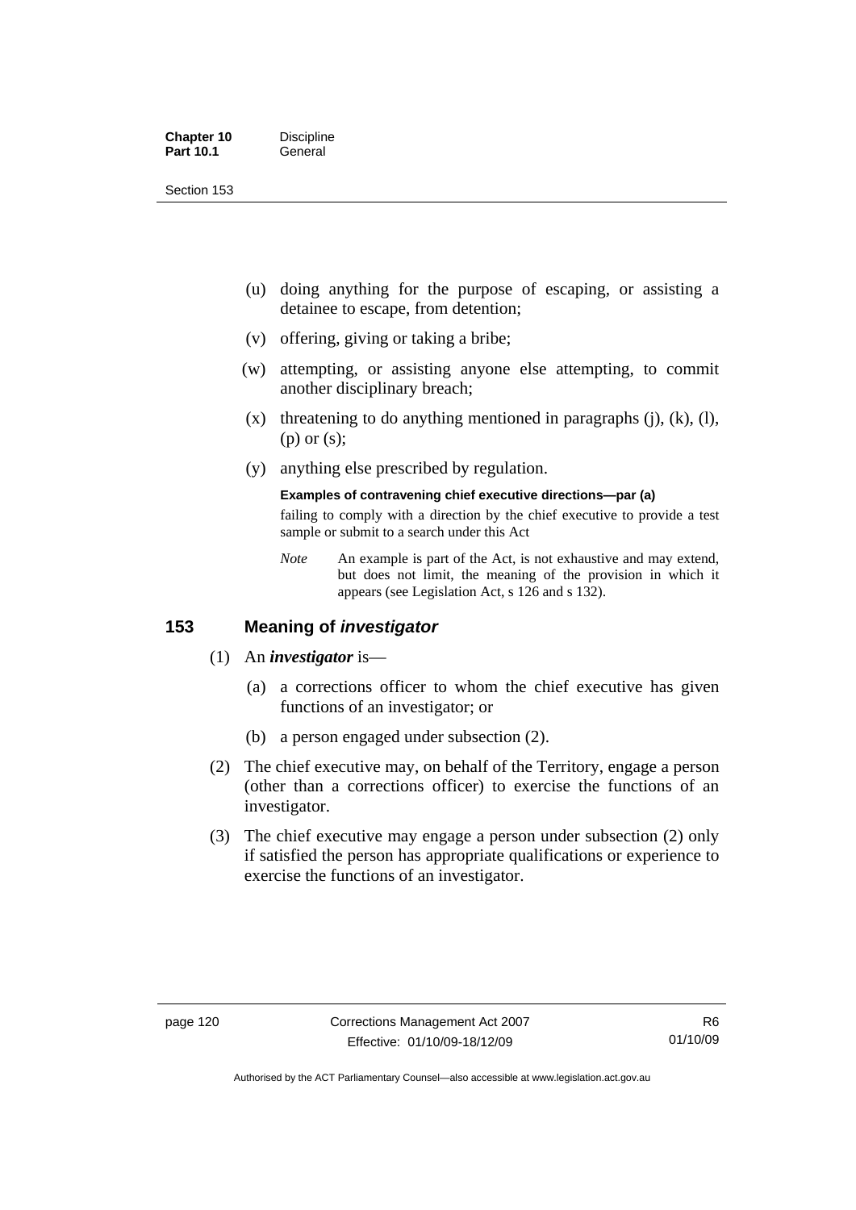(u) doing anything for the purpose of escaping, or assisting a detainee to escape, from detention;

(v) offering, giving or taking a bribe;

(w) attempting, or assisting anyone else attempting, to commit another disciplinary breach;

(x) threatening to do anything mentioned in paragraphs (j), (k), (l), (p) or (s);

(y) anything else prescribed by regulation.

**Examples of contravening chief executive directions—par (a)**

failing to comply with a direction by the chief executive to provide a test sample or submit to a search under this Act

*Note* An example is part of the Act, is not exhaustive and may extend, but does not limit, the meaning of the provision in which it appears (see Legislation Act, s 126 and s 132).

## 153 Meaning of *investigator*

(1) An ***investigator*** is—

(a) a corrections officer to whom the chief executive has given functions of an investigator; or

(b) a person engaged under subsection (2).

(2) The chief executive may, on behalf of the Territory, engage a person (other than a corrections officer) to exercise the functions of an investigator.

(3) The chief executive may engage a person under subsection (2) only if satisfied the person has appropriate qualifications or experience to exercise the functions of an investigator.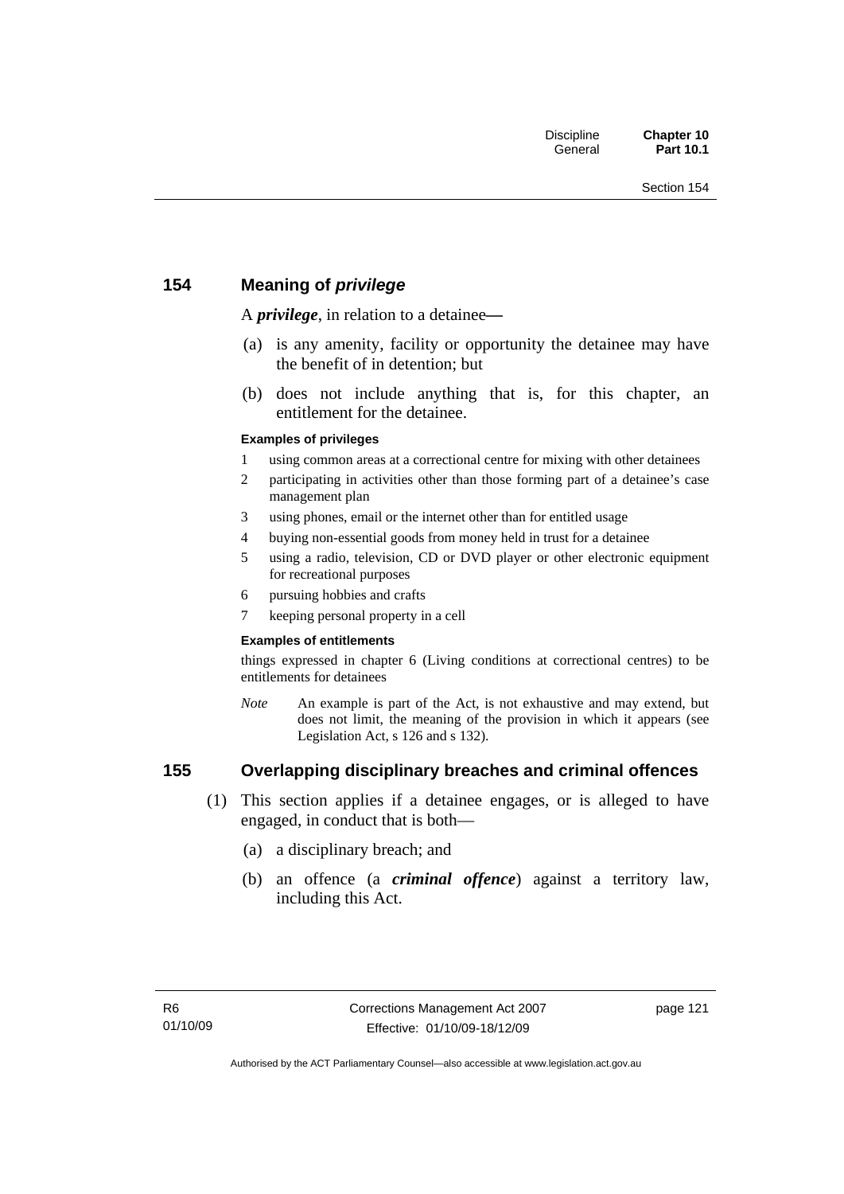## 154 Meaning of *privilege*

A ***privilege***, in relation to a detainee—

(a) is any amenity, facility or opportunity the detainee may have the benefit of in detention; but

(b) does not include anything that is, for this chapter, an entitlement for the detainee.

**Examples of privileges**

1 using common areas at a correctional centre for mixing with other detainees
2 participating in activities other than those forming part of a detainee's case management plan
3 using phones, email or the internet other than for entitled usage
4 buying non-essential goods from money held in trust for a detainee
5 using a radio, television, CD or DVD player or other electronic equipment for recreational purposes
6 pursuing hobbies and crafts
7 keeping personal property in a cell

**Examples of entitlements**

things expressed in chapter 6 (Living conditions at correctional centres) to be entitlements for detainees

*Note* An example is part of the Act, is not exhaustive and may extend, but does not limit, the meaning of the provision in which it appears (see Legislation Act, s 126 and s 132).

## 155 Overlapping disciplinary breaches and criminal offences

(1) This section applies if a detainee engages, or is alleged to have engaged, in conduct that is both—

(a) a disciplinary breach; and

(b) an offence (a ***criminal offence***) against a territory law, including this Act.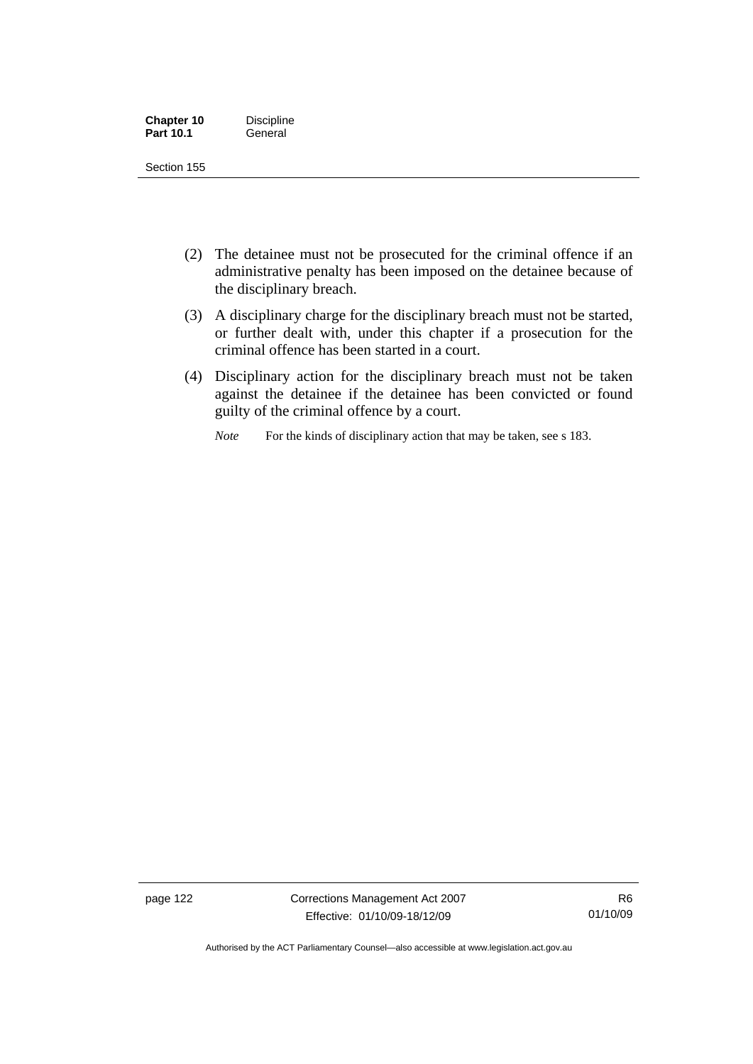(2) The detainee must not be prosecuted for the criminal offence if an administrative penalty has been imposed on the detainee because of the disciplinary breach.

(3) A disciplinary charge for the disciplinary breach must not be started, or further dealt with, under this chapter if a prosecution for the criminal offence has been started in a court.

(4) Disciplinary action for the disciplinary breach must not be taken against the detainee if the detainee has been convicted or found guilty of the criminal offence by a court.

*Note* For the kinds of disciplinary action that may be taken, see s 183.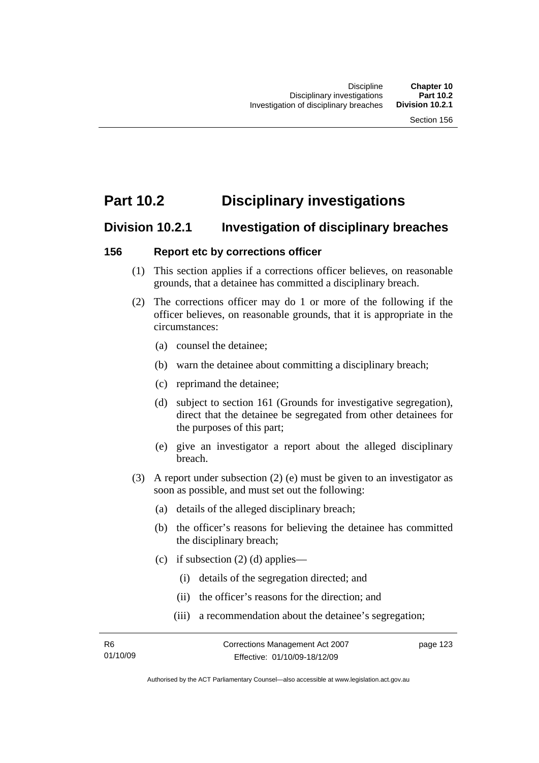# Part 10.2 Disciplinary investigations

## Division 10.2.1 Investigation of disciplinary breaches

### 156 Report etc by corrections officer

(1) This section applies if a corrections officer believes, on reasonable grounds, that a detainee has committed a disciplinary breach.

(2) The corrections officer may do 1 or more of the following if the officer believes, on reasonable grounds, that it is appropriate in the circumstances:

(a) counsel the detainee;

(b) warn the detainee about committing a disciplinary breach;

(c) reprimand the detainee;

(d) subject to section 161 (Grounds for investigative segregation), direct that the detainee be segregated from other detainees for the purposes of this part;

(e) give an investigator a report about the alleged disciplinary breach.

(3) A report under subsection (2) (e) must be given to an investigator as soon as possible, and must set out the following:

(a) details of the alleged disciplinary breach;

(b) the officer's reasons for believing the detainee has committed the disciplinary breach;

(c) if subsection (2) (d) applies—

(i) details of the segregation directed; and

(ii) the officer's reasons for the direction; and

(iii) a recommendation about the detainee's segregation;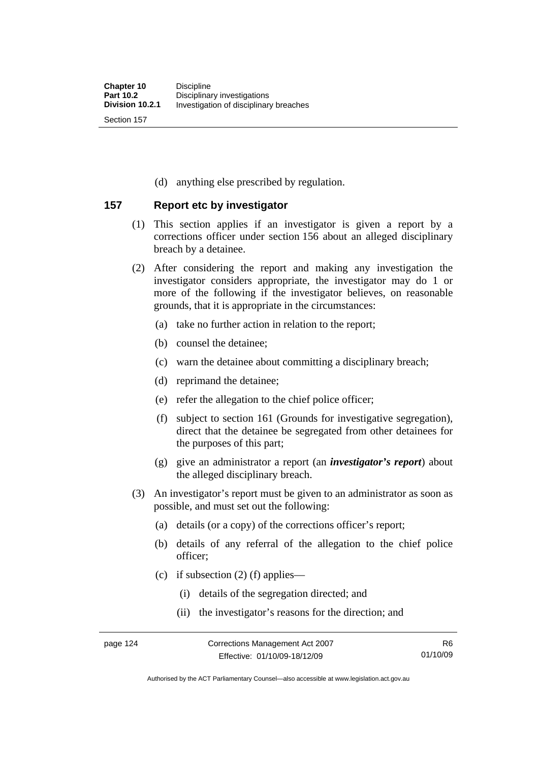(d) anything else prescribed by regulation.

## 157 Report etc by investigator

(1) This section applies if an investigator is given a report by a corrections officer under section 156 about an alleged disciplinary breach by a detainee.

(2) After considering the report and making any investigation the investigator considers appropriate, the investigator may do 1 or more of the following if the investigator believes, on reasonable grounds, that it is appropriate in the circumstances:

- (a) take no further action in relation to the report;
- (b) counsel the detainee;
- (c) warn the detainee about committing a disciplinary breach;
- (d) reprimand the detainee;
- (e) refer the allegation to the chief police officer;
- (f) subject to section 161 (Grounds for investigative segregation), direct that the detainee be segregated from other detainees for the purposes of this part;
- (g) give an administrator a report (an ***investigator's report***) about the alleged disciplinary breach.

(3) An investigator's report must be given to an administrator as soon as possible, and must set out the following:

- (a) details (or a copy) of the corrections officer's report;
- (b) details of any referral of the allegation to the chief police officer;
- (c) if subsection (2) (f) applies—
  - (i) details of the segregation directed; and
  - (ii) the investigator's reasons for the direction; and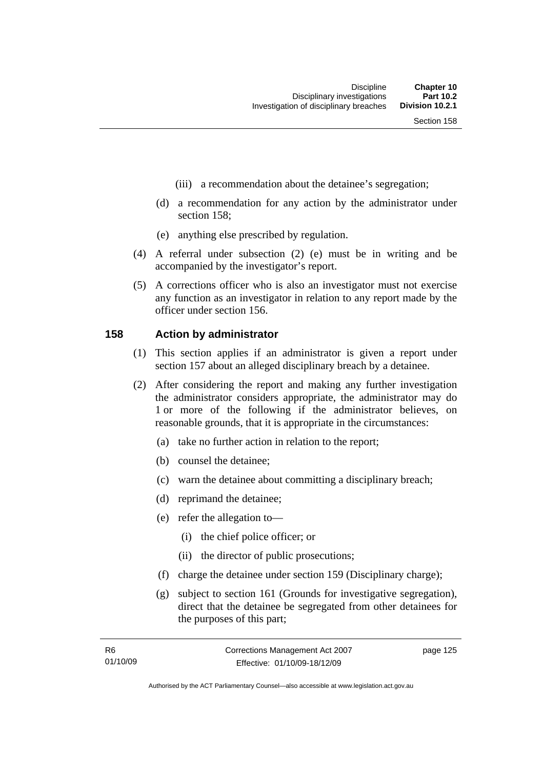(iii) a recommendation about the detainee's segregation;

(d) a recommendation for any action by the administrator under section 158;

(e) anything else prescribed by regulation.

(4) A referral under subsection (2) (e) must be in writing and be accompanied by the investigator's report.

(5) A corrections officer who is also an investigator must not exercise any function as an investigator in relation to any report made by the officer under section 156.

## 158 Action by administrator

(1) This section applies if an administrator is given a report under section 157 about an alleged disciplinary breach by a detainee.

(2) After considering the report and making any further investigation the administrator considers appropriate, the administrator may do 1 or more of the following if the administrator believes, on reasonable grounds, that it is appropriate in the circumstances:

(a) take no further action in relation to the report;

(b) counsel the detainee;

(c) warn the detainee about committing a disciplinary breach;

(d) reprimand the detainee;

(e) refer the allegation to—

(i) the chief police officer; or

(ii) the director of public prosecutions;

(f) charge the detainee under section 159 (Disciplinary charge);

(g) subject to section 161 (Grounds for investigative segregation), direct that the detainee be segregated from other detainees for the purposes of this part;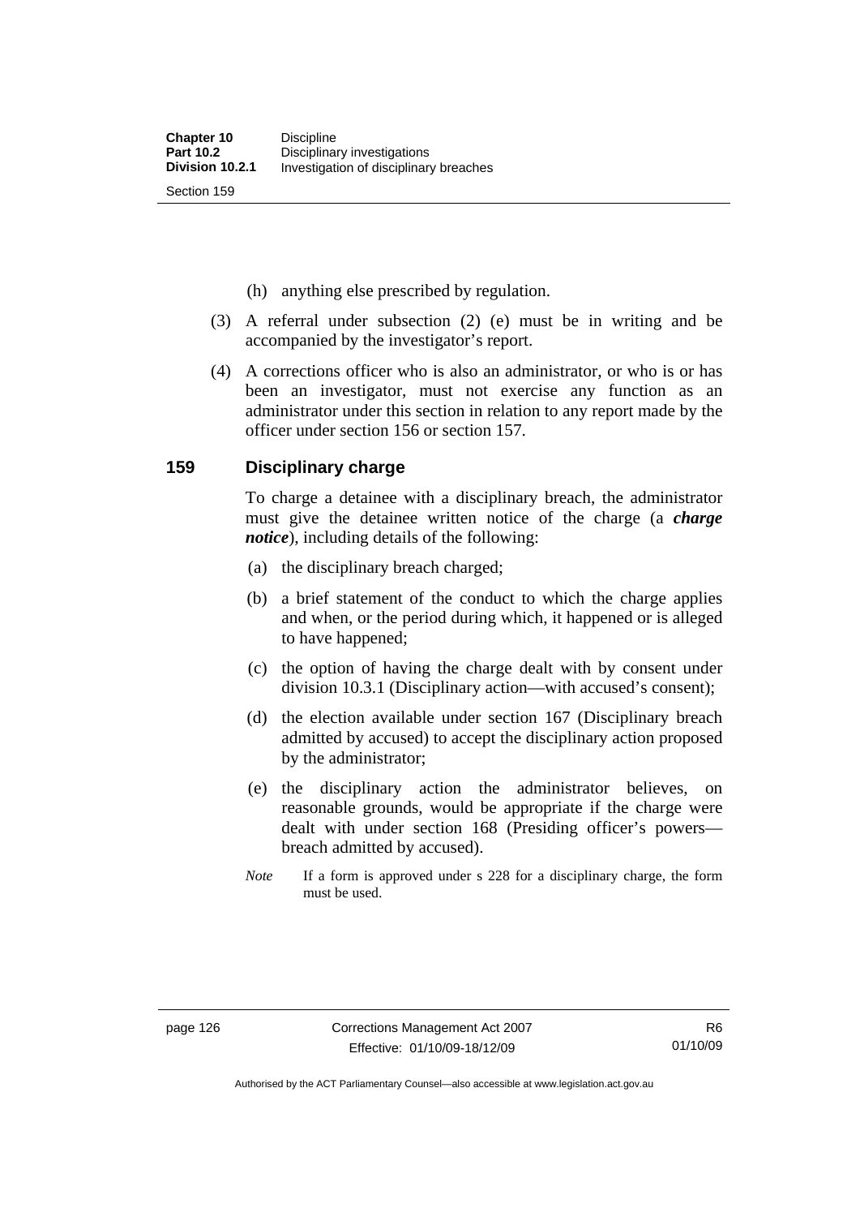(h) anything else prescribed by regulation.

(3) A referral under subsection (2) (e) must be in writing and be accompanied by the investigator's report.

(4) A corrections officer who is also an administrator, or who is or has been an investigator, must not exercise any function as an administrator under this section in relation to any report made by the officer under section 156 or section 157.

## 159 Disciplinary charge

To charge a detainee with a disciplinary breach, the administrator must give the detainee written notice of the charge (a ***charge notice***), including details of the following:

(a) the disciplinary breach charged;

(b) a brief statement of the conduct to which the charge applies and when, or the period during which, it happened or is alleged to have happened;

(c) the option of having the charge dealt with by consent under division 10.3.1 (Disciplinary action—with accused's consent);

(d) the election available under section 167 (Disciplinary breach admitted by accused) to accept the disciplinary action proposed by the administrator;

(e) the disciplinary action the administrator believes, on reasonable grounds, would be appropriate if the charge were dealt with under section 168 (Presiding officer's powers—breach admitted by accused).

*Note* If a form is approved under s 228 for a disciplinary charge, the form must be used.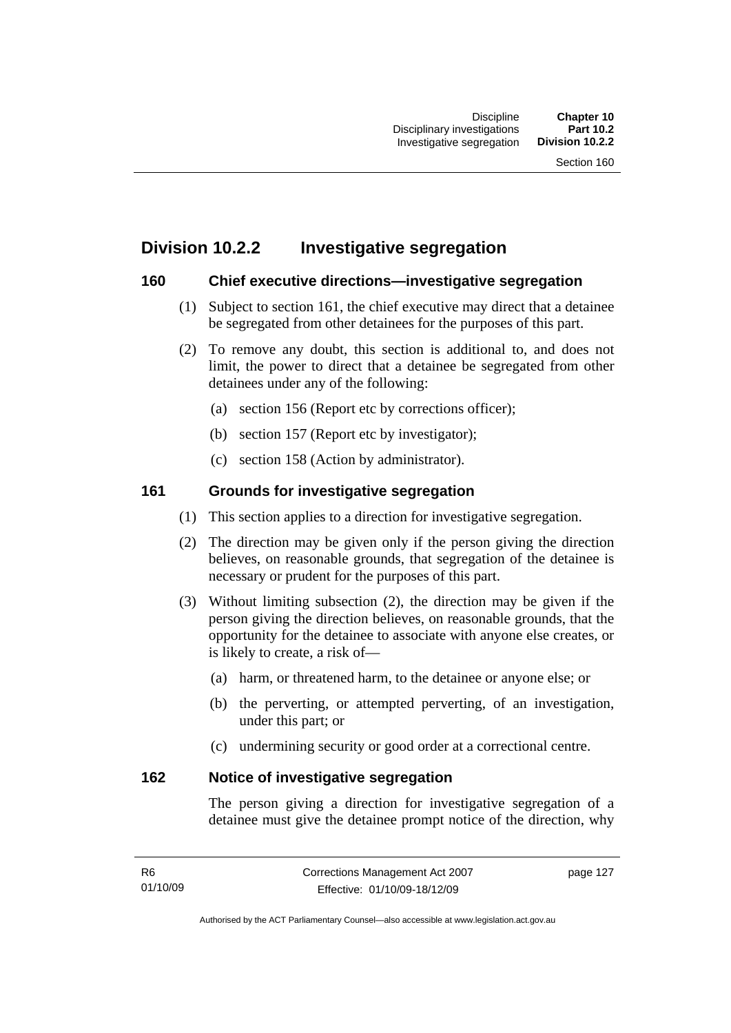## Division 10.2.2 Investigative segregation

### 160 Chief executive directions—investigative segregation

(1) Subject to section 161, the chief executive may direct that a detainee be segregated from other detainees for the purposes of this part.

(2) To remove any doubt, this section is additional to, and does not limit, the power to direct that a detainee be segregated from other detainees under any of the following:

(a) section 156 (Report etc by corrections officer);

(b) section 157 (Report etc by investigator);

(c) section 158 (Action by administrator).

### 161 Grounds for investigative segregation

(1) This section applies to a direction for investigative segregation.

(2) The direction may be given only if the person giving the direction believes, on reasonable grounds, that segregation of the detainee is necessary or prudent for the purposes of this part.

(3) Without limiting subsection (2), the direction may be given if the person giving the direction believes, on reasonable grounds, that the opportunity for the detainee to associate with anyone else creates, or is likely to create, a risk of—

(a) harm, or threatened harm, to the detainee or anyone else; or

(b) the perverting, or attempted perverting, of an investigation, under this part; or

(c) undermining security or good order at a correctional centre.

### 162 Notice of investigative segregation

The person giving a direction for investigative segregation of a detainee must give the detainee prompt notice of the direction, why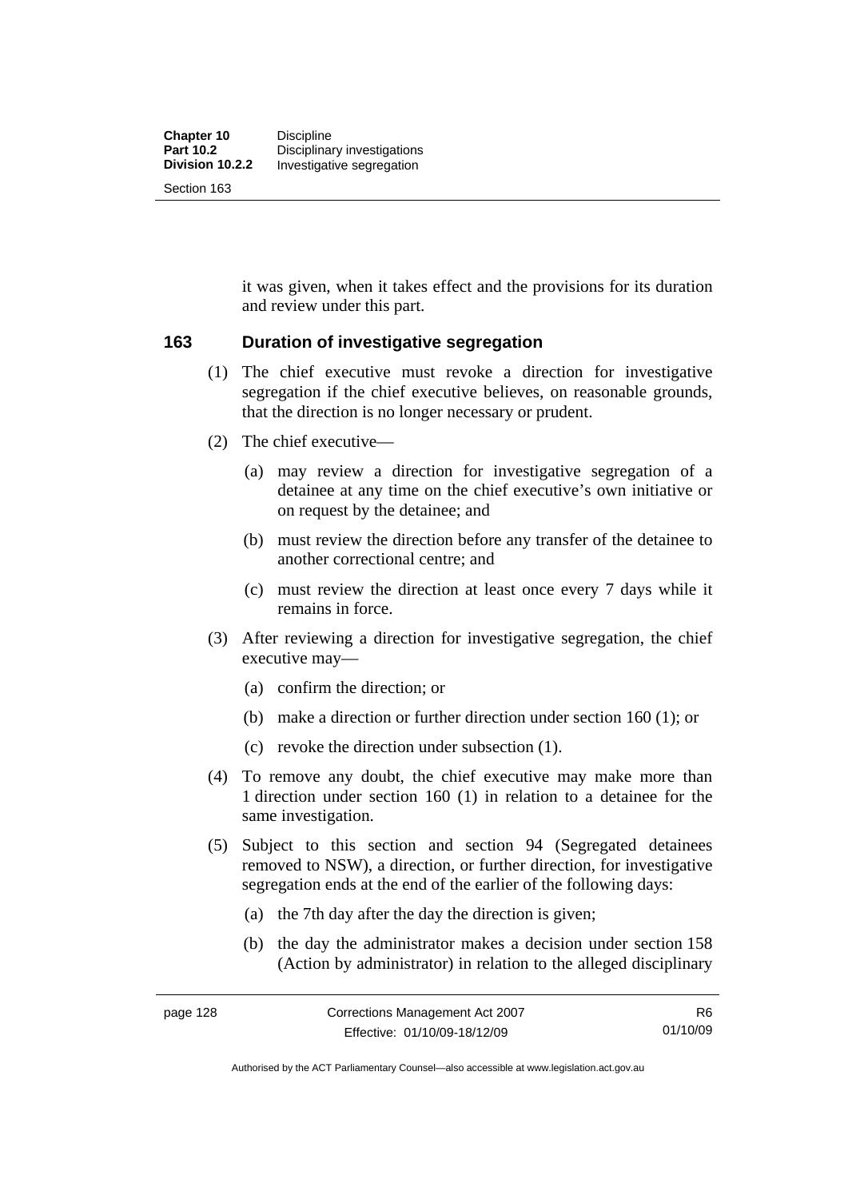it was given, when it takes effect and the provisions for its duration and review under this part.

## 163 Duration of investigative segregation

(1) The chief executive must revoke a direction for investigative segregation if the chief executive believes, on reasonable grounds, that the direction is no longer necessary or prudent.

(2) The chief executive—

(a) may review a direction for investigative segregation of a detainee at any time on the chief executive's own initiative or on request by the detainee; and

(b) must review the direction before any transfer of the detainee to another correctional centre; and

(c) must review the direction at least once every 7 days while it remains in force.

(3) After reviewing a direction for investigative segregation, the chief executive may—

(a) confirm the direction; or

(b) make a direction or further direction under section 160 (1); or

(c) revoke the direction under subsection (1).

(4) To remove any doubt, the chief executive may make more than 1 direction under section 160 (1) in relation to a detainee for the same investigation.

(5) Subject to this section and section 94 (Segregated detainees removed to NSW), a direction, or further direction, for investigative segregation ends at the end of the earlier of the following days:

(a) the 7th day after the day the direction is given;

(b) the day the administrator makes a decision under section 158 (Action by administrator) in relation to the alleged disciplinary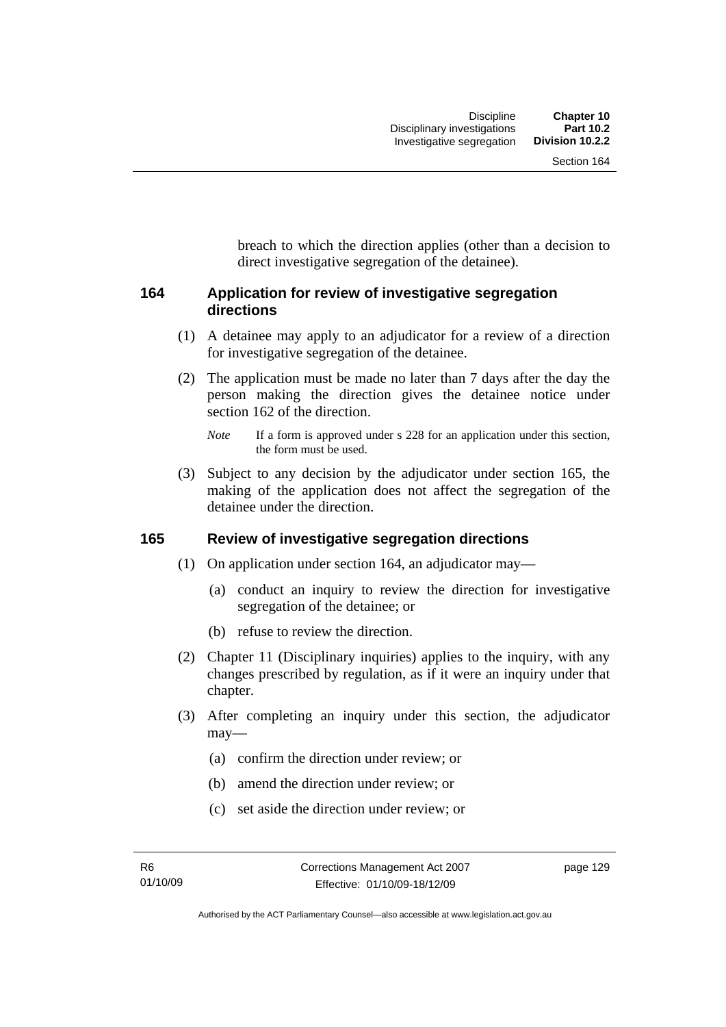breach to which the direction applies (other than a decision to direct investigative segregation of the detainee).

### 164 Application for review of investigative segregation directions

(1) A detainee may apply to an adjudicator for a review of a direction for investigative segregation of the detainee.

(2) The application must be made no later than 7 days after the day the person making the direction gives the detainee notice under section 162 of the direction.

*Note* If a form is approved under s 228 for an application under this section, the form must be used.

(3) Subject to any decision by the adjudicator under section 165, the making of the application does not affect the segregation of the detainee under the direction.

### 165 Review of investigative segregation directions

(1) On application under section 164, an adjudicator may—

(a) conduct an inquiry to review the direction for investigative segregation of the detainee; or

(b) refuse to review the direction.

(2) Chapter 11 (Disciplinary inquiries) applies to the inquiry, with any changes prescribed by regulation, as if it were an inquiry under that chapter.

(3) After completing an inquiry under this section, the adjudicator may—

(a) confirm the direction under review; or

(b) amend the direction under review; or

(c) set aside the direction under review; or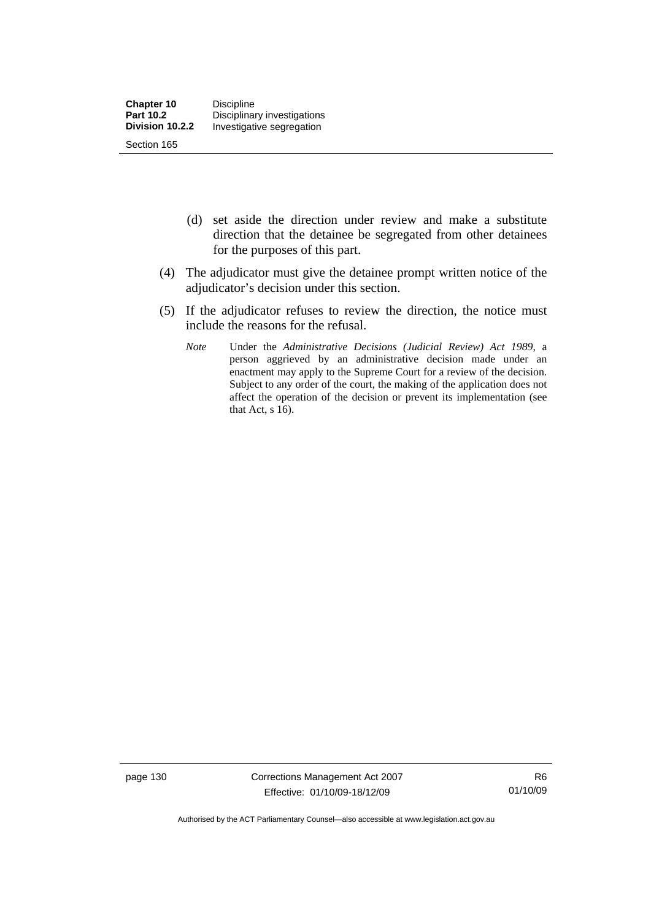(d) set aside the direction under review and make a substitute direction that the detainee be segregated from other detainees for the purposes of this part.

(4) The adjudicator must give the detainee prompt written notice of the adjudicator's decision under this section.

(5) If the adjudicator refuses to review the direction, the notice must include the reasons for the refusal.

*Note* Under the *Administrative Decisions (Judicial Review) Act 1989*, a person aggrieved by an administrative decision made under an enactment may apply to the Supreme Court for a review of the decision. Subject to any order of the court, the making of the application does not affect the operation of the decision or prevent its implementation (see that Act, s 16).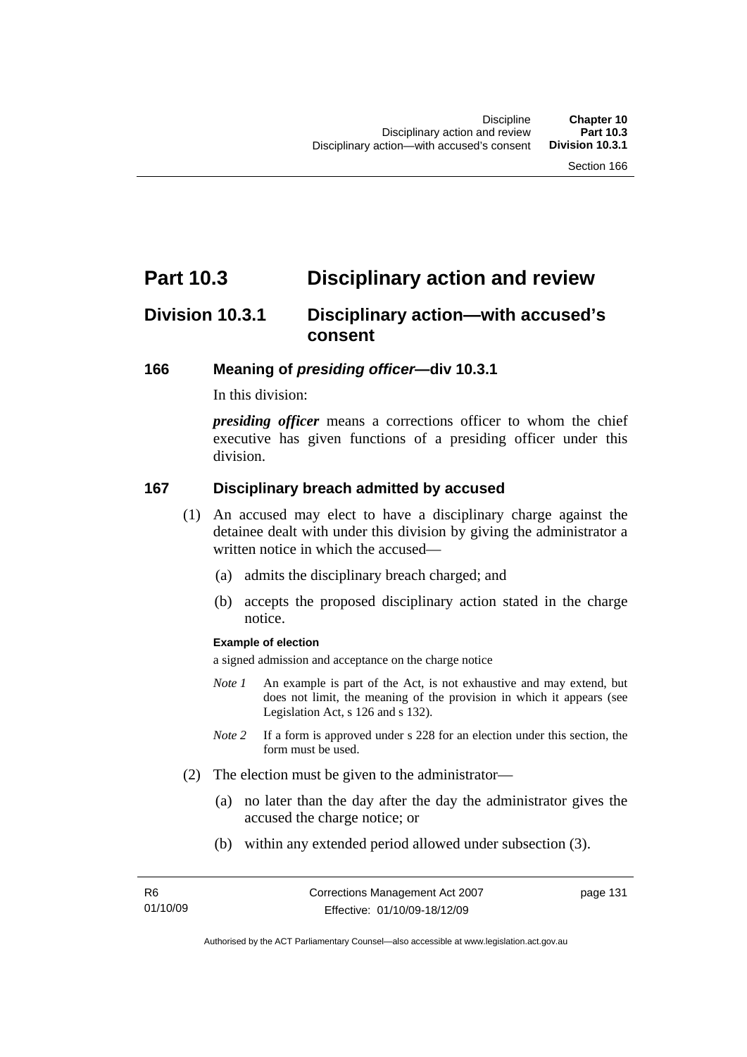# Part 10.3 Disciplinary action and review

## Division 10.3.1 Disciplinary action—with accused's consent

### 166 Meaning of *presiding officer*—div 10.3.1

In this division:

***presiding officer*** means a corrections officer to whom the chief executive has given functions of a presiding officer under this division.

### 167 Disciplinary breach admitted by accused

(1) An accused may elect to have a disciplinary charge against the detainee dealt with under this division by giving the administrator a written notice in which the accused—

  (a) admits the disciplinary breach charged; and

  (b) accepts the proposed disciplinary action stated in the charge notice.

**Example of election**

a signed admission and acceptance on the charge notice

*Note 1* An example is part of the Act, is not exhaustive and may extend, but does not limit, the meaning of the provision in which it appears (see Legislation Act, s 126 and s 132).

*Note 2* If a form is approved under s 228 for an election under this section, the form must be used.

(2) The election must be given to the administrator—

  (a) no later than the day after the day the administrator gives the accused the charge notice; or

  (b) within any extended period allowed under subsection (3).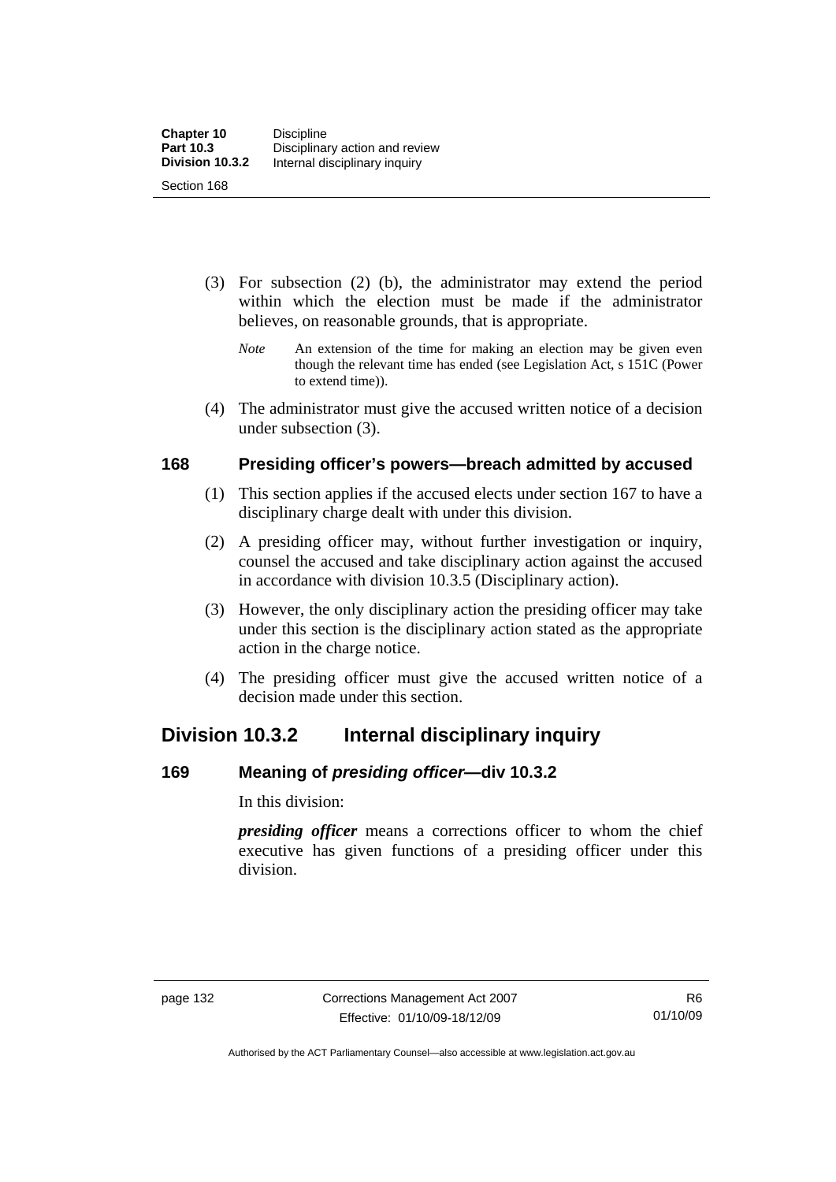(3) For subsection (2) (b), the administrator may extend the period within which the election must be made if the administrator believes, on reasonable grounds, that is appropriate.

*Note* An extension of the time for making an election may be given even though the relevant time has ended (see Legislation Act, s 151C (Power to extend time)).

(4) The administrator must give the accused written notice of a decision under subsection (3).

### 168 Presiding officer's powers—breach admitted by accused

(1) This section applies if the accused elects under section 167 to have a disciplinary charge dealt with under this division.

(2) A presiding officer may, without further investigation or inquiry, counsel the accused and take disciplinary action against the accused in accordance with division 10.3.5 (Disciplinary action).

(3) However, the only disciplinary action the presiding officer may take under this section is the disciplinary action stated as the appropriate action in the charge notice.

(4) The presiding officer must give the accused written notice of a decision made under this section.

## Division 10.3.2 Internal disciplinary inquiry

### 169 Meaning of *presiding officer*—div 10.3.2

In this division:

***presiding officer*** means a corrections officer to whom the chief executive has given functions of a presiding officer under this division.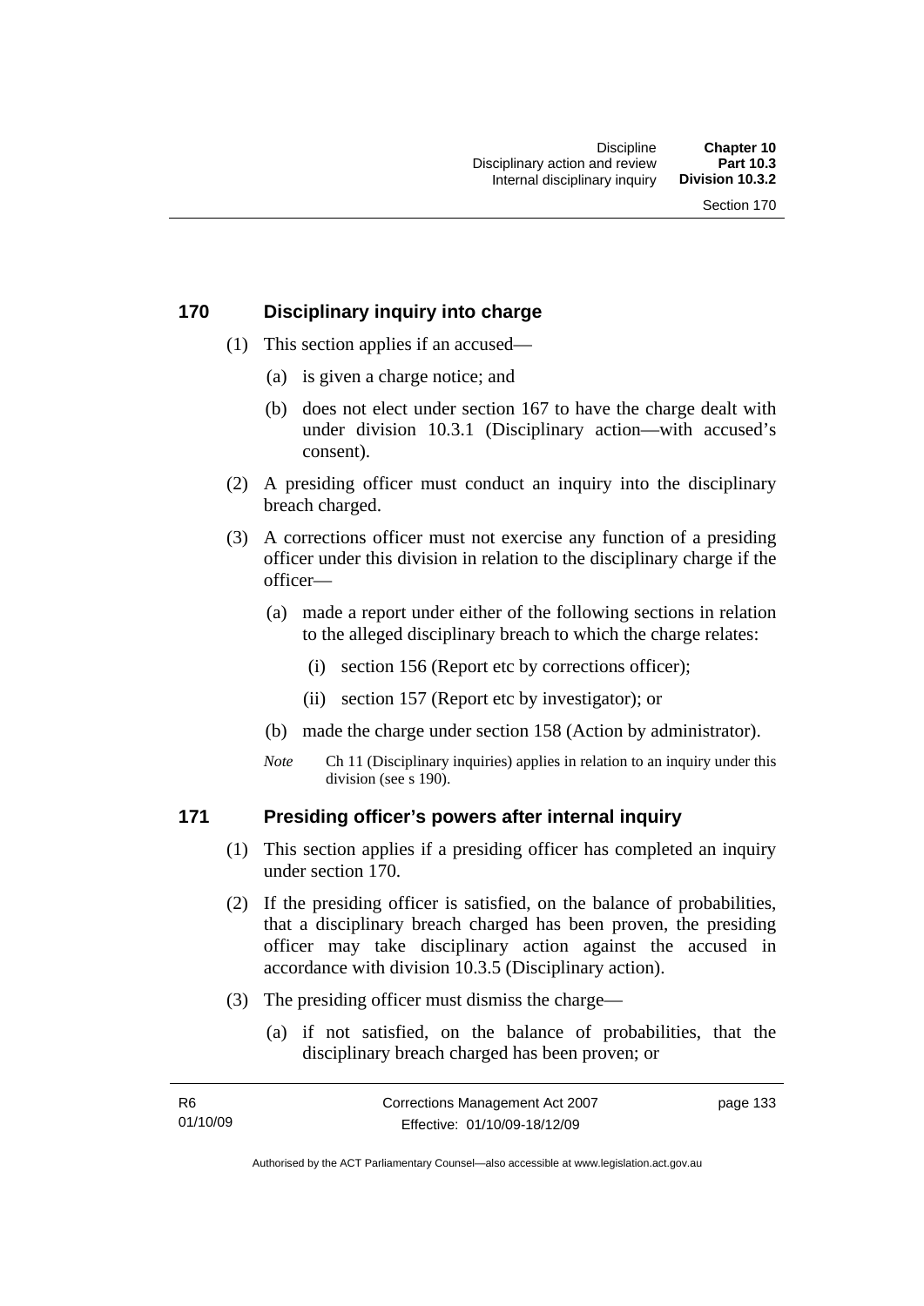## 170 Disciplinary inquiry into charge

(1) This section applies if an accused—

(a) is given a charge notice; and

(b) does not elect under section 167 to have the charge dealt with under division 10.3.1 (Disciplinary action—with accused's consent).

(2) A presiding officer must conduct an inquiry into the disciplinary breach charged.

(3) A corrections officer must not exercise any function of a presiding officer under this division in relation to the disciplinary charge if the officer—

(a) made a report under either of the following sections in relation to the alleged disciplinary breach to which the charge relates:

(i) section 156 (Report etc by corrections officer);

(ii) section 157 (Report etc by investigator); or

(b) made the charge under section 158 (Action by administrator).

*Note* Ch 11 (Disciplinary inquiries) applies in relation to an inquiry under this division (see s 190).

## 171 Presiding officer's powers after internal inquiry

(1) This section applies if a presiding officer has completed an inquiry under section 170.

(2) If the presiding officer is satisfied, on the balance of probabilities, that a disciplinary breach charged has been proven, the presiding officer may take disciplinary action against the accused in accordance with division 10.3.5 (Disciplinary action).

(3) The presiding officer must dismiss the charge—

(a) if not satisfied, on the balance of probabilities, that the disciplinary breach charged has been proven; or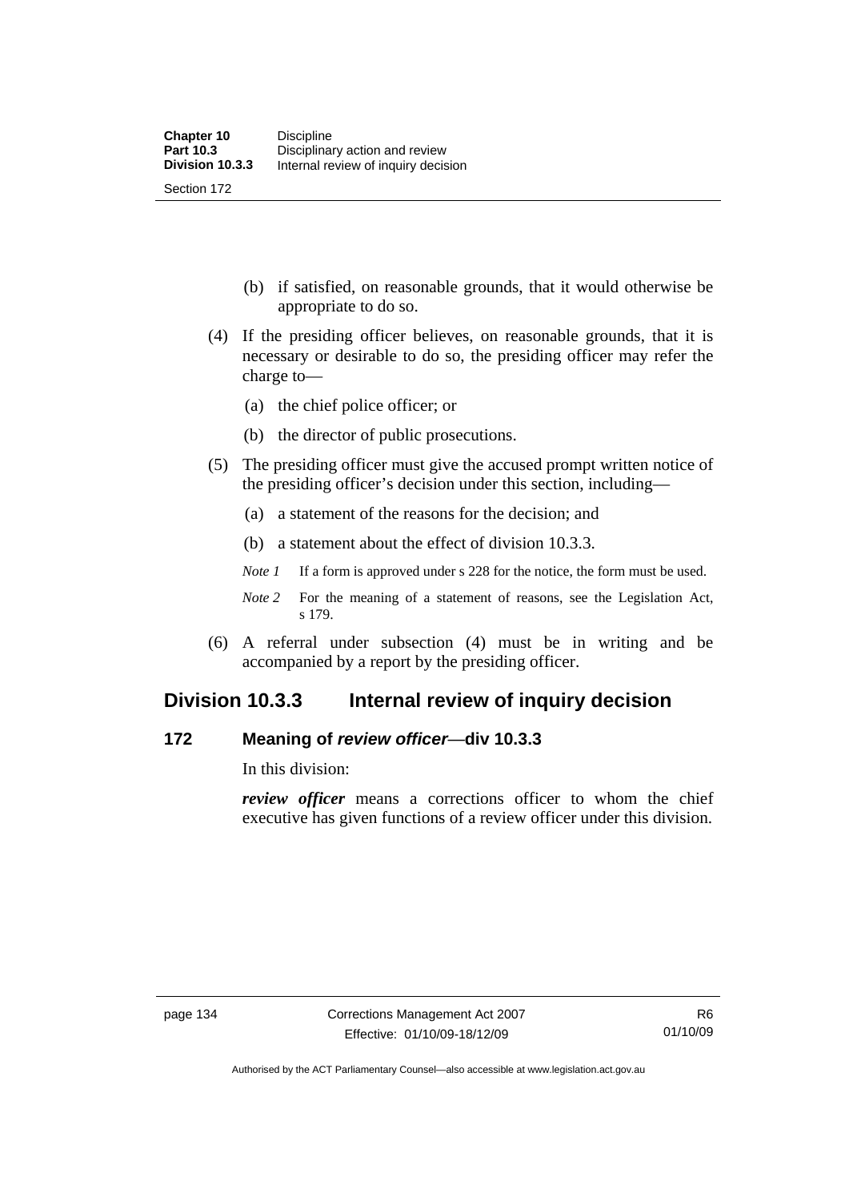(b) if satisfied, on reasonable grounds, that it would otherwise be appropriate to do so.

(4) If the presiding officer believes, on reasonable grounds, that it is necessary or desirable to do so, the presiding officer may refer the charge to—

(a) the chief police officer; or

(b) the director of public prosecutions.

(5) The presiding officer must give the accused prompt written notice of the presiding officer's decision under this section, including—

(a) a statement of the reasons for the decision; and

(b) a statement about the effect of division 10.3.3.

*Note 1* If a form is approved under s 228 for the notice, the form must be used.

*Note 2* For the meaning of a statement of reasons, see the Legislation Act, s 179.

(6) A referral under subsection (4) must be in writing and be accompanied by a report by the presiding officer.

## Division 10.3.3 Internal review of inquiry decision

### 172 Meaning of *review officer*—div 10.3.3

In this division:

***review officer*** means a corrections officer to whom the chief executive has given functions of a review officer under this division.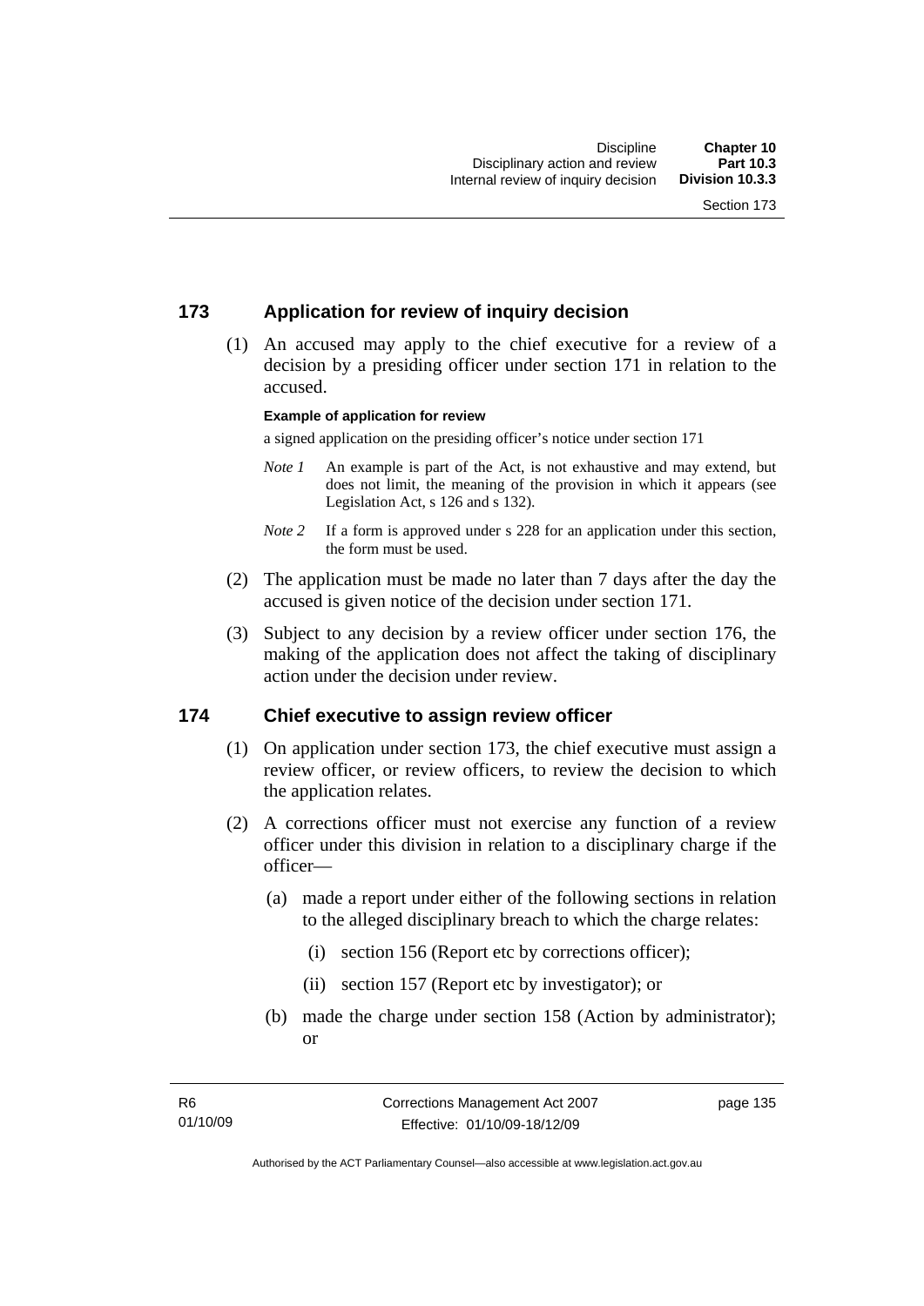## 173 Application for review of inquiry decision

(1) An accused may apply to the chief executive for a review of a decision by a presiding officer under section 171 in relation to the accused.

**Example of application for review**

a signed application on the presiding officer's notice under section 171

*Note 1* An example is part of the Act, is not exhaustive and may extend, but does not limit, the meaning of the provision in which it appears (see Legislation Act, s 126 and s 132).

*Note 2* If a form is approved under s 228 for an application under this section, the form must be used.

(2) The application must be made no later than 7 days after the day the accused is given notice of the decision under section 171.

(3) Subject to any decision by a review officer under section 176, the making of the application does not affect the taking of disciplinary action under the decision under review.

## 174 Chief executive to assign review officer

(1) On application under section 173, the chief executive must assign a review officer, or review officers, to review the decision to which the application relates.

(2) A corrections officer must not exercise any function of a review officer under this division in relation to a disciplinary charge if the officer—

(a) made a report under either of the following sections in relation to the alleged disciplinary breach to which the charge relates:

(i) section 156 (Report etc by corrections officer);

(ii) section 157 (Report etc by investigator); or

(b) made the charge under section 158 (Action by administrator); or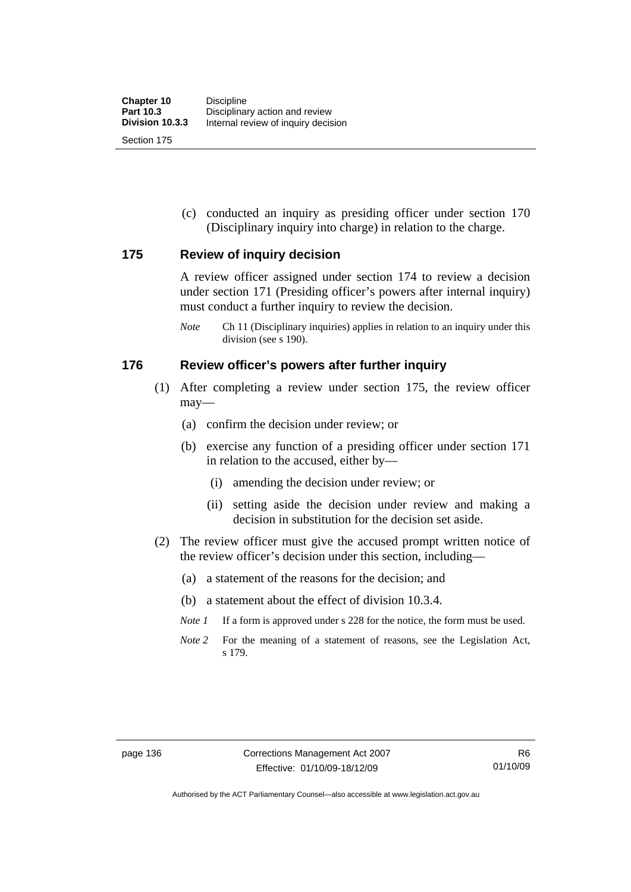(c) conducted an inquiry as presiding officer under section 170 (Disciplinary inquiry into charge) in relation to the charge.

### 175 Review of inquiry decision

A review officer assigned under section 174 to review a decision under section 171 (Presiding officer's powers after internal inquiry) must conduct a further inquiry to review the decision.

*Note* Ch 11 (Disciplinary inquiries) applies in relation to an inquiry under this division (see s 190).

### 176 Review officer's powers after further inquiry

(1) After completing a review under section 175, the review officer may—

(a) confirm the decision under review; or

(b) exercise any function of a presiding officer under section 171 in relation to the accused, either by—

(i) amending the decision under review; or

(ii) setting aside the decision under review and making a decision in substitution for the decision set aside.

(2) The review officer must give the accused prompt written notice of the review officer's decision under this section, including—

(a) a statement of the reasons for the decision; and

(b) a statement about the effect of division 10.3.4.

*Note 1* If a form is approved under s 228 for the notice, the form must be used.

*Note 2* For the meaning of a statement of reasons, see the Legislation Act, s 179.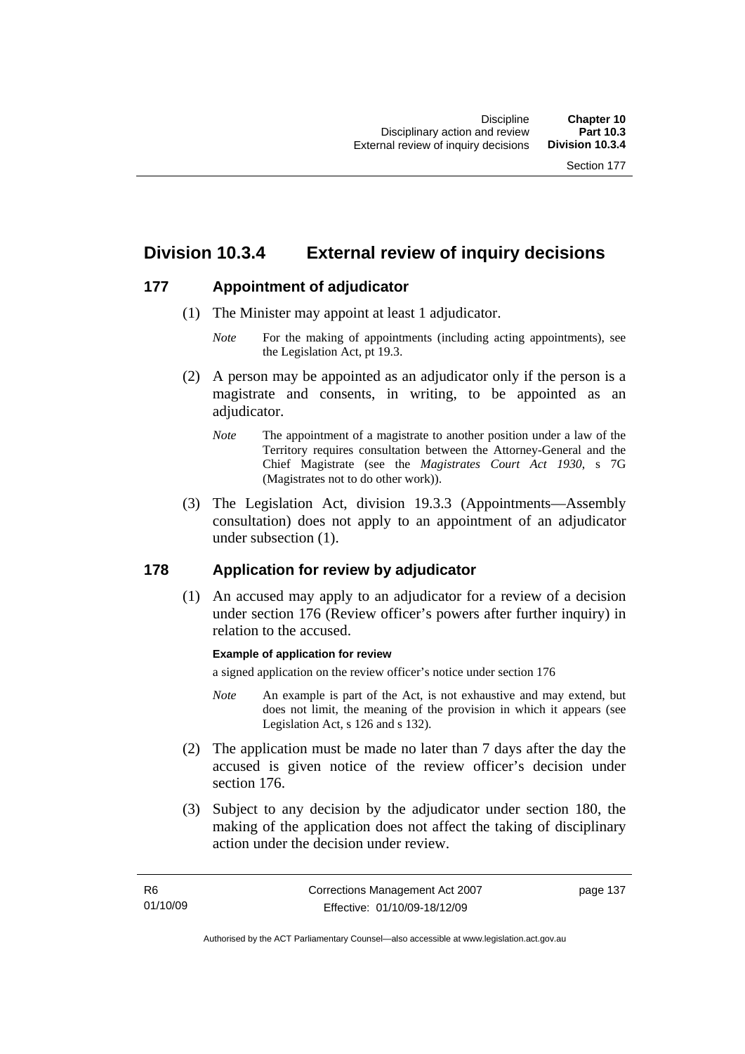## Division 10.3.4 External review of inquiry decisions

### 177 Appointment of adjudicator

(1) The Minister may appoint at least 1 adjudicator.

*Note* For the making of appointments (including acting appointments), see the Legislation Act, pt 19.3.

(2) A person may be appointed as an adjudicator only if the person is a magistrate and consents, in writing, to be appointed as an adjudicator.

*Note* The appointment of a magistrate to another position under a law of the Territory requires consultation between the Attorney-General and the Chief Magistrate (see the *Magistrates Court Act 1930*, s 7G (Magistrates not to do other work)).

(3) The Legislation Act, division 19.3.3 (Appointments—Assembly consultation) does not apply to an appointment of an adjudicator under subsection (1).

### 178 Application for review by adjudicator

(1) An accused may apply to an adjudicator for a review of a decision under section 176 (Review officer's powers after further inquiry) in relation to the accused.

**Example of application for review**

a signed application on the review officer's notice under section 176

*Note* An example is part of the Act, is not exhaustive and may extend, but does not limit, the meaning of the provision in which it appears (see Legislation Act, s 126 and s 132).

(2) The application must be made no later than 7 days after the day the accused is given notice of the review officer's decision under section 176.

(3) Subject to any decision by the adjudicator under section 180, the making of the application does not affect the taking of disciplinary action under the decision under review.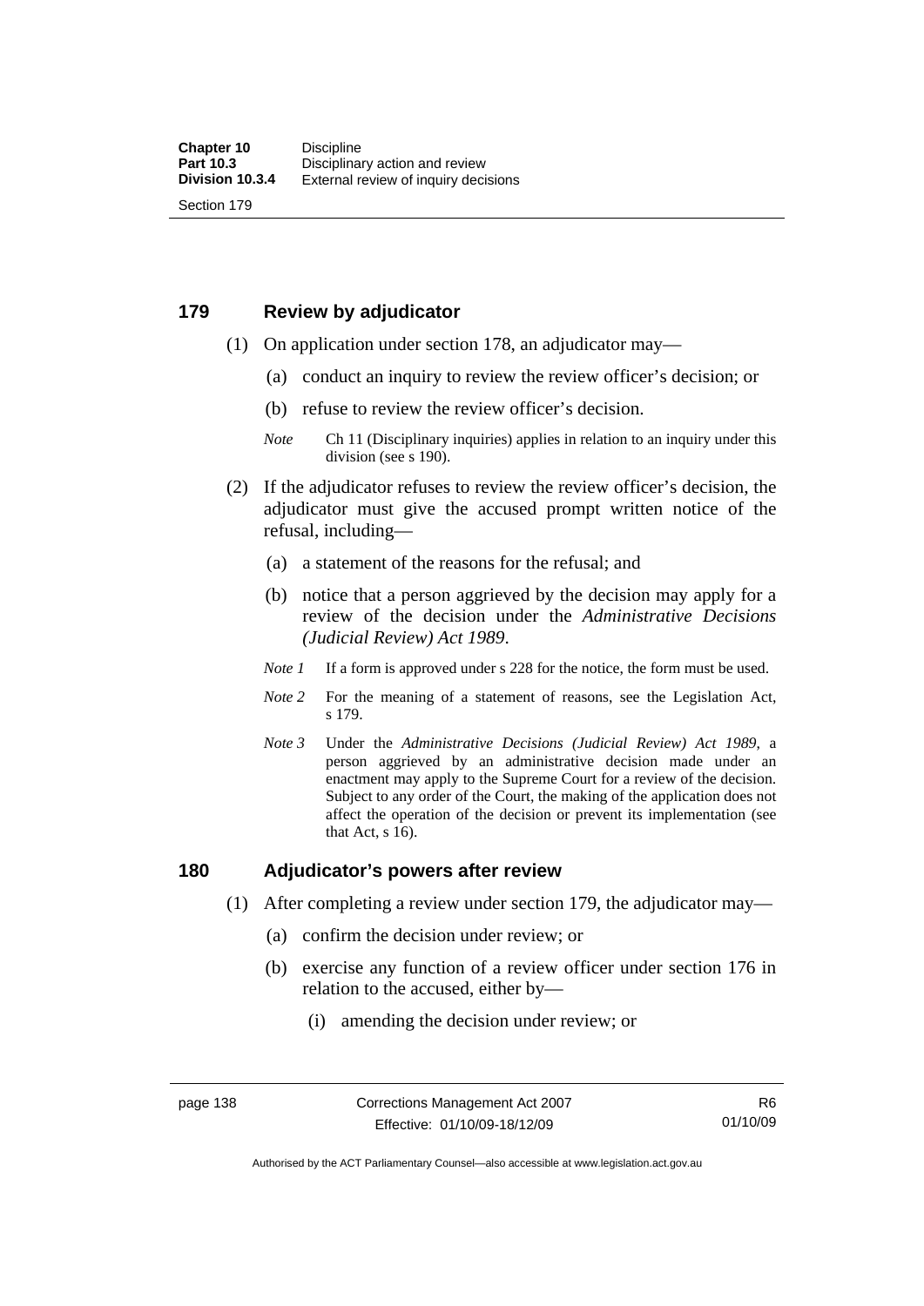## 179 Review by adjudicator

(1) On application under section 178, an adjudicator may—

(a) conduct an inquiry to review the review officer's decision; or

(b) refuse to review the review officer's decision.

*Note* Ch 11 (Disciplinary inquiries) applies in relation to an inquiry under this division (see s 190).

(2) If the adjudicator refuses to review the review officer's decision, the adjudicator must give the accused prompt written notice of the refusal, including—

(a) a statement of the reasons for the refusal; and

(b) notice that a person aggrieved by the decision may apply for a review of the decision under the *Administrative Decisions (Judicial Review) Act 1989*.

*Note 1* If a form is approved under s 228 for the notice, the form must be used.

*Note 2* For the meaning of a statement of reasons, see the Legislation Act, s 179.

*Note 3* Under the *Administrative Decisions (Judicial Review) Act 1989*, a person aggrieved by an administrative decision made under an enactment may apply to the Supreme Court for a review of the decision. Subject to any order of the Court, the making of the application does not affect the operation of the decision or prevent its implementation (see that Act, s 16).

## 180 Adjudicator's powers after review

(1) After completing a review under section 179, the adjudicator may—

(a) confirm the decision under review; or

(b) exercise any function of a review officer under section 176 in relation to the accused, either by—

(i) amending the decision under review; or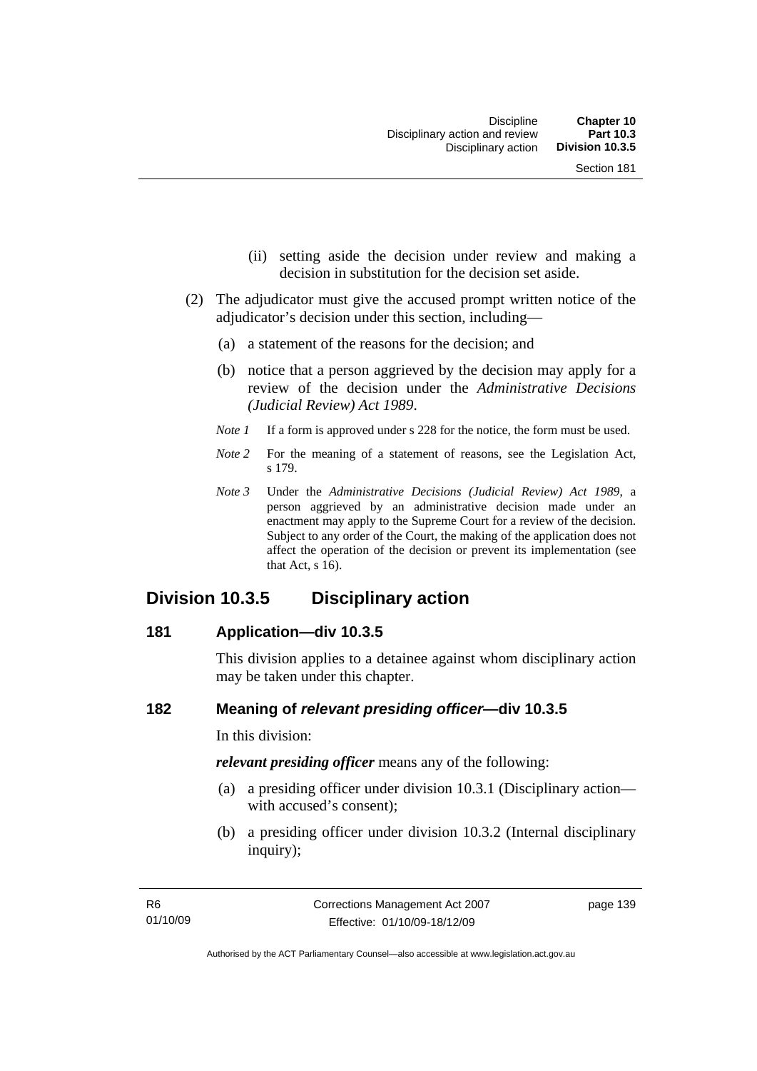(ii) setting aside the decision under review and making a decision in substitution for the decision set aside.

(2) The adjudicator must give the accused prompt written notice of the adjudicator's decision under this section, including—

(a) a statement of the reasons for the decision; and

(b) notice that a person aggrieved by the decision may apply for a review of the decision under the *Administrative Decisions (Judicial Review) Act 1989*.

*Note 1* If a form is approved under s 228 for the notice, the form must be used.

*Note 2* For the meaning of a statement of reasons, see the Legislation Act, s 179.

*Note 3* Under the *Administrative Decisions (Judicial Review) Act 1989*, a person aggrieved by an administrative decision made under an enactment may apply to the Supreme Court for a review of the decision. Subject to any order of the Court, the making of the application does not affect the operation of the decision or prevent its implementation (see that Act, s 16).

## Division 10.3.5 Disciplinary action

### 181 Application—div 10.3.5

This division applies to a detainee against whom disciplinary action may be taken under this chapter.

### 182 Meaning of *relevant presiding officer*—div 10.3.5

In this division:

***relevant presiding officer*** means any of the following:

(a) a presiding officer under division 10.3.1 (Disciplinary action—with accused's consent);

(b) a presiding officer under division 10.3.2 (Internal disciplinary inquiry);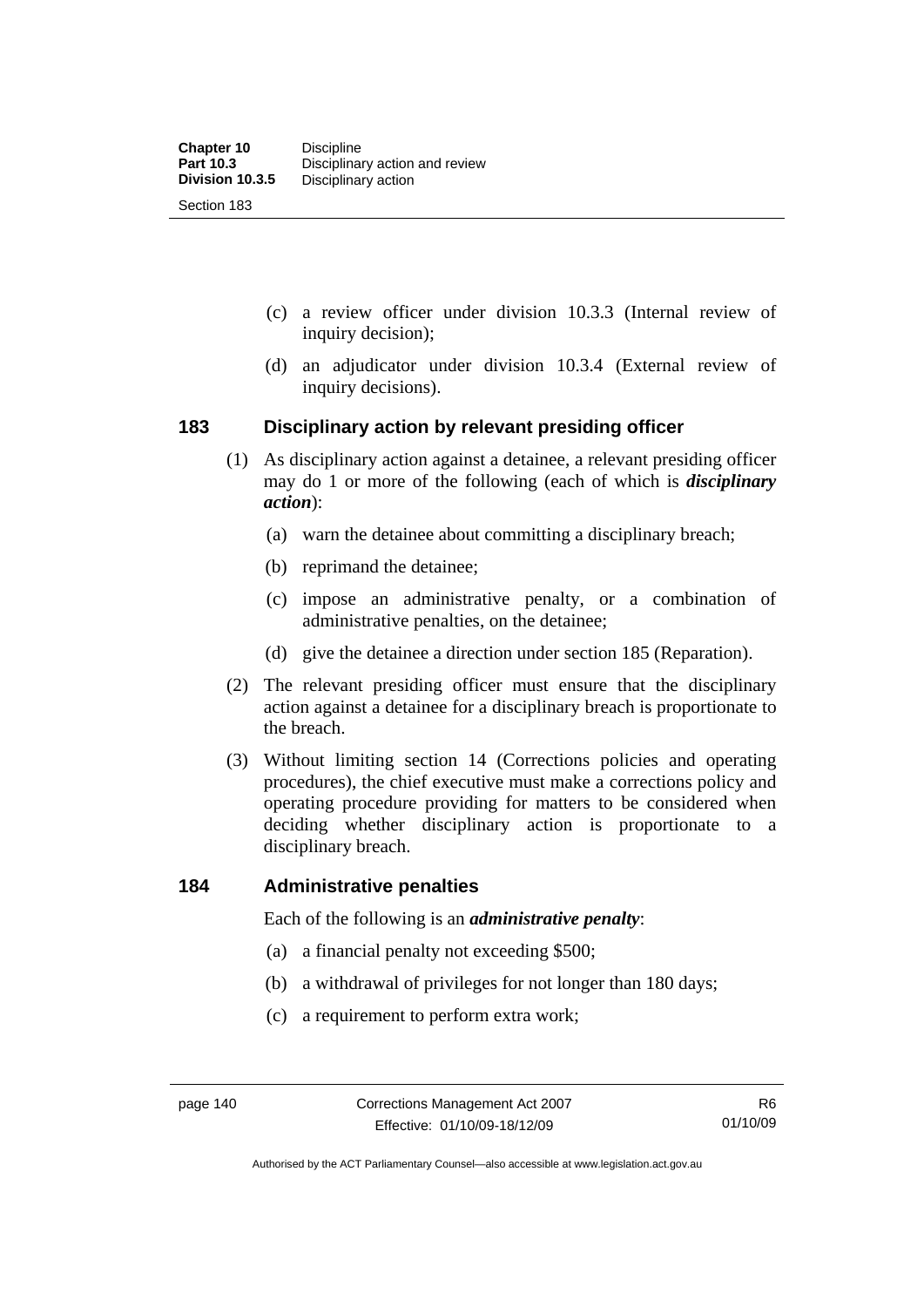(c) a review officer under division 10.3.3 (Internal review of inquiry decision);

(d) an adjudicator under division 10.3.4 (External review of inquiry decisions).

## 183 Disciplinary action by relevant presiding officer

(1) As disciplinary action against a detainee, a relevant presiding officer may do 1 or more of the following (each of which is ***disciplinary action***):

(a) warn the detainee about committing a disciplinary breach;

(b) reprimand the detainee;

(c) impose an administrative penalty, or a combination of administrative penalties, on the detainee;

(d) give the detainee a direction under section 185 (Reparation).

(2) The relevant presiding officer must ensure that the disciplinary action against a detainee for a disciplinary breach is proportionate to the breach.

(3) Without limiting section 14 (Corrections policies and operating procedures), the chief executive must make a corrections policy and operating procedure providing for matters to be considered when deciding whether disciplinary action is proportionate to a disciplinary breach.

## 184 Administrative penalties

Each of the following is an ***administrative penalty***:

(a) a financial penalty not exceeding $500;

(b) a withdrawal of privileges for not longer than 180 days;

(c) a requirement to perform extra work;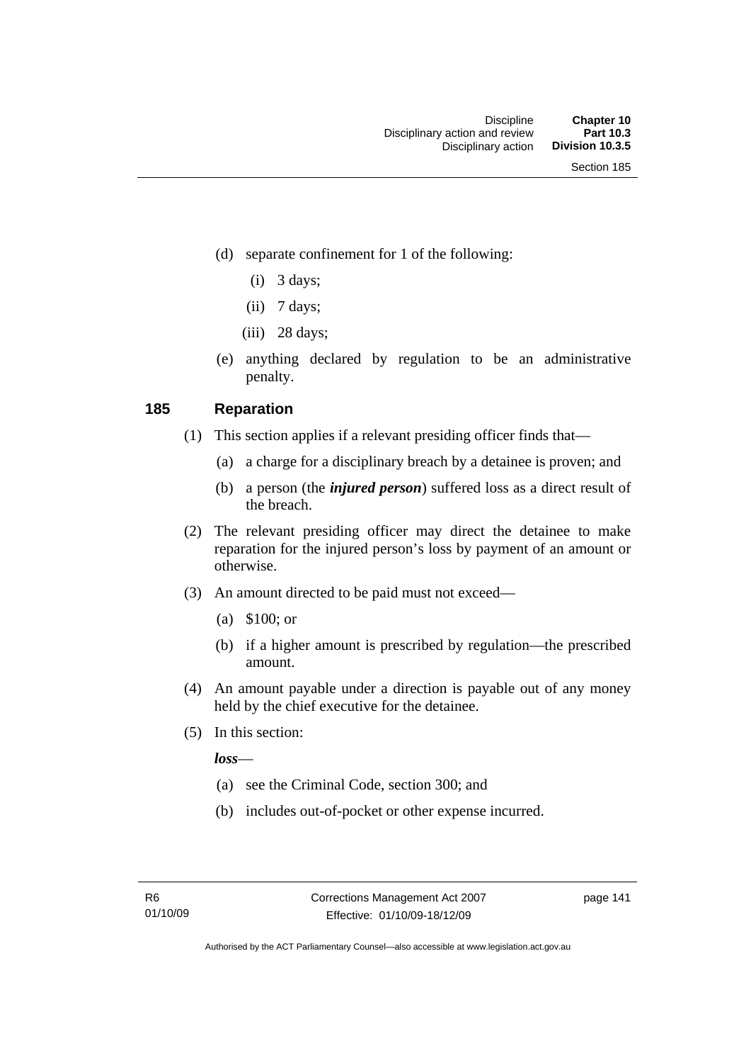(d) separate confinement for 1 of the following:

(i) 3 days;

(ii) 7 days;

(iii) 28 days;

(e) anything declared by regulation to be an administrative penalty.

## 185 Reparation

(1) This section applies if a relevant presiding officer finds that—

(a) a charge for a disciplinary breach by a detainee is proven; and

(b) a person (the ***injured person***) suffered loss as a direct result of the breach.

(2) The relevant presiding officer may direct the detainee to make reparation for the injured person's loss by payment of an amount or otherwise.

(3) An amount directed to be paid must not exceed—

(a) $100; or

(b) if a higher amount is prescribed by regulation—the prescribed amount.

(4) An amount payable under a direction is payable out of any money held by the chief executive for the detainee.

(5) In this section:

***loss***—

(a) see the Criminal Code, section 300; and

(b) includes out-of-pocket or other expense incurred.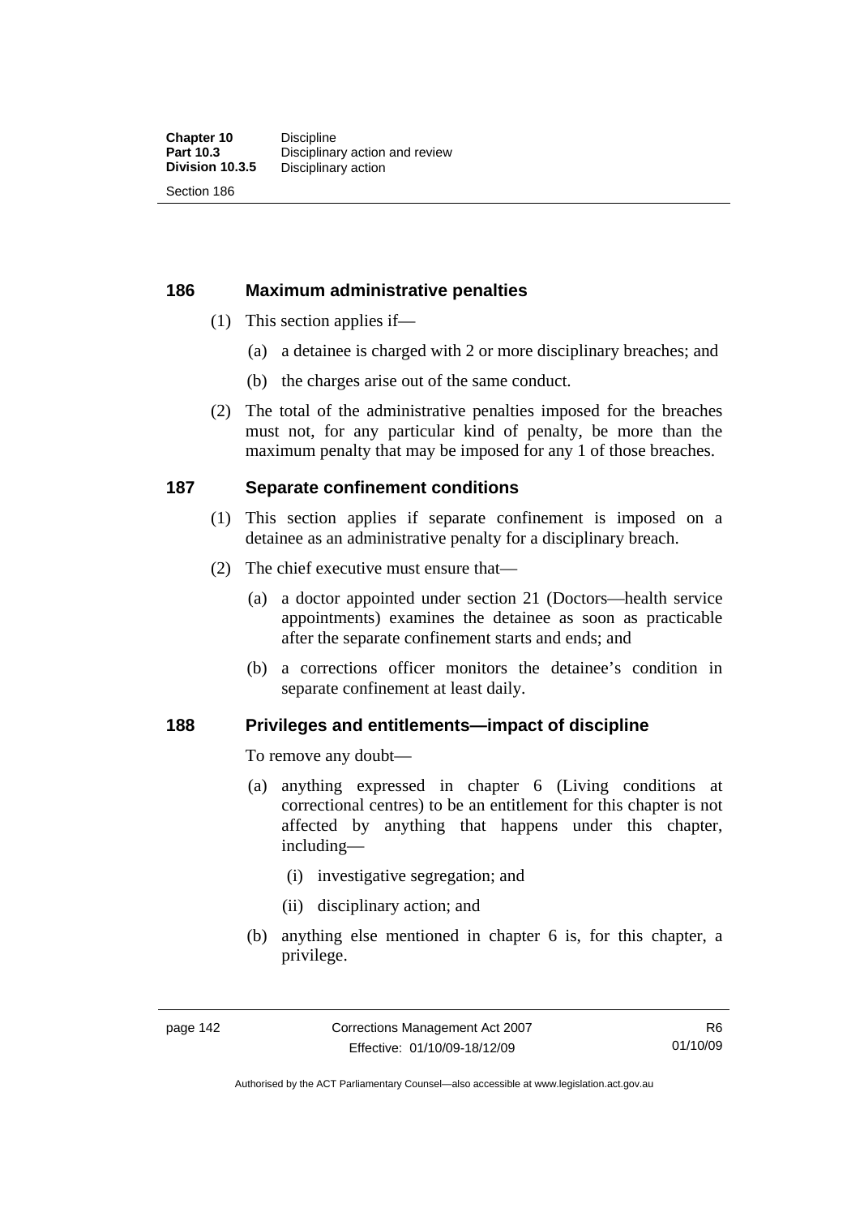## 186 Maximum administrative penalties

(1) This section applies if—

(a) a detainee is charged with 2 or more disciplinary breaches; and

(b) the charges arise out of the same conduct.

(2) The total of the administrative penalties imposed for the breaches must not, for any particular kind of penalty, be more than the maximum penalty that may be imposed for any 1 of those breaches.

## 187 Separate confinement conditions

(1) This section applies if separate confinement is imposed on a detainee as an administrative penalty for a disciplinary breach.

(2) The chief executive must ensure that—

(a) a doctor appointed under section 21 (Doctors—health service appointments) examines the detainee as soon as practicable after the separate confinement starts and ends; and

(b) a corrections officer monitors the detainee's condition in separate confinement at least daily.

## 188 Privileges and entitlements—impact of discipline

To remove any doubt—

(a) anything expressed in chapter 6 (Living conditions at correctional centres) to be an entitlement for this chapter is not affected by anything that happens under this chapter, including—

(i) investigative segregation; and

(ii) disciplinary action; and

(b) anything else mentioned in chapter 6 is, for this chapter, a privilege.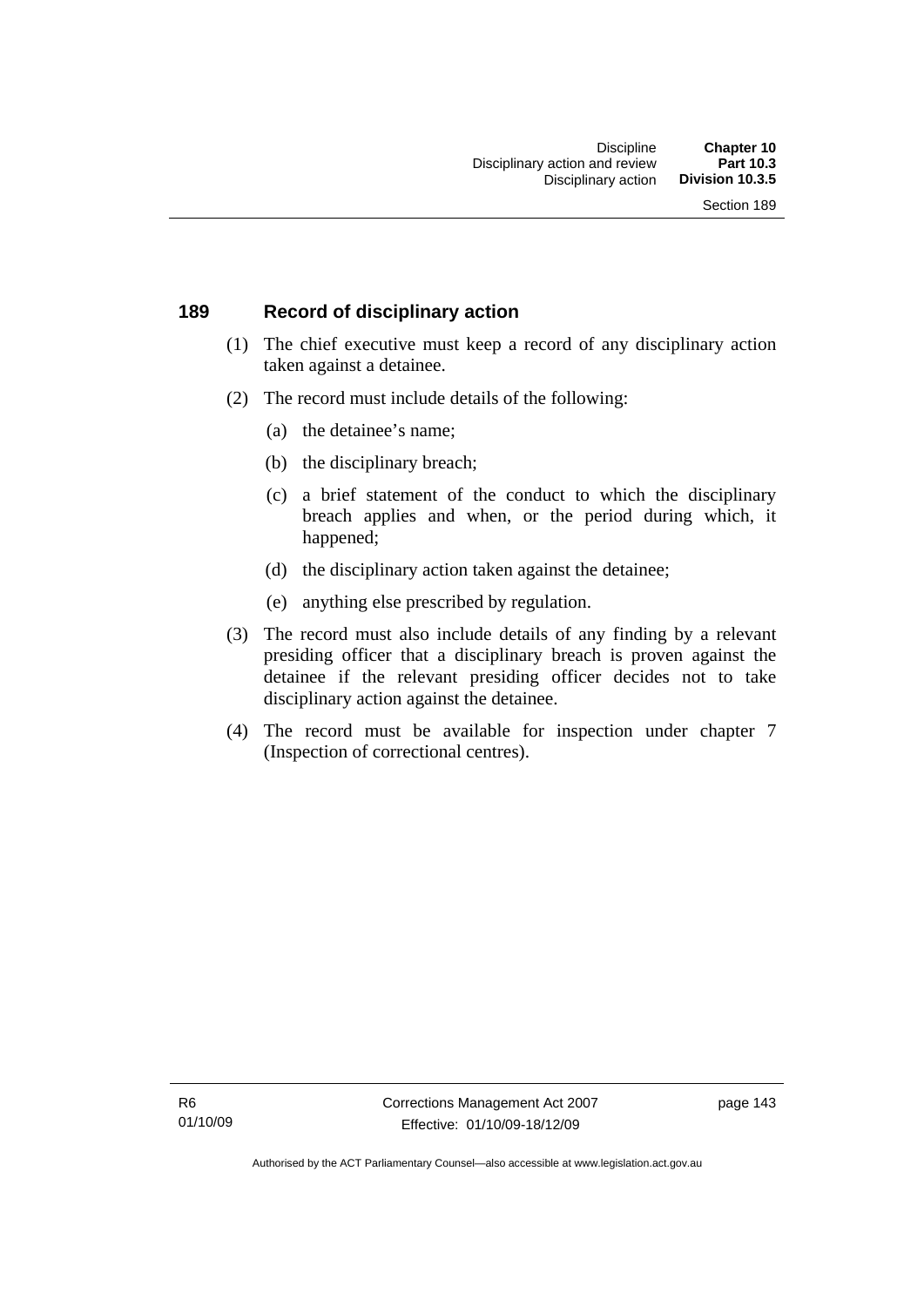## 189 Record of disciplinary action

(1) The chief executive must keep a record of any disciplinary action taken against a detainee.

(2) The record must include details of the following:

(a) the detainee's name;

(b) the disciplinary breach;

(c) a brief statement of the conduct to which the disciplinary breach applies and when, or the period during which, it happened;

(d) the disciplinary action taken against the detainee;

(e) anything else prescribed by regulation.

(3) The record must also include details of any finding by a relevant presiding officer that a disciplinary breach is proven against the detainee if the relevant presiding officer decides not to take disciplinary action against the detainee.

(4) The record must be available for inspection under chapter 7 (Inspection of correctional centres).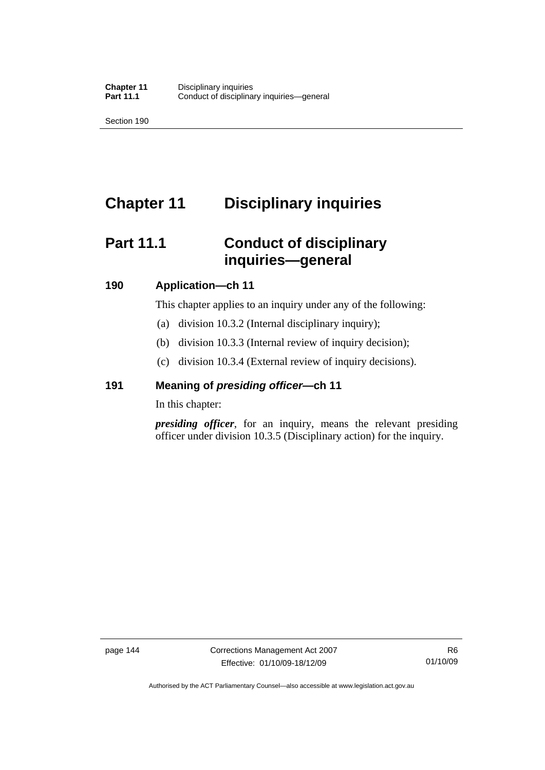# Chapter 11 Disciplinary inquiries

## Part 11.1 Conduct of disciplinary inquiries—general

### 190 Application—ch 11

This chapter applies to an inquiry under any of the following:

(a) division 10.3.2 (Internal disciplinary inquiry);

(b) division 10.3.3 (Internal review of inquiry decision);

(c) division 10.3.4 (External review of inquiry decisions).

### 191 Meaning of *presiding officer*—ch 11

In this chapter:

***presiding officer***, for an inquiry, means the relevant presiding officer under division 10.3.5 (Disciplinary action) for the inquiry.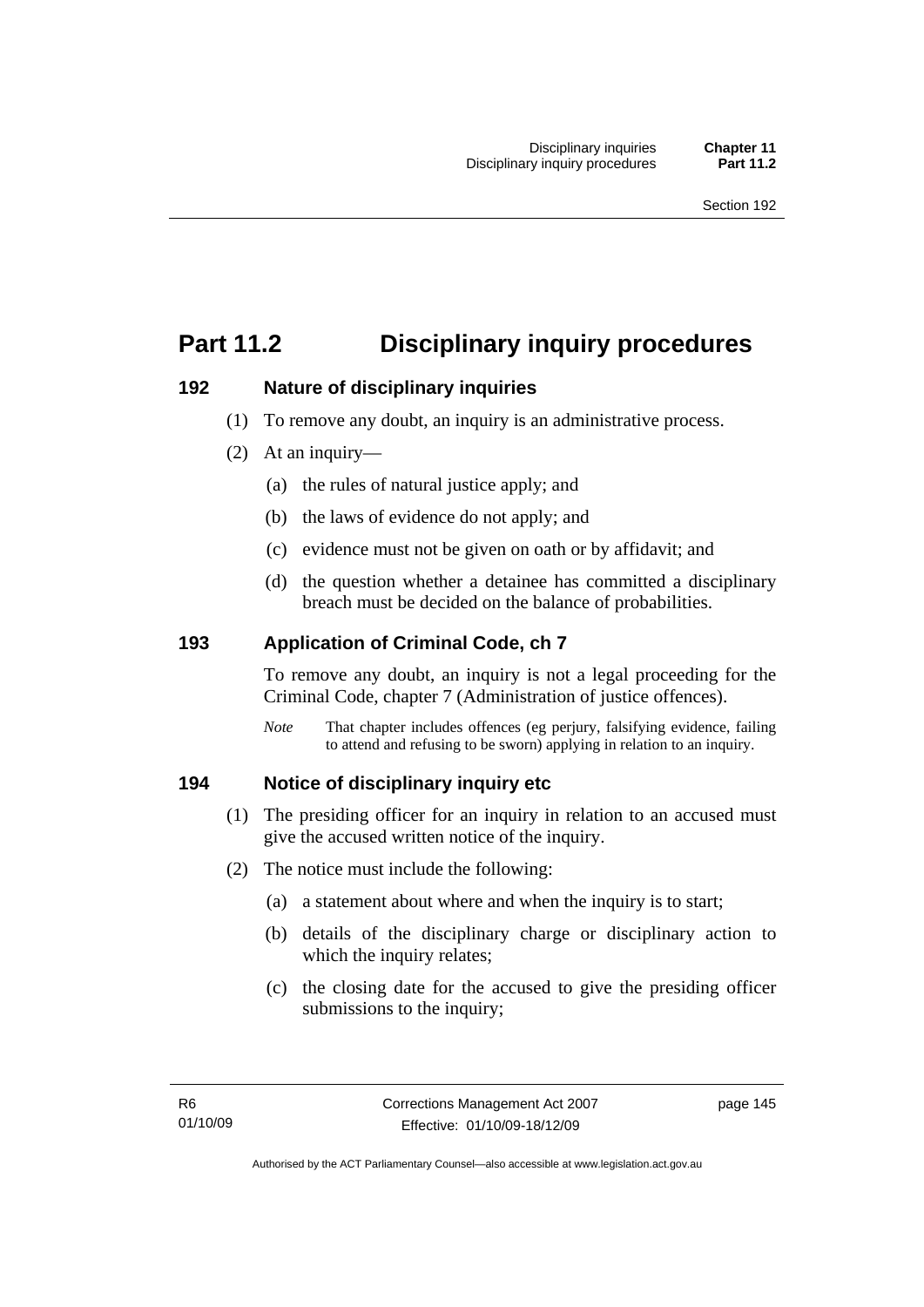# Part 11.2 Disciplinary inquiry procedures

## 192 Nature of disciplinary inquiries

(1) To remove any doubt, an inquiry is an administrative process.

(2) At an inquiry—

(a) the rules of natural justice apply; and

(b) the laws of evidence do not apply; and

(c) evidence must not be given on oath or by affidavit; and

(d) the question whether a detainee has committed a disciplinary breach must be decided on the balance of probabilities.

## 193 Application of Criminal Code, ch 7

To remove any doubt, an inquiry is not a legal proceeding for the Criminal Code, chapter 7 (Administration of justice offences).

*Note* That chapter includes offences (eg perjury, falsifying evidence, failing to attend and refusing to be sworn) applying in relation to an inquiry.

## 194 Notice of disciplinary inquiry etc

(1) The presiding officer for an inquiry in relation to an accused must give the accused written notice of the inquiry.

(2) The notice must include the following:

(a) a statement about where and when the inquiry is to start;

(b) details of the disciplinary charge or disciplinary action to which the inquiry relates;

(c) the closing date for the accused to give the presiding officer submissions to the inquiry;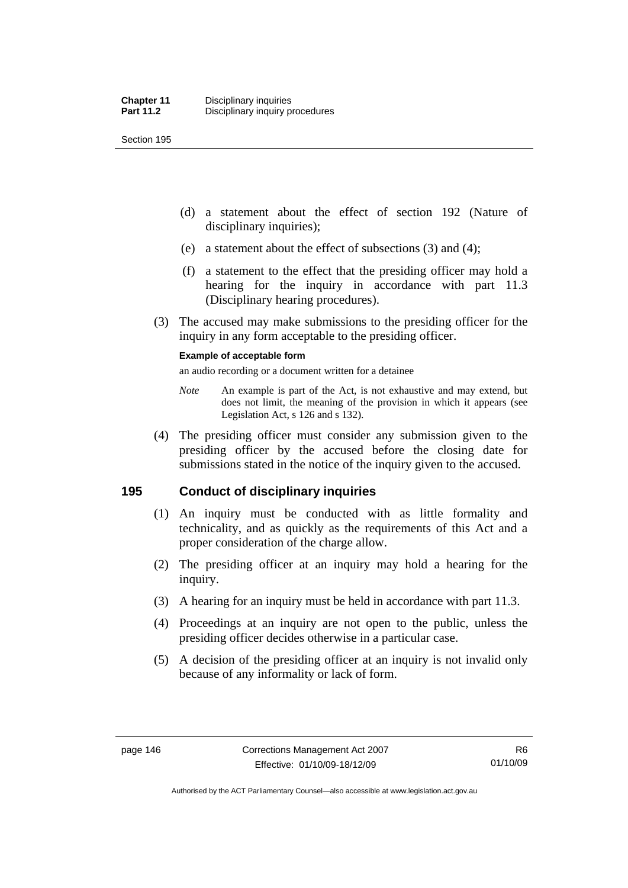(d) a statement about the effect of section 192 (Nature of disciplinary inquiries);

(e) a statement about the effect of subsections (3) and (4);

(f) a statement to the effect that the presiding officer may hold a hearing for the inquiry in accordance with part 11.3 (Disciplinary hearing procedures).

(3) The accused may make submissions to the presiding officer for the inquiry in any form acceptable to the presiding officer.

**Example of acceptable form**

an audio recording or a document written for a detainee

*Note* An example is part of the Act, is not exhaustive and may extend, but does not limit, the meaning of the provision in which it appears (see Legislation Act, s 126 and s 132).

(4) The presiding officer must consider any submission given to the presiding officer by the accused before the closing date for submissions stated in the notice of the inquiry given to the accused.

## 195 Conduct of disciplinary inquiries

(1) An inquiry must be conducted with as little formality and technicality, and as quickly as the requirements of this Act and a proper consideration of the charge allow.

(2) The presiding officer at an inquiry may hold a hearing for the inquiry.

(3) A hearing for an inquiry must be held in accordance with part 11.3.

(4) Proceedings at an inquiry are not open to the public, unless the presiding officer decides otherwise in a particular case.

(5) A decision of the presiding officer at an inquiry is not invalid only because of any informality or lack of form.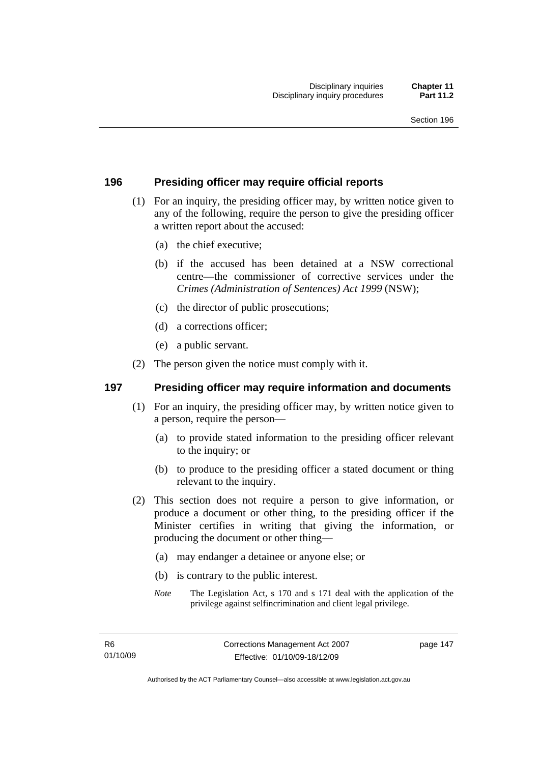## 196 Presiding officer may require official reports

(1) For an inquiry, the presiding officer may, by written notice given to any of the following, require the person to give the presiding officer a written report about the accused:

(a) the chief executive;

(b) if the accused has been detained at a NSW correctional centre—the commissioner of corrective services under the *Crimes (Administration of Sentences) Act 1999* (NSW);

(c) the director of public prosecutions;

(d) a corrections officer;

(e) a public servant.

(2) The person given the notice must comply with it.

## 197 Presiding officer may require information and documents

(1) For an inquiry, the presiding officer may, by written notice given to a person, require the person—

(a) to provide stated information to the presiding officer relevant to the inquiry; or

(b) to produce to the presiding officer a stated document or thing relevant to the inquiry.

(2) This section does not require a person to give information, or produce a document or other thing, to the presiding officer if the Minister certifies in writing that giving the information, or producing the document or other thing—

(a) may endanger a detainee or anyone else; or

(b) is contrary to the public interest.

*Note* The Legislation Act, s 170 and s 171 deal with the application of the privilege against selfincrimination and client legal privilege.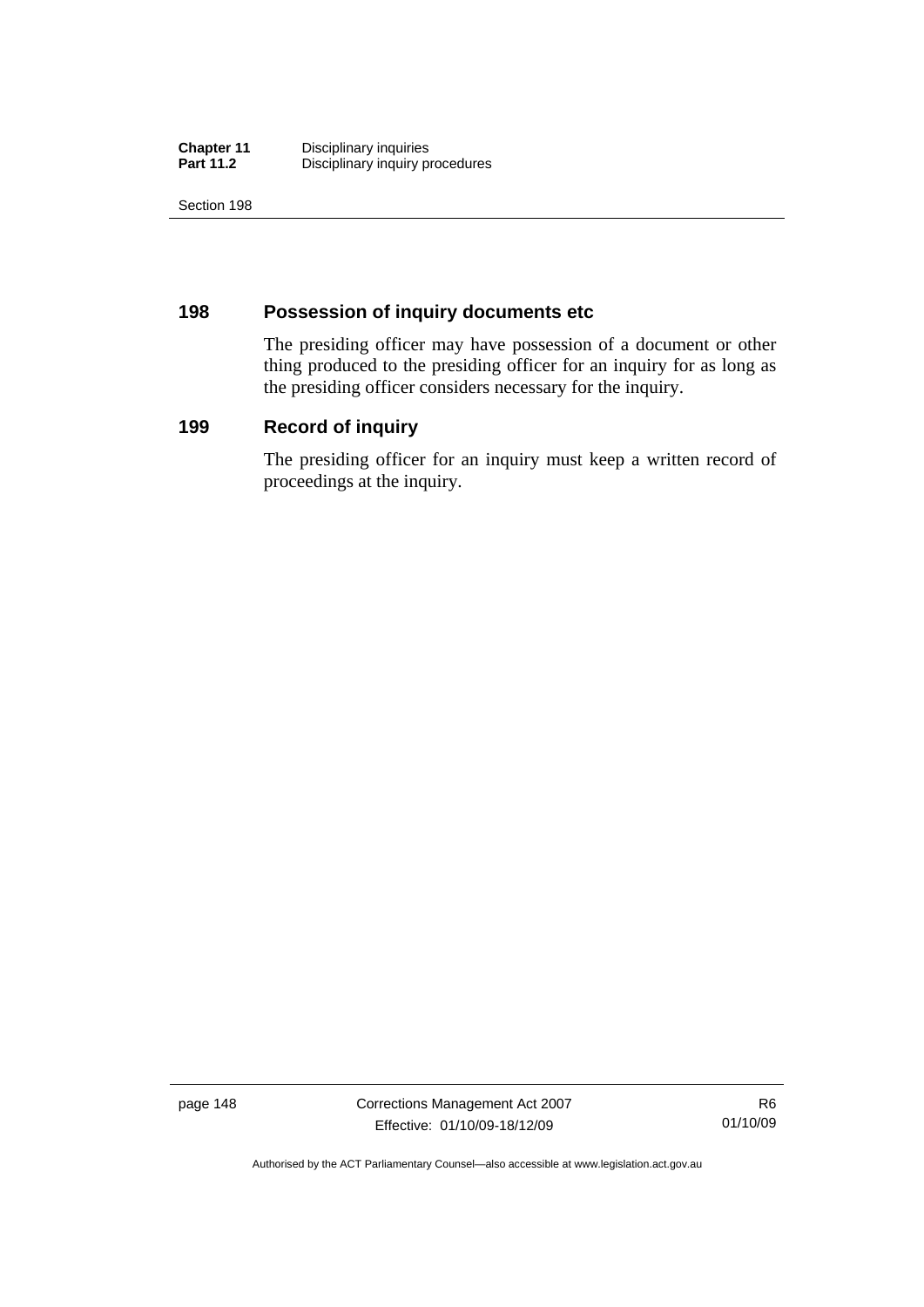## 198 Possession of inquiry documents etc

The presiding officer may have possession of a document or other thing produced to the presiding officer for an inquiry for as long as the presiding officer considers necessary for the inquiry.

## 199 Record of inquiry

The presiding officer for an inquiry must keep a written record of proceedings at the inquiry.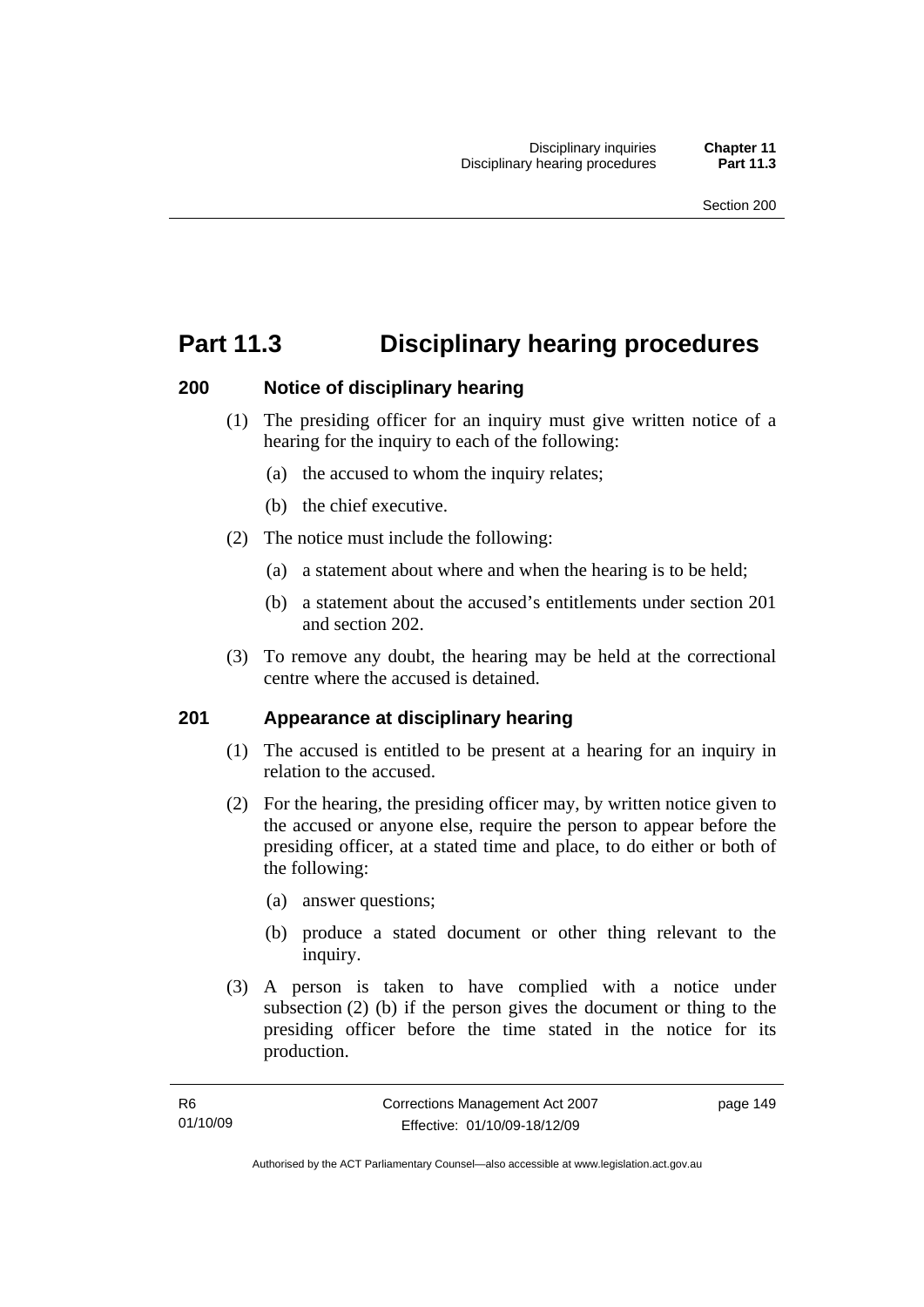# Part 11.3 Disciplinary hearing procedures

## 200 Notice of disciplinary hearing

(1) The presiding officer for an inquiry must give written notice of a hearing for the inquiry to each of the following:

(a) the accused to whom the inquiry relates;

(b) the chief executive.

(2) The notice must include the following:

(a) a statement about where and when the hearing is to be held;

(b) a statement about the accused's entitlements under section 201 and section 202.

(3) To remove any doubt, the hearing may be held at the correctional centre where the accused is detained.

## 201 Appearance at disciplinary hearing

(1) The accused is entitled to be present at a hearing for an inquiry in relation to the accused.

(2) For the hearing, the presiding officer may, by written notice given to the accused or anyone else, require the person to appear before the presiding officer, at a stated time and place, to do either or both of the following:

(a) answer questions;

(b) produce a stated document or other thing relevant to the inquiry.

(3) A person is taken to have complied with a notice under subsection (2) (b) if the person gives the document or thing to the presiding officer before the time stated in the notice for its production.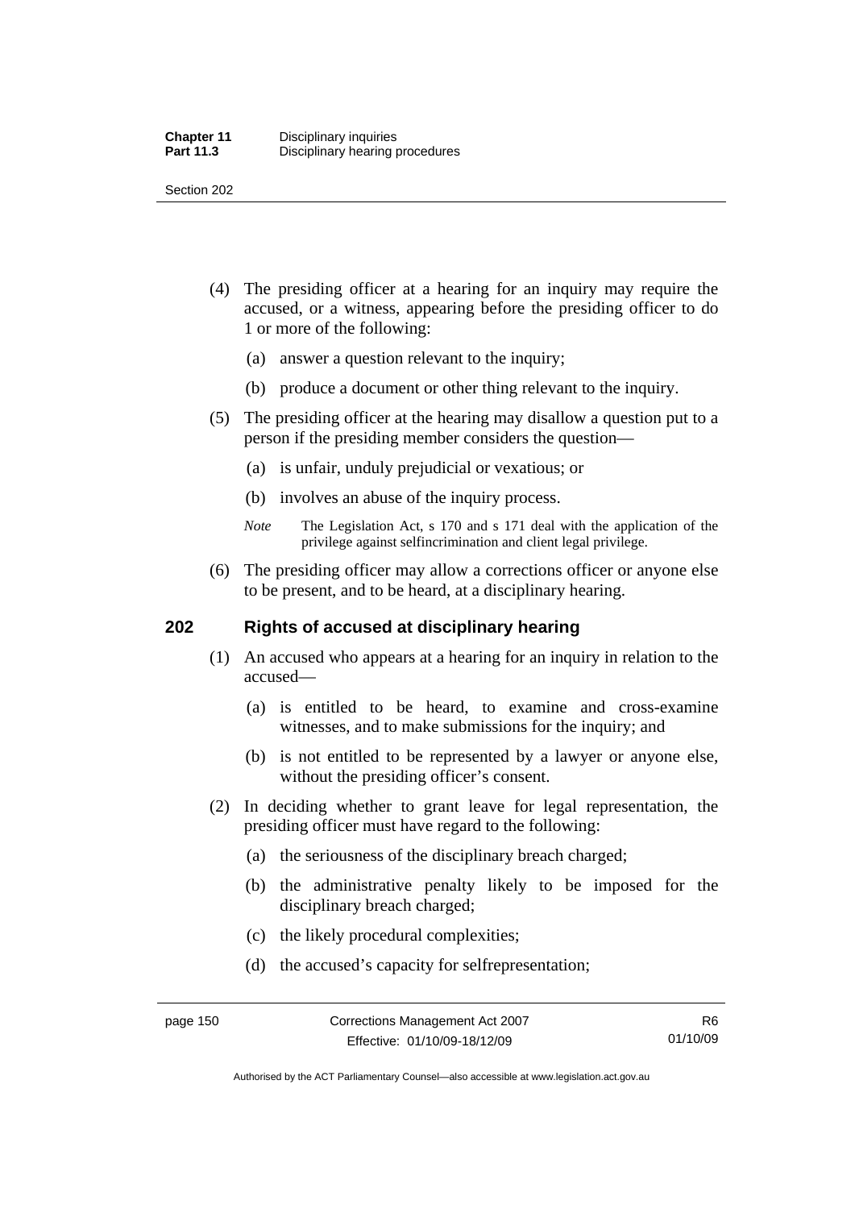(4) The presiding officer at a hearing for an inquiry may require the accused, or a witness, appearing before the presiding officer to do 1 or more of the following:

   (a) answer a question relevant to the inquiry;

   (b) produce a document or other thing relevant to the inquiry.

(5) The presiding officer at the hearing may disallow a question put to a person if the presiding member considers the question—

   (a) is unfair, unduly prejudicial or vexatious; or

   (b) involves an abuse of the inquiry process.

   *Note* The Legislation Act, s 170 and s 171 deal with the application of the privilege against selfincrimination and client legal privilege.

(6) The presiding officer may allow a corrections officer or anyone else to be present, and to be heard, at a disciplinary hearing.

## 202 Rights of accused at disciplinary hearing

(1) An accused who appears at a hearing for an inquiry in relation to the accused—

   (a) is entitled to be heard, to examine and cross-examine witnesses, and to make submissions for the inquiry; and

   (b) is not entitled to be represented by a lawyer or anyone else, without the presiding officer's consent.

(2) In deciding whether to grant leave for legal representation, the presiding officer must have regard to the following:

   (a) the seriousness of the disciplinary breach charged;

   (b) the administrative penalty likely to be imposed for the disciplinary breach charged;

   (c) the likely procedural complexities;

   (d) the accused's capacity for selfrepresentation;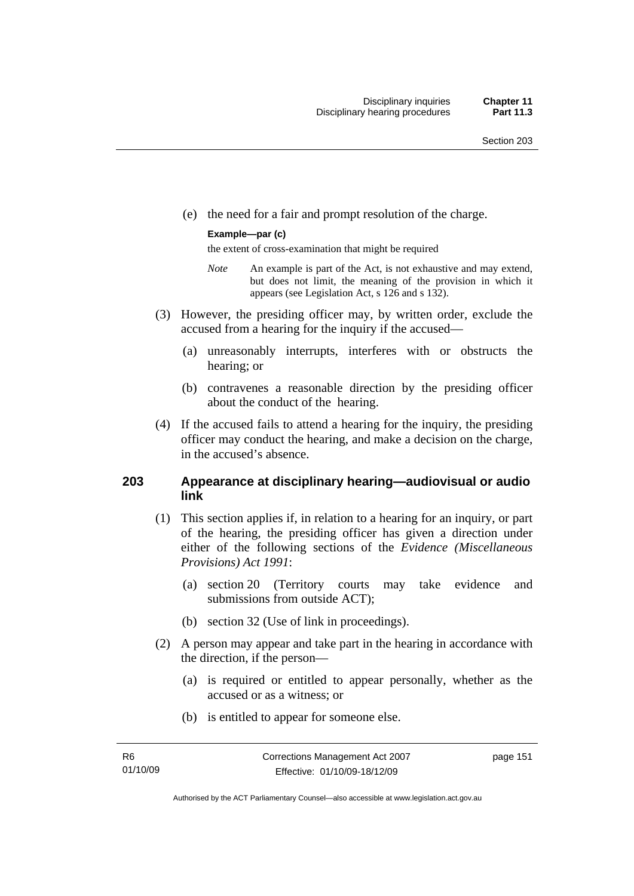(e) the need for a fair and prompt resolution of the charge.

**Example—par (c)**

the extent of cross-examination that might be required

*Note* An example is part of the Act, is not exhaustive and may extend, but does not limit, the meaning of the provision in which it appears (see Legislation Act, s 126 and s 132).

(3) However, the presiding officer may, by written order, exclude the accused from a hearing for the inquiry if the accused—

(a) unreasonably interrupts, interferes with or obstructs the hearing; or

(b) contravenes a reasonable direction by the presiding officer about the conduct of the hearing.

(4) If the accused fails to attend a hearing for the inquiry, the presiding officer may conduct the hearing, and make a decision on the charge, in the accused's absence.

## 203 Appearance at disciplinary hearing—audiovisual or audio link

(1) This section applies if, in relation to a hearing for an inquiry, or part of the hearing, the presiding officer has given a direction under either of the following sections of the *Evidence (Miscellaneous Provisions) Act 1991*:

(a) section 20 (Territory courts may take evidence and submissions from outside ACT);

(b) section 32 (Use of link in proceedings).

(2) A person may appear and take part in the hearing in accordance with the direction, if the person—

(a) is required or entitled to appear personally, whether as the accused or as a witness; or

(b) is entitled to appear for someone else.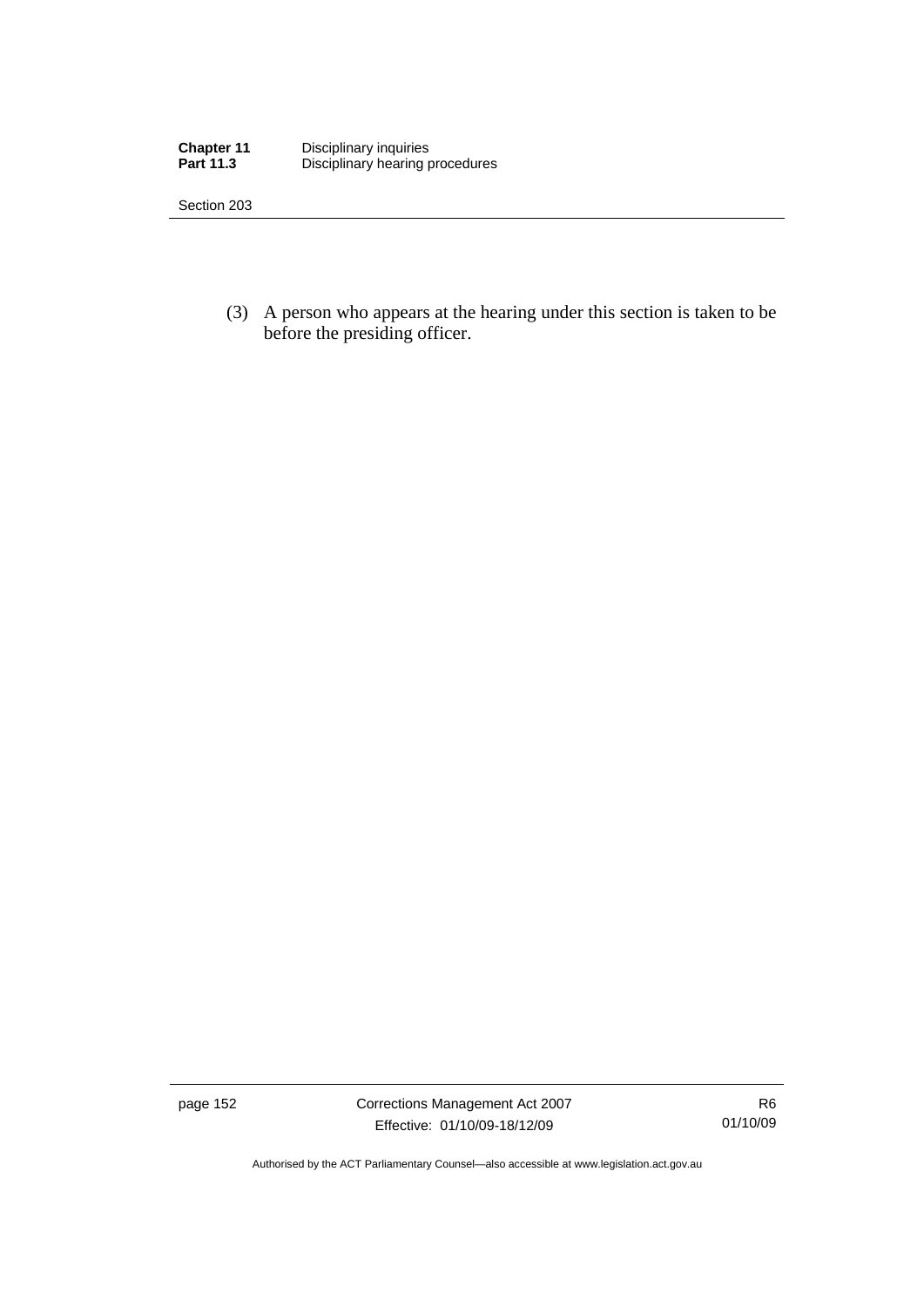(3) A person who appears at the hearing under this section is taken to be before the presiding officer.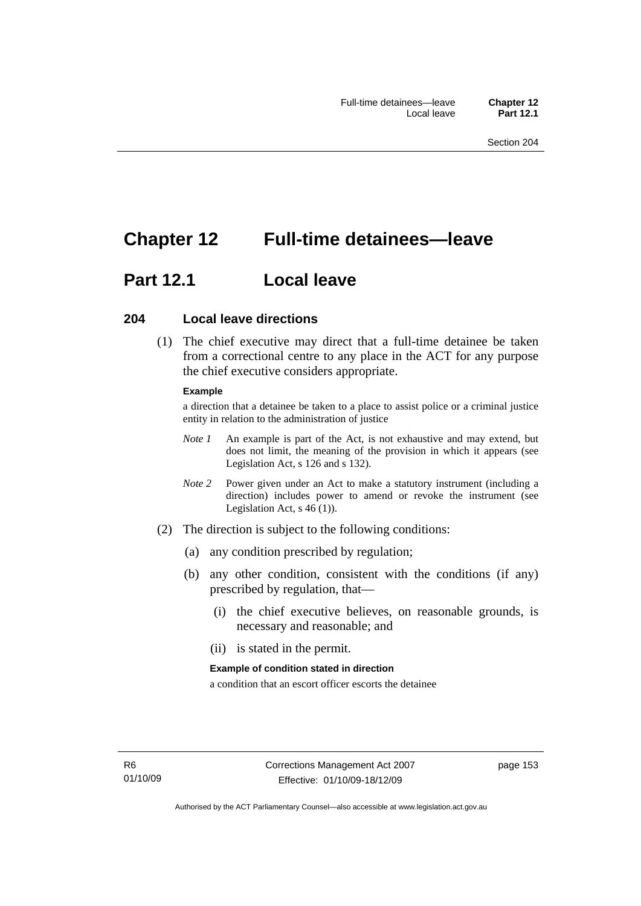# Chapter 12 Full-time detainees—leave

## Part 12.1 Local leave

### 204 Local leave directions

(1) The chief executive may direct that a full-time detainee be taken from a correctional centre to any place in the ACT for any purpose the chief executive considers appropriate.

**Example**

a direction that a detainee be taken to a place to assist police or a criminal justice entity in relation to the administration of justice

*Note 1* An example is part of the Act, is not exhaustive and may extend, but does not limit, the meaning of the provision in which it appears (see Legislation Act, s 126 and s 132).

*Note 2* Power given under an Act to make a statutory instrument (including a direction) includes power to amend or revoke the instrument (see Legislation Act, s 46 (1)).

(2) The direction is subject to the following conditions:

(a) any condition prescribed by regulation;

(b) any other condition, consistent with the conditions (if any) prescribed by regulation, that—

(i) the chief executive believes, on reasonable grounds, is necessary and reasonable; and

(ii) is stated in the permit.

**Example of condition stated in direction**

a condition that an escort officer escorts the detainee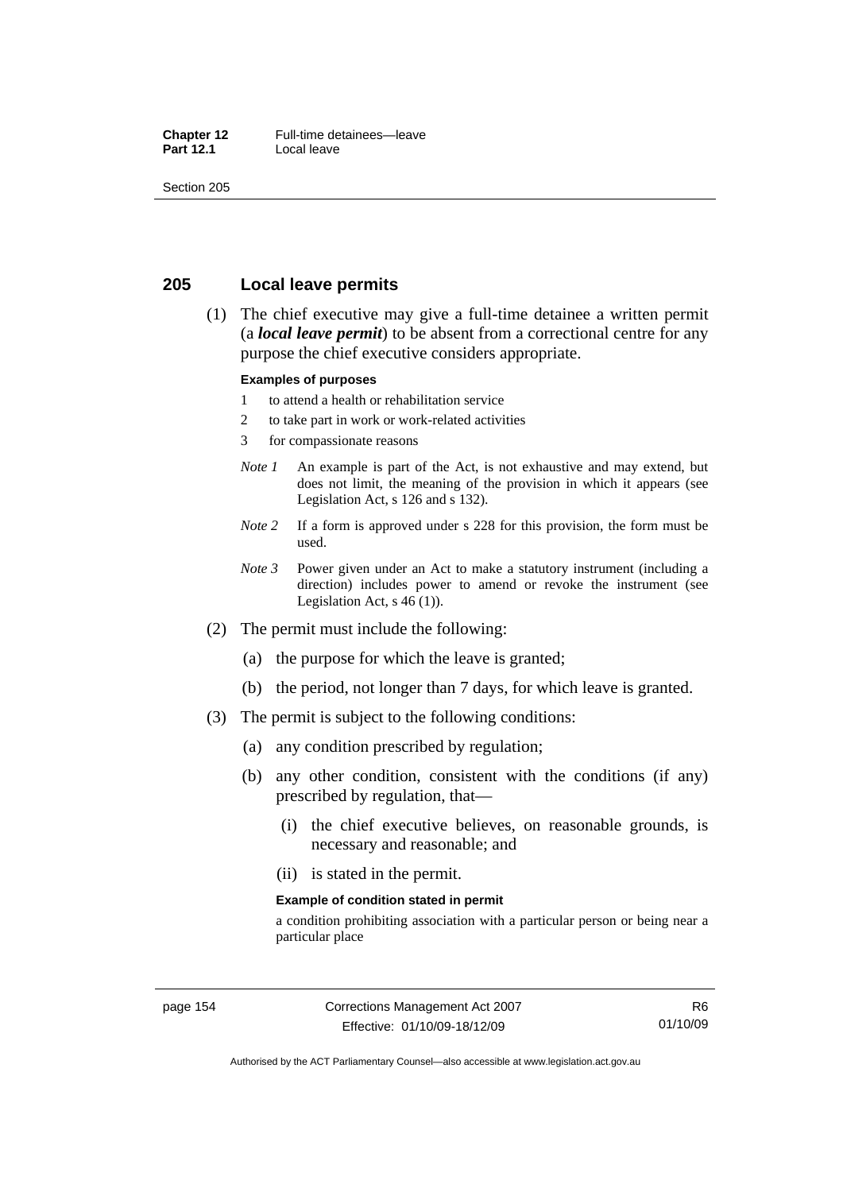## 205 Local leave permits

(1) The chief executive may give a full-time detainee a written permit (a ***local leave permit***) to be absent from a correctional centre for any purpose the chief executive considers appropriate.

**Examples of purposes**

1 to attend a health or rehabilitation service

2 to take part in work or work-related activities

3 for compassionate reasons

*Note 1* An example is part of the Act, is not exhaustive and may extend, but does not limit, the meaning of the provision in which it appears (see Legislation Act, s 126 and s 132).

*Note 2* If a form is approved under s 228 for this provision, the form must be used.

*Note 3* Power given under an Act to make a statutory instrument (including a direction) includes power to amend or revoke the instrument (see Legislation Act, s 46 (1)).

(2) The permit must include the following:

(a) the purpose for which the leave is granted;

(b) the period, not longer than 7 days, for which leave is granted.

(3) The permit is subject to the following conditions:

(a) any condition prescribed by regulation;

(b) any other condition, consistent with the conditions (if any) prescribed by regulation, that—

(i) the chief executive believes, on reasonable grounds, is necessary and reasonable; and

(ii) is stated in the permit.

**Example of condition stated in permit**

a condition prohibiting association with a particular person or being near a particular place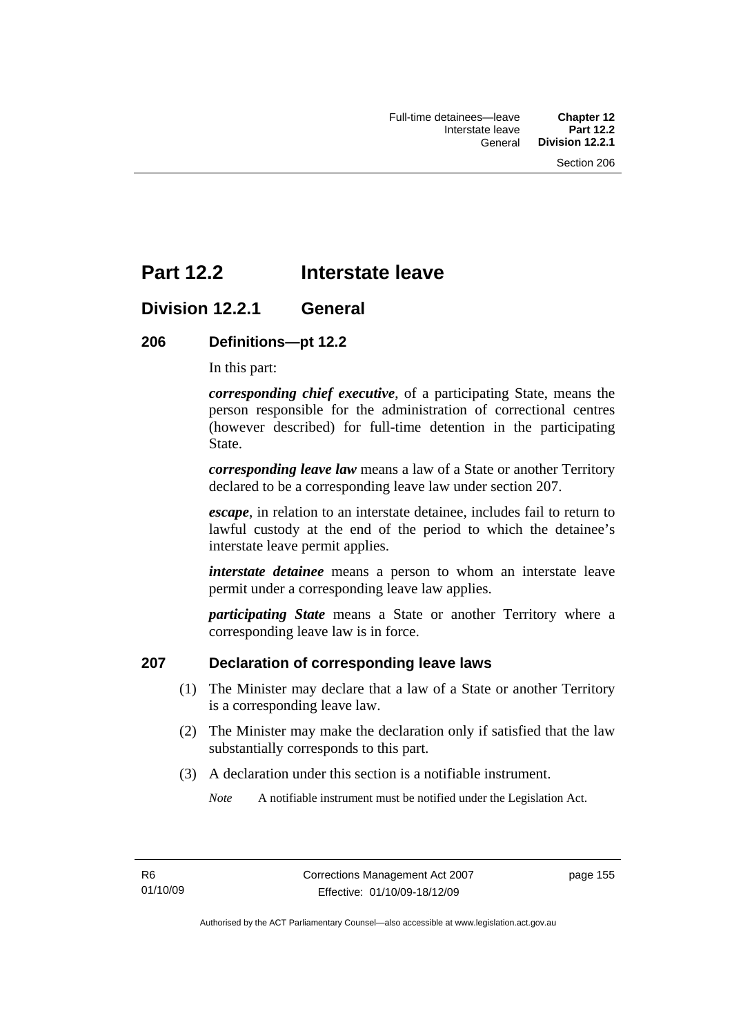# Part 12.2 Interstate leave

## Division 12.2.1 General

### 206 Definitions—pt 12.2

In this part:

***corresponding chief executive***, of a participating State, means the person responsible for the administration of correctional centres (however described) for full-time detention in the participating State.

***corresponding leave law*** means a law of a State or another Territory declared to be a corresponding leave law under section 207.

***escape***, in relation to an interstate detainee, includes fail to return to lawful custody at the end of the period to which the detainee's interstate leave permit applies.

***interstate detainee*** means a person to whom an interstate leave permit under a corresponding leave law applies.

***participating State*** means a State or another Territory where a corresponding leave law is in force.

### 207 Declaration of corresponding leave laws

(1) The Minister may declare that a law of a State or another Territory is a corresponding leave law.

(2) The Minister may make the declaration only if satisfied that the law substantially corresponds to this part.

(3) A declaration under this section is a notifiable instrument.

*Note* A notifiable instrument must be notified under the Legislation Act.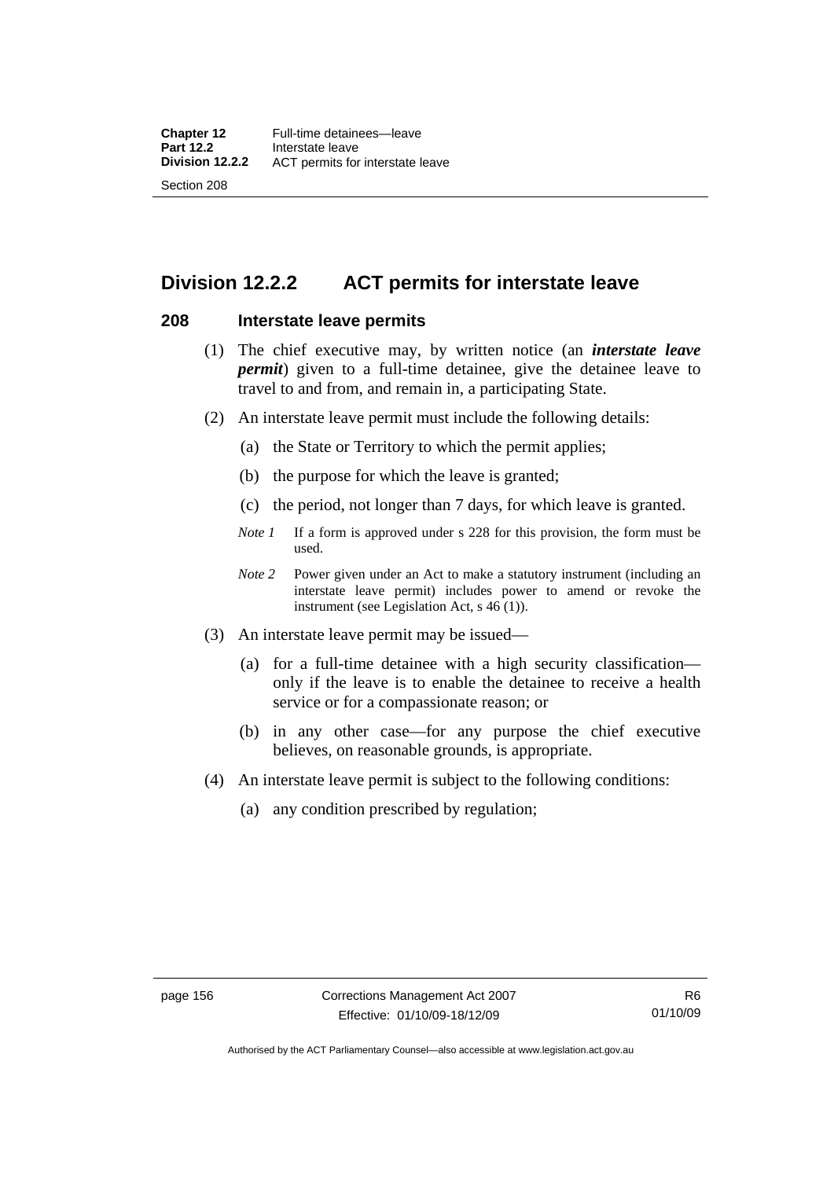## Division 12.2.2 ACT permits for interstate leave

### 208 Interstate leave permits

(1) The chief executive may, by written notice (an ***interstate leave permit***) given to a full-time detainee, give the detainee leave to travel to and from, and remain in, a participating State.

(2) An interstate leave permit must include the following details:

(a) the State or Territory to which the permit applies;

(b) the purpose for which the leave is granted;

(c) the period, not longer than 7 days, for which leave is granted.

*Note 1* If a form is approved under s 228 for this provision, the form must be used.

*Note 2* Power given under an Act to make a statutory instrument (including an interstate leave permit) includes power to amend or revoke the instrument (see Legislation Act, s 46 (1)).

(3) An interstate leave permit may be issued—

(a) for a full-time detainee with a high security classification—only if the leave is to enable the detainee to receive a health service or for a compassionate reason; or

(b) in any other case—for any purpose the chief executive believes, on reasonable grounds, is appropriate.

(4) An interstate leave permit is subject to the following conditions:

(a) any condition prescribed by regulation;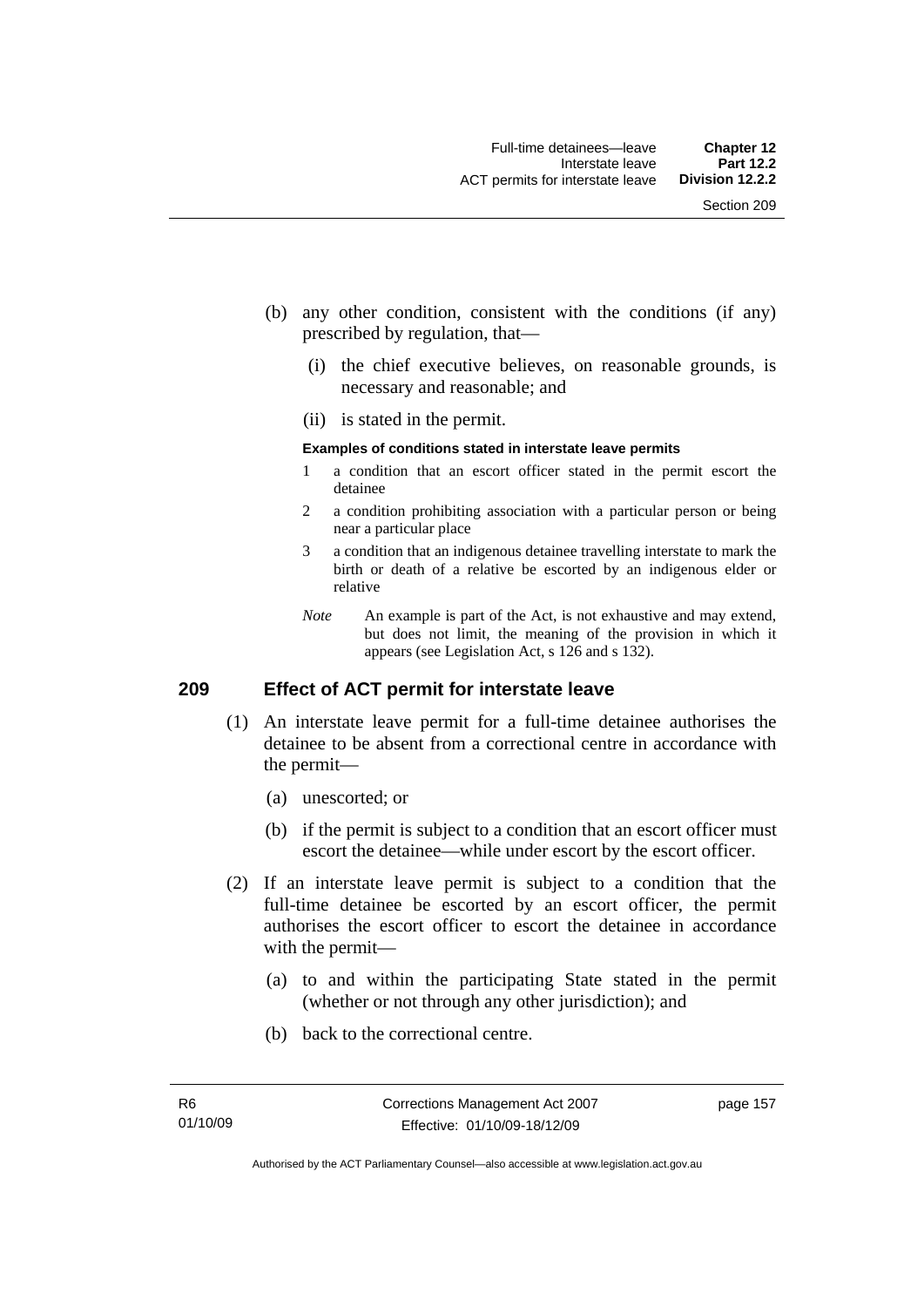(b) any other condition, consistent with the conditions (if any) prescribed by regulation, that—

(i) the chief executive believes, on reasonable grounds, is necessary and reasonable; and

(ii) is stated in the permit.

**Examples of conditions stated in interstate leave permits**

1 a condition that an escort officer stated in the permit escort the detainee

2 a condition prohibiting association with a particular person or being near a particular place

3 a condition that an indigenous detainee travelling interstate to mark the birth or death of a relative be escorted by an indigenous elder or relative

*Note* An example is part of the Act, is not exhaustive and may extend, but does not limit, the meaning of the provision in which it appears (see Legislation Act, s 126 and s 132).

## 209 Effect of ACT permit for interstate leave

(1) An interstate leave permit for a full-time detainee authorises the detainee to be absent from a correctional centre in accordance with the permit—

(a) unescorted; or

(b) if the permit is subject to a condition that an escort officer must escort the detainee—while under escort by the escort officer.

(2) If an interstate leave permit is subject to a condition that the full-time detainee be escorted by an escort officer, the permit authorises the escort officer to escort the detainee in accordance with the permit—

(a) to and within the participating State stated in the permit (whether or not through any other jurisdiction); and

(b) back to the correctional centre.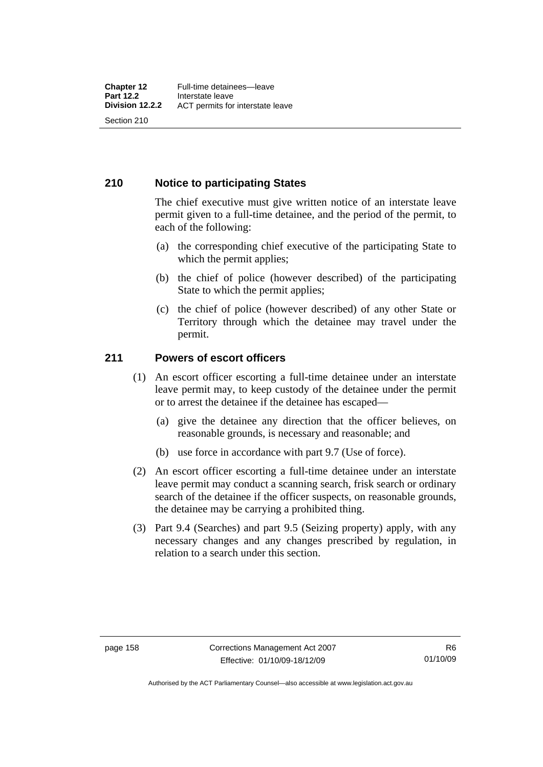## 210 Notice to participating States

The chief executive must give written notice of an interstate leave permit given to a full-time detainee, and the period of the permit, to each of the following:

(a) the corresponding chief executive of the participating State to which the permit applies;

(b) the chief of police (however described) of the participating State to which the permit applies;

(c) the chief of police (however described) of any other State or Territory through which the detainee may travel under the permit.

## 211 Powers of escort officers

(1) An escort officer escorting a full-time detainee under an interstate leave permit may, to keep custody of the detainee under the permit or to arrest the detainee if the detainee has escaped—

(a) give the detainee any direction that the officer believes, on reasonable grounds, is necessary and reasonable; and

(b) use force in accordance with part 9.7 (Use of force).

(2) An escort officer escorting a full-time detainee under an interstate leave permit may conduct a scanning search, frisk search or ordinary search of the detainee if the officer suspects, on reasonable grounds, the detainee may be carrying a prohibited thing.

(3) Part 9.4 (Searches) and part 9.5 (Seizing property) apply, with any necessary changes and any changes prescribed by regulation, in relation to a search under this section.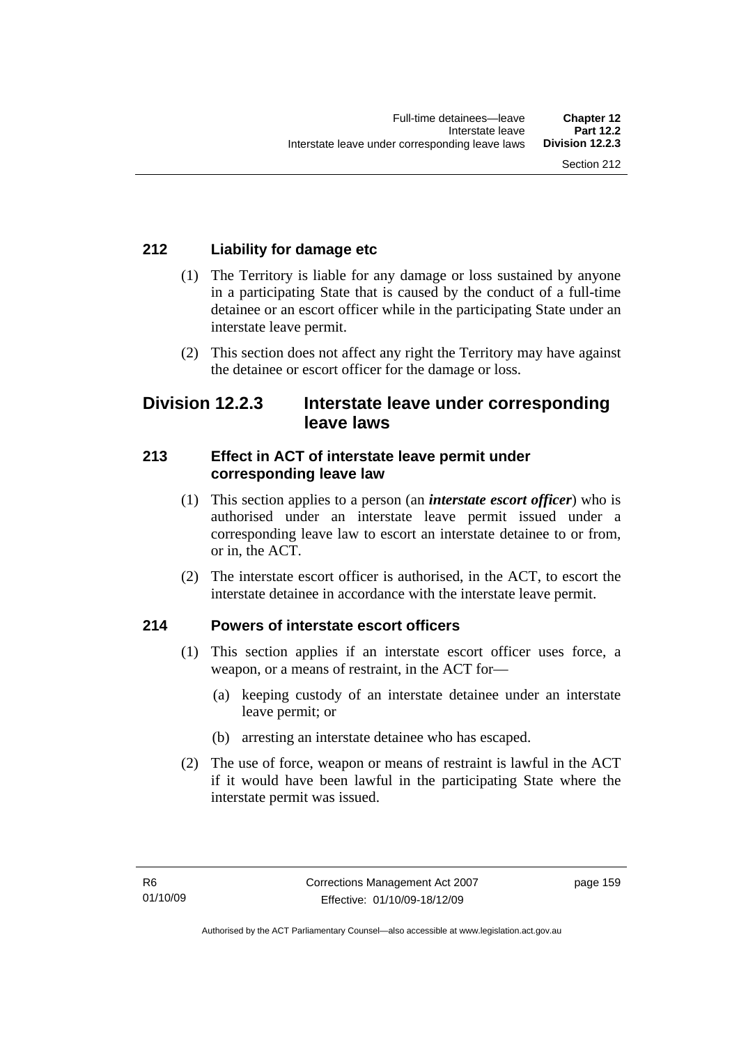### 212 Liability for damage etc

(1) The Territory is liable for any damage or loss sustained by anyone in a participating State that is caused by the conduct of a full-time detainee or an escort officer while in the participating State under an interstate leave permit.

(2) This section does not affect any right the Territory may have against the detainee or escort officer for the damage or loss.

## Division 12.2.3 Interstate leave under corresponding leave laws

### 213 Effect in ACT of interstate leave permit under corresponding leave law

(1) This section applies to a person (an ***interstate escort officer***) who is authorised under an interstate leave permit issued under a corresponding leave law to escort an interstate detainee to or from, or in, the ACT.

(2) The interstate escort officer is authorised, in the ACT, to escort the interstate detainee in accordance with the interstate leave permit.

### 214 Powers of interstate escort officers

(1) This section applies if an interstate escort officer uses force, a weapon, or a means of restraint, in the ACT for—

(a) keeping custody of an interstate detainee under an interstate leave permit; or

(b) arresting an interstate detainee who has escaped.

(2) The use of force, weapon or means of restraint is lawful in the ACT if it would have been lawful in the participating State where the interstate permit was issued.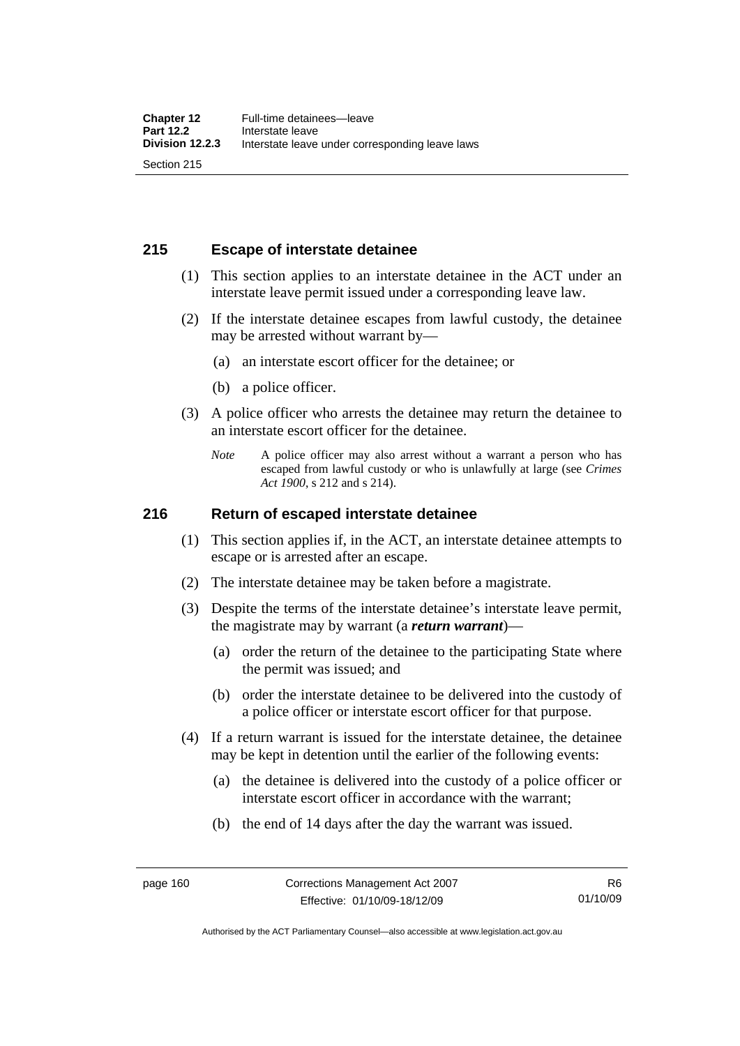## 215 Escape of interstate detainee

(1) This section applies to an interstate detainee in the ACT under an interstate leave permit issued under a corresponding leave law.

(2) If the interstate detainee escapes from lawful custody, the detainee may be arrested without warrant by—

(a) an interstate escort officer for the detainee; or

(b) a police officer.

(3) A police officer who arrests the detainee may return the detainee to an interstate escort officer for the detainee.

*Note* A police officer may also arrest without a warrant a person who has escaped from lawful custody or who is unlawfully at large (see *Crimes Act 1900*, s 212 and s 214).

## 216 Return of escaped interstate detainee

(1) This section applies if, in the ACT, an interstate detainee attempts to escape or is arrested after an escape.

(2) The interstate detainee may be taken before a magistrate.

(3) Despite the terms of the interstate detainee's interstate leave permit, the magistrate may by warrant (a ***return warrant***)—

(a) order the return of the detainee to the participating State where the permit was issued; and

(b) order the interstate detainee to be delivered into the custody of a police officer or interstate escort officer for that purpose.

(4) If a return warrant is issued for the interstate detainee, the detainee may be kept in detention until the earlier of the following events:

(a) the detainee is delivered into the custody of a police officer or interstate escort officer in accordance with the warrant;

(b) the end of 14 days after the day the warrant was issued.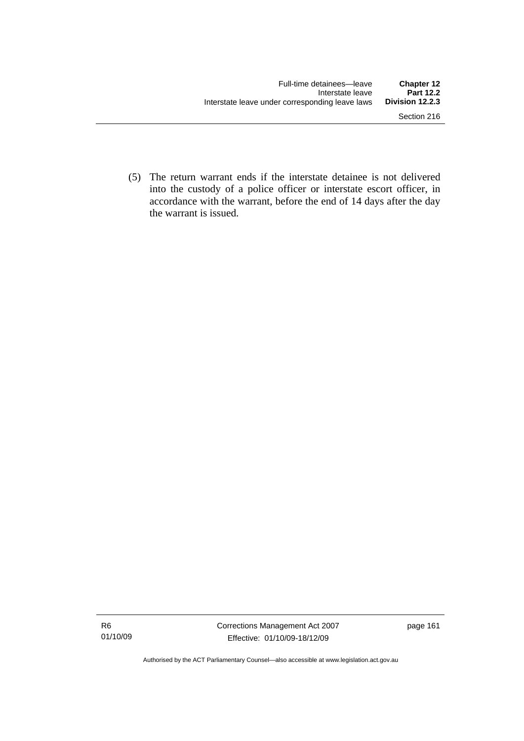(5) The return warrant ends if the interstate detainee is not delivered into the custody of a police officer or interstate escort officer, in accordance with the warrant, before the end of 14 days after the day the warrant is issued.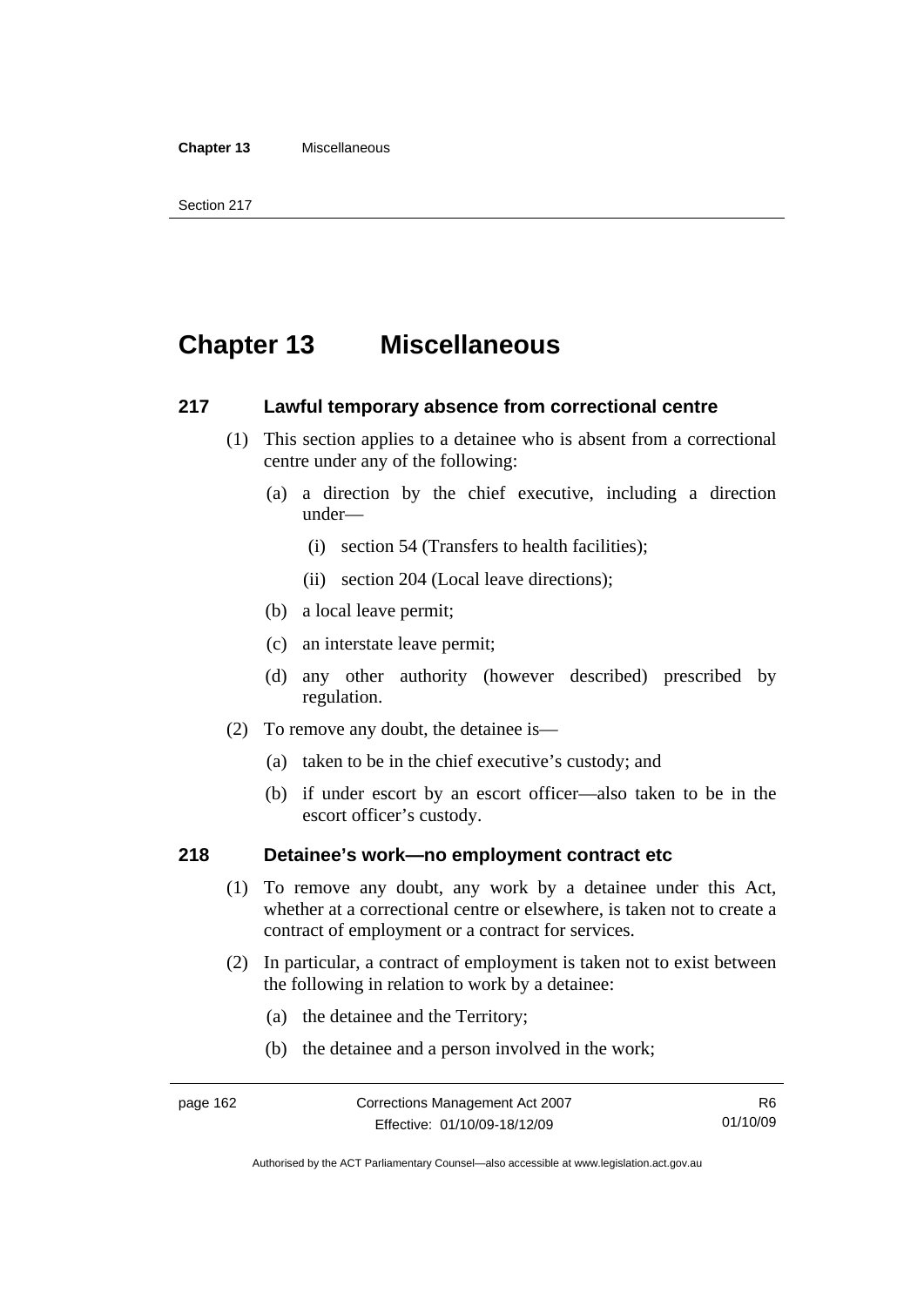# Chapter 13 Miscellaneous

## 217 Lawful temporary absence from correctional centre

(1) This section applies to a detainee who is absent from a correctional centre under any of the following:

(a) a direction by the chief executive, including a direction under—

(i) section 54 (Transfers to health facilities);

(ii) section 204 (Local leave directions);

(b) a local leave permit;

(c) an interstate leave permit;

(d) any other authority (however described) prescribed by regulation.

(2) To remove any doubt, the detainee is—

(a) taken to be in the chief executive's custody; and

(b) if under escort by an escort officer—also taken to be in the escort officer's custody.

## 218 Detainee's work—no employment contract etc

(1) To remove any doubt, any work by a detainee under this Act, whether at a correctional centre or elsewhere, is taken not to create a contract of employment or a contract for services.

(2) In particular, a contract of employment is taken not to exist between the following in relation to work by a detainee:

(a) the detainee and the Territory;

(b) the detainee and a person involved in the work;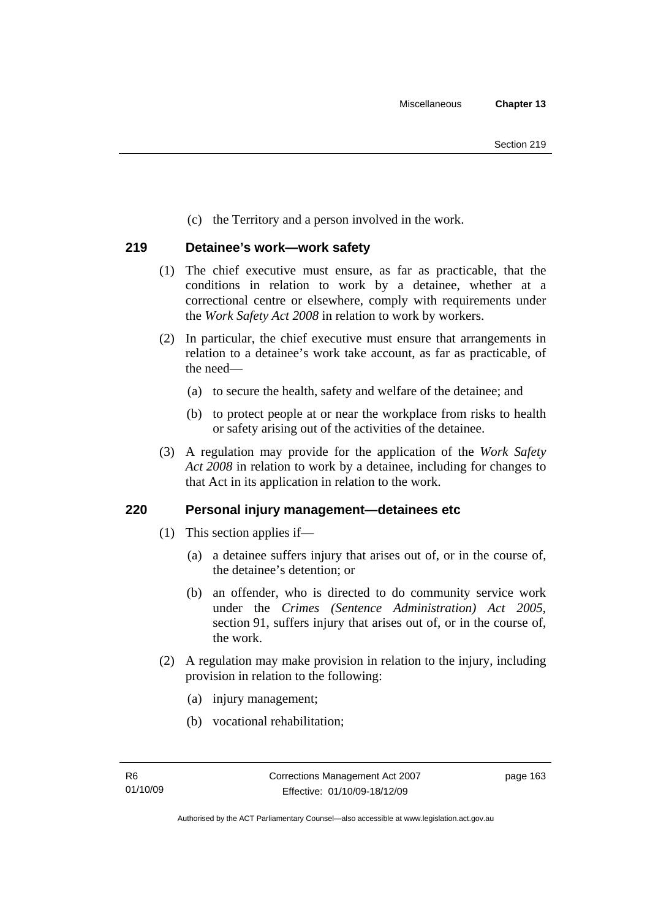(c) the Territory and a person involved in the work.

## 219 Detainee's work—work safety

(1) The chief executive must ensure, as far as practicable, that the conditions in relation to work by a detainee, whether at a correctional centre or elsewhere, comply with requirements under the *Work Safety Act 2008* in relation to work by workers.

(2) In particular, the chief executive must ensure that arrangements in relation to a detainee's work take account, as far as practicable, of the need—

(a) to secure the health, safety and welfare of the detainee; and

(b) to protect people at or near the workplace from risks to health or safety arising out of the activities of the detainee.

(3) A regulation may provide for the application of the *Work Safety Act 2008* in relation to work by a detainee, including for changes to that Act in its application in relation to the work.

## 220 Personal injury management—detainees etc

(1) This section applies if—

(a) a detainee suffers injury that arises out of, or in the course of, the detainee's detention; or

(b) an offender, who is directed to do community service work under the *Crimes (Sentence Administration) Act 2005*, section 91, suffers injury that arises out of, or in the course of, the work.

(2) A regulation may make provision in relation to the injury, including provision in relation to the following:

(a) injury management;

(b) vocational rehabilitation;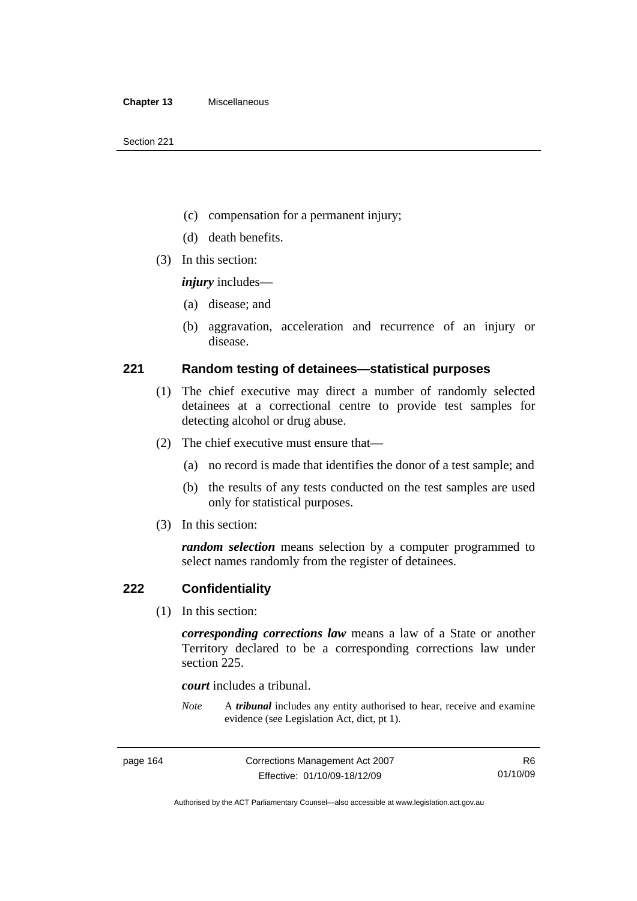(c) compensation for a permanent injury;

(d) death benefits.

(3) In this section:

***injury*** includes—

(a) disease; and

(b) aggravation, acceleration and recurrence of an injury or disease.

### 221 Random testing of detainees—statistical purposes

(1) The chief executive may direct a number of randomly selected detainees at a correctional centre to provide test samples for detecting alcohol or drug abuse.

(2) The chief executive must ensure that—

(a) no record is made that identifies the donor of a test sample; and

(b) the results of any tests conducted on the test samples are used only for statistical purposes.

(3) In this section:

***random selection*** means selection by a computer programmed to select names randomly from the register of detainees.

### 222 Confidentiality

(1) In this section:

***corresponding corrections law*** means a law of a State or another Territory declared to be a corresponding corrections law under section 225.

***court*** includes a tribunal.

*Note* A ***tribunal*** includes any entity authorised to hear, receive and examine evidence (see Legislation Act, dict, pt 1).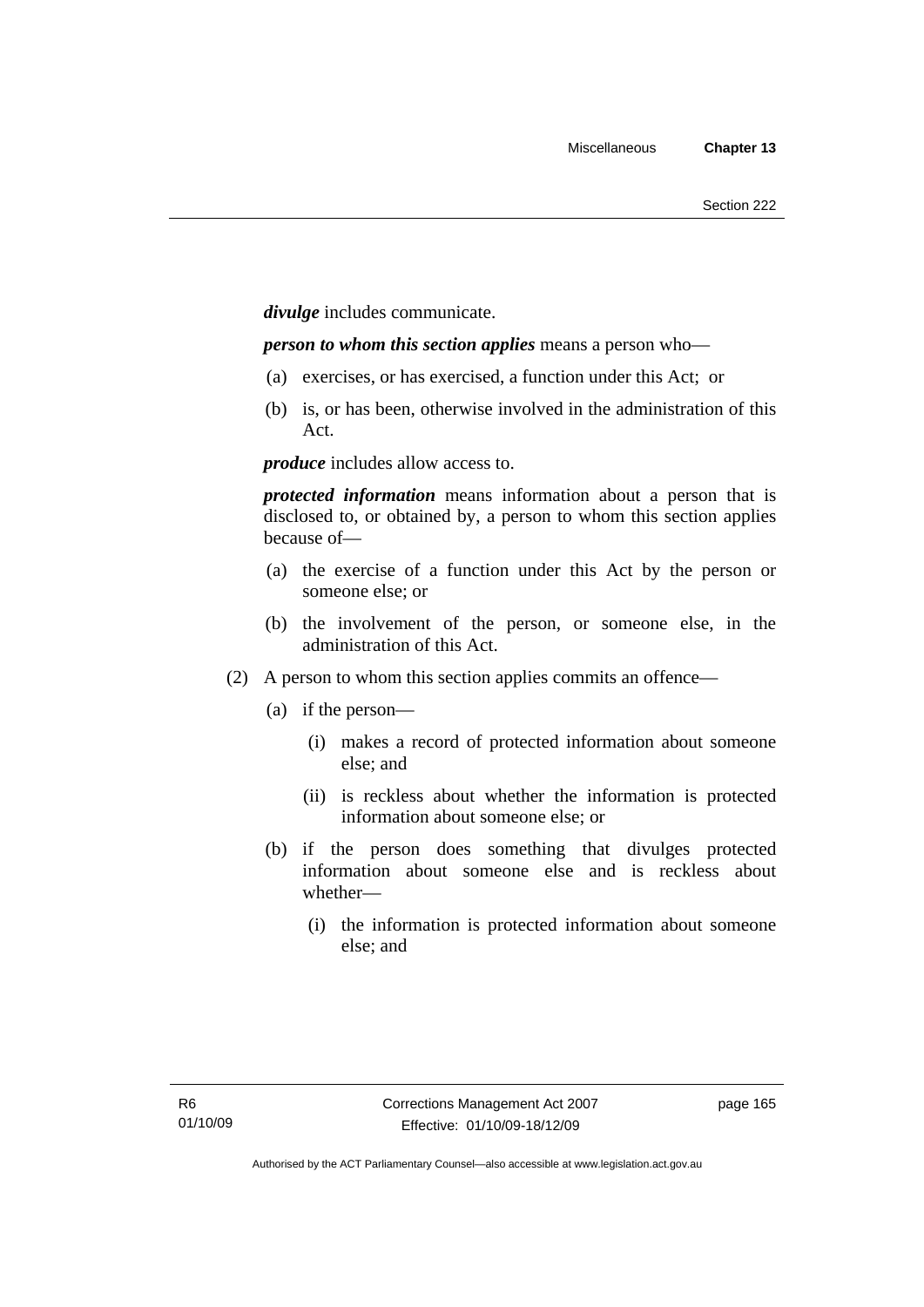***divulge*** includes communicate.

***person to whom this section applies*** means a person who—

(a) exercises, or has exercised, a function under this Act; or

(b) is, or has been, otherwise involved in the administration of this Act.

***produce*** includes allow access to.

***protected information*** means information about a person that is disclosed to, or obtained by, a person to whom this section applies because of—

(a) the exercise of a function under this Act by the person or someone else; or

(b) the involvement of the person, or someone else, in the administration of this Act.

(2) A person to whom this section applies commits an offence—

(a) if the person—

(i) makes a record of protected information about someone else; and

(ii) is reckless about whether the information is protected information about someone else; or

(b) if the person does something that divulges protected information about someone else and is reckless about whether—

(i) the information is protected information about someone else; and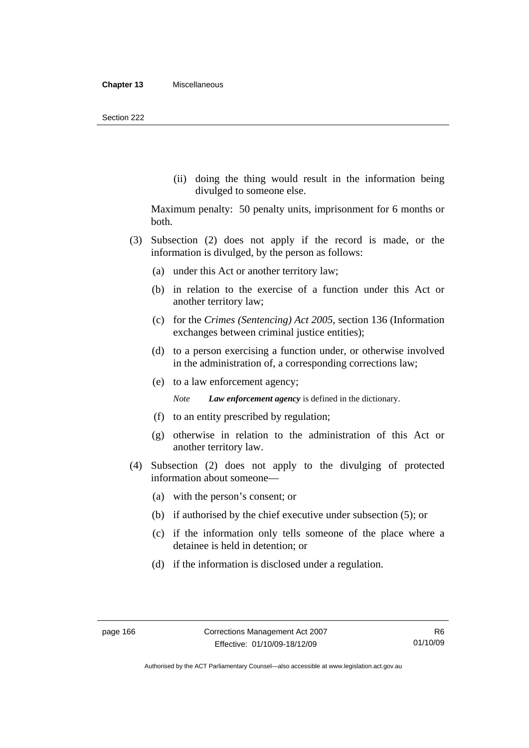(ii) doing the thing would result in the information being divulged to someone else.

Maximum penalty: 50 penalty units, imprisonment for 6 months or both.

(3) Subsection (2) does not apply if the record is made, or the information is divulged, by the person as follows:

(a) under this Act or another territory law;

(b) in relation to the exercise of a function under this Act or another territory law;

(c) for the *Crimes (Sentencing) Act 2005*, section 136 (Information exchanges between criminal justice entities);

(d) to a person exercising a function under, or otherwise involved in the administration of, a corresponding corrections law;

(e) to a law enforcement agency;

*Note* ***Law enforcement agency*** is defined in the dictionary.

(f) to an entity prescribed by regulation;

(g) otherwise in relation to the administration of this Act or another territory law.

(4) Subsection (2) does not apply to the divulging of protected information about someone—

(a) with the person's consent; or

(b) if authorised by the chief executive under subsection (5); or

(c) if the information only tells someone of the place where a detainee is held in detention; or

(d) if the information is disclosed under a regulation.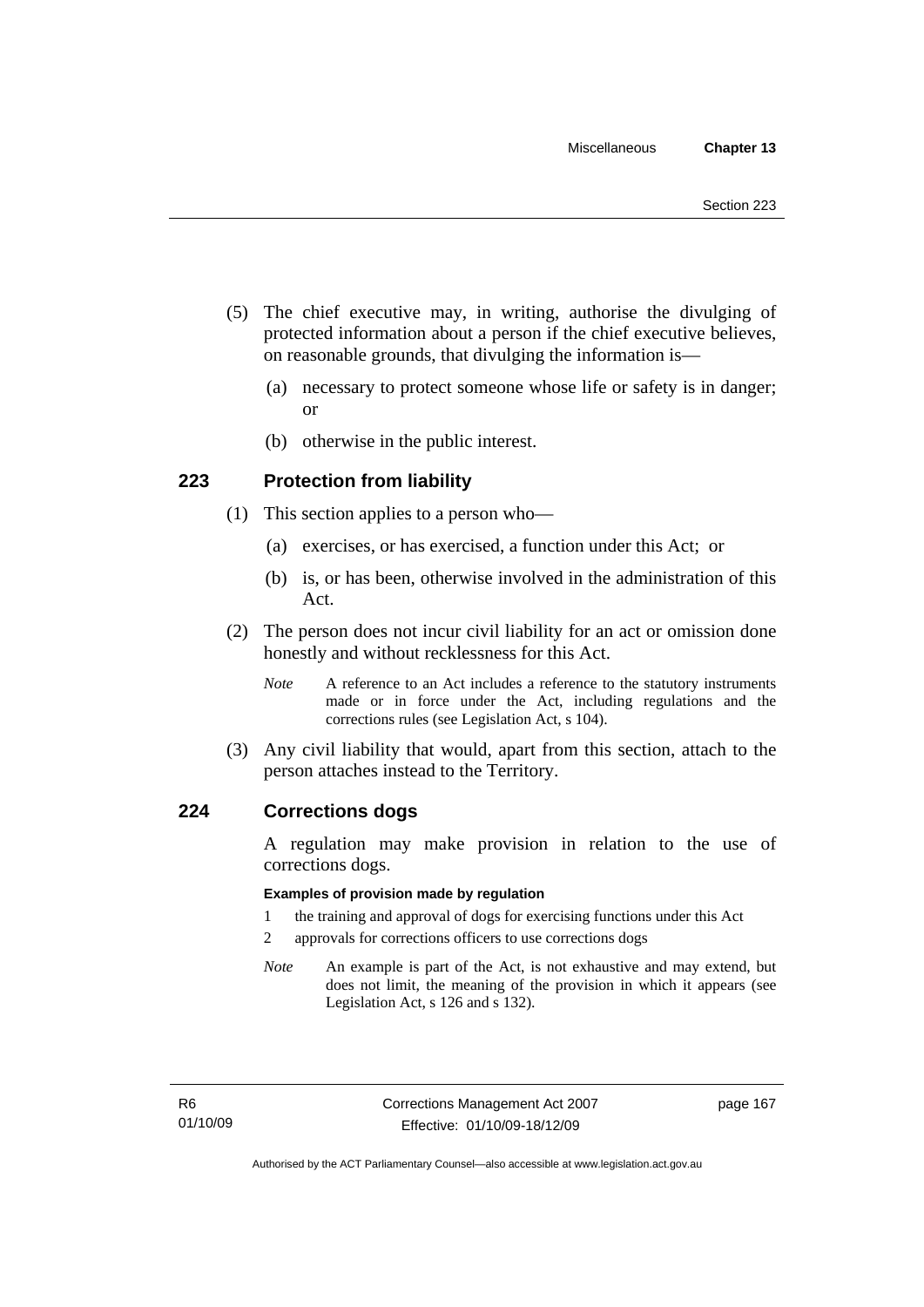(5) The chief executive may, in writing, authorise the divulging of protected information about a person if the chief executive believes, on reasonable grounds, that divulging the information is—

(a) necessary to protect someone whose life or safety is in danger; or

(b) otherwise in the public interest.

## 223 Protection from liability

(1) This section applies to a person who—

(a) exercises, or has exercised, a function under this Act; or

(b) is, or has been, otherwise involved in the administration of this Act.

(2) The person does not incur civil liability for an act or omission done honestly and without recklessness for this Act.

*Note* A reference to an Act includes a reference to the statutory instruments made or in force under the Act, including regulations and the corrections rules (see Legislation Act, s 104).

(3) Any civil liability that would, apart from this section, attach to the person attaches instead to the Territory.

## 224 Corrections dogs

A regulation may make provision in relation to the use of corrections dogs.

**Examples of provision made by regulation**

1 the training and approval of dogs for exercising functions under this Act

2 approvals for corrections officers to use corrections dogs

*Note* An example is part of the Act, is not exhaustive and may extend, but does not limit, the meaning of the provision in which it appears (see Legislation Act, s 126 and s 132).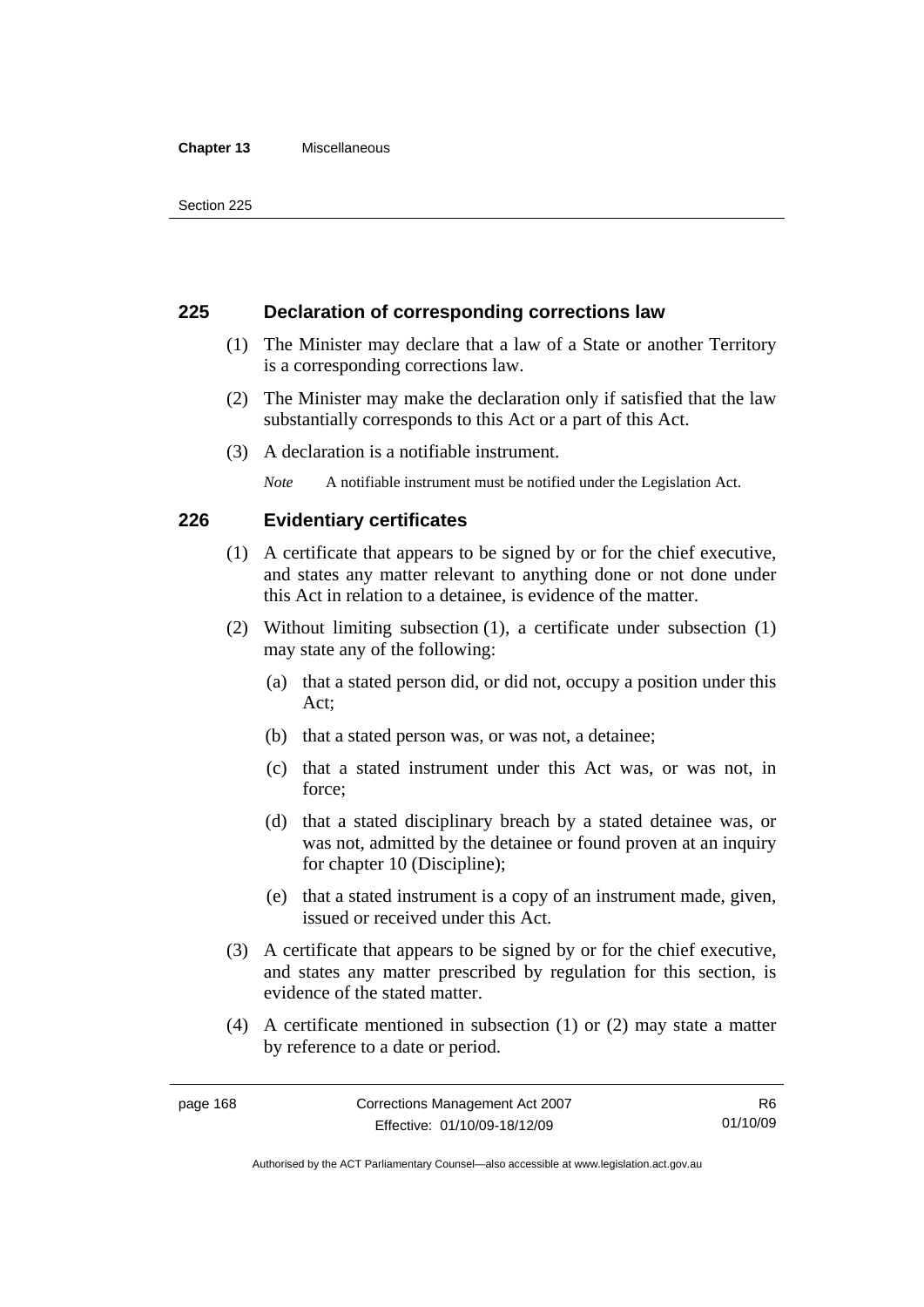## 225 Declaration of corresponding corrections law

(1) The Minister may declare that a law of a State or another Territory is a corresponding corrections law.

(2) The Minister may make the declaration only if satisfied that the law substantially corresponds to this Act or a part of this Act.

(3) A declaration is a notifiable instrument.

*Note* A notifiable instrument must be notified under the Legislation Act.

## 226 Evidentiary certificates

(1) A certificate that appears to be signed by or for the chief executive, and states any matter relevant to anything done or not done under this Act in relation to a detainee, is evidence of the matter.

(2) Without limiting subsection (1), a certificate under subsection (1) may state any of the following:

(a) that a stated person did, or did not, occupy a position under this Act;

(b) that a stated person was, or was not, a detainee;

(c) that a stated instrument under this Act was, or was not, in force;

(d) that a stated disciplinary breach by a stated detainee was, or was not, admitted by the detainee or found proven at an inquiry for chapter 10 (Discipline);

(e) that a stated instrument is a copy of an instrument made, given, issued or received under this Act.

(3) A certificate that appears to be signed by or for the chief executive, and states any matter prescribed by regulation for this section, is evidence of the stated matter.

(4) A certificate mentioned in subsection (1) or (2) may state a matter by reference to a date or period.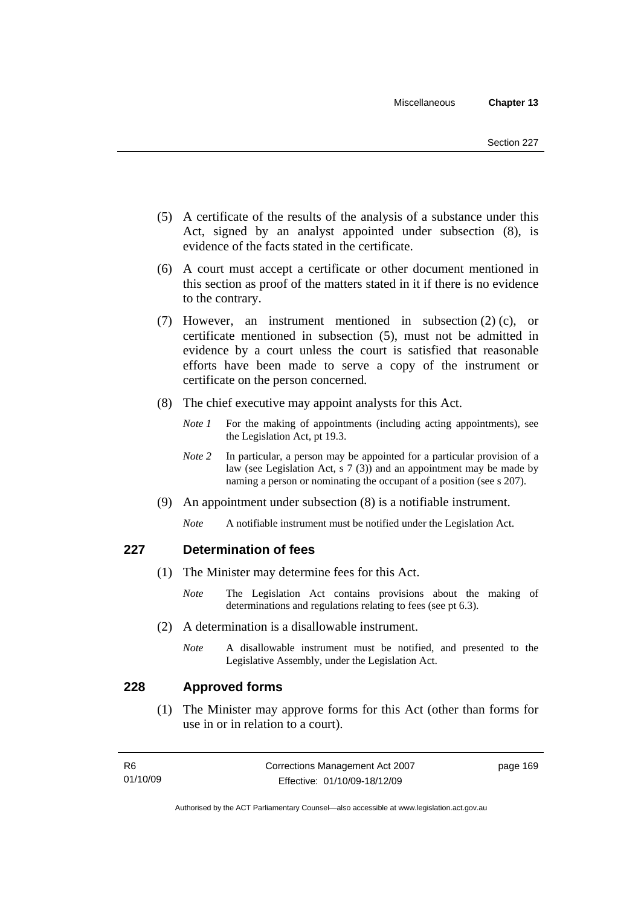(5) A certificate of the results of the analysis of a substance under this Act, signed by an analyst appointed under subsection (8), is evidence of the facts stated in the certificate.

(6) A court must accept a certificate or other document mentioned in this section as proof of the matters stated in it if there is no evidence to the contrary.

(7) However, an instrument mentioned in subsection (2) (c), or certificate mentioned in subsection (5), must not be admitted in evidence by a court unless the court is satisfied that reasonable efforts have been made to serve a copy of the instrument or certificate on the person concerned.

(8) The chief executive may appoint analysts for this Act.

*Note 1* For the making of appointments (including acting appointments), see the Legislation Act, pt 19.3.

*Note 2* In particular, a person may be appointed for a particular provision of a law (see Legislation Act, s 7 (3)) and an appointment may be made by naming a person or nominating the occupant of a position (see s 207).

(9) An appointment under subsection (8) is a notifiable instrument.

*Note* A notifiable instrument must be notified under the Legislation Act.

## 227 Determination of fees

(1) The Minister may determine fees for this Act.

*Note* The Legislation Act contains provisions about the making of determinations and regulations relating to fees (see pt 6.3).

(2) A determination is a disallowable instrument.

*Note* A disallowable instrument must be notified, and presented to the Legislative Assembly, under the Legislation Act.

## 228 Approved forms

(1) The Minister may approve forms for this Act (other than forms for use in or in relation to a court).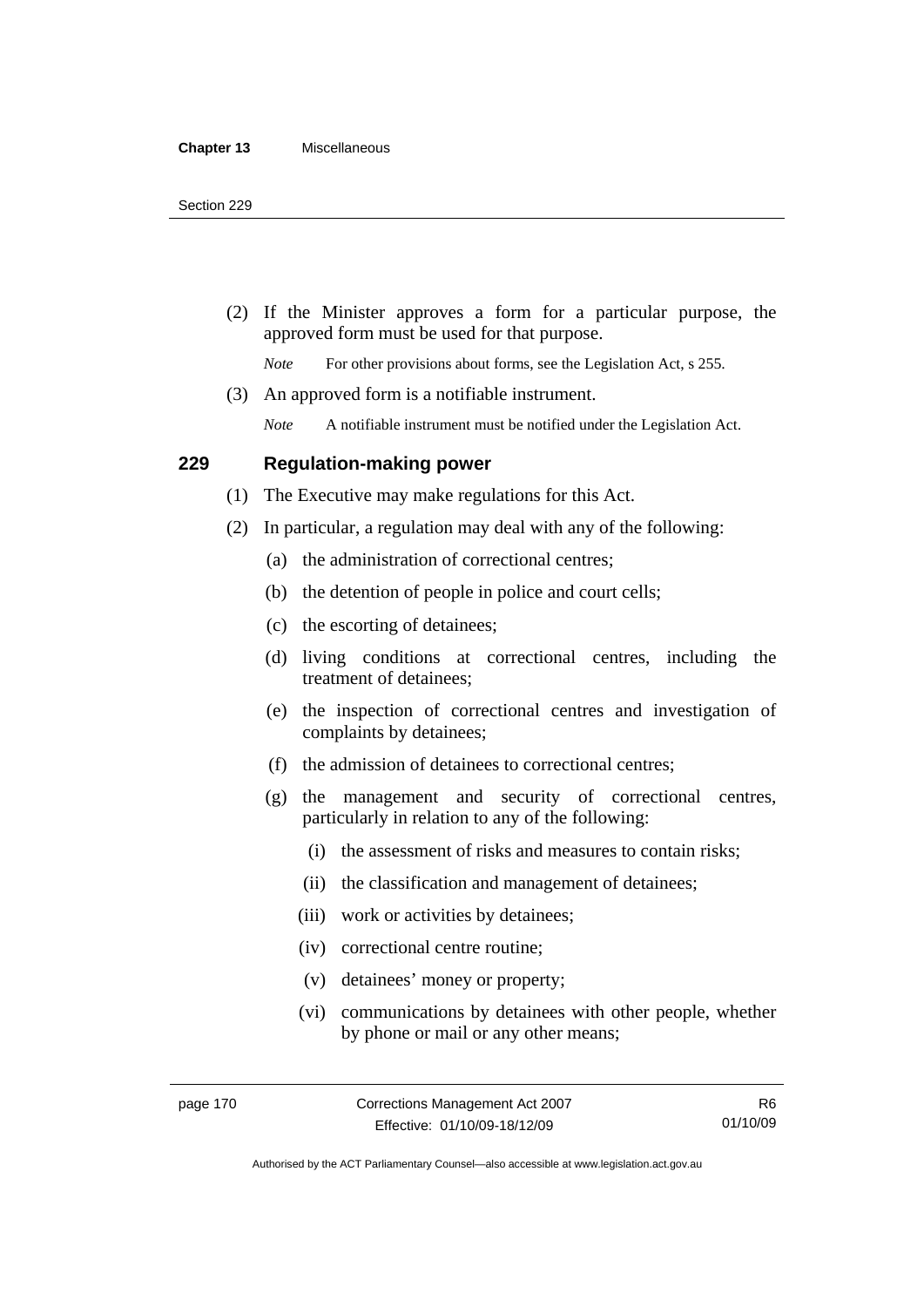(2) If the Minister approves a form for a particular purpose, the approved form must be used for that purpose.

*Note* For other provisions about forms, see the Legislation Act, s 255.

(3) An approved form is a notifiable instrument.

*Note* A notifiable instrument must be notified under the Legislation Act.

## 229 Regulation-making power

(1) The Executive may make regulations for this Act.

(2) In particular, a regulation may deal with any of the following:

(a) the administration of correctional centres;

(b) the detention of people in police and court cells;

(c) the escorting of detainees;

(d) living conditions at correctional centres, including the treatment of detainees;

(e) the inspection of correctional centres and investigation of complaints by detainees;

(f) the admission of detainees to correctional centres;

(g) the management and security of correctional centres, particularly in relation to any of the following:

(i) the assessment of risks and measures to contain risks;

(ii) the classification and management of detainees;

(iii) work or activities by detainees;

(iv) correctional centre routine;

(v) detainees' money or property;

(vi) communications by detainees with other people, whether by phone or mail or any other means;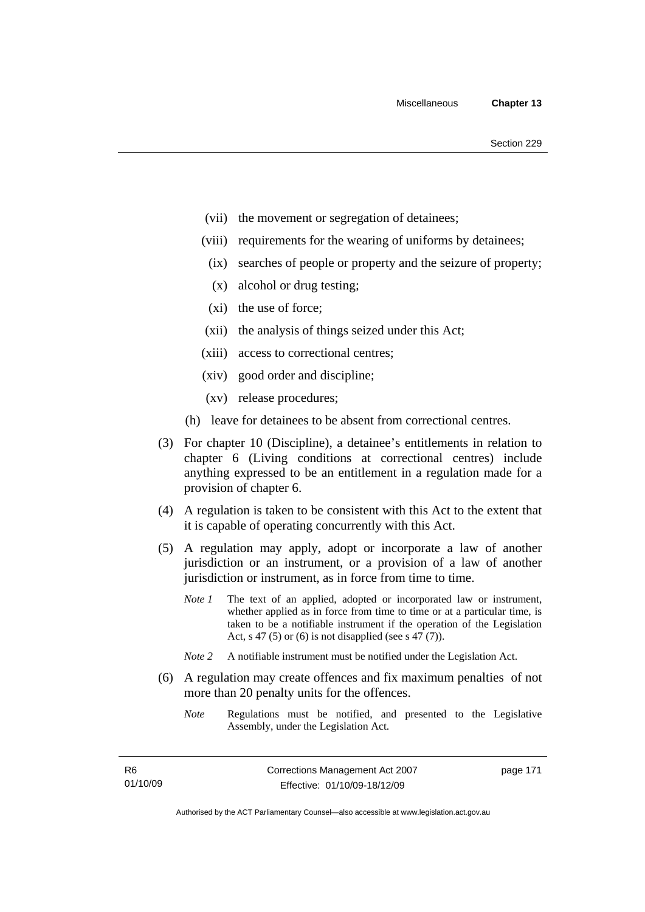(vii) the movement or segregation of detainees;

(viii) requirements for the wearing of uniforms by detainees;

(ix) searches of people or property and the seizure of property;

(x) alcohol or drug testing;

(xi) the use of force;

(xii) the analysis of things seized under this Act;

(xiii) access to correctional centres;

(xiv) good order and discipline;

(xv) release procedures;

(h) leave for detainees to be absent from correctional centres.

(3) For chapter 10 (Discipline), a detainee's entitlements in relation to chapter 6 (Living conditions at correctional centres) include anything expressed to be an entitlement in a regulation made for a provision of chapter 6.

(4) A regulation is taken to be consistent with this Act to the extent that it is capable of operating concurrently with this Act.

(5) A regulation may apply, adopt or incorporate a law of another jurisdiction or an instrument, or a provision of a law of another jurisdiction or instrument, as in force from time to time.

*Note 1* The text of an applied, adopted or incorporated law or instrument, whether applied as in force from time to time or at a particular time, is taken to be a notifiable instrument if the operation of the Legislation Act, s 47 (5) or (6) is not disapplied (see s 47 (7)).

*Note 2* A notifiable instrument must be notified under the Legislation Act.

(6) A regulation may create offences and fix maximum penalties of not more than 20 penalty units for the offences.

*Note* Regulations must be notified, and presented to the Legislative Assembly, under the Legislation Act.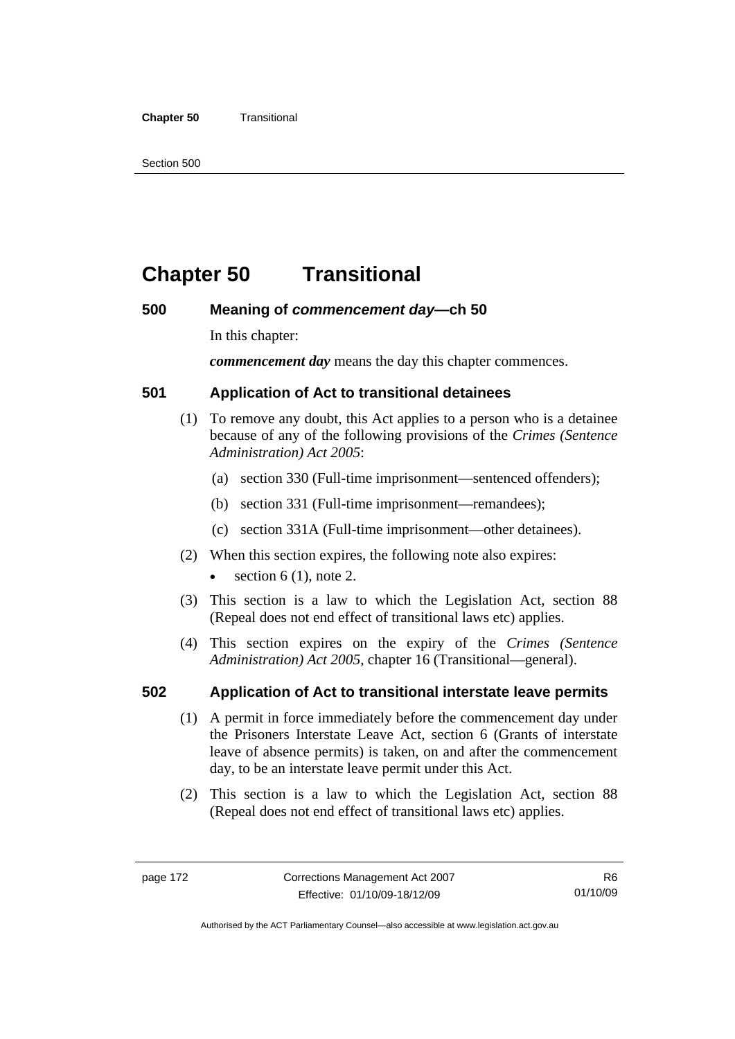# Chapter 50 Transitional

## 500 Meaning of *commencement day*—ch 50

In this chapter:

***commencement day*** means the day this chapter commences.

## 501 Application of Act to transitional detainees

(1) To remove any doubt, this Act applies to a person who is a detainee because of any of the following provisions of the *Crimes (Sentence Administration) Act 2005*:

(a) section 330 (Full-time imprisonment—sentenced offenders);

(b) section 331 (Full-time imprisonment—remandees);

(c) section 331A (Full-time imprisonment—other detainees).

(2) When this section expires, the following note also expires:

- section 6 (1), note 2.

(3) This section is a law to which the Legislation Act, section 88 (Repeal does not end effect of transitional laws etc) applies.

(4) This section expires on the expiry of the *Crimes (Sentence Administration) Act 2005*, chapter 16 (Transitional—general).

## 502 Application of Act to transitional interstate leave permits

(1) A permit in force immediately before the commencement day under the Prisoners Interstate Leave Act, section 6 (Grants of interstate leave of absence permits) is taken, on and after the commencement day, to be an interstate leave permit under this Act.

(2) This section is a law to which the Legislation Act, section 88 (Repeal does not end effect of transitional laws etc) applies.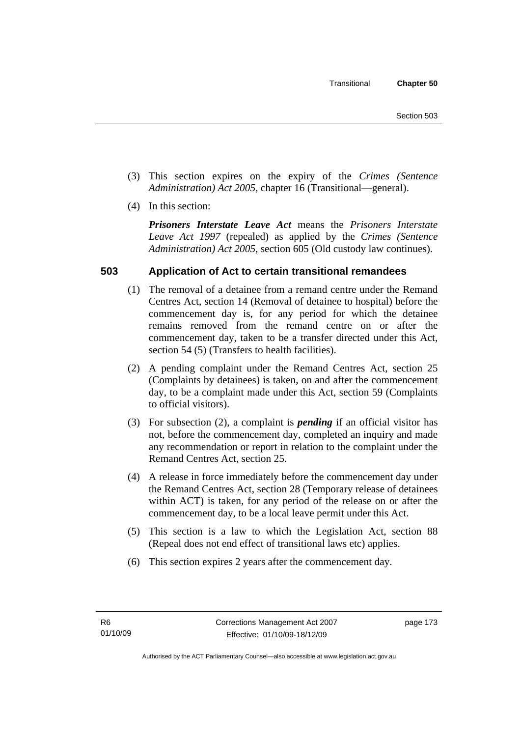(3) This section expires on the expiry of the *Crimes (Sentence Administration) Act 2005*, chapter 16 (Transitional—general).

(4) In this section:

***Prisoners Interstate Leave Act*** means the *Prisoners Interstate Leave Act 1997* (repealed) as applied by the *Crimes (Sentence Administration) Act 2005*, section 605 (Old custody law continues).

## 503 Application of Act to certain transitional remandees

(1) The removal of a detainee from a remand centre under the Remand Centres Act, section 14 (Removal of detainee to hospital) before the commencement day is, for any period for which the detainee remains removed from the remand centre on or after the commencement day, taken to be a transfer directed under this Act, section 54 (5) (Transfers to health facilities).

(2) A pending complaint under the Remand Centres Act, section 25 (Complaints by detainees) is taken, on and after the commencement day, to be a complaint made under this Act, section 59 (Complaints to official visitors).

(3) For subsection (2), a complaint is ***pending*** if an official visitor has not, before the commencement day, completed an inquiry and made any recommendation or report in relation to the complaint under the Remand Centres Act, section 25.

(4) A release in force immediately before the commencement day under the Remand Centres Act, section 28 (Temporary release of detainees within ACT) is taken, for any period of the release on or after the commencement day, to be a local leave permit under this Act.

(5) This section is a law to which the Legislation Act, section 88 (Repeal does not end effect of transitional laws etc) applies.

(6) This section expires 2 years after the commencement day.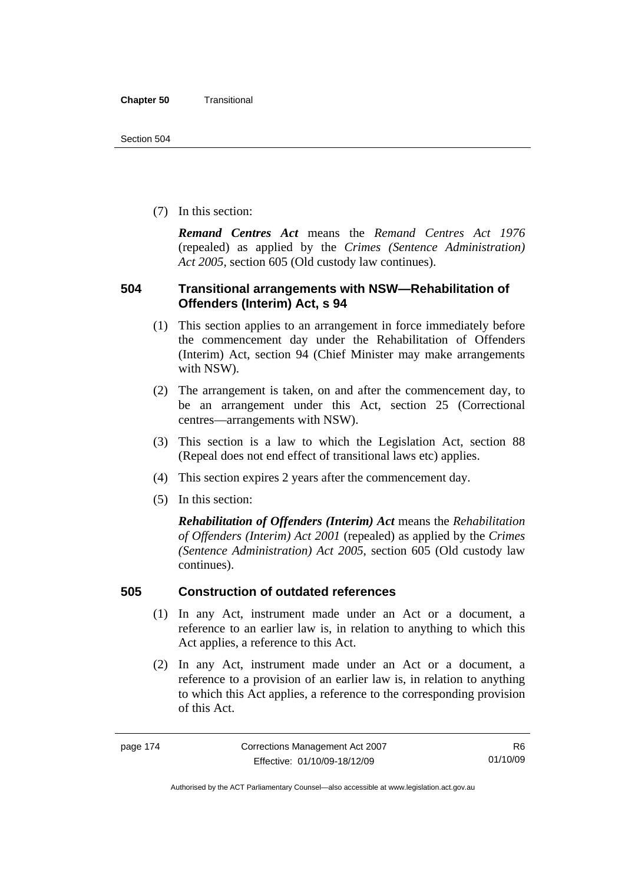(7) In this section:

***Remand Centres Act*** means the *Remand Centres Act 1976* (repealed) as applied by the *Crimes (Sentence Administration) Act 2005*, section 605 (Old custody law continues).

### 504 Transitional arrangements with NSW—Rehabilitation of Offenders (Interim) Act, s 94

(1) This section applies to an arrangement in force immediately before the commencement day under the Rehabilitation of Offenders (Interim) Act, section 94 (Chief Minister may make arrangements with NSW).

(2) The arrangement is taken, on and after the commencement day, to be an arrangement under this Act, section 25 (Correctional centres—arrangements with NSW).

(3) This section is a law to which the Legislation Act, section 88 (Repeal does not end effect of transitional laws etc) applies.

(4) This section expires 2 years after the commencement day.

(5) In this section:

***Rehabilitation of Offenders (Interim) Act*** means the *Rehabilitation of Offenders (Interim) Act 2001* (repealed) as applied by the *Crimes (Sentence Administration) Act 2005*, section 605 (Old custody law continues).

### 505 Construction of outdated references

(1) In any Act, instrument made under an Act or a document, a reference to an earlier law is, in relation to anything to which this Act applies, a reference to this Act.

(2) In any Act, instrument made under an Act or a document, a reference to a provision of an earlier law is, in relation to anything to which this Act applies, a reference to the corresponding provision of this Act.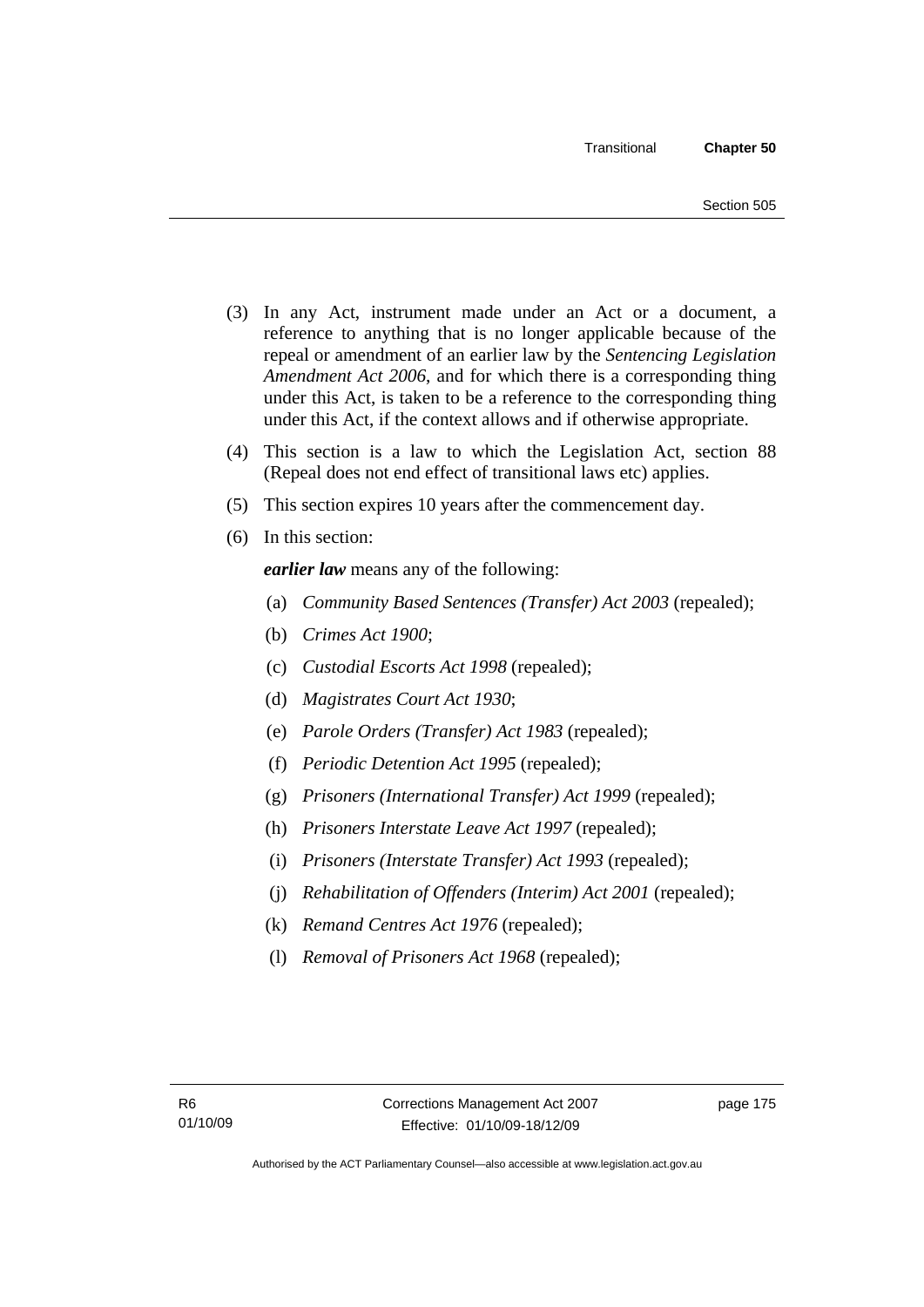(3) In any Act, instrument made under an Act or a document, a reference to anything that is no longer applicable because of the repeal or amendment of an earlier law by the *Sentencing Legislation Amendment Act 2006*, and for which there is a corresponding thing under this Act, is taken to be a reference to the corresponding thing under this Act, if the context allows and if otherwise appropriate.

(4) This section is a law to which the Legislation Act, section 88 (Repeal does not end effect of transitional laws etc) applies.

(5) This section expires 10 years after the commencement day.

(6) In this section:

***earlier law*** means any of the following:

(a) *Community Based Sentences (Transfer) Act 2003* (repealed);

(b) *Crimes Act 1900*;

(c) *Custodial Escorts Act 1998* (repealed);

(d) *Magistrates Court Act 1930*;

(e) *Parole Orders (Transfer) Act 1983* (repealed);

(f) *Periodic Detention Act 1995* (repealed);

(g) *Prisoners (International Transfer) Act 1999* (repealed);

(h) *Prisoners Interstate Leave Act 1997* (repealed);

(i) *Prisoners (Interstate Transfer) Act 1993* (repealed);

(j) *Rehabilitation of Offenders (Interim) Act 2001* (repealed);

(k) *Remand Centres Act 1976* (repealed);

(l) *Removal of Prisoners Act 1968* (repealed);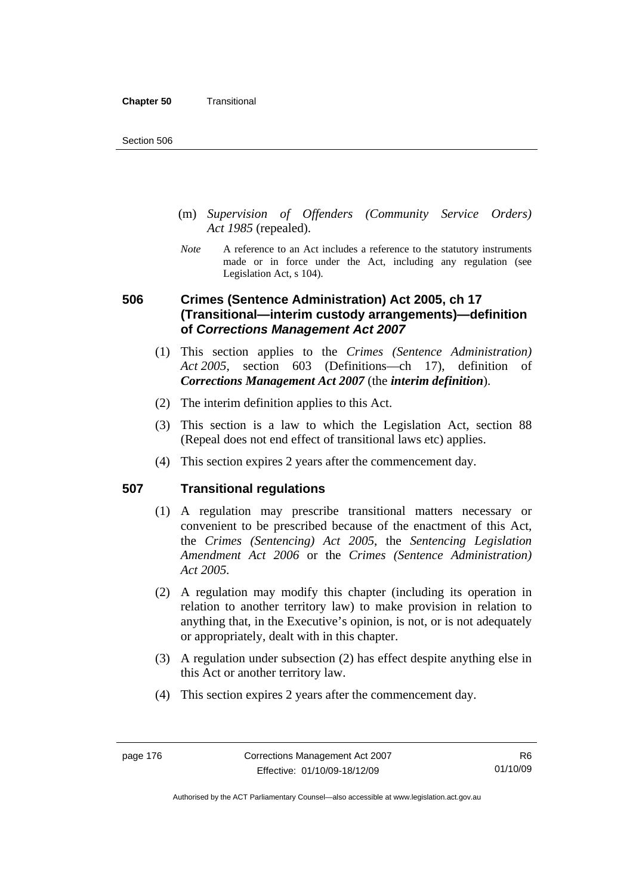(m) *Supervision of Offenders (Community Service Orders) Act 1985* (repealed).

*Note* A reference to an Act includes a reference to the statutory instruments made or in force under the Act, including any regulation (see Legislation Act, s 104).

## 506 Crimes (Sentence Administration) Act 2005, ch 17 (Transitional—interim custody arrangements)—definition of *Corrections Management Act 2007*

(1) This section applies to the *Crimes (Sentence Administration) Act 2005*, section 603 (Definitions—ch 17), definition of ***Corrections Management Act 2007*** (the ***interim definition***).

(2) The interim definition applies to this Act.

(3) This section is a law to which the Legislation Act, section 88 (Repeal does not end effect of transitional laws etc) applies.

(4) This section expires 2 years after the commencement day.

## 507 Transitional regulations

(1) A regulation may prescribe transitional matters necessary or convenient to be prescribed because of the enactment of this Act, the *Crimes (Sentencing) Act 2005*, the *Sentencing Legislation Amendment Act 2006* or the *Crimes (Sentence Administration) Act 2005*.

(2) A regulation may modify this chapter (including its operation in relation to another territory law) to make provision in relation to anything that, in the Executive's opinion, is not, or is not adequately or appropriately, dealt with in this chapter.

(3) A regulation under subsection (2) has effect despite anything else in this Act or another territory law.

(4) This section expires 2 years after the commencement day.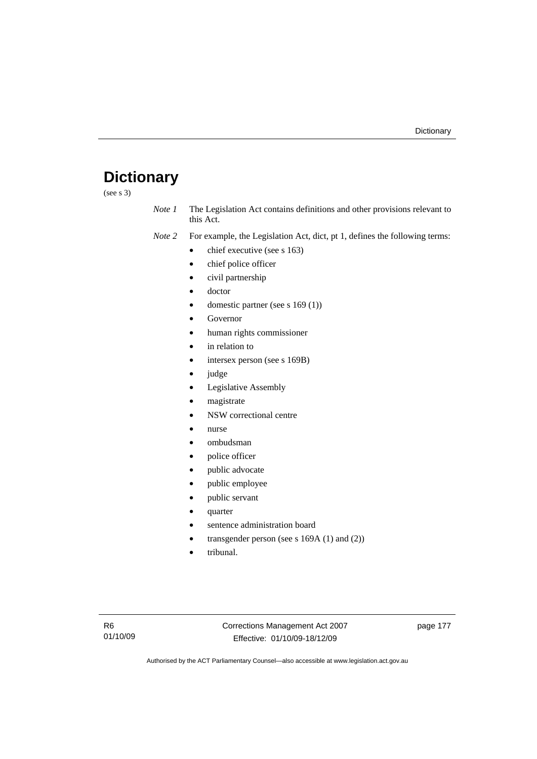# Dictionary

(see s 3)

*Note 1* The Legislation Act contains definitions and other provisions relevant to this Act.

*Note 2* For example, the Legislation Act, dict, pt 1, defines the following terms:

- chief executive (see s 163)
- chief police officer
- civil partnership
- doctor
- domestic partner (see s 169 (1))
- Governor
- human rights commissioner
- in relation to
- intersex person (see s 169B)
- judge
- Legislative Assembly
- magistrate
- NSW correctional centre
- nurse
- ombudsman
- police officer
- public advocate
- public employee
- public servant
- quarter
- sentence administration board
- transgender person (see s 169A (1) and (2))
- tribunal.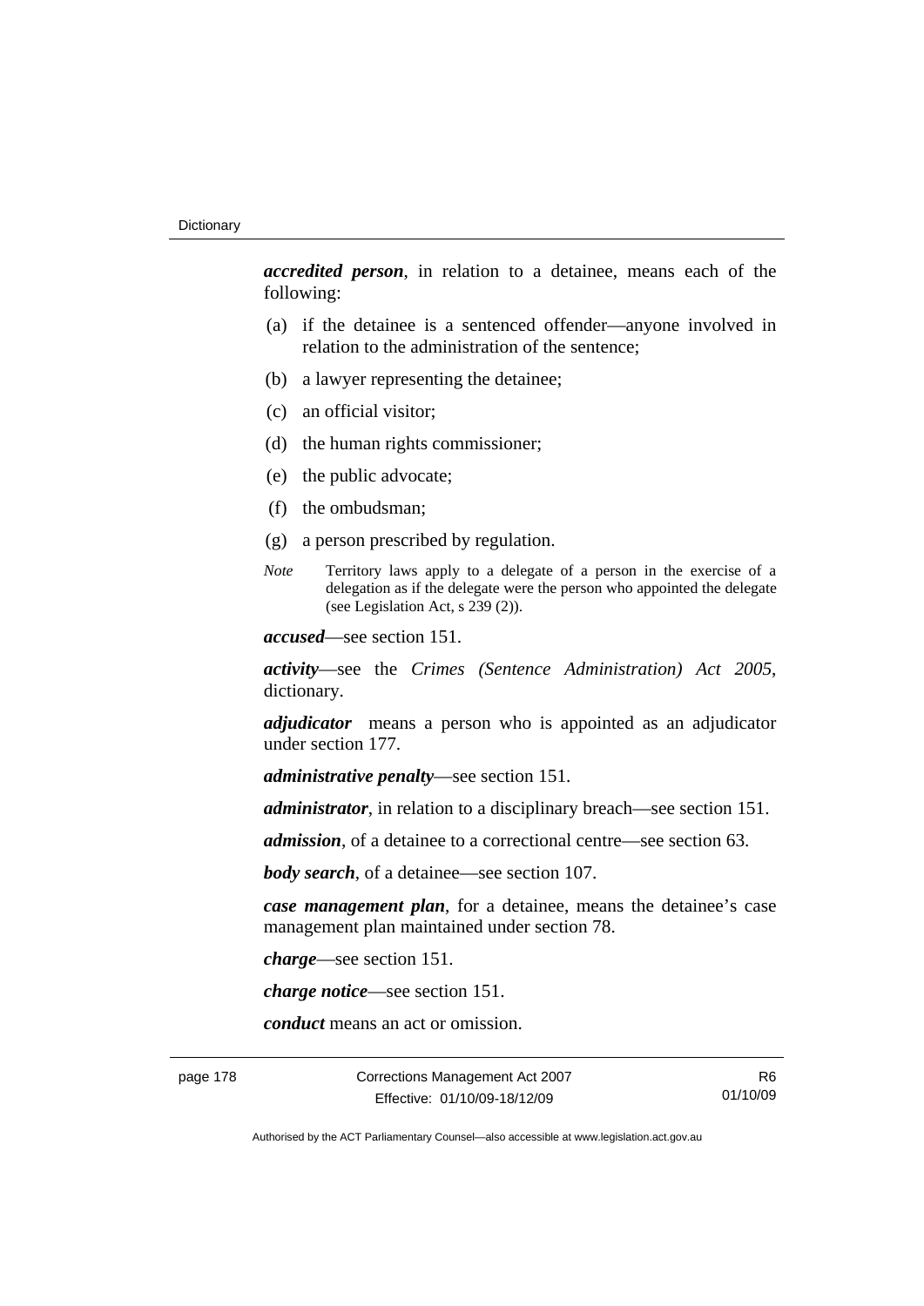***accredited person***, in relation to a detainee, means each of the following:

(a) if the detainee is a sentenced offender—anyone involved in relation to the administration of the sentence;

(b) a lawyer representing the detainee;

(c) an official visitor;

(d) the human rights commissioner;

(e) the public advocate;

(f) the ombudsman;

(g) a person prescribed by regulation.

*Note* Territory laws apply to a delegate of a person in the exercise of a delegation as if the delegate were the person who appointed the delegate (see Legislation Act, s 239 (2)).

***accused***—see section 151.

***activity***—see the *Crimes (Sentence Administration) Act 2005*, dictionary.

***adjudicator*** means a person who is appointed as an adjudicator under section 177.

***administrative penalty***—see section 151.

***administrator***, in relation to a disciplinary breach—see section 151.

***admission***, of a detainee to a correctional centre—see section 63.

***body search***, of a detainee—see section 107.

***case management plan***, for a detainee, means the detainee's case management plan maintained under section 78.

***charge***—see section 151.

***charge notice***—see section 151.

***conduct*** means an act or omission.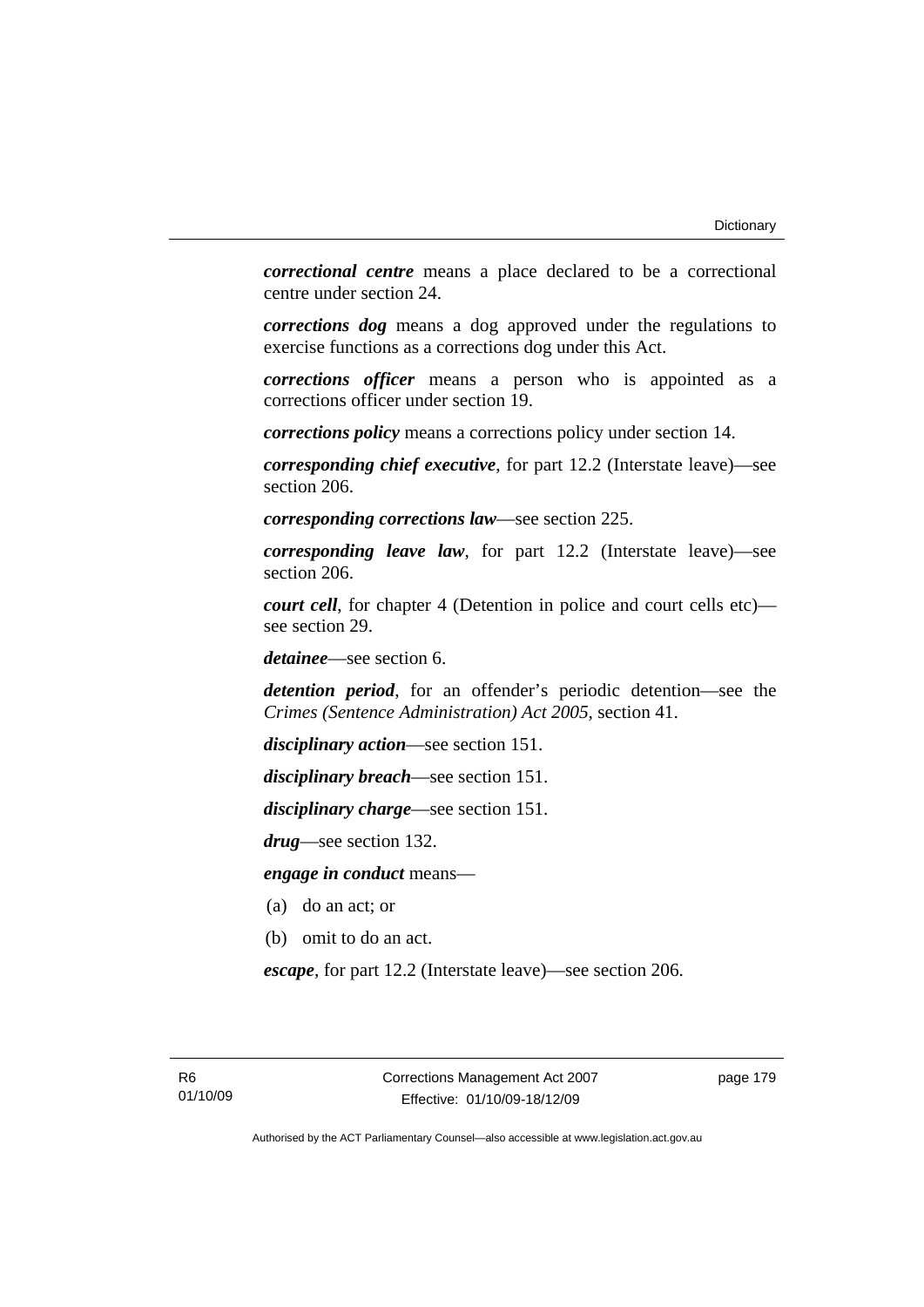***correctional centre*** means a place declared to be a correctional centre under section 24.

***corrections dog*** means a dog approved under the regulations to exercise functions as a corrections dog under this Act.

***corrections officer*** means a person who is appointed as a corrections officer under section 19.

***corrections policy*** means a corrections policy under section 14.

***corresponding chief executive***, for part 12.2 (Interstate leave)—see section 206.

***corresponding corrections law***—see section 225.

***corresponding leave law***, for part 12.2 (Interstate leave)—see section 206.

***court cell***, for chapter 4 (Detention in police and court cells etc)—see section 29.

***detainee***—see section 6.

***detention period***, for an offender's periodic detention—see the *Crimes (Sentence Administration) Act 2005*, section 41.

***disciplinary action***—see section 151.

***disciplinary breach***—see section 151.

***disciplinary charge***—see section 151.

***drug***—see section 132.

***engage in conduct*** means—

(a) do an act; or

(b) omit to do an act.

***escape***, for part 12.2 (Interstate leave)—see section 206.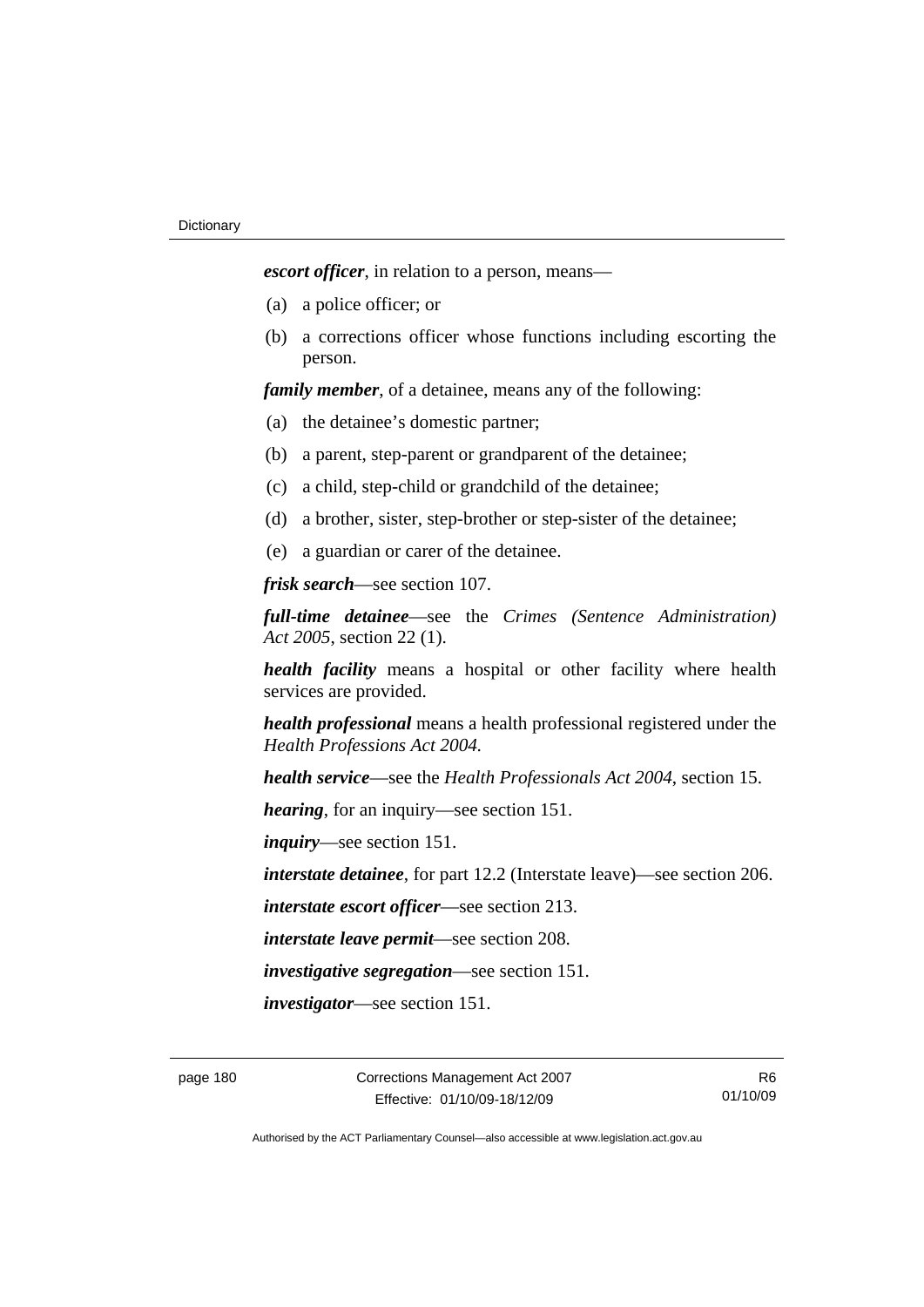***escort officer***, in relation to a person, means—

(a) a police officer; or

(b) a corrections officer whose functions including escorting the person.

***family member***, of a detainee, means any of the following:

(a) the detainee's domestic partner;

(b) a parent, step-parent or grandparent of the detainee;

(c) a child, step-child or grandchild of the detainee;

(d) a brother, sister, step-brother or step-sister of the detainee;

(e) a guardian or carer of the detainee.

***frisk search***—see section 107.

***full-time detainee***—see the *Crimes (Sentence Administration) Act 2005*, section 22 (1).

***health facility*** means a hospital or other facility where health services are provided.

***health professional*** means a health professional registered under the *Health Professions Act 2004.*

***health service***—see the *Health Professionals Act 2004*, section 15.

***hearing***, for an inquiry—see section 151.

***inquiry***—see section 151.

***interstate detainee***, for part 12.2 (Interstate leave)—see section 206.

***interstate escort officer***—see section 213.

***interstate leave permit***—see section 208.

***investigative segregation***—see section 151.

***investigator***—see section 151.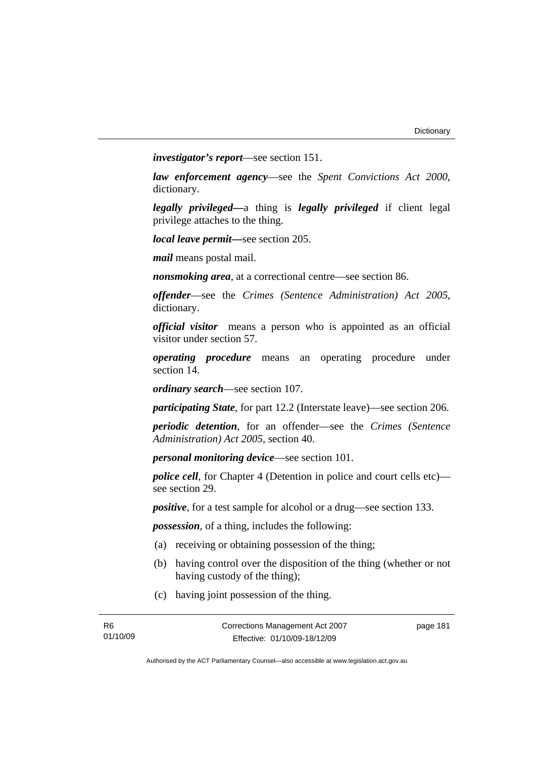***investigator's report***—see section 151.

***law enforcement agency***—see the *Spent Convictions Act 2000*, dictionary.

***legally privileged—***a thing is ***legally privileged*** if client legal privilege attaches to the thing.

***local leave permit—***see section 205.

***mail*** means postal mail.

***nonsmoking area***, at a correctional centre—see section 86.

***offender***—see the *Crimes (Sentence Administration) Act 2005*, dictionary.

***official visitor*** means a person who is appointed as an official visitor under section 57.

***operating procedure*** means an operating procedure under section 14.

***ordinary search***—see section 107.

***participating State***, for part 12.2 (Interstate leave)—see section 206.

***periodic detention***, for an offender—see the *Crimes (Sentence Administration) Act 2005*, section 40.

***personal monitoring device***—see section 101.

***police cell***, for Chapter 4 (Detention in police and court cells etc)—see section 29.

***positive***, for a test sample for alcohol or a drug—see section 133.

***possession***, of a thing, includes the following:

(a) receiving or obtaining possession of the thing;

(b) having control over the disposition of the thing (whether or not having custody of the thing);

(c) having joint possession of the thing.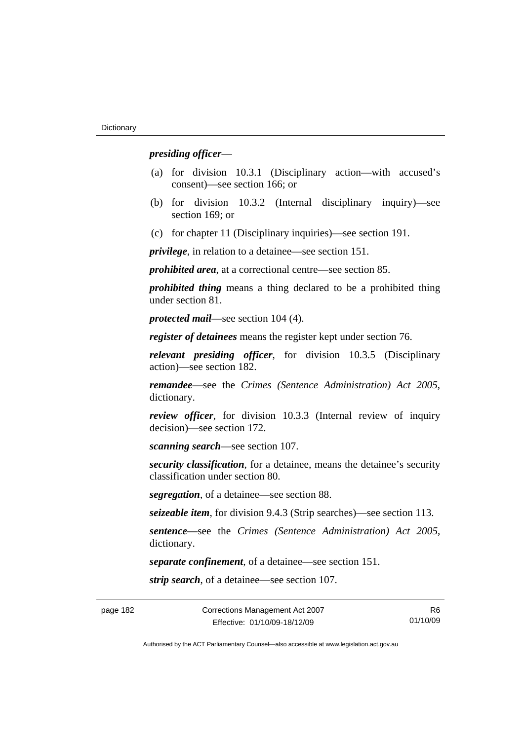***presiding officer***—

(a) for division 10.3.1 (Disciplinary action—with accused's consent)—see section 166; or

(b) for division 10.3.2 (Internal disciplinary inquiry)—see section 169; or

(c) for chapter 11 (Disciplinary inquiries)—see section 191.

***privilege***, in relation to a detainee—see section 151.

***prohibited area***, at a correctional centre—see section 85.

***prohibited thing*** means a thing declared to be a prohibited thing under section 81.

***protected mail***—see section 104 (4).

***register of detainees*** means the register kept under section 76.

***relevant presiding officer***, for division 10.3.5 (Disciplinary action)—see section 182.

***remandee***—see the *Crimes (Sentence Administration) Act 2005*, dictionary.

***review officer***, for division 10.3.3 (Internal review of inquiry decision)—see section 172.

***scanning search***—see section 107.

***security classification***, for a detainee, means the detainee's security classification under section 80.

***segregation***, of a detainee—see section 88.

***seizeable item***, for division 9.4.3 (Strip searches)—see section 113.

***sentence—***see the *Crimes (Sentence Administration) Act 2005*, dictionary.

***separate confinement***, of a detainee—see section 151.

***strip search***, of a detainee—see section 107.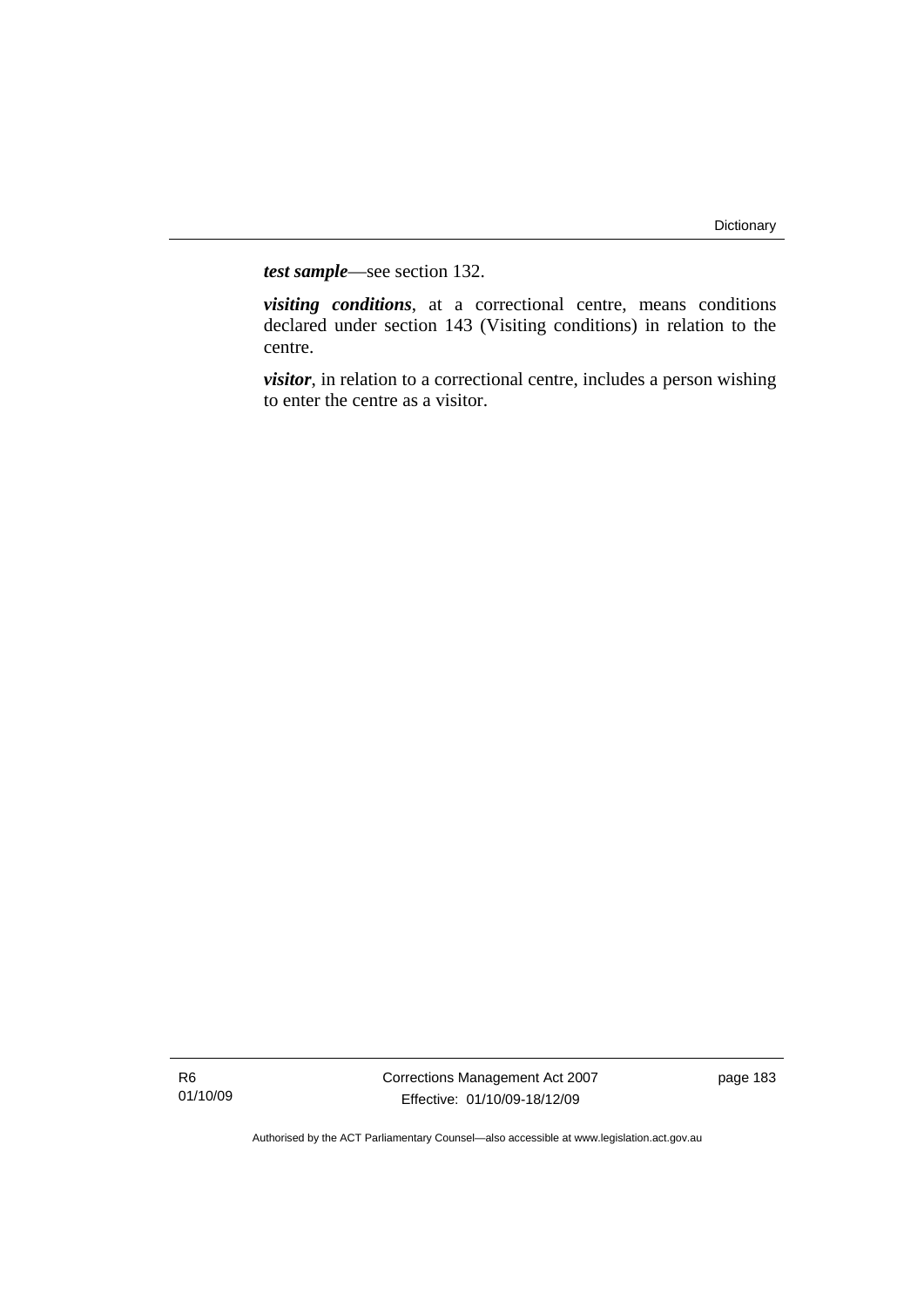***test sample***—see section 132.

***visiting conditions***, at a correctional centre, means conditions declared under section 143 (Visiting conditions) in relation to the centre.

***visitor***, in relation to a correctional centre, includes a person wishing to enter the centre as a visitor.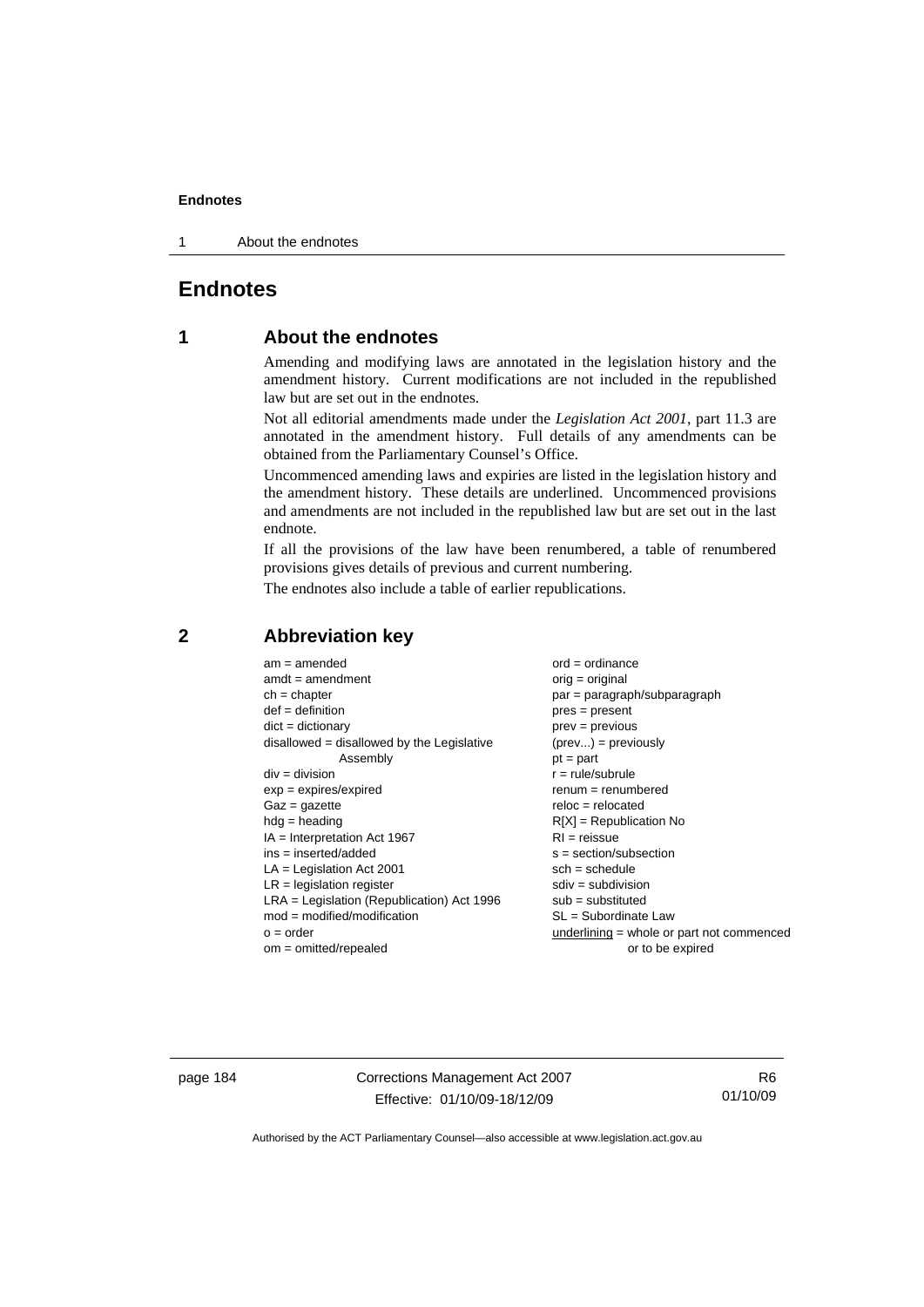# Endnotes

## 1 About the endnotes

Amending and modifying laws are annotated in the legislation history and the amendment history. Current modifications are not included in the republished law but are set out in the endnotes.

Not all editorial amendments made under the *Legislation Act 2001*, part 11.3 are annotated in the amendment history. Full details of any amendments can be obtained from the Parliamentary Counsel's Office.

Uncommenced amending laws and expiries are listed in the legislation history and the amendment history. These details are underlined. Uncommenced provisions and amendments are not included in the republished law but are set out in the last endnote.

If all the provisions of the law have been renumbered, a table of renumbered provisions gives details of previous and current numbering.

The endnotes also include a table of earlier republications.

## 2 Abbreviation key

am = amended
amdt = amendment
ch = chapter
def = definition
dict = dictionary
disallowed = disallowed by the Legislative Assembly
div = division
exp = expires/expired
Gaz = gazette
hdg = heading
IA = Interpretation Act 1967
ins = inserted/added
LA = Legislation Act 2001
LR = legislation register
LRA = Legislation (Republication) Act 1996
mod = modified/modification
o = order
om = omitted/repealed
ord = ordinance
orig = original
par = paragraph/subparagraph
pres = present
prev = previous
(prev...) = previously
pt = part
r = rule/subrule
renum = renumbered
reloc = relocated
R[X] = Republication No
RI = reissue
s = section/subsection
sch = schedule
sdiv = subdivision
sub = substituted
SL = Subordinate Law
underlining = whole or part not commenced or to be expired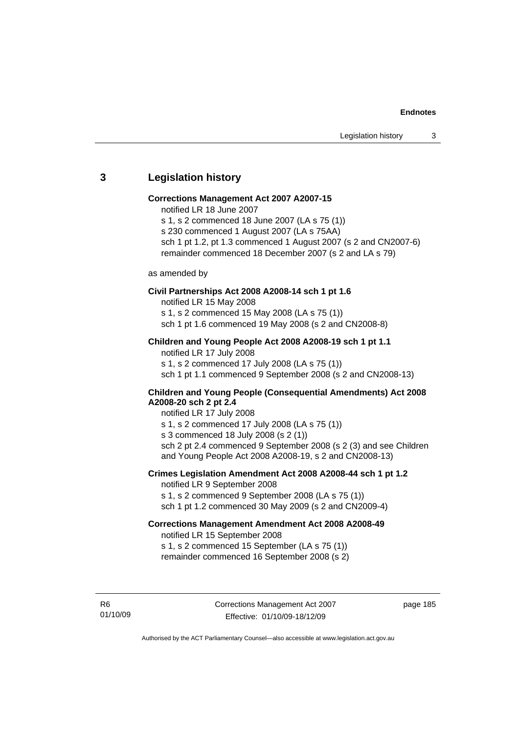## 3 Legislation history

**Corrections Management Act 2007 A2007-15**

notified LR 18 June 2007
s 1, s 2 commenced 18 June 2007 (LA s 75 (1))
s 230 commenced 1 August 2007 (LA s 75AA)
sch 1 pt 1.2, pt 1.3 commenced 1 August 2007 (s 2 and CN2007-6)
remainder commenced 18 December 2007 (s 2 and LA s 79)

as amended by

**Civil Partnerships Act 2008 A2008-14 sch 1 pt 1.6**

notified LR 15 May 2008
s 1, s 2 commenced 15 May 2008 (LA s 75 (1))
sch 1 pt 1.6 commenced 19 May 2008 (s 2 and CN2008-8)

**Children and Young People Act 2008 A2008-19 sch 1 pt 1.1**

notified LR 17 July 2008
s 1, s 2 commenced 17 July 2008 (LA s 75 (1))
sch 1 pt 1.1 commenced 9 September 2008 (s 2 and CN2008-13)

**Children and Young People (Consequential Amendments) Act 2008 A2008-20 sch 2 pt 2.4**

notified LR 17 July 2008
s 1, s 2 commenced 17 July 2008 (LA s 75 (1))
s 3 commenced 18 July 2008 (s 2 (1))
sch 2 pt 2.4 commenced 9 September 2008 (s 2 (3) and see Children and Young People Act 2008 A2008-19, s 2 and CN2008-13)

**Crimes Legislation Amendment Act 2008 A2008-44 sch 1 pt 1.2**

notified LR 9 September 2008
s 1, s 2 commenced 9 September 2008 (LA s 75 (1))
sch 1 pt 1.2 commenced 30 May 2009 (s 2 and CN2009-4)

**Corrections Management Amendment Act 2008 A2008-49**

notified LR 15 September 2008
s 1, s 2 commenced 15 September (LA s 75 (1))
remainder commenced 16 September 2008 (s 2)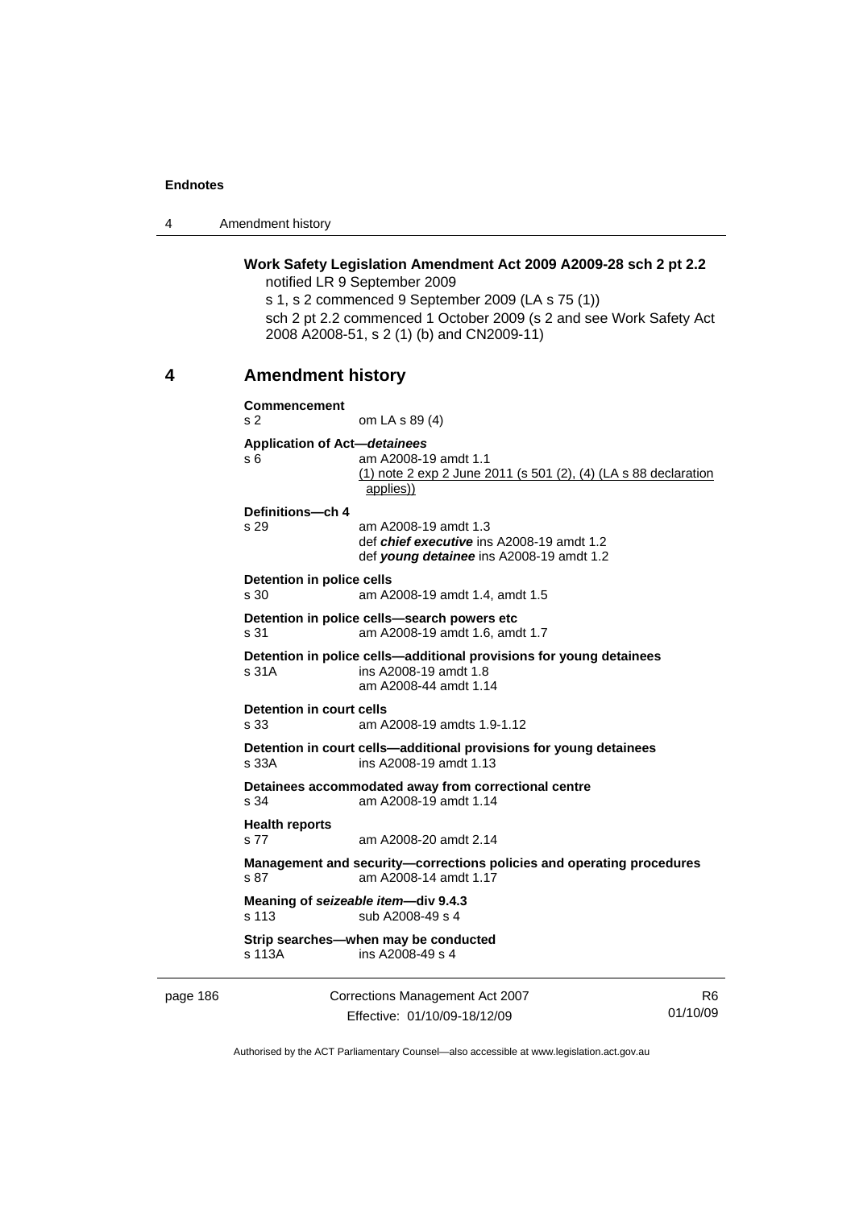**Work Safety Legislation Amendment Act 2009 A2009-28 sch 2 pt 2.2**

notified LR 9 September 2009

s 1, s 2 commenced 9 September 2009 (LA s 75 (1))

sch 2 pt 2.2 commenced 1 October 2009 (s 2 and see Work Safety Act 2008 A2008-51, s 2 (1) (b) and CN2009-11)

## 4 Amendment history

**Commencement**
s 2 om LA s 89 (4)

**Application of Act—*detainees***
s 6 am A2008-19 amdt 1.1
(1) note 2 exp 2 June 2011 (s 501 (2), (4) (LA s 88 declaration applies))

**Definitions—ch 4**
s 29 am A2008-19 amdt 1.3
def ***chief executive*** ins A2008-19 amdt 1.2
def ***young detainee*** ins A2008-19 amdt 1.2

**Detention in police cells**
s 30 am A2008-19 amdt 1.4, amdt 1.5

**Detention in police cells—search powers etc**
s 31 am A2008-19 amdt 1.6, amdt 1.7

**Detention in police cells—additional provisions for young detainees**
s 31A ins A2008-19 amdt 1.8
am A2008-44 amdt 1.14

**Detention in court cells**
s 33 am A2008-19 amdts 1.9-1.12

**Detention in court cells—additional provisions for young detainees**
s 33A ins A2008-19 amdt 1.13

**Detainees accommodated away from correctional centre**
s 34 am A2008-19 amdt 1.14

**Health reports**
s 77 am A2008-20 amdt 2.14

**Management and security—corrections policies and operating procedures**
s 87 am A2008-14 amdt 1.17

**Meaning of *seizeable item*—div 9.4.3**
s 113 sub A2008-49 s 4

**Strip searches—when may be conducted**
s 113A ins A2008-49 s 4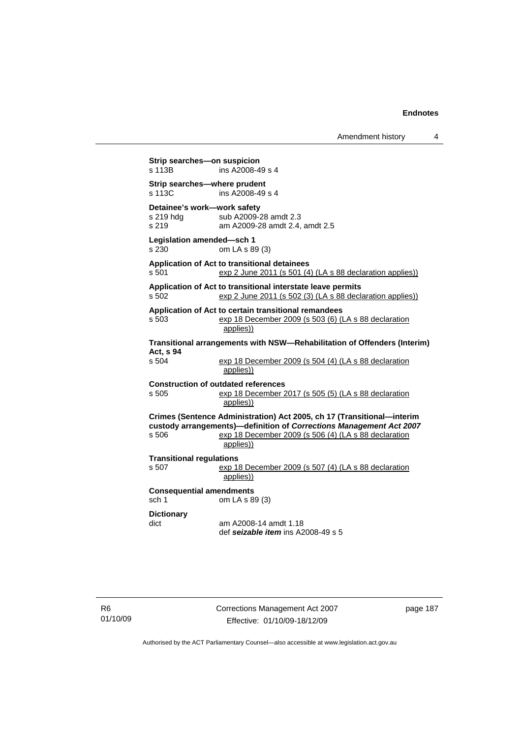**Strip searches—on suspicion**
s 113B ins A2008-49 s 4

**Strip searches—where prudent**
s 113C ins A2008-49 s 4

**Detainee's work—work safety**
s 219 hdg sub A2009-28 amdt 2.3
s 219 am A2009-28 amdt 2.4, amdt 2.5

**Legislation amended—sch 1**
s 230 om LA s 89 (3)

**Application of Act to transitional detainees**
s 501 exp 2 June 2011 (s 501 (4) (LA s 88 declaration applies))

**Application of Act to transitional interstate leave permits**
s 502 exp 2 June 2011 (s 502 (3) (LA s 88 declaration applies))

**Application of Act to certain transitional remandees**
s 503 exp 18 December 2009 (s 503 (6) (LA s 88 declaration applies))

**Transitional arrangements with NSW—Rehabilitation of Offenders (Interim) Act, s 94**
s 504 exp 18 December 2009 (s 504 (4) (LA s 88 declaration applies))

**Construction of outdated references**
s 505 exp 18 December 2017 (s 505 (5) (LA s 88 declaration applies))

**Crimes (Sentence Administration) Act 2005, ch 17 (Transitional—interim custody arrangements)—definition of *Corrections Management Act 2007***
s 506 exp 18 December 2009 (s 506 (4) (LA s 88 declaration applies))

**Transitional regulations**
s 507 exp 18 December 2009 (s 507 (4) (LA s 88 declaration applies))

**Consequential amendments**
sch 1 om LA s 89 (3)

**Dictionary**
dict am A2008-14 amdt 1.18
def ***seizable item*** ins A2008-49 s 5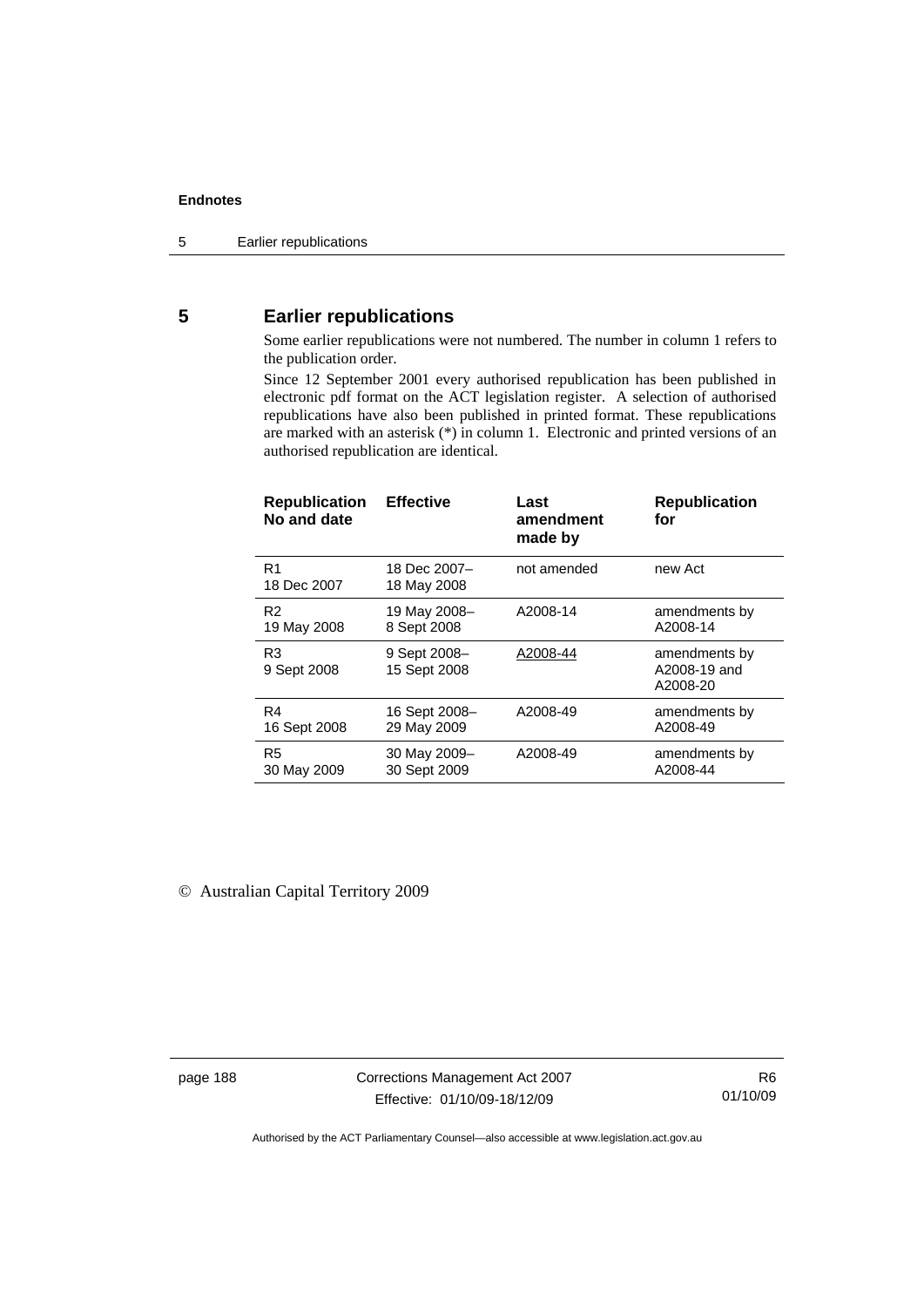## 5 Earlier republications

Some earlier republications were not numbered. The number in column 1 refers to the publication order.

Since 12 September 2001 every authorised republication has been published in electronic pdf format on the ACT legislation register. A selection of authorised republications have also been published in printed format. These republications are marked with an asterisk (*) in column 1. Electronic and printed versions of an authorised republication are identical.

| Republication No and date | Effective | Last amendment made by | Republication for |
|---|---|---|---|
| R1 18 Dec 2007 | 18 Dec 2007– 18 May 2008 | not amended | new Act |
| R2 19 May 2008 | 19 May 2008– 8 Sept 2008 | A2008-14 | amendments by A2008-14 |
| R3 9 Sept 2008 | 9 Sept 2008– 15 Sept 2008 | A2008-44 | amendments by A2008-19 and A2008-20 |
| R4 16 Sept 2008 | 16 Sept 2008– 29 May 2009 | A2008-49 | amendments by A2008-49 |
| R5 30 May 2009 | 30 May 2009– 30 Sept 2009 | A2008-49 | amendments by A2008-44 |

© Australian Capital Territory 2009